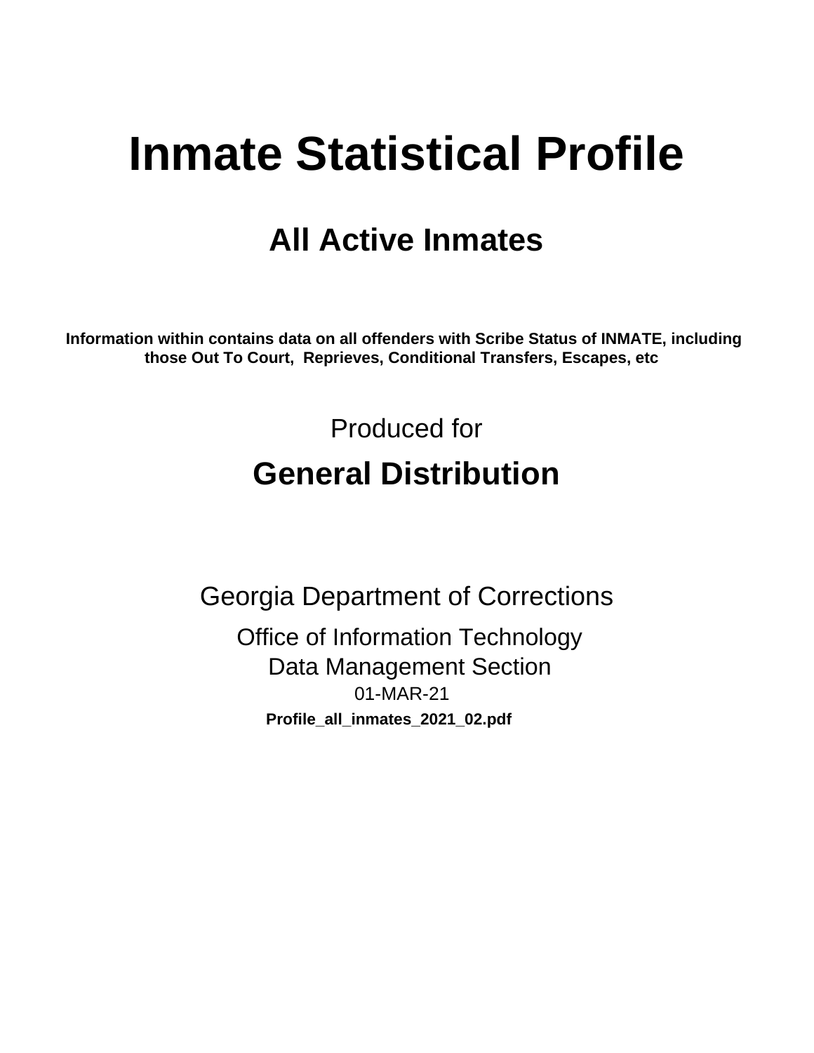# Inmate Statistical Profile

## All Active Inmates

**Information within contains data on all offenders with Scribe Status of INMATE, including those Out To Court, Reprieves, Conditional Transfers, Escapes, etc**

Produced for

## General Distribution

Georgia Department of Corrections

Office of Information Technology

Data Management Section

01-MAR-21

**Profile_all_inmates_2021_02.pdf**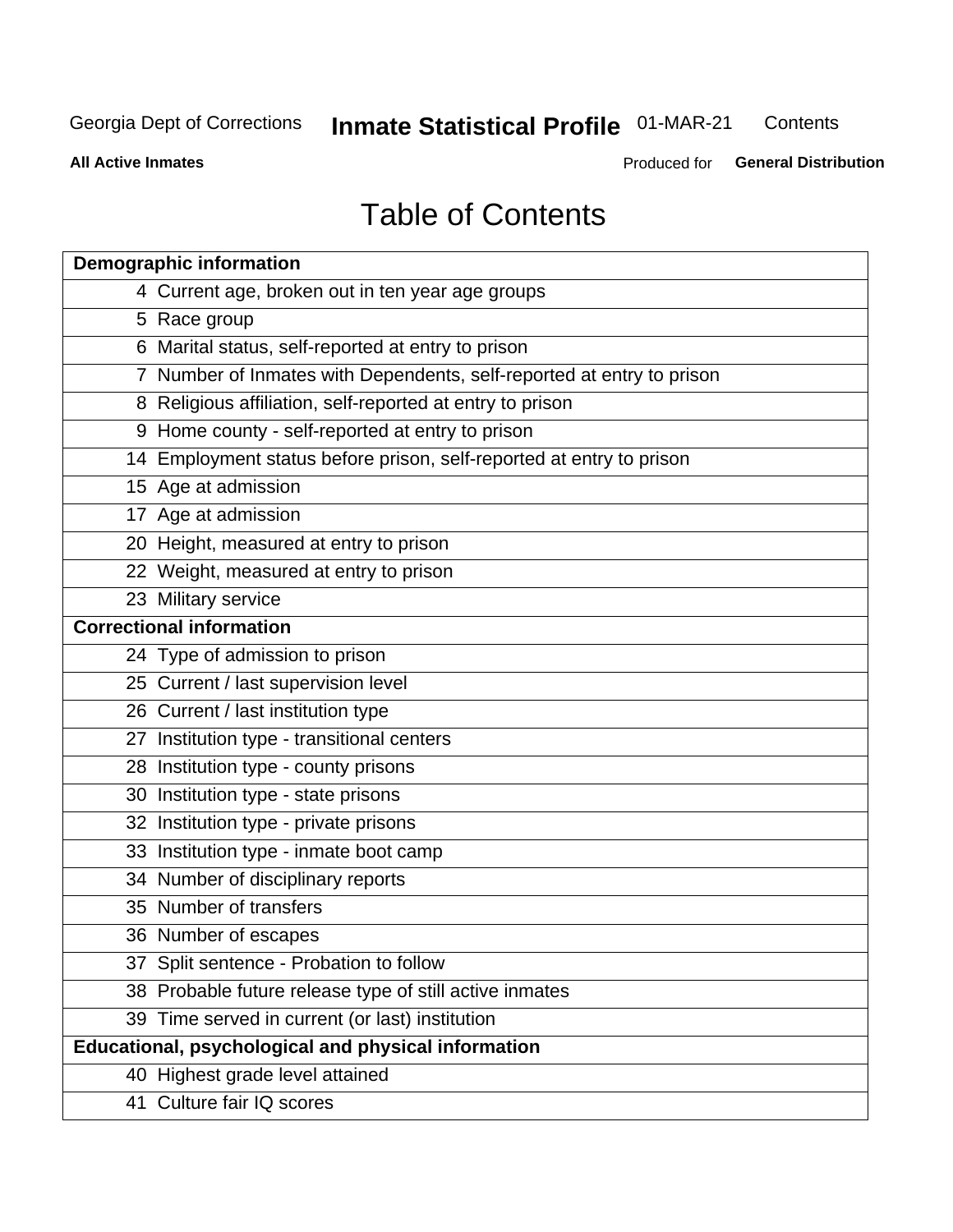# Table of Contents

| Demographic information | |
|---|---|
| 4 | Current age, broken out in ten year age groups |
| 5 | Race group |
| 6 | Marital status, self-reported at entry to prison |
| 7 | Number of Inmates with Dependents, self-reported at entry to prison |
| 8 | Religious affiliation, self-reported at entry to prison |
| 9 | Home county - self-reported at entry to prison |
| 14 | Employment status before prison, self-reported at entry to prison |
| 15 | Age at admission |
| 17 | Age at admission |
| 20 | Height, measured at entry to prison |
| 22 | Weight, measured at entry to prison |
| 23 | Military service |
| **Correctional information** | |
| 24 | Type of admission to prison |
| 25 | Current / last supervision level |
| 26 | Current / last institution type |
| 27 | Institution type - transitional centers |
| 28 | Institution type - county prisons |
| 30 | Institution type - state prisons |
| 32 | Institution type - private prisons |
| 33 | Institution type - inmate boot camp |
| 34 | Number of disciplinary reports |
| 35 | Number of transfers |
| 36 | Number of escapes |
| 37 | Split sentence - Probation to follow |
| 38 | Probable future release type of still active inmates |
| 39 | Time served in current (or last) institution |
| **Educational, psychological and physical information** | |
| 40 | Highest grade level attained |
| 41 | Culture fair IQ scores |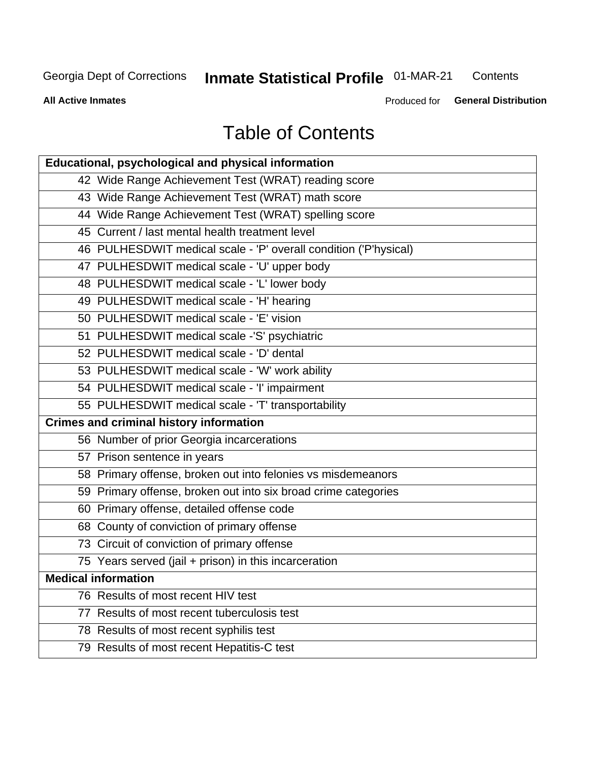# Table of Contents

| Educational, psychological and physical information |
|---|
| 42 Wide Range Achievement Test (WRAT) reading score |
| 43 Wide Range Achievement Test (WRAT) math score |
| 44 Wide Range Achievement Test (WRAT) spelling score |
| 45 Current / last mental health treatment level |
| 46 PULHESDWIT medical scale - 'P' overall condition ('P'hysical) |
| 47 PULHESDWIT medical scale - 'U' upper body |
| 48 PULHESDWIT medical scale - 'L' lower body |
| 49 PULHESDWIT medical scale - 'H' hearing |
| 50 PULHESDWIT medical scale - 'E' vision |
| 51 PULHESDWIT medical scale -'S' psychiatric |
| 52 PULHESDWIT medical scale - 'D' dental |
| 53 PULHESDWIT medical scale - 'W' work ability |
| 54 PULHESDWIT medical scale - 'I' impairment |
| 55 PULHESDWIT medical scale - 'T' transportability |
| **Crimes and criminal history information** |
| 56 Number of prior Georgia incarcerations |
| 57 Prison sentence in years |
| 58 Primary offense, broken out into felonies vs misdemeanors |
| 59 Primary offense, broken out into six broad crime categories |
| 60 Primary offense, detailed offense code |
| 68 County of conviction of primary offense |
| 73 Circuit of conviction of primary offense |
| 75 Years served (jail + prison) in this incarceration |
| **Medical information** |
| 76 Results of most recent HIV test |
| 77 Results of most recent tuberculosis test |
| 78 Results of most recent syphilis test |
| 79 Results of most recent Hepatitis-C test |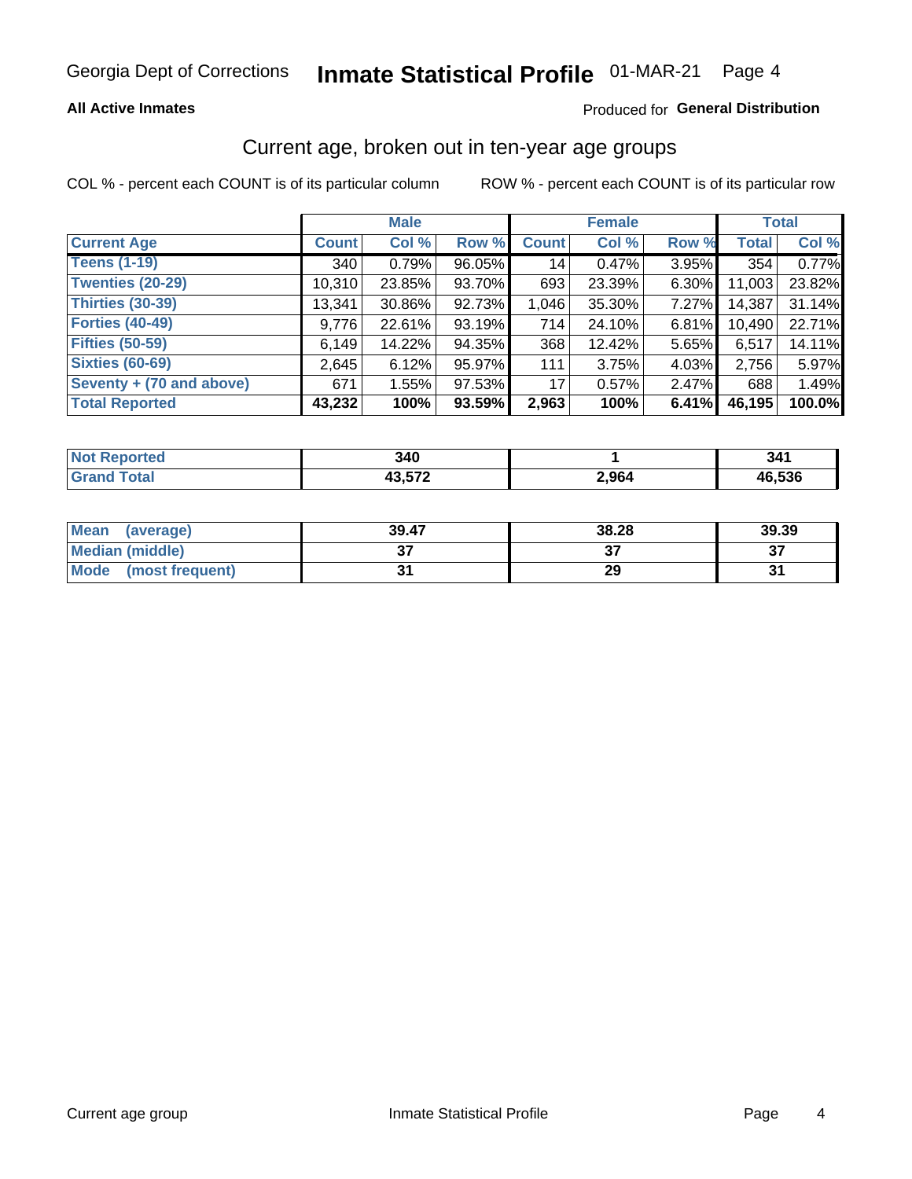Georgia Dept of Corrections **Inmate Statistical Profile** 01-MAR-21

**All Active Inmates**

Produced for **General Distribution**

## Current age, broken out in ten-year age groups

COL % - percent each COUNT is of its particular column

ROW % - percent each COUNT is of its particular row

| | Male | | | Female | | | Total | |
|---|---|---|---|---|---|---|---|---|
| **Current Age** | **Count** | **Col %** | **Row %** | **Count** | **Col %** | **Row %** | **Total** | **Col %** |
| **Teens (1-19)** | 340 | 0.79% | 96.05% | 14 | 0.47% | 3.95% | 354 | 0.77% |
| **Twenties (20-29)** | 10,310 | 23.85% | 93.70% | 693 | 23.39% | 6.30% | 11,003 | 23.82% |
| **Thirties (30-39)** | 13,341 | 30.86% | 92.73% | 1,046 | 35.30% | 7.27% | 14,387 | 31.14% |
| **Forties (40-49)** | 9,776 | 22.61% | 93.19% | 714 | 24.10% | 6.81% | 10,490 | 22.71% |
| **Fifties (50-59)** | 6,149 | 14.22% | 94.35% | 368 | 12.42% | 5.65% | 6,517 | 14.11% |
| **Sixties (60-69)** | 2,645 | 6.12% | 95.97% | 111 | 3.75% | 4.03% | 2,756 | 5.97% |
| **Seventy + (70 and above)** | 671 | 1.55% | 97.53% | 17 | 0.57% | 2.47% | 688 | 1.49% |
| **Total Reported** | **43,232** | **100%** | **93.59%** | **2,963** | **100%** | **6.41%** | **46,195** | **100.0%** |

| | Male | Female | Total |
|---|---|---|---|
| **Not Reported** | **340** | **1** | **341** |
| **Grand Total** | **43,572** | **2,964** | **46,536** |

| | Male | Female | Total |
|---|---|---|---|
| **Mean (average)** | **39.47** | **38.28** | **39.39** |
| **Median (middle)** | **37** | **37** | **37** |
| **Mode (most frequent)** | **31** | **29** | **31** |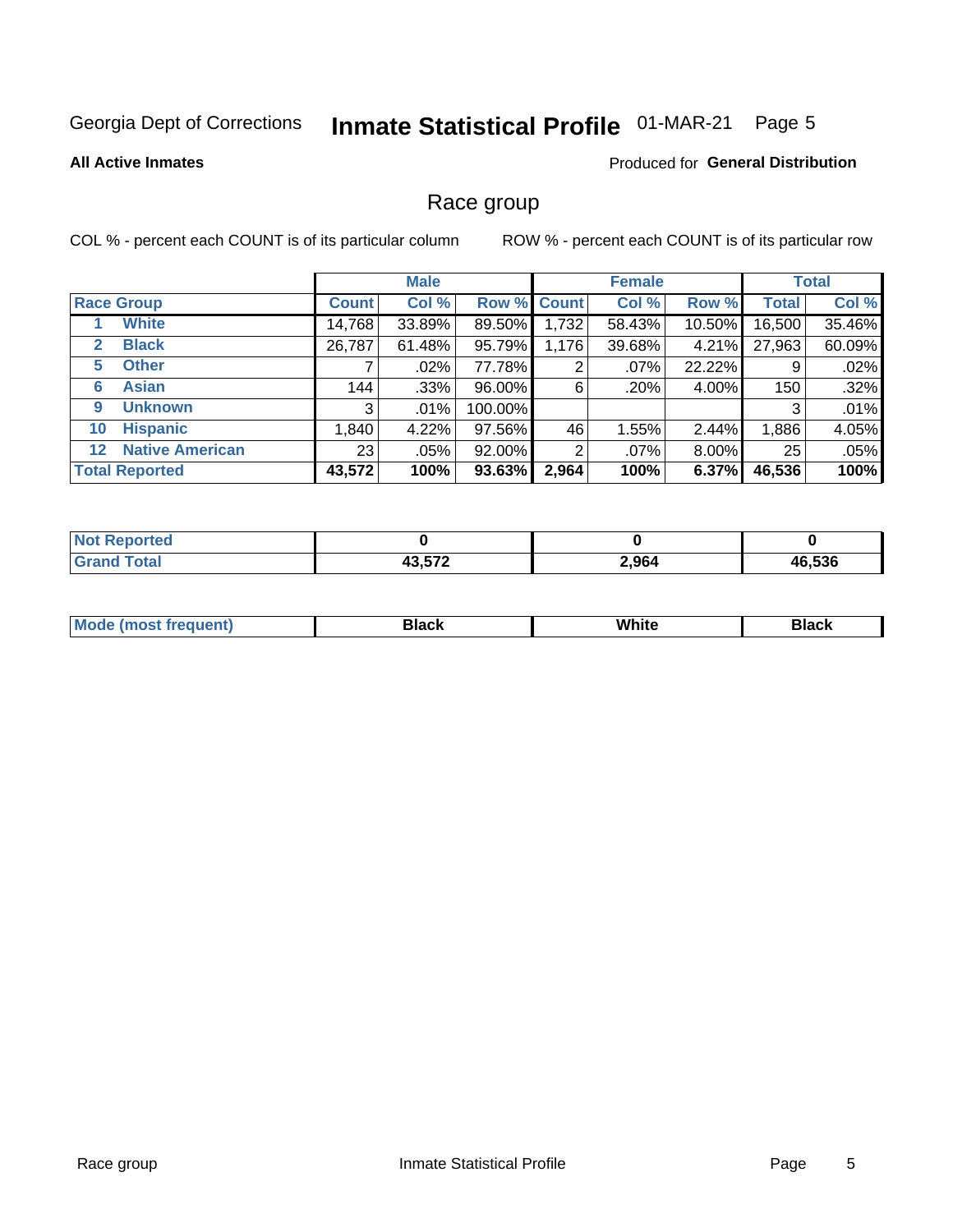Georgia Dept of Corrections **Inmate Statistical Profile** 01-MAR-21 Page 5

**All Active Inmates**

Produced for **General Distribution**

## Race group

COL % - percent each COUNT is of its particular column

ROW % - percent each COUNT is of its particular row

| | Male | | | Female | | | Total | |
|---|---|---|---|---|---|---|---|---|
| **Race Group** | **Count** | **Col %** | **Row %** | **Count** | **Col %** | **Row %** | **Total** | **Col %** |
| 1 **White** | 14,768 | 33.89% | 89.50% | 1,732 | 58.43% | 10.50% | 16,500 | 35.46% |
| 2 **Black** | 26,787 | 61.48% | 95.79% | 1,176 | 39.68% | 4.21% | 27,963 | 60.09% |
| 5 **Other** | 7 | .02% | 77.78% | 2 | .07% | 22.22% | 9 | .02% |
| 6 **Asian** | 144 | .33% | 96.00% | 6 | .20% | 4.00% | 150 | .32% |
| 9 **Unknown** | 3 | .01% | 100.00% | | | | 3 | .01% |
| 10 **Hispanic** | 1,840 | 4.22% | 97.56% | 46 | 1.55% | 2.44% | 1,886 | 4.05% |
| 12 **Native American** | 23 | .05% | 92.00% | 2 | .07% | 8.00% | 25 | .05% |
| **Total Reported** | **43,572** | **100%** | **93.63%** | **2,964** | **100%** | **6.37%** | **46,536** | **100%** |

| | Male | Female | Total |
|---|---|---|---|
| **Not Reported** | **0** | **0** | **0** |
| **Grand Total** | **43,572** | **2,964** | **46,536** |

| | Male | Female | Total |
|---|---|---|---|
| **Mode (most frequent)** | **Black** | **White** | **Black** |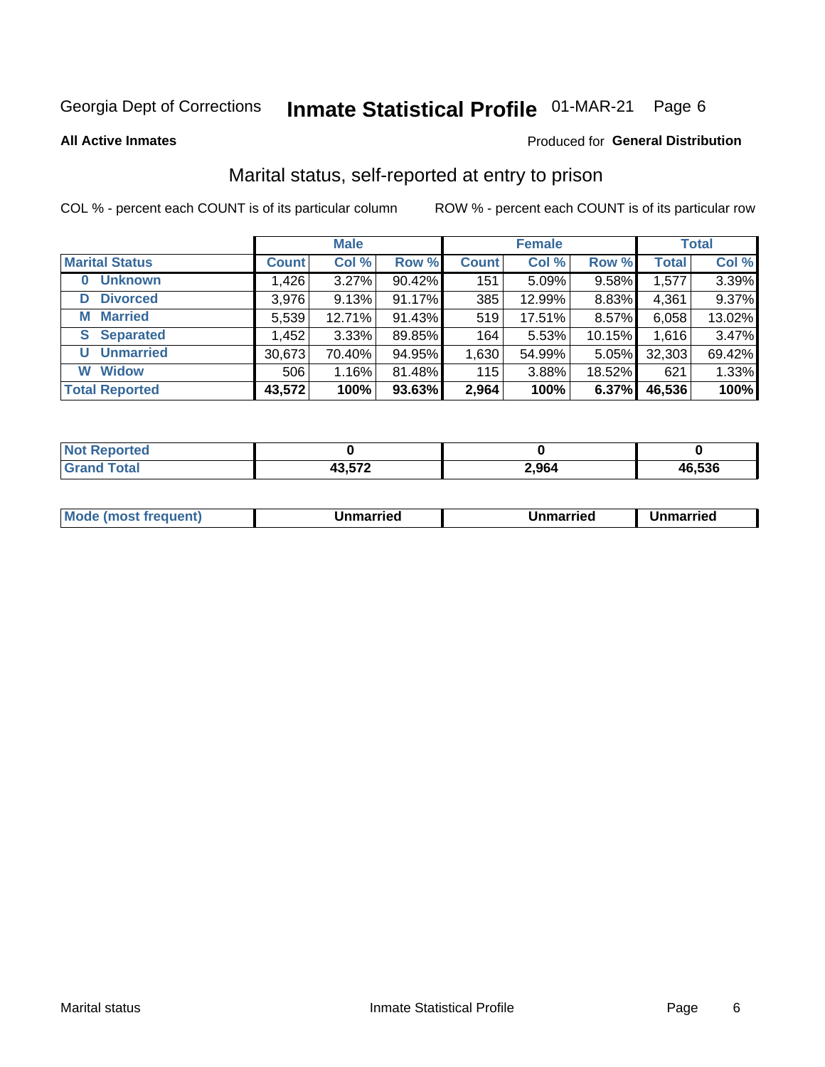Georgia Dept of Corrections **Inmate Statistical Profile** 01-MAR-21 Page 6

**All Active Inmates**

Produced for **General Distribution**

## Marital status, self-reported at entry to prison

COL % - percent each COUNT is of its particular column ROW % - percent each COUNT is of its particular row

| | Male | | | Female | | | Total | |
|---|---|---|---|---|---|---|---|---|
| **Marital Status** | **Count** | **Col %** | **Row %** | **Count** | **Col %** | **Row %** | **Total** | **Col %** |
| **0 Unknown** | 1,426 | 3.27% | 90.42% | 151 | 5.09% | 9.58% | 1,577 | 3.39% |
| **D Divorced** | 3,976 | 9.13% | 91.17% | 385 | 12.99% | 8.83% | 4,361 | 9.37% |
| **M Married** | 5,539 | 12.71% | 91.43% | 519 | 17.51% | 8.57% | 6,058 | 13.02% |
| **S Separated** | 1,452 | 3.33% | 89.85% | 164 | 5.53% | 10.15% | 1,616 | 3.47% |
| **U Unmarried** | 30,673 | 70.40% | 94.95% | 1,630 | 54.99% | 5.05% | 32,303 | 69.42% |
| **W Widow** | 506 | 1.16% | 81.48% | 115 | 3.88% | 18.52% | 621 | 1.33% |
| **Total Reported** | **43,572** | **100%** | **93.63%** | **2,964** | **100%** | **6.37%** | **46,536** | **100%** |

| | Male | Female | Total |
|---|---|---|---|
| **Not Reported** | **0** | **0** | **0** |
| **Grand Total** | **43,572** | **2,964** | **46,536** |

| | Male | Female | Total |
|---|---|---|---|
| **Mode (most frequent)** | **Unmarried** | **Unmarried** | **Unmarried** |

Marital status Inmate Statistical Profile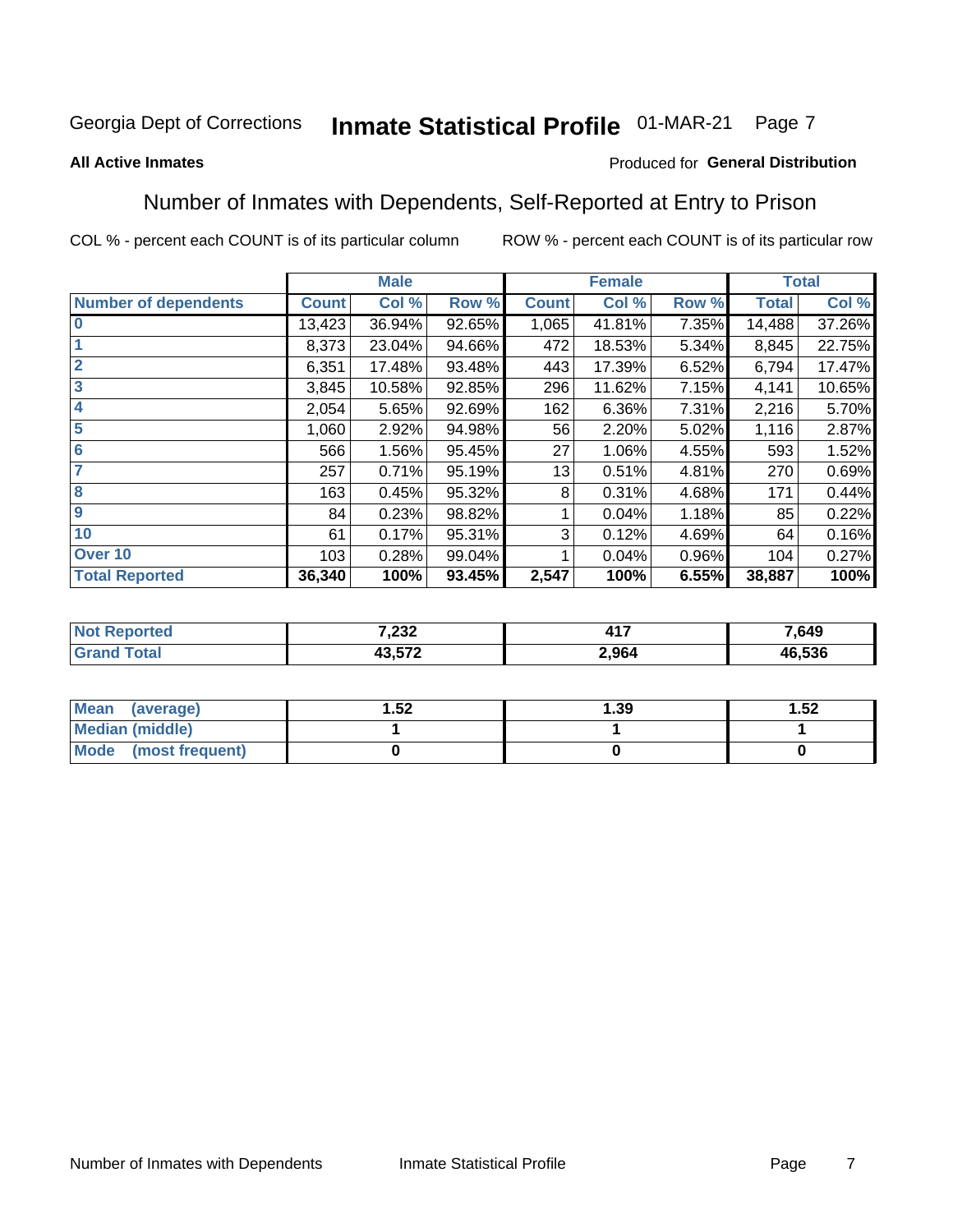Georgia Dept of Corrections **Inmate Statistical Profile** 01-MAR-21 Page 7

**All Active Inmates** Produced for **General Distribution**

## Number of Inmates with Dependents, Self-Reported at Entry to Prison

COL % - percent each COUNT is of its particular column     ROW % - percent each COUNT is of its particular row

| | Male | | | Female | | | Total | |
|---|---|---|---|---|---|---|---|---|
| **Number of dependents** | **Count** | **Col %** | **Row %** | **Count** | **Col %** | **Row %** | **Total** | **Col %** |
| **0** | 13,423 | 36.94% | 92.65% | 1,065 | 41.81% | 7.35% | 14,488 | 37.26% |
| **1** | 8,373 | 23.04% | 94.66% | 472 | 18.53% | 5.34% | 8,845 | 22.75% |
| **2** | 6,351 | 17.48% | 93.48% | 443 | 17.39% | 6.52% | 6,794 | 17.47% |
| **3** | 3,845 | 10.58% | 92.85% | 296 | 11.62% | 7.15% | 4,141 | 10.65% |
| **4** | 2,054 | 5.65% | 92.69% | 162 | 6.36% | 7.31% | 2,216 | 5.70% |
| **5** | 1,060 | 2.92% | 94.98% | 56 | 2.20% | 5.02% | 1,116 | 2.87% |
| **6** | 566 | 1.56% | 95.45% | 27 | 1.06% | 4.55% | 593 | 1.52% |
| **7** | 257 | 0.71% | 95.19% | 13 | 0.51% | 4.81% | 270 | 0.69% |
| **8** | 163 | 0.45% | 95.32% | 8 | 0.31% | 4.68% | 171 | 0.44% |
| **9** | 84 | 0.23% | 98.82% | 1 | 0.04% | 1.18% | 85 | 0.22% |
| **10** | 61 | 0.17% | 95.31% | 3 | 0.12% | 4.69% | 64 | 0.16% |
| **Over 10** | 103 | 0.28% | 99.04% | 1 | 0.04% | 0.96% | 104 | 0.27% |
| **Total Reported** | **36,340** | **100%** | **93.45%** | **2,547** | **100%** | **6.55%** | **38,887** | **100%** |

| | Male | Female | Total |
|---|---|---|---|
| **Not Reported** | **7,232** | **417** | **7,649** |
| **Grand Total** | **43,572** | **2,964** | **46,536** |

| | Male | Female | Total |
|---|---|---|---|
| **Mean (average)** | **1.52** | **1.39** | **1.52** |
| **Median (middle)** | **1** | **1** | **1** |
| **Mode (most frequent)** | **0** | **0** | **0** |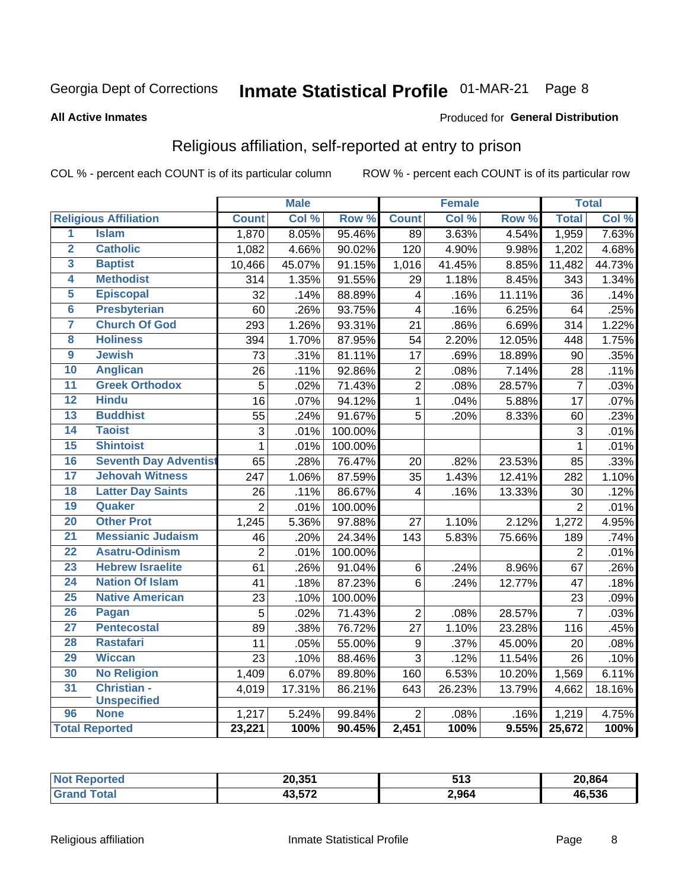Georgia Dept of Corrections **Inmate Statistical Profile** 01-MAR-21

**All Active Inmates**

Produced for **General Distribution**

## Religious affiliation, self-reported at entry to prison

COL % - percent each COUNT is of its particular column ROW % - percent each COUNT is of its particular row

| | | Male | | | Female | | | Total | |
|---|---|---|---|---|---|---|---|---|---|
| **Religious Affiliation** | | **Count** | **Col %** | **Row %** | **Count** | **Col %** | **Row %** | **Total** | **Col %** |
| 1 | Islam | 1,870 | 8.05% | 95.46% | 89 | 3.63% | 4.54% | 1,959 | 7.63% |
| 2 | Catholic | 1,082 | 4.66% | 90.02% | 120 | 4.90% | 9.98% | 1,202 | 4.68% |
| 3 | Baptist | 10,466 | 45.07% | 91.15% | 1,016 | 41.45% | 8.85% | 11,482 | 44.73% |
| 4 | Methodist | 314 | 1.35% | 91.55% | 29 | 1.18% | 8.45% | 343 | 1.34% |
| 5 | Episcopal | 32 | .14% | 88.89% | 4 | .16% | 11.11% | 36 | .14% |
| 6 | Presbyterian | 60 | .26% | 93.75% | 4 | .16% | 6.25% | 64 | .25% |
| 7 | Church Of God | 293 | 1.26% | 93.31% | 21 | .86% | 6.69% | 314 | 1.22% |
| 8 | Holiness | 394 | 1.70% | 87.95% | 54 | 2.20% | 12.05% | 448 | 1.75% |
| 9 | Jewish | 73 | .31% | 81.11% | 17 | .69% | 18.89% | 90 | .35% |
| 10 | Anglican | 26 | .11% | 92.86% | 2 | .08% | 7.14% | 28 | .11% |
| 11 | Greek Orthodox | 5 | .02% | 71.43% | 2 | .08% | 28.57% | 7 | .03% |
| 12 | Hindu | 16 | .07% | 94.12% | 1 | .04% | 5.88% | 17 | .07% |
| 13 | Buddhist | 55 | .24% | 91.67% | 5 | .20% | 8.33% | 60 | .23% |
| 14 | Taoist | 3 | .01% | 100.00% | | | | 3 | .01% |
| 15 | Shintoist | 1 | .01% | 100.00% | | | | 1 | .01% |
| 16 | Seventh Day Adventist | 65 | .28% | 76.47% | 20 | .82% | 23.53% | 85 | .33% |
| 17 | Jehovah Witness | 247 | 1.06% | 87.59% | 35 | 1.43% | 12.41% | 282 | 1.10% |
| 18 | Latter Day Saints | 26 | .11% | 86.67% | 4 | .16% | 13.33% | 30 | .12% |
| 19 | Quaker | 2 | .01% | 100.00% | | | | 2 | .01% |
| 20 | Other Prot | 1,245 | 5.36% | 97.88% | 27 | 1.10% | 2.12% | 1,272 | 4.95% |
| 21 | Messianic Judaism | 46 | .20% | 24.34% | 143 | 5.83% | 75.66% | 189 | .74% |
| 22 | Asatru-Odinism | 2 | .01% | 100.00% | | | | 2 | .01% |
| 23 | Hebrew Israelite | 61 | .26% | 91.04% | 6 | .24% | 8.96% | 67 | .26% |
| 24 | Nation Of Islam | 41 | .18% | 87.23% | 6 | .24% | 12.77% | 47 | .18% |
| 25 | Native American | 23 | .10% | 100.00% | | | | 23 | .09% |
| 26 | Pagan | 5 | .02% | 71.43% | 2 | .08% | 28.57% | 7 | .03% |
| 27 | Pentecostal | 89 | .38% | 76.72% | 27 | 1.10% | 23.28% | 116 | .45% |
| 28 | Rastafari | 11 | .05% | 55.00% | 9 | .37% | 45.00% | 20 | .08% |
| 29 | Wiccan | 23 | .10% | 88.46% | 3 | .12% | 11.54% | 26 | .10% |
| 30 | No Religion | 1,409 | 6.07% | 89.80% | 160 | 6.53% | 10.20% | 1,569 | 6.11% |
| 31 | Christian - Unspecified | 4,019 | 17.31% | 86.21% | 643 | 26.23% | 13.79% | 4,662 | 18.16% |
| 96 | None | 1,217 | 5.24% | 99.84% | 2 | .08% | .16% | 1,219 | 4.75% |
| **Total Reported** | | **23,221** | **100%** | **90.45%** | **2,451** | **100%** | **9.55%** | **25,672** | **100%** |

| | Male | Female | Total |
|---|---|---|---|
| Not Reported | 20,351 | 513 | 20,864 |
| Grand Total | 43,572 | 2,964 | 46,536 |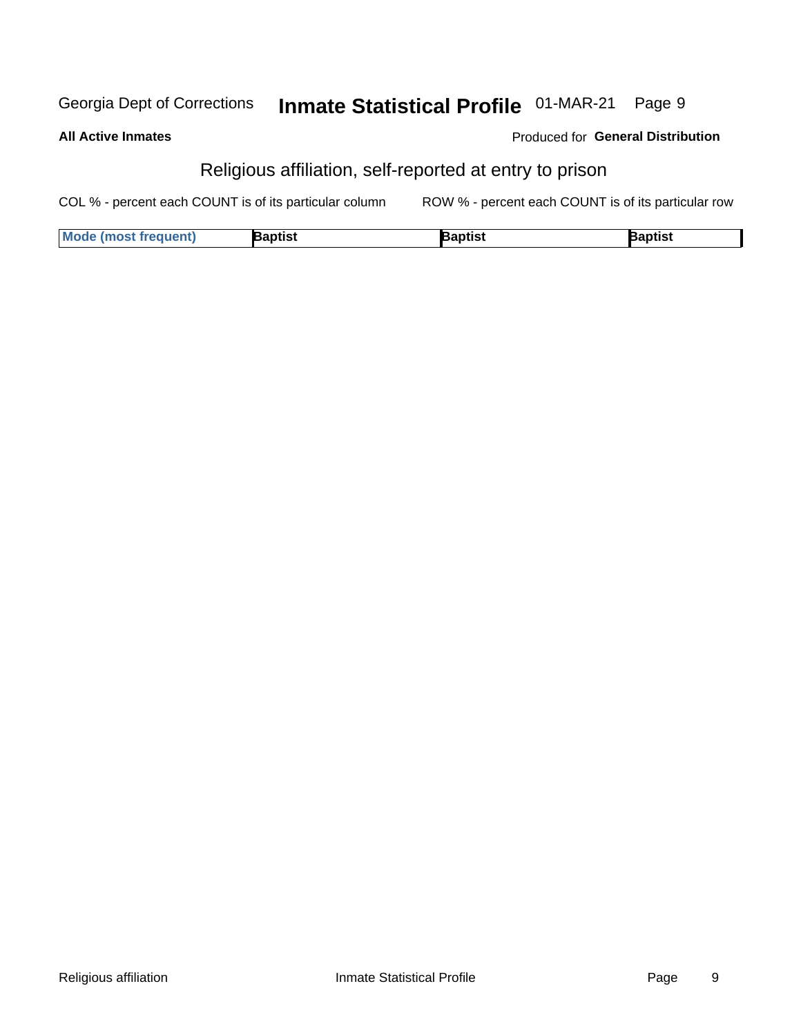**All Active Inmates**

Produced for **General Distribution**

## Religious affiliation, self-reported at entry to prison

COL % - percent each COUNT is of its particular column

ROW % - percent each COUNT is of its particular row

| Mode (most frequent) | Baptist | Baptist | Baptist |
|---|---|---|---|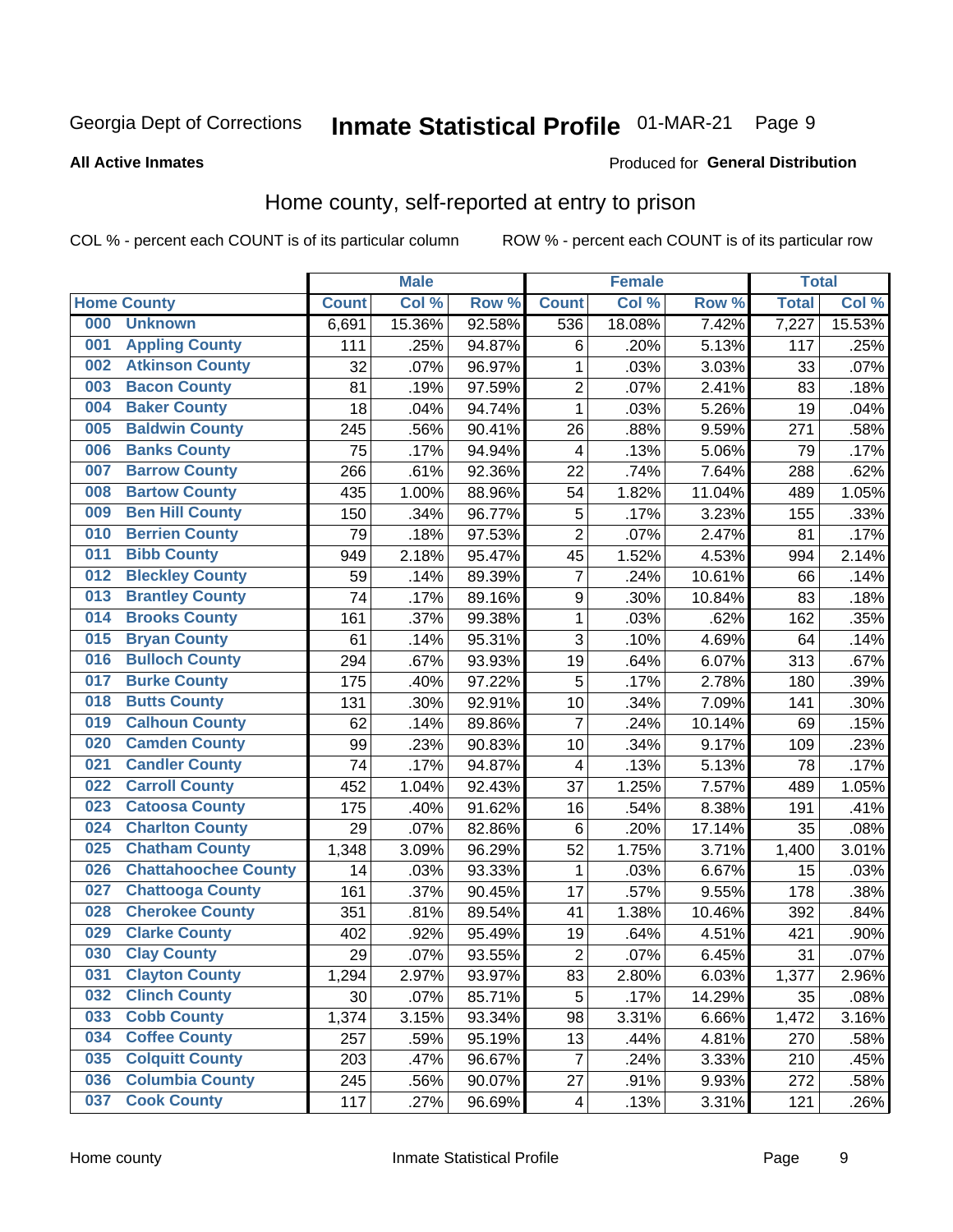Georgia Dept of Corrections **Inmate Statistical Profile** 01-MAR-21

**All Active Inmates**

Produced for **General Distribution**

## Home county, self-reported at entry to prison

COL % - percent each COUNT is of its particular column ROW % - percent each COUNT is of its particular row

| Home County | | Male | | | Female | | | Total | |
|---|---|---|---|---|---|---|---|---|---|
| | | Count | Col % | Row % | Count | Col % | Row % | Total | Col % |
| 000 | Unknown | 6,691 | 15.36% | 92.58% | 536 | 18.08% | 7.42% | 7,227 | 15.53% |
| 001 | Appling County | 111 | .25% | 94.87% | 6 | .20% | 5.13% | 117 | .25% |
| 002 | Atkinson County | 32 | .07% | 96.97% | 1 | .03% | 3.03% | 33 | .07% |
| 003 | Bacon County | 81 | .19% | 97.59% | 2 | .07% | 2.41% | 83 | .18% |
| 004 | Baker County | 18 | .04% | 94.74% | 1 | .03% | 5.26% | 19 | .04% |
| 005 | Baldwin County | 245 | .56% | 90.41% | 26 | .88% | 9.59% | 271 | .58% |
| 006 | Banks County | 75 | .17% | 94.94% | 4 | .13% | 5.06% | 79 | .17% |
| 007 | Barrow County | 266 | .61% | 92.36% | 22 | .74% | 7.64% | 288 | .62% |
| 008 | Bartow County | 435 | 1.00% | 88.96% | 54 | 1.82% | 11.04% | 489 | 1.05% |
| 009 | Ben Hill County | 150 | .34% | 96.77% | 5 | .17% | 3.23% | 155 | .33% |
| 010 | Berrien County | 79 | .18% | 97.53% | 2 | .07% | 2.47% | 81 | .17% |
| 011 | Bibb County | 949 | 2.18% | 95.47% | 45 | 1.52% | 4.53% | 994 | 2.14% |
| 012 | Bleckley County | 59 | .14% | 89.39% | 7 | .24% | 10.61% | 66 | .14% |
| 013 | Brantley County | 74 | .17% | 89.16% | 9 | .30% | 10.84% | 83 | .18% |
| 014 | Brooks County | 161 | .37% | 99.38% | 1 | .03% | .62% | 162 | .35% |
| 015 | Bryan County | 61 | .14% | 95.31% | 3 | .10% | 4.69% | 64 | .14% |
| 016 | Bulloch County | 294 | .67% | 93.93% | 19 | .64% | 6.07% | 313 | .67% |
| 017 | Burke County | 175 | .40% | 97.22% | 5 | .17% | 2.78% | 180 | .39% |
| 018 | Butts County | 131 | .30% | 92.91% | 10 | .34% | 7.09% | 141 | .30% |
| 019 | Calhoun County | 62 | .14% | 89.86% | 7 | .24% | 10.14% | 69 | .15% |
| 020 | Camden County | 99 | .23% | 90.83% | 10 | .34% | 9.17% | 109 | .23% |
| 021 | Candler County | 74 | .17% | 94.87% | 4 | .13% | 5.13% | 78 | .17% |
| 022 | Carroll County | 452 | 1.04% | 92.43% | 37 | 1.25% | 7.57% | 489 | 1.05% |
| 023 | Catoosa County | 175 | .40% | 91.62% | 16 | .54% | 8.38% | 191 | .41% |
| 024 | Charlton County | 29 | .07% | 82.86% | 6 | .20% | 17.14% | 35 | .08% |
| 025 | Chatham County | 1,348 | 3.09% | 96.29% | 52 | 1.75% | 3.71% | 1,400 | 3.01% |
| 026 | Chattahoochee County | 14 | .03% | 93.33% | 1 | .03% | 6.67% | 15 | .03% |
| 027 | Chattooga County | 161 | .37% | 90.45% | 17 | .57% | 9.55% | 178 | .38% |
| 028 | Cherokee County | 351 | .81% | 89.54% | 41 | 1.38% | 10.46% | 392 | .84% |
| 029 | Clarke County | 402 | .92% | 95.49% | 19 | .64% | 4.51% | 421 | .90% |
| 030 | Clay County | 29 | .07% | 93.55% | 2 | .07% | 6.45% | 31 | .07% |
| 031 | Clayton County | 1,294 | 2.97% | 93.97% | 83 | 2.80% | 6.03% | 1,377 | 2.96% |
| 032 | Clinch County | 30 | .07% | 85.71% | 5 | .17% | 14.29% | 35 | .08% |
| 033 | Cobb County | 1,374 | 3.15% | 93.34% | 98 | 3.31% | 6.66% | 1,472 | 3.16% |
| 034 | Coffee County | 257 | .59% | 95.19% | 13 | .44% | 4.81% | 270 | .58% |
| 035 | Colquitt County | 203 | .47% | 96.67% | 7 | .24% | 3.33% | 210 | .45% |
| 036 | Columbia County | 245 | .56% | 90.07% | 27 | .91% | 9.93% | 272 | .58% |
| 037 | Cook County | 117 | .27% | 96.69% | 4 | .13% | 3.31% | 121 | .26% |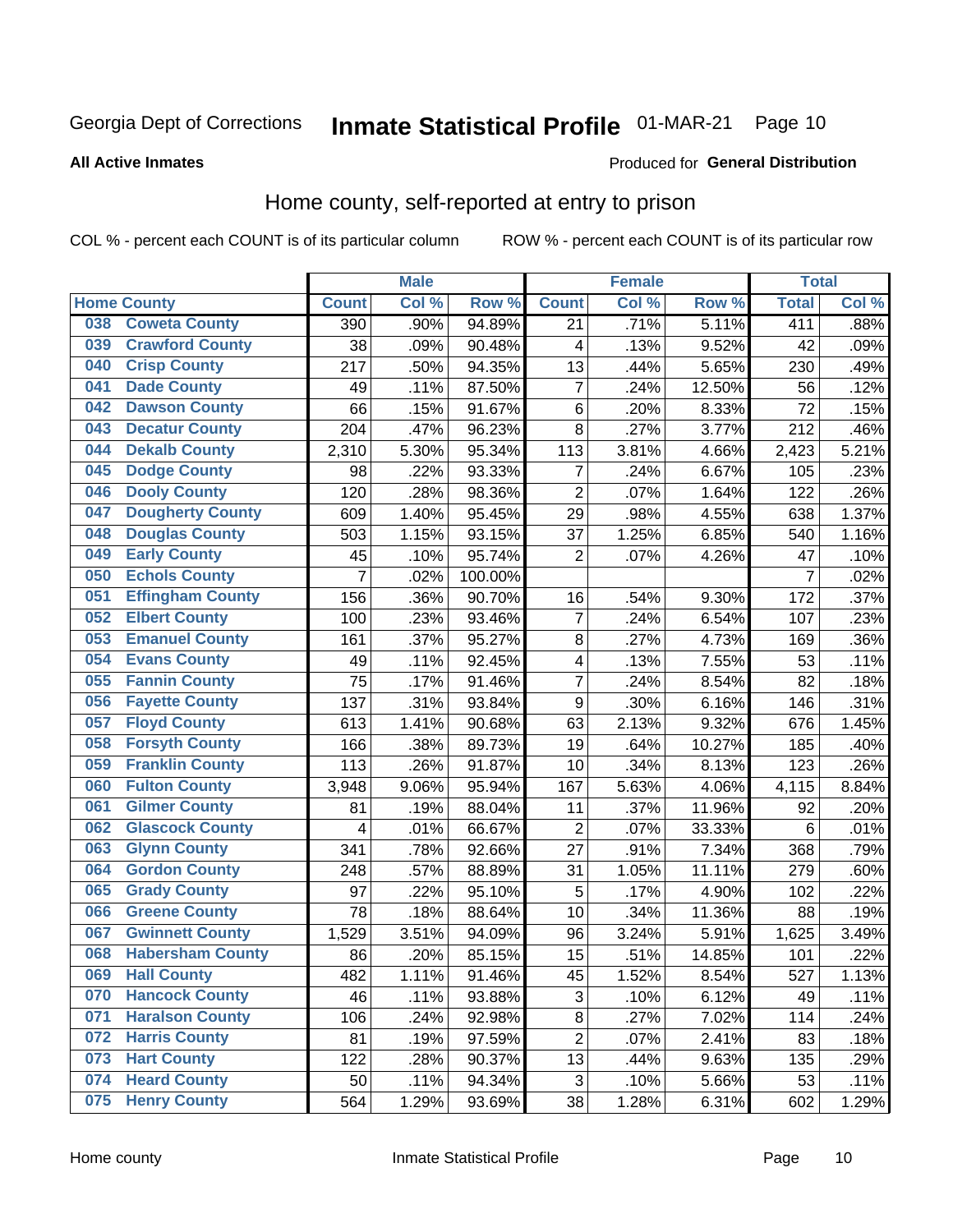Georgia Dept of Corrections **Inmate Statistical Profile** 01-MAR-21

**All Active Inmates**

Produced for **General Distribution**

## Home county, self-reported at entry to prison

COL % - percent each COUNT is of its particular column ROW % - percent each COUNT is of its particular row

| Home County | | Male | | | Female | | | Total | |
|---|---|---|---|---|---|---|---|---|---|
| | | Count | Col % | Row % | Count | Col % | Row % | Total | Col % |
| 038 | Coweta County | 390 | .90% | 94.89% | 21 | .71% | 5.11% | 411 | .88% |
| 039 | Crawford County | 38 | .09% | 90.48% | 4 | .13% | 9.52% | 42 | .09% |
| 040 | Crisp County | 217 | .50% | 94.35% | 13 | .44% | 5.65% | 230 | .49% |
| 041 | Dade County | 49 | .11% | 87.50% | 7 | .24% | 12.50% | 56 | .12% |
| 042 | Dawson County | 66 | .15% | 91.67% | 6 | .20% | 8.33% | 72 | .15% |
| 043 | Decatur County | 204 | .47% | 96.23% | 8 | .27% | 3.77% | 212 | .46% |
| 044 | Dekalb County | 2,310 | 5.30% | 95.34% | 113 | 3.81% | 4.66% | 2,423 | 5.21% |
| 045 | Dodge County | 98 | .22% | 93.33% | 7 | .24% | 6.67% | 105 | .23% |
| 046 | Dooly County | 120 | .28% | 98.36% | 2 | .07% | 1.64% | 122 | .26% |
| 047 | Dougherty County | 609 | 1.40% | 95.45% | 29 | .98% | 4.55% | 638 | 1.37% |
| 048 | Douglas County | 503 | 1.15% | 93.15% | 37 | 1.25% | 6.85% | 540 | 1.16% |
| 049 | Early County | 45 | .10% | 95.74% | 2 | .07% | 4.26% | 47 | .10% |
| 050 | Echols County | 7 | .02% | 100.00% | | | | 7 | .02% |
| 051 | Effingham County | 156 | .36% | 90.70% | 16 | .54% | 9.30% | 172 | .37% |
| 052 | Elbert County | 100 | .23% | 93.46% | 7 | .24% | 6.54% | 107 | .23% |
| 053 | Emanuel County | 161 | .37% | 95.27% | 8 | .27% | 4.73% | 169 | .36% |
| 054 | Evans County | 49 | .11% | 92.45% | 4 | .13% | 7.55% | 53 | .11% |
| 055 | Fannin County | 75 | .17% | 91.46% | 7 | .24% | 8.54% | 82 | .18% |
| 056 | Fayette County | 137 | .31% | 93.84% | 9 | .30% | 6.16% | 146 | .31% |
| 057 | Floyd County | 613 | 1.41% | 90.68% | 63 | 2.13% | 9.32% | 676 | 1.45% |
| 058 | Forsyth County | 166 | .38% | 89.73% | 19 | .64% | 10.27% | 185 | .40% |
| 059 | Franklin County | 113 | .26% | 91.87% | 10 | .34% | 8.13% | 123 | .26% |
| 060 | Fulton County | 3,948 | 9.06% | 95.94% | 167 | 5.63% | 4.06% | 4,115 | 8.84% |
| 061 | Gilmer County | 81 | .19% | 88.04% | 11 | .37% | 11.96% | 92 | .20% |
| 062 | Glascock County | 4 | .01% | 66.67% | 2 | .07% | 33.33% | 6 | .01% |
| 063 | Glynn County | 341 | .78% | 92.66% | 27 | .91% | 7.34% | 368 | .79% |
| 064 | Gordon County | 248 | .57% | 88.89% | 31 | 1.05% | 11.11% | 279 | .60% |
| 065 | Grady County | 97 | .22% | 95.10% | 5 | .17% | 4.90% | 102 | .22% |
| 066 | Greene County | 78 | .18% | 88.64% | 10 | .34% | 11.36% | 88 | .19% |
| 067 | Gwinnett County | 1,529 | 3.51% | 94.09% | 96 | 3.24% | 5.91% | 1,625 | 3.49% |
| 068 | Habersham County | 86 | .20% | 85.15% | 15 | .51% | 14.85% | 101 | .22% |
| 069 | Hall County | 482 | 1.11% | 91.46% | 45 | 1.52% | 8.54% | 527 | 1.13% |
| 070 | Hancock County | 46 | .11% | 93.88% | 3 | .10% | 6.12% | 49 | .11% |
| 071 | Haralson County | 106 | .24% | 92.98% | 8 | .27% | 7.02% | 114 | .24% |
| 072 | Harris County | 81 | .19% | 97.59% | 2 | .07% | 2.41% | 83 | .18% |
| 073 | Hart County | 122 | .28% | 90.37% | 13 | .44% | 9.63% | 135 | .29% |
| 074 | Heard County | 50 | .11% | 94.34% | 3 | .10% | 5.66% | 53 | .11% |
| 075 | Henry County | 564 | 1.29% | 93.69% | 38 | 1.28% | 6.31% | 602 | 1.29% |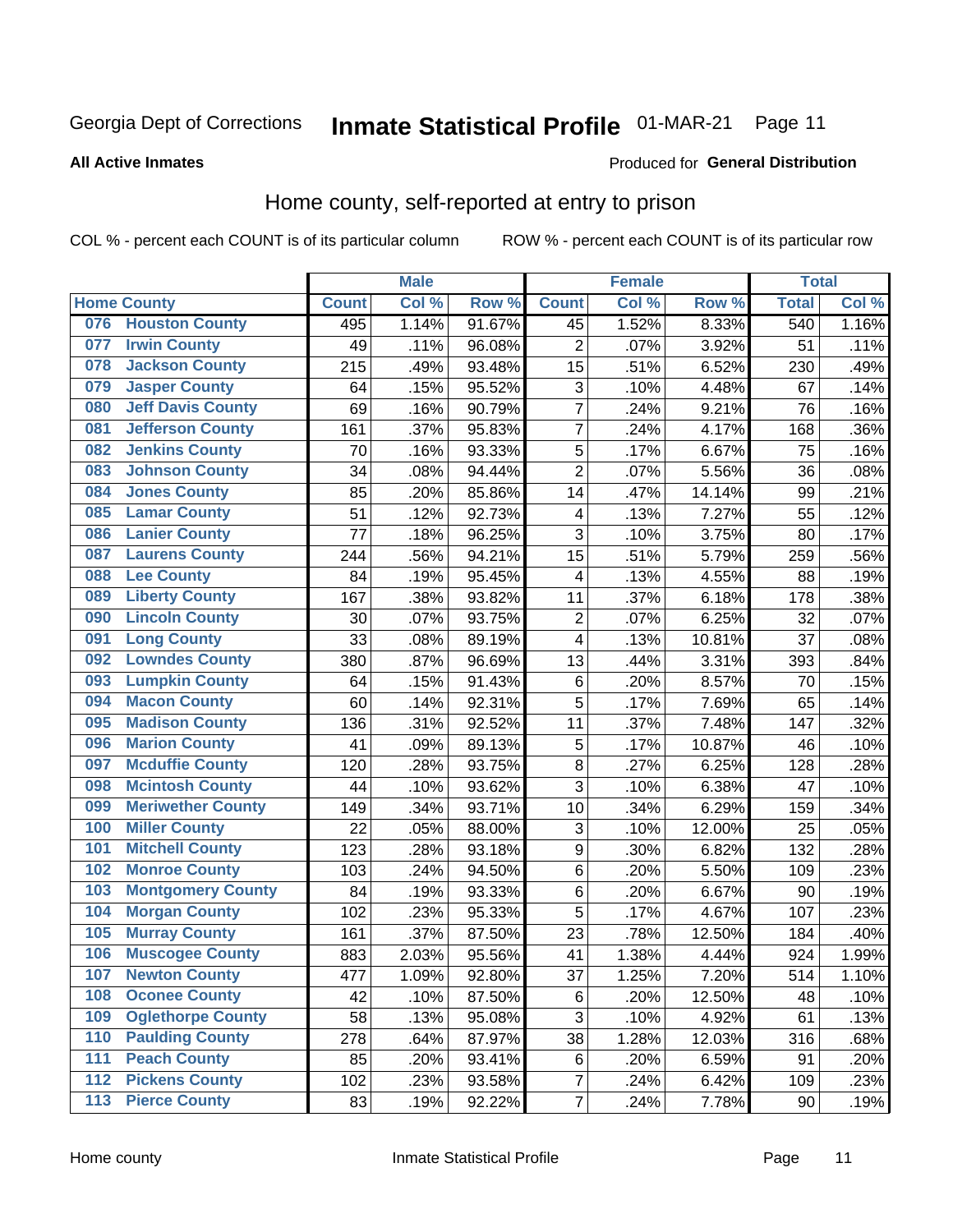Georgia Dept of Corrections **Inmate Statistical Profile** 01-MAR-21

**All Active Inmates**

Produced for **General Distribution**

## Home county, self-reported at entry to prison

COL % - percent each COUNT is of its particular column ROW % - percent each COUNT is of its particular row

| Home County | | Male | | | Female | | | Total | |
|---|---|---|---|---|---|---|---|---|---|
| | | Count | Col % | Row % | Count | Col % | Row % | Total | Col % |
| 076 | Houston County | 495 | 1.14% | 91.67% | 45 | 1.52% | 8.33% | 540 | 1.16% |
| 077 | Irwin County | 49 | .11% | 96.08% | 2 | .07% | 3.92% | 51 | .11% |
| 078 | Jackson County | 215 | .49% | 93.48% | 15 | .51% | 6.52% | 230 | .49% |
| 079 | Jasper County | 64 | .15% | 95.52% | 3 | .10% | 4.48% | 67 | .14% |
| 080 | Jeff Davis County | 69 | .16% | 90.79% | 7 | .24% | 9.21% | 76 | .16% |
| 081 | Jefferson County | 161 | .37% | 95.83% | 7 | .24% | 4.17% | 168 | .36% |
| 082 | Jenkins County | 70 | .16% | 93.33% | 5 | .17% | 6.67% | 75 | .16% |
| 083 | Johnson County | 34 | .08% | 94.44% | 2 | .07% | 5.56% | 36 | .08% |
| 084 | Jones County | 85 | .20% | 85.86% | 14 | .47% | 14.14% | 99 | .21% |
| 085 | Lamar County | 51 | .12% | 92.73% | 4 | .13% | 7.27% | 55 | .12% |
| 086 | Lanier County | 77 | .18% | 96.25% | 3 | .10% | 3.75% | 80 | .17% |
| 087 | Laurens County | 244 | .56% | 94.21% | 15 | .51% | 5.79% | 259 | .56% |
| 088 | Lee County | 84 | .19% | 95.45% | 4 | .13% | 4.55% | 88 | .19% |
| 089 | Liberty County | 167 | .38% | 93.82% | 11 | .37% | 6.18% | 178 | .38% |
| 090 | Lincoln County | 30 | .07% | 93.75% | 2 | .07% | 6.25% | 32 | .07% |
| 091 | Long County | 33 | .08% | 89.19% | 4 | .13% | 10.81% | 37 | .08% |
| 092 | Lowndes County | 380 | .87% | 96.69% | 13 | .44% | 3.31% | 393 | .84% |
| 093 | Lumpkin County | 64 | .15% | 91.43% | 6 | .20% | 8.57% | 70 | .15% |
| 094 | Macon County | 60 | .14% | 92.31% | 5 | .17% | 7.69% | 65 | .14% |
| 095 | Madison County | 136 | .31% | 92.52% | 11 | .37% | 7.48% | 147 | .32% |
| 096 | Marion County | 41 | .09% | 89.13% | 5 | .17% | 10.87% | 46 | .10% |
| 097 | Mcduffie County | 120 | .28% | 93.75% | 8 | .27% | 6.25% | 128 | .28% |
| 098 | Mcintosh County | 44 | .10% | 93.62% | 3 | .10% | 6.38% | 47 | .10% |
| 099 | Meriwether County | 149 | .34% | 93.71% | 10 | .34% | 6.29% | 159 | .34% |
| 100 | Miller County | 22 | .05% | 88.00% | 3 | .10% | 12.00% | 25 | .05% |
| 101 | Mitchell County | 123 | .28% | 93.18% | 9 | .30% | 6.82% | 132 | .28% |
| 102 | Monroe County | 103 | .24% | 94.50% | 6 | .20% | 5.50% | 109 | .23% |
| 103 | Montgomery County | 84 | .19% | 93.33% | 6 | .20% | 6.67% | 90 | .19% |
| 104 | Morgan County | 102 | .23% | 95.33% | 5 | .17% | 4.67% | 107 | .23% |
| 105 | Murray County | 161 | .37% | 87.50% | 23 | .78% | 12.50% | 184 | .40% |
| 106 | Muscogee County | 883 | 2.03% | 95.56% | 41 | 1.38% | 4.44% | 924 | 1.99% |
| 107 | Newton County | 477 | 1.09% | 92.80% | 37 | 1.25% | 7.20% | 514 | 1.10% |
| 108 | Oconee County | 42 | .10% | 87.50% | 6 | .20% | 12.50% | 48 | .10% |
| 109 | Oglethorpe County | 58 | .13% | 95.08% | 3 | .10% | 4.92% | 61 | .13% |
| 110 | Paulding County | 278 | .64% | 87.97% | 38 | 1.28% | 12.03% | 316 | .68% |
| 111 | Peach County | 85 | .20% | 93.41% | 6 | .20% | 6.59% | 91 | .20% |
| 112 | Pickens County | 102 | .23% | 93.58% | 7 | .24% | 6.42% | 109 | .23% |
| 113 | Pierce County | 83 | .19% | 92.22% | 7 | .24% | 7.78% | 90 | .19% |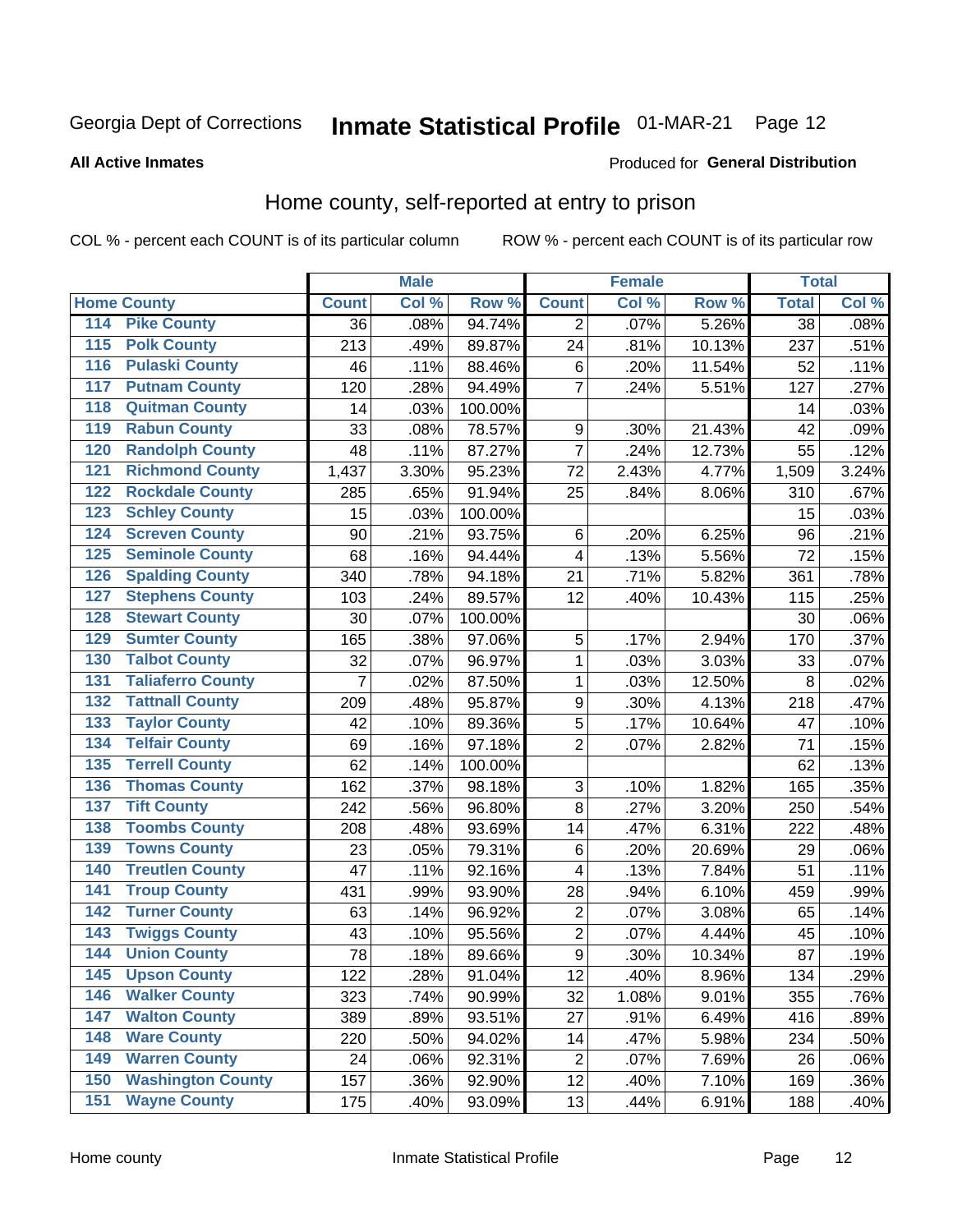Georgia Dept of Corrections **Inmate Statistical Profile** 01-MAR-21

**All Active Inmates**

Produced for **General Distribution**

## Home county, self-reported at entry to prison

COL % - percent each COUNT is of its particular column ROW % - percent each COUNT is of its particular row

| Home County | | Male | | | Female | | | Total | |
|---|---|---|---|---|---|---|---|---|---|
| | | Count | Col % | Row % | Count | Col % | Row % | Total | Col % |
| 114 | Pike County | 36 | .08% | 94.74% | 2 | .07% | 5.26% | 38 | .08% |
| 115 | Polk County | 213 | .49% | 89.87% | 24 | .81% | 10.13% | 237 | .51% |
| 116 | Pulaski County | 46 | .11% | 88.46% | 6 | .20% | 11.54% | 52 | .11% |
| 117 | Putnam County | 120 | .28% | 94.49% | 7 | .24% | 5.51% | 127 | .27% |
| 118 | Quitman County | 14 | .03% | 100.00% | | | | 14 | .03% |
| 119 | Rabun County | 33 | .08% | 78.57% | 9 | .30% | 21.43% | 42 | .09% |
| 120 | Randolph County | 48 | .11% | 87.27% | 7 | .24% | 12.73% | 55 | .12% |
| 121 | Richmond County | 1,437 | 3.30% | 95.23% | 72 | 2.43% | 4.77% | 1,509 | 3.24% |
| 122 | Rockdale County | 285 | .65% | 91.94% | 25 | .84% | 8.06% | 310 | .67% |
| 123 | Schley County | 15 | .03% | 100.00% | | | | 15 | .03% |
| 124 | Screven County | 90 | .21% | 93.75% | 6 | .20% | 6.25% | 96 | .21% |
| 125 | Seminole County | 68 | .16% | 94.44% | 4 | .13% | 5.56% | 72 | .15% |
| 126 | Spalding County | 340 | .78% | 94.18% | 21 | .71% | 5.82% | 361 | .78% |
| 127 | Stephens County | 103 | .24% | 89.57% | 12 | .40% | 10.43% | 115 | .25% |
| 128 | Stewart County | 30 | .07% | 100.00% | | | | 30 | .06% |
| 129 | Sumter County | 165 | .38% | 97.06% | 5 | .17% | 2.94% | 170 | .37% |
| 130 | Talbot County | 32 | .07% | 96.97% | 1 | .03% | 3.03% | 33 | .07% |
| 131 | Taliaferro County | 7 | .02% | 87.50% | 1 | .03% | 12.50% | 8 | .02% |
| 132 | Tattnall County | 209 | .48% | 95.87% | 9 | .30% | 4.13% | 218 | .47% |
| 133 | Taylor County | 42 | .10% | 89.36% | 5 | .17% | 10.64% | 47 | .10% |
| 134 | Telfair County | 69 | .16% | 97.18% | 2 | .07% | 2.82% | 71 | .15% |
| 135 | Terrell County | 62 | .14% | 100.00% | | | | 62 | .13% |
| 136 | Thomas County | 162 | .37% | 98.18% | 3 | .10% | 1.82% | 165 | .35% |
| 137 | Tift County | 242 | .56% | 96.80% | 8 | .27% | 3.20% | 250 | .54% |
| 138 | Toombs County | 208 | .48% | 93.69% | 14 | .47% | 6.31% | 222 | .48% |
| 139 | Towns County | 23 | .05% | 79.31% | 6 | .20% | 20.69% | 29 | .06% |
| 140 | Treutlen County | 47 | .11% | 92.16% | 4 | .13% | 7.84% | 51 | .11% |
| 141 | Troup County | 431 | .99% | 93.90% | 28 | .94% | 6.10% | 459 | .99% |
| 142 | Turner County | 63 | .14% | 96.92% | 2 | .07% | 3.08% | 65 | .14% |
| 143 | Twiggs County | 43 | .10% | 95.56% | 2 | .07% | 4.44% | 45 | .10% |
| 144 | Union County | 78 | .18% | 89.66% | 9 | .30% | 10.34% | 87 | .19% |
| 145 | Upson County | 122 | .28% | 91.04% | 12 | .40% | 8.96% | 134 | .29% |
| 146 | Walker County | 323 | .74% | 90.99% | 32 | 1.08% | 9.01% | 355 | .76% |
| 147 | Walton County | 389 | .89% | 93.51% | 27 | .91% | 6.49% | 416 | .89% |
| 148 | Ware County | 220 | .50% | 94.02% | 14 | .47% | 5.98% | 234 | .50% |
| 149 | Warren County | 24 | .06% | 92.31% | 2 | .07% | 7.69% | 26 | .06% |
| 150 | Washington County | 157 | .36% | 92.90% | 12 | .40% | 7.10% | 169 | .36% |
| 151 | Wayne County | 175 | .40% | 93.09% | 13 | .44% | 6.91% | 188 | .40% |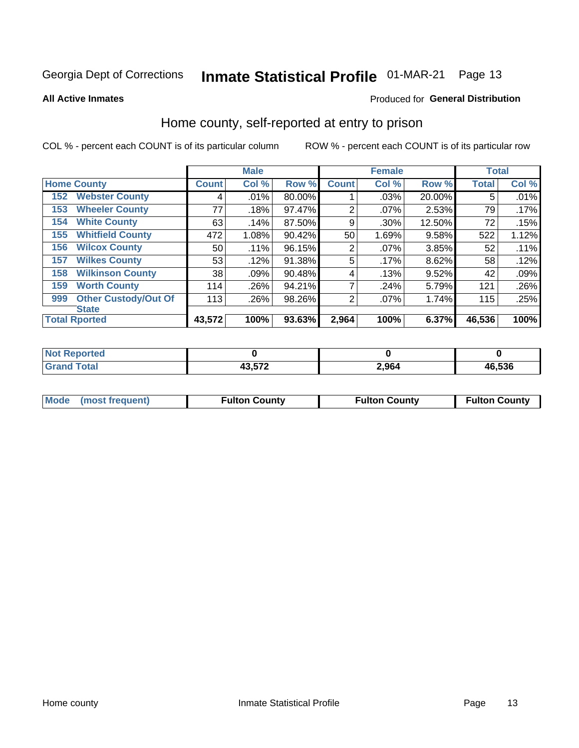Georgia Dept of Corrections **Inmate Statistical Profile** 01-MAR-21

**All Active Inmates**

Produced for **General Distribution**

## Home county, self-reported at entry to prison

COL % - percent each COUNT is of its particular column ROW % - percent each COUNT is of its particular row

| Home County | | Male | | | Female | | | Total | |
|---|---|---|---|---|---|---|---|---|---|
| | | Count | Col % | Row % | Count | Col % | Row % | Total | Col % |
| 152 | Webster County | 4 | .01% | 80.00% | 1 | .03% | 20.00% | 5 | .01% |
| 153 | Wheeler County | 77 | .18% | 97.47% | 2 | .07% | 2.53% | 79 | .17% |
| 154 | White County | 63 | .14% | 87.50% | 9 | .30% | 12.50% | 72 | .15% |
| 155 | Whitfield County | 472 | 1.08% | 90.42% | 50 | 1.69% | 9.58% | 522 | 1.12% |
| 156 | Wilcox County | 50 | .11% | 96.15% | 2 | .07% | 3.85% | 52 | .11% |
| 157 | Wilkes County | 53 | .12% | 91.38% | 5 | .17% | 8.62% | 58 | .12% |
| 158 | Wilkinson County | 38 | .09% | 90.48% | 4 | .13% | 9.52% | 42 | .09% |
| 159 | Worth County | 114 | .26% | 94.21% | 7 | .24% | 5.79% | 121 | .26% |
| 999 | Other Custody/Out Of State | 113 | .26% | 98.26% | 2 | .07% | 1.74% | 115 | .25% |
| **Total Rported** | | **43,572** | **100%** | **93.63%** | **2,964** | **100%** | **6.37%** | **46,536** | **100%** |

| | Male | Female | Total |
|---|---|---|---|
| Not Reported | 0 | 0 | 0 |
| Grand Total | 43,572 | 2,964 | 46,536 |

| | Male | Female | Total |
|---|---|---|---|
| Mode (most frequent) | Fulton County | Fulton County | Fulton County |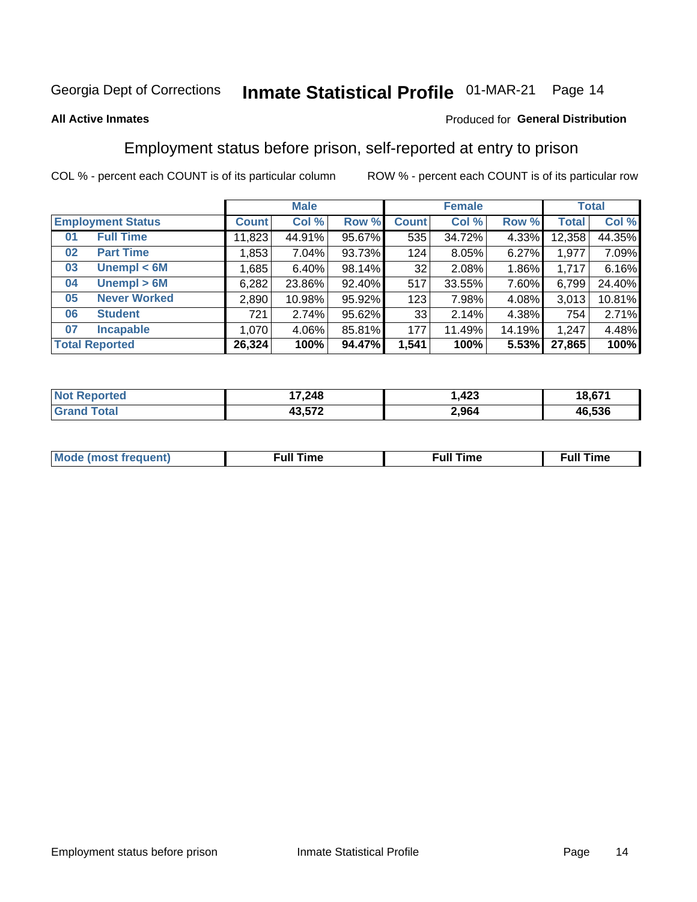Georgia Dept of Corrections **Inmate Statistical Profile** 01-MAR-21

**All Active Inmates**

Produced for **General Distribution**

## Employment status before prison, self-reported at entry to prison

COL % - percent each COUNT is of its particular column ROW % - percent each COUNT is of its particular row

| Employment Status | | Male | | | Female | | | Total | |
|---|---|---|---|---|---|---|---|---|---|
| | | Count | Col % | Row % | Count | Col % | Row % | Total | Col % |
| 01 | Full Time | 11,823 | 44.91% | 95.67% | 535 | 34.72% | 4.33% | 12,358 | 44.35% |
| 02 | Part Time | 1,853 | 7.04% | 93.73% | 124 | 8.05% | 6.27% | 1,977 | 7.09% |
| 03 | Unempl < 6M | 1,685 | 6.40% | 98.14% | 32 | 2.08% | 1.86% | 1,717 | 6.16% |
| 04 | Unempl > 6M | 6,282 | 23.86% | 92.40% | 517 | 33.55% | 7.60% | 6,799 | 24.40% |
| 05 | Never Worked | 2,890 | 10.98% | 95.92% | 123 | 7.98% | 4.08% | 3,013 | 10.81% |
| 06 | Student | 721 | 2.74% | 95.62% | 33 | 2.14% | 4.38% | 754 | 2.71% |
| 07 | Incapable | 1,070 | 4.06% | 85.81% | 177 | 11.49% | 14.19% | 1,247 | 4.48% |
| **Total Reported** | | **26,324** | **100%** | **94.47%** | **1,541** | **100%** | **5.53%** | **27,865** | **100%** |

| | Male | Female | Total |
|---|---|---|---|
| Not Reported | **17,248** | **1,423** | **18,671** |
| Grand Total | **43,572** | **2,964** | **46,536** |

| | Male | Female | Total |
|---|---|---|---|
| Mode (most frequent) | **Full Time** | **Full Time** | **Full Time** |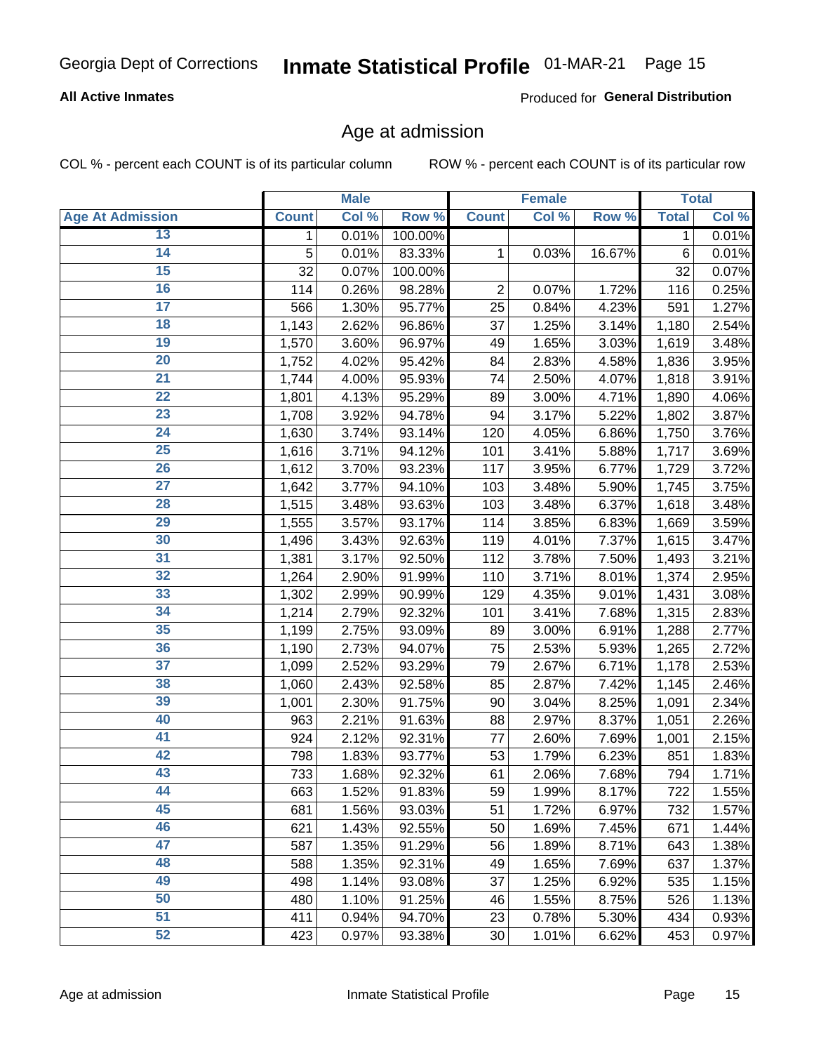# Inmate Statistical Profile

Georgia Dept of Corrections 01-MAR-21

**All Active Inmates**

Produced for **General Distribution**

## Age at admission

COL % - percent each COUNT is of its particular column

ROW % - percent each COUNT is of its particular row

| | Male | | | Female | | | Total | |
|---|---|---|---|---|---|---|---|---|
| **Age At Admission** | **Count** | **Col %** | **Row %** | **Count** | **Col %** | **Row %** | **Total** | **Col %** |
| 13 | 1 | 0.01% | 100.00% | | | | 1 | 0.01% |
| 14 | 5 | 0.01% | 83.33% | 1 | 0.03% | 16.67% | 6 | 0.01% |
| 15 | 32 | 0.07% | 100.00% | | | | 32 | 0.07% |
| 16 | 114 | 0.26% | 98.28% | 2 | 0.07% | 1.72% | 116 | 0.25% |
| 17 | 566 | 1.30% | 95.77% | 25 | 0.84% | 4.23% | 591 | 1.27% |
| 18 | 1,143 | 2.62% | 96.86% | 37 | 1.25% | 3.14% | 1,180 | 2.54% |
| 19 | 1,570 | 3.60% | 96.97% | 49 | 1.65% | 3.03% | 1,619 | 3.48% |
| 20 | 1,752 | 4.02% | 95.42% | 84 | 2.83% | 4.58% | 1,836 | 3.95% |
| 21 | 1,744 | 4.00% | 95.93% | 74 | 2.50% | 4.07% | 1,818 | 3.91% |
| 22 | 1,801 | 4.13% | 95.29% | 89 | 3.00% | 4.71% | 1,890 | 4.06% |
| 23 | 1,708 | 3.92% | 94.78% | 94 | 3.17% | 5.22% | 1,802 | 3.87% |
| 24 | 1,630 | 3.74% | 93.14% | 120 | 4.05% | 6.86% | 1,750 | 3.76% |
| 25 | 1,616 | 3.71% | 94.12% | 101 | 3.41% | 5.88% | 1,717 | 3.69% |
| 26 | 1,612 | 3.70% | 93.23% | 117 | 3.95% | 6.77% | 1,729 | 3.72% |
| 27 | 1,642 | 3.77% | 94.10% | 103 | 3.48% | 5.90% | 1,745 | 3.75% |
| 28 | 1,515 | 3.48% | 93.63% | 103 | 3.48% | 6.37% | 1,618 | 3.48% |
| 29 | 1,555 | 3.57% | 93.17% | 114 | 3.85% | 6.83% | 1,669 | 3.59% |
| 30 | 1,496 | 3.43% | 92.63% | 119 | 4.01% | 7.37% | 1,615 | 3.47% |
| 31 | 1,381 | 3.17% | 92.50% | 112 | 3.78% | 7.50% | 1,493 | 3.21% |
| 32 | 1,264 | 2.90% | 91.99% | 110 | 3.71% | 8.01% | 1,374 | 2.95% |
| 33 | 1,302 | 2.99% | 90.99% | 129 | 4.35% | 9.01% | 1,431 | 3.08% |
| 34 | 1,214 | 2.79% | 92.32% | 101 | 3.41% | 7.68% | 1,315 | 2.83% |
| 35 | 1,199 | 2.75% | 93.09% | 89 | 3.00% | 6.91% | 1,288 | 2.77% |
| 36 | 1,190 | 2.73% | 94.07% | 75 | 2.53% | 5.93% | 1,265 | 2.72% |
| 37 | 1,099 | 2.52% | 93.29% | 79 | 2.67% | 6.71% | 1,178 | 2.53% |
| 38 | 1,060 | 2.43% | 92.58% | 85 | 2.87% | 7.42% | 1,145 | 2.46% |
| 39 | 1,001 | 2.30% | 91.75% | 90 | 3.04% | 8.25% | 1,091 | 2.34% |
| 40 | 963 | 2.21% | 91.63% | 88 | 2.97% | 8.37% | 1,051 | 2.26% |
| 41 | 924 | 2.12% | 92.31% | 77 | 2.60% | 7.69% | 1,001 | 2.15% |
| 42 | 798 | 1.83% | 93.77% | 53 | 1.79% | 6.23% | 851 | 1.83% |
| 43 | 733 | 1.68% | 92.32% | 61 | 2.06% | 7.68% | 794 | 1.71% |
| 44 | 663 | 1.52% | 91.83% | 59 | 1.99% | 8.17% | 722 | 1.55% |
| 45 | 681 | 1.56% | 93.03% | 51 | 1.72% | 6.97% | 732 | 1.57% |
| 46 | 621 | 1.43% | 92.55% | 50 | 1.69% | 7.45% | 671 | 1.44% |
| 47 | 587 | 1.35% | 91.29% | 56 | 1.89% | 8.71% | 643 | 1.38% |
| 48 | 588 | 1.35% | 92.31% | 49 | 1.65% | 7.69% | 637 | 1.37% |
| 49 | 498 | 1.14% | 93.08% | 37 | 1.25% | 6.92% | 535 | 1.15% |
| 50 | 480 | 1.10% | 91.25% | 46 | 1.55% | 8.75% | 526 | 1.13% |
| 51 | 411 | 0.94% | 94.70% | 23 | 0.78% | 5.30% | 434 | 0.93% |
| 52 | 423 | 0.97% | 93.38% | 30 | 1.01% | 6.62% | 453 | 0.97% |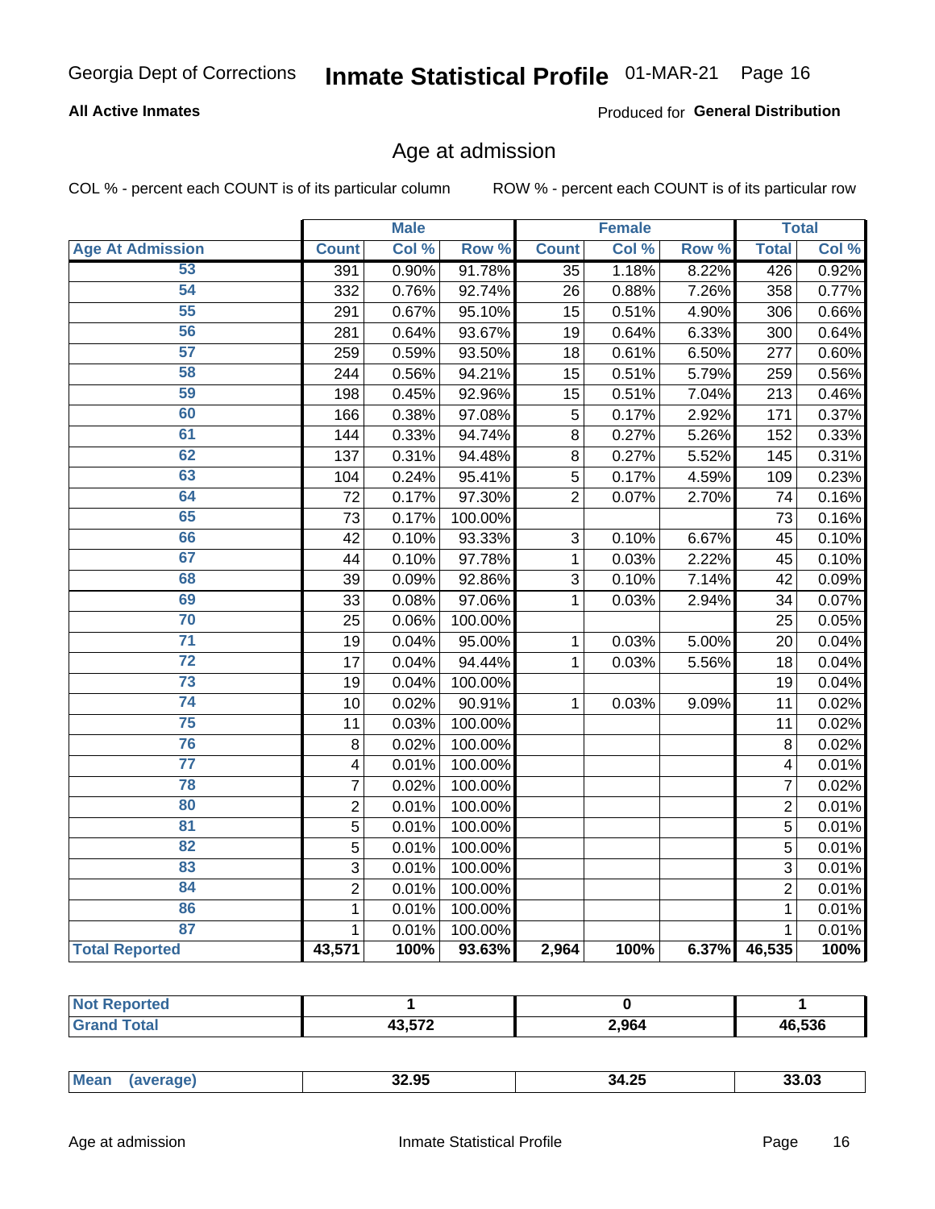**All Active Inmates**

Produced for **General Distribution**

## Age at admission

COL % - percent each COUNT is of its particular column

ROW % - percent each COUNT is of its particular row

| | Male | | | Female | | | Total | |
|---|---|---|---|---|---|---|---|---|
| **Age At Admission** | **Count** | **Col %** | **Row %** | **Count** | **Col %** | **Row %** | **Total** | **Col %** |
| 53 | 391 | 0.90% | 91.78% | 35 | 1.18% | 8.22% | 426 | 0.92% |
| 54 | 332 | 0.76% | 92.74% | 26 | 0.88% | 7.26% | 358 | 0.77% |
| 55 | 291 | 0.67% | 95.10% | 15 | 0.51% | 4.90% | 306 | 0.66% |
| 56 | 281 | 0.64% | 93.67% | 19 | 0.64% | 6.33% | 300 | 0.64% |
| 57 | 259 | 0.59% | 93.50% | 18 | 0.61% | 6.50% | 277 | 0.60% |
| 58 | 244 | 0.56% | 94.21% | 15 | 0.51% | 5.79% | 259 | 0.56% |
| 59 | 198 | 0.45% | 92.96% | 15 | 0.51% | 7.04% | 213 | 0.46% |
| 60 | 166 | 0.38% | 97.08% | 5 | 0.17% | 2.92% | 171 | 0.37% |
| 61 | 144 | 0.33% | 94.74% | 8 | 0.27% | 5.26% | 152 | 0.33% |
| 62 | 137 | 0.31% | 94.48% | 8 | 0.27% | 5.52% | 145 | 0.31% |
| 63 | 104 | 0.24% | 95.41% | 5 | 0.17% | 4.59% | 109 | 0.23% |
| 64 | 72 | 0.17% | 97.30% | 2 | 0.07% | 2.70% | 74 | 0.16% |
| 65 | 73 | 0.17% | 100.00% | | | | 73 | 0.16% |
| 66 | 42 | 0.10% | 93.33% | 3 | 0.10% | 6.67% | 45 | 0.10% |
| 67 | 44 | 0.10% | 97.78% | 1 | 0.03% | 2.22% | 45 | 0.10% |
| 68 | 39 | 0.09% | 92.86% | 3 | 0.10% | 7.14% | 42 | 0.09% |
| 69 | 33 | 0.08% | 97.06% | 1 | 0.03% | 2.94% | 34 | 0.07% |
| 70 | 25 | 0.06% | 100.00% | | | | 25 | 0.05% |
| 71 | 19 | 0.04% | 95.00% | 1 | 0.03% | 5.00% | 20 | 0.04% |
| 72 | 17 | 0.04% | 94.44% | 1 | 0.03% | 5.56% | 18 | 0.04% |
| 73 | 19 | 0.04% | 100.00% | | | | 19 | 0.04% |
| 74 | 10 | 0.02% | 90.91% | 1 | 0.03% | 9.09% | 11 | 0.02% |
| 75 | 11 | 0.03% | 100.00% | | | | 11 | 0.02% |
| 76 | 8 | 0.02% | 100.00% | | | | 8 | 0.02% |
| 77 | 4 | 0.01% | 100.00% | | | | 4 | 0.01% |
| 78 | 7 | 0.02% | 100.00% | | | | 7 | 0.02% |
| 80 | 2 | 0.01% | 100.00% | | | | 2 | 0.01% |
| 81 | 5 | 0.01% | 100.00% | | | | 5 | 0.01% |
| 82 | 5 | 0.01% | 100.00% | | | | 5 | 0.01% |
| 83 | 3 | 0.01% | 100.00% | | | | 3 | 0.01% |
| 84 | 2 | 0.01% | 100.00% | | | | 2 | 0.01% |
| 86 | 1 | 0.01% | 100.00% | | | | 1 | 0.01% |
| 87 | 1 | 0.01% | 100.00% | | | | 1 | 0.01% |
| **Total Reported** | **43,571** | **100%** | **93.63%** | **2,964** | **100%** | **6.37%** | **46,535** | **100%** |

| | Male | Female | Total |
|---|---|---|---|
| **Not Reported** | **1** | **0** | **1** |
| **Grand Total** | **43,572** | **2,964** | **46,536** |

| | Male | Female | Total |
|---|---|---|---|
| **Mean (average)** | **32.95** | **34.25** | **33.03** |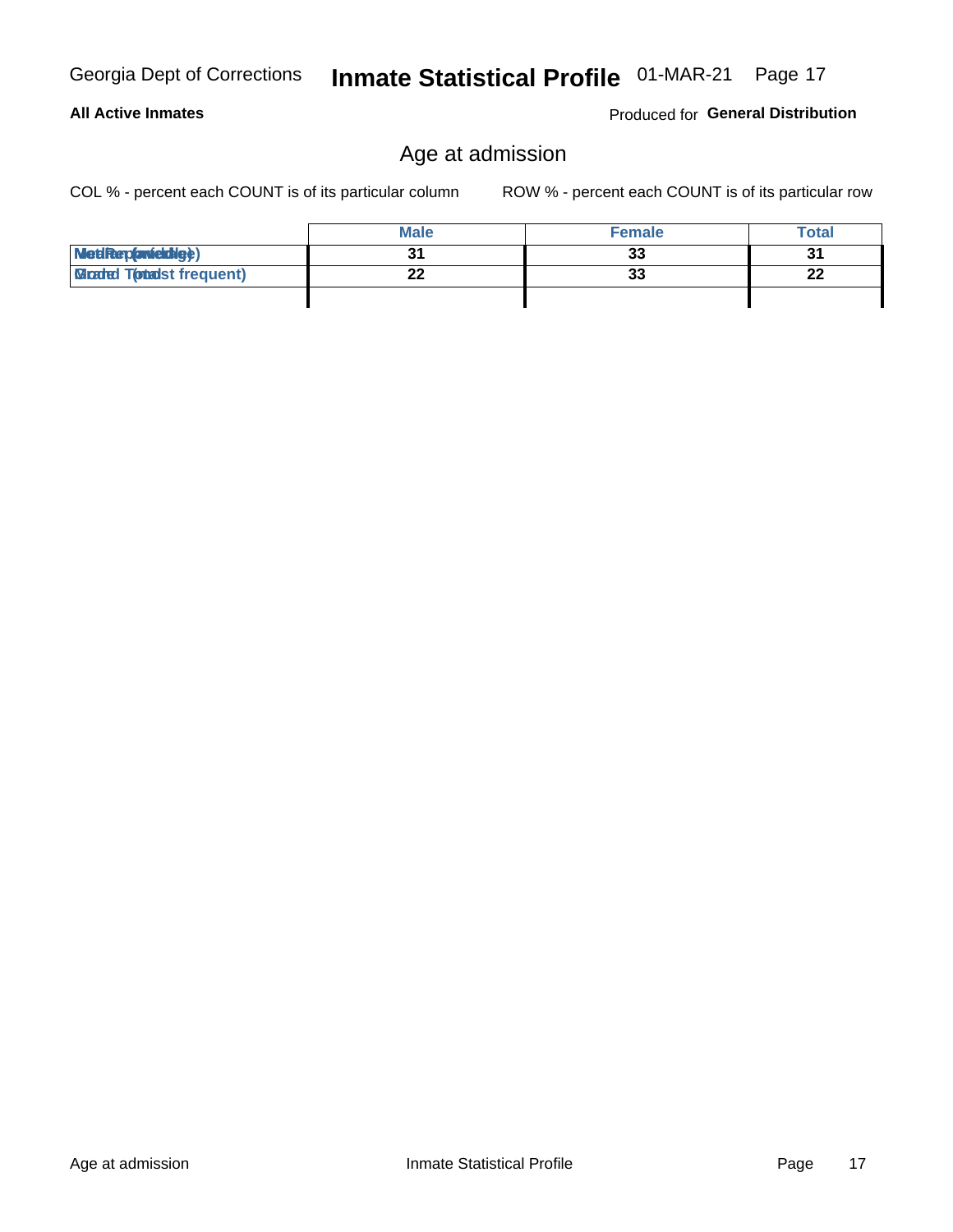All Active Inmates

Produced for **General Distribution**

## Age at admission

COL % - percent each COUNT is of its particular column

ROW % - percent each COUNT is of its particular row

| | Male | Female | Total |
|---|---|---|---|
| Median (middle) | 31 | 33 | 31 |
| Mode (most frequent) | 22 | 33 | 22 |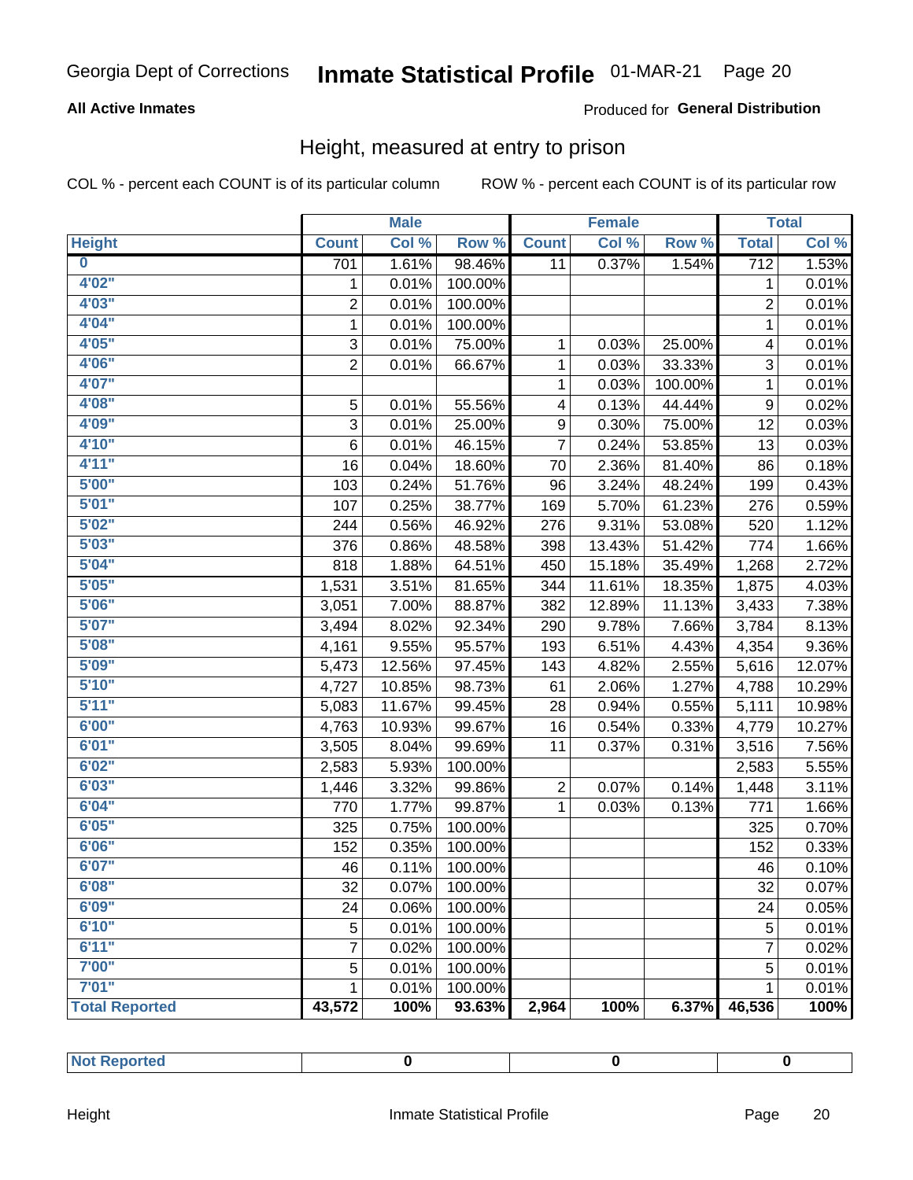Georgia Dept of Corrections **Inmate Statistical Profile** 01-MAR-21

**All Active Inmates**

Produced for **General Distribution**

## Height, measured at entry to prison

COL % - percent each COUNT is of its particular column ROW % - percent each COUNT is of its particular row

| | Male | | | Female | | | Total | |
|---|---|---|---|---|---|---|---|---|
| **Height** | **Count** | **Col %** | **Row %** | **Count** | **Col %** | **Row %** | **Total** | **Col %** |
| **0** | 701 | 1.61% | 98.46% | 11 | 0.37% | 1.54% | 712 | 1.53% |
| **4'02"** | 1 | 0.01% | 100.00% | | | | 1 | 0.01% |
| **4'03"** | 2 | 0.01% | 100.00% | | | | 2 | 0.01% |
| **4'04"** | 1 | 0.01% | 100.00% | | | | 1 | 0.01% |
| **4'05"** | 3 | 0.01% | 75.00% | 1 | 0.03% | 25.00% | 4 | 0.01% |
| **4'06"** | 2 | 0.01% | 66.67% | 1 | 0.03% | 33.33% | 3 | 0.01% |
| **4'07"** | | | | 1 | 0.03% | 100.00% | 1 | 0.01% |
| **4'08"** | 5 | 0.01% | 55.56% | 4 | 0.13% | 44.44% | 9 | 0.02% |
| **4'09"** | 3 | 0.01% | 25.00% | 9 | 0.30% | 75.00% | 12 | 0.03% |
| **4'10"** | 6 | 0.01% | 46.15% | 7 | 0.24% | 53.85% | 13 | 0.03% |
| **4'11"** | 16 | 0.04% | 18.60% | 70 | 2.36% | 81.40% | 86 | 0.18% |
| **5'00"** | 103 | 0.24% | 51.76% | 96 | 3.24% | 48.24% | 199 | 0.43% |
| **5'01"** | 107 | 0.25% | 38.77% | 169 | 5.70% | 61.23% | 276 | 0.59% |
| **5'02"** | 244 | 0.56% | 46.92% | 276 | 9.31% | 53.08% | 520 | 1.12% |
| **5'03"** | 376 | 0.86% | 48.58% | 398 | 13.43% | 51.42% | 774 | 1.66% |
| **5'04"** | 818 | 1.88% | 64.51% | 450 | 15.18% | 35.49% | 1,268 | 2.72% |
| **5'05"** | 1,531 | 3.51% | 81.65% | 344 | 11.61% | 18.35% | 1,875 | 4.03% |
| **5'06"** | 3,051 | 7.00% | 88.87% | 382 | 12.89% | 11.13% | 3,433 | 7.38% |
| **5'07"** | 3,494 | 8.02% | 92.34% | 290 | 9.78% | 7.66% | 3,784 | 8.13% |
| **5'08"** | 4,161 | 9.55% | 95.57% | 193 | 6.51% | 4.43% | 4,354 | 9.36% |
| **5'09"** | 5,473 | 12.56% | 97.45% | 143 | 4.82% | 2.55% | 5,616 | 12.07% |
| **5'10"** | 4,727 | 10.85% | 98.73% | 61 | 2.06% | 1.27% | 4,788 | 10.29% |
| **5'11"** | 5,083 | 11.67% | 99.45% | 28 | 0.94% | 0.55% | 5,111 | 10.98% |
| **6'00"** | 4,763 | 10.93% | 99.67% | 16 | 0.54% | 0.33% | 4,779 | 10.27% |
| **6'01"** | 3,505 | 8.04% | 99.69% | 11 | 0.37% | 0.31% | 3,516 | 7.56% |
| **6'02"** | 2,583 | 5.93% | 100.00% | | | | 2,583 | 5.55% |
| **6'03"** | 1,446 | 3.32% | 99.86% | 2 | 0.07% | 0.14% | 1,448 | 3.11% |
| **6'04"** | 770 | 1.77% | 99.87% | 1 | 0.03% | 0.13% | 771 | 1.66% |
| **6'05"** | 325 | 0.75% | 100.00% | | | | 325 | 0.70% |
| **6'06"** | 152 | 0.35% | 100.00% | | | | 152 | 0.33% |
| **6'07"** | 46 | 0.11% | 100.00% | | | | 46 | 0.10% |
| **6'08"** | 32 | 0.07% | 100.00% | | | | 32 | 0.07% |
| **6'09"** | 24 | 0.06% | 100.00% | | | | 24 | 0.05% |
| **6'10"** | 5 | 0.01% | 100.00% | | | | 5 | 0.01% |
| **6'11"** | 7 | 0.02% | 100.00% | | | | 7 | 0.02% |
| **7'00"** | 5 | 0.01% | 100.00% | | | | 5 | 0.01% |
| **7'01"** | 1 | 0.01% | 100.00% | | | | 1 | 0.01% |
| **Total Reported** | **43,572** | **100%** | **93.63%** | **2,964** | **100%** | **6.37%** | **46,536** | **100%** |

| | Male | Female | Total |
|---|---|---|---|
| **Not Reported** | **0** | **0** | **0** |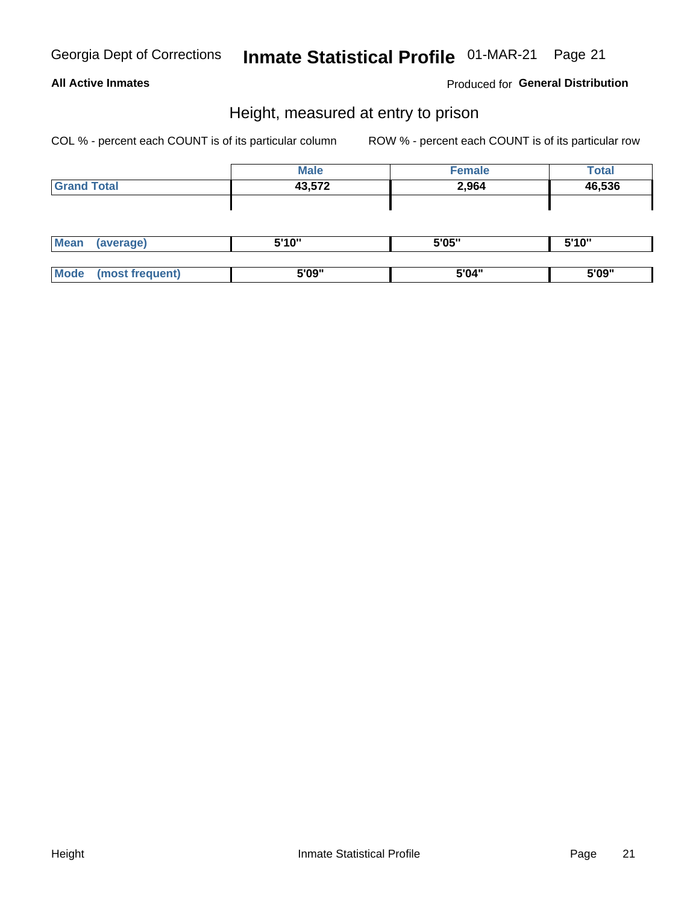Georgia Dept of Corrections **Inmate Statistical Profile** 01-MAR-21

**All Active Inmates**

Produced for **General Distribution**

## Height, measured at entry to prison

COL % - percent each COUNT is of its particular column

ROW % - percent each COUNT is of its particular row

| | Male | Female | Total |
|---|---|---|---|
| **Grand Total** | **43,572** | **2,964** | **46,536** |

| | Male | Female | Total |
|---|---|---|---|
| **Mean (average)** | **5'10"** | **5'05"** | **5'10"** |
| **Mode (most frequent)** | **5'09"** | **5'04"** | **5'09"** |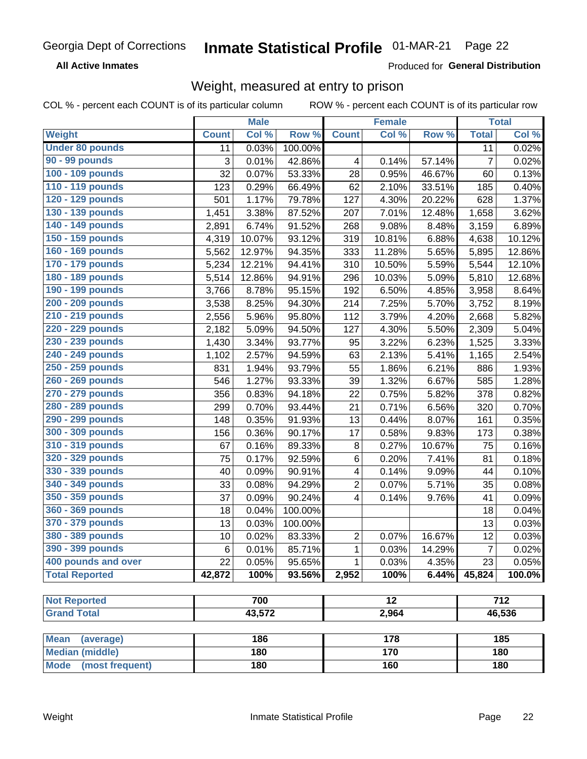Georgia Dept of Corrections **Inmate Statistical Profile** 01-MAR-21

**All Active Inmates**

Produced for **General Distribution**

## Weight, measured at entry to prison

COL % - percent each COUNT is of its particular column ROW % - percent each COUNT is of its particular row

| | Male | | | Female | | | Total | |
|---|---|---|---|---|---|---|---|---|
| **Weight** | **Count** | **Col %** | **Row %** | **Count** | **Col %** | **Row %** | **Total** | **Col %** |
| Under 80 pounds | 11 | 0.03% | 100.00% | | | | 11 | 0.02% |
| 90 - 99 pounds | 3 | 0.01% | 42.86% | 4 | 0.14% | 57.14% | 7 | 0.02% |
| 100 - 109 pounds | 32 | 0.07% | 53.33% | 28 | 0.95% | 46.67% | 60 | 0.13% |
| 110 - 119 pounds | 123 | 0.29% | 66.49% | 62 | 2.10% | 33.51% | 185 | 0.40% |
| 120 - 129 pounds | 501 | 1.17% | 79.78% | 127 | 4.30% | 20.22% | 628 | 1.37% |
| 130 - 139 pounds | 1,451 | 3.38% | 87.52% | 207 | 7.01% | 12.48% | 1,658 | 3.62% |
| 140 - 149 pounds | 2,891 | 6.74% | 91.52% | 268 | 9.08% | 8.48% | 3,159 | 6.89% |
| 150 - 159 pounds | 4,319 | 10.07% | 93.12% | 319 | 10.81% | 6.88% | 4,638 | 10.12% |
| 160 - 169 pounds | 5,562 | 12.97% | 94.35% | 333 | 11.28% | 5.65% | 5,895 | 12.86% |
| 170 - 179 pounds | 5,234 | 12.21% | 94.41% | 310 | 10.50% | 5.59% | 5,544 | 12.10% |
| 180 - 189 pounds | 5,514 | 12.86% | 94.91% | 296 | 10.03% | 5.09% | 5,810 | 12.68% |
| 190 - 199 pounds | 3,766 | 8.78% | 95.15% | 192 | 6.50% | 4.85% | 3,958 | 8.64% |
| 200 - 209 pounds | 3,538 | 8.25% | 94.30% | 214 | 7.25% | 5.70% | 3,752 | 8.19% |
| 210 - 219 pounds | 2,556 | 5.96% | 95.80% | 112 | 3.79% | 4.20% | 2,668 | 5.82% |
| 220 - 229 pounds | 2,182 | 5.09% | 94.50% | 127 | 4.30% | 5.50% | 2,309 | 5.04% |
| 230 - 239 pounds | 1,430 | 3.34% | 93.77% | 95 | 3.22% | 6.23% | 1,525 | 3.33% |
| 240 - 249 pounds | 1,102 | 2.57% | 94.59% | 63 | 2.13% | 5.41% | 1,165 | 2.54% |
| 250 - 259 pounds | 831 | 1.94% | 93.79% | 55 | 1.86% | 6.21% | 886 | 1.93% |
| 260 - 269 pounds | 546 | 1.27% | 93.33% | 39 | 1.32% | 6.67% | 585 | 1.28% |
| 270 - 279 pounds | 356 | 0.83% | 94.18% | 22 | 0.75% | 5.82% | 378 | 0.82% |
| 280 - 289 pounds | 299 | 0.70% | 93.44% | 21 | 0.71% | 6.56% | 320 | 0.70% |
| 290 - 299 pounds | 148 | 0.35% | 91.93% | 13 | 0.44% | 8.07% | 161 | 0.35% |
| 300 - 309 pounds | 156 | 0.36% | 90.17% | 17 | 0.58% | 9.83% | 173 | 0.38% |
| 310 - 319 pounds | 67 | 0.16% | 89.33% | 8 | 0.27% | 10.67% | 75 | 0.16% |
| 320 - 329 pounds | 75 | 0.17% | 92.59% | 6 | 0.20% | 7.41% | 81 | 0.18% |
| 330 - 339 pounds | 40 | 0.09% | 90.91% | 4 | 0.14% | 9.09% | 44 | 0.10% |
| 340 - 349 pounds | 33 | 0.08% | 94.29% | 2 | 0.07% | 5.71% | 35 | 0.08% |
| 350 - 359 pounds | 37 | 0.09% | 90.24% | 4 | 0.14% | 9.76% | 41 | 0.09% |
| 360 - 369 pounds | 18 | 0.04% | 100.00% | | | | 18 | 0.04% |
| 370 - 379 pounds | 13 | 0.03% | 100.00% | | | | 13 | 0.03% |
| 380 - 389 pounds | 10 | 0.02% | 83.33% | 2 | 0.07% | 16.67% | 12 | 0.03% |
| 390 - 399 pounds | 6 | 0.01% | 85.71% | 1 | 0.03% | 14.29% | 7 | 0.02% |
| 400 pounds and over | 22 | 0.05% | 95.65% | 1 | 0.03% | 4.35% | 23 | 0.05% |
| **Total Reported** | **42,872** | **100%** | **93.56%** | **2,952** | **100%** | **6.44%** | **45,824** | **100.0%** |

| | Male | Female | Total |
|---|---|---|---|
| Not Reported | 700 | 12 | 712 |
| Grand Total | 43,572 | 2,964 | 46,536 |

| | Male | Female | Total |
|---|---|---|---|
| Mean (average) | 186 | 178 | 185 |
| Median (middle) | 180 | 170 | 180 |
| Mode (most frequent) | 180 | 160 | 180 |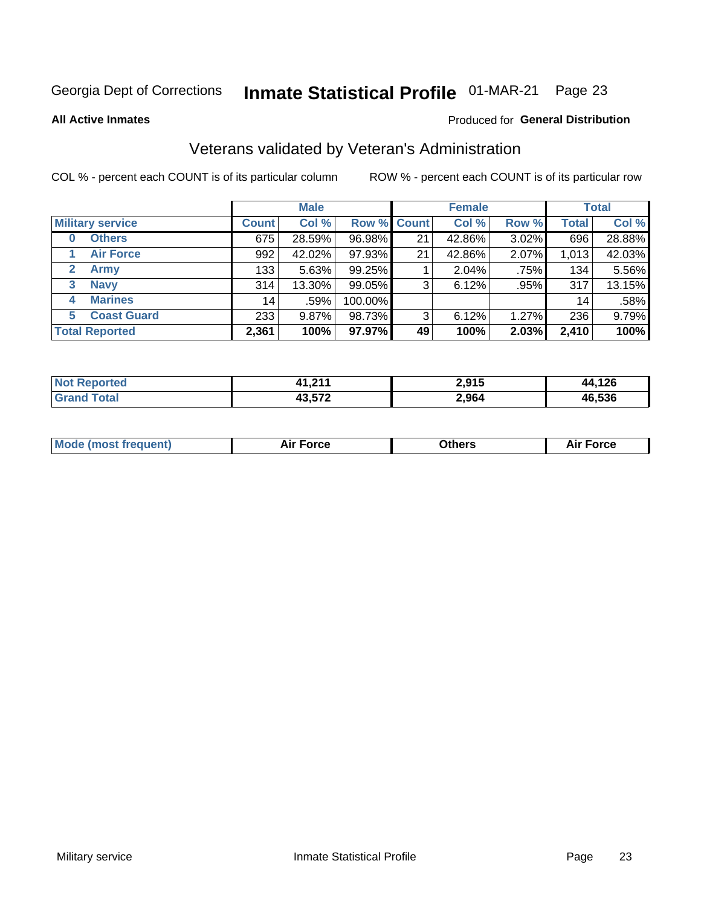Georgia Dept of Corrections **Inmate Statistical Profile** 01-MAR-21

**All Active Inmates**

Produced for **General Distribution**

## Veterans validated by Veteran's Administration

COL % - percent each COUNT is of its particular column

ROW % - percent each COUNT is of its particular row

| Military service | Male | | | Female | | | Total | |
|---|---|---|---|---|---|---|---|---|
| | Count | Col % | Row % | Count | Col % | Row % | Total | Col % |
| 0 Others | 675 | 28.59% | 96.98% | 21 | 42.86% | 3.02% | 696 | 28.88% |
| 1 Air Force | 992 | 42.02% | 97.93% | 21 | 42.86% | 2.07% | 1,013 | 42.03% |
| 2 Army | 133 | 5.63% | 99.25% | 1 | 2.04% | .75% | 134 | 5.56% |
| 3 Navy | 314 | 13.30% | 99.05% | 3 | 6.12% | .95% | 317 | 13.15% |
| 4 Marines | 14 | .59% | 100.00% | | | | 14 | .58% |
| 5 Coast Guard | 233 | 9.87% | 98.73% | 3 | 6.12% | 1.27% | 236 | 9.79% |
| **Total Reported** | **2,361** | **100%** | **97.97%** | **49** | **100%** | **2.03%** | **2,410** | **100%** |

| | Male | Female | Total |
|---|---|---|---|
| Not Reported | 41,211 | 2,915 | 44,126 |
| Grand Total | 43,572 | 2,964 | 46,536 |

| | Male | Female | Total |
|---|---|---|---|
| Mode (most frequent) | Air Force | Others | Air Force |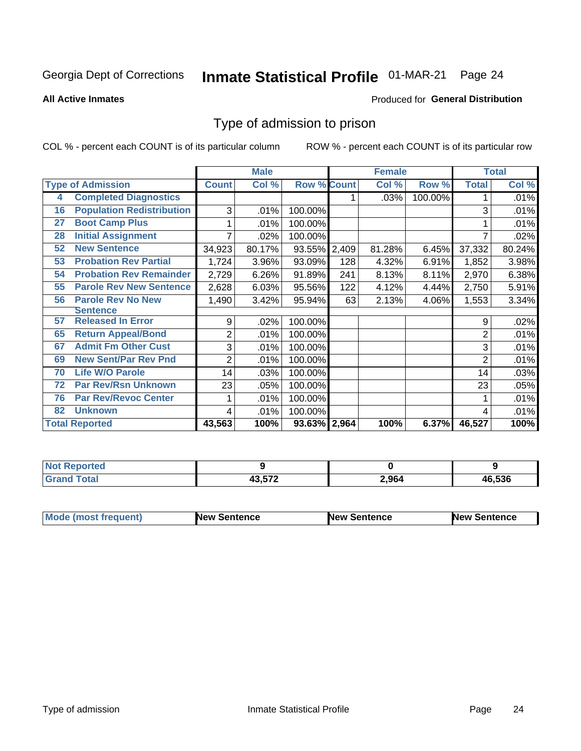Georgia Dept of Corrections **Inmate Statistical Profile** 01-MAR-21

**All Active Inmates**

Produced for **General Distribution**

## Type of admission to prison

COL % - percent each COUNT is of its particular column

ROW % - percent each COUNT is of its particular row

| Type of Admission | | Male | | | Female | | | Total | |
|---|---|---|---|---|---|---|---|---|---|
| | | Count | Col % | Row % | Count | Col % | Row % | Total | Col % |
| 4 | Completed Diagnostics | | | | 1 | .03% | 100.00% | 1 | .01% |
| 16 | Population Redistribution | 3 | .01% | 100.00% | | | | 3 | .01% |
| 27 | Boot Camp Plus | 1 | .01% | 100.00% | | | | 1 | .01% |
| 28 | Initial Assignment | 7 | .02% | 100.00% | | | | 7 | .02% |
| 52 | New Sentence | 34,923 | 80.17% | 93.55% | 2,409 | 81.28% | 6.45% | 37,332 | 80.24% |
| 53 | Probation Rev Partial | 1,724 | 3.96% | 93.09% | 128 | 4.32% | 6.91% | 1,852 | 3.98% |
| 54 | Probation Rev Remainder | 2,729 | 6.26% | 91.89% | 241 | 8.13% | 8.11% | 2,970 | 6.38% |
| 55 | Parole Rev New Sentence | 2,628 | 6.03% | 95.56% | 122 | 4.12% | 4.44% | 2,750 | 5.91% |
| 56 | Parole Rev No New Sentence | 1,490 | 3.42% | 95.94% | 63 | 2.13% | 4.06% | 1,553 | 3.34% |
| 57 | Released In Error | 9 | .02% | 100.00% | | | | 9 | .02% |
| 65 | Return Appeal/Bond | 2 | .01% | 100.00% | | | | 2 | .01% |
| 67 | Admit Fm Other Cust | 3 | .01% | 100.00% | | | | 3 | .01% |
| 69 | New Sent/Par Rev Pnd | 2 | .01% | 100.00% | | | | 2 | .01% |
| 70 | Life W/O Parole | 14 | .03% | 100.00% | | | | 14 | .03% |
| 72 | Par Rev/Rsn Unknown | 23 | .05% | 100.00% | | | | 23 | .05% |
| 76 | Par Rev/Revoc Center | 1 | .01% | 100.00% | | | | 1 | .01% |
| 82 | Unknown | 4 | .01% | 100.00% | | | | 4 | .01% |
| Total Reported | | **43,563** | **100%** | **93.63%** | **2,964** | **100%** | **6.37%** | **46,527** | **100%** |

| | Male | Female | Total |
|---|---|---|---|
| Not Reported | 9 | 0 | 9 |
| Grand Total | 43,572 | 2,964 | 46,536 |

| | Male | Female | Total |
|---|---|---|---|
| Mode (most frequent) | New Sentence | New Sentence | New Sentence |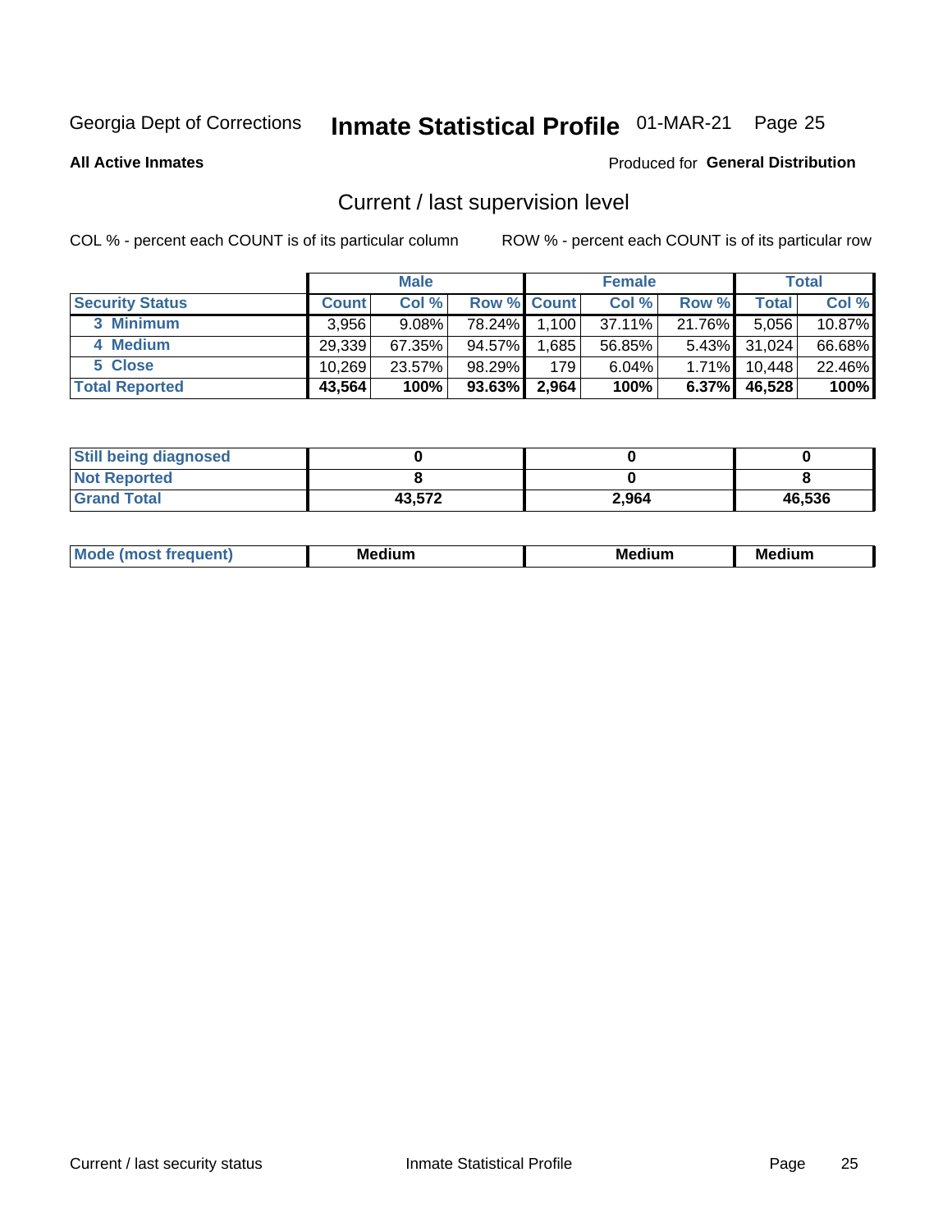Georgia Dept of Corrections **Inmate Statistical Profile** 01-MAR-21

**All Active Inmates**

Produced for **General Distribution**

## Current / last supervision level

COL % - percent each COUNT is of its particular column

ROW % - percent each COUNT is of its particular row

| | Male | | | Female | | | Total | |
|---|---|---|---|---|---|---|---|---|
| **Security Status** | **Count** | **Col %** | **Row %** | **Count** | **Col %** | **Row %** | **Total** | **Col %** |
| 3 Minimum | 3,956 | 9.08% | 78.24% | 1,100 | 37.11% | 21.76% | 5,056 | 10.87% |
| 4 Medium | 29,339 | 67.35% | 94.57% | 1,685 | 56.85% | 5.43% | 31,024 | 66.68% |
| 5 Close | 10,269 | 23.57% | 98.29% | 179 | 6.04% | 1.71% | 10,448 | 22.46% |
| **Total Reported** | **43,564** | **100%** | **93.63%** | **2,964** | **100%** | **6.37%** | **46,528** | **100%** |

| | Male | Female | Total |
|---|---|---|---|
| **Still being diagnosed** | **0** | **0** | **0** |
| **Not Reported** | **8** | **0** | **8** |
| **Grand Total** | **43,572** | **2,964** | **46,536** |

| | Male | Female | Total |
|---|---|---|---|
| **Mode (most frequent)** | **Medium** | **Medium** | **Medium** |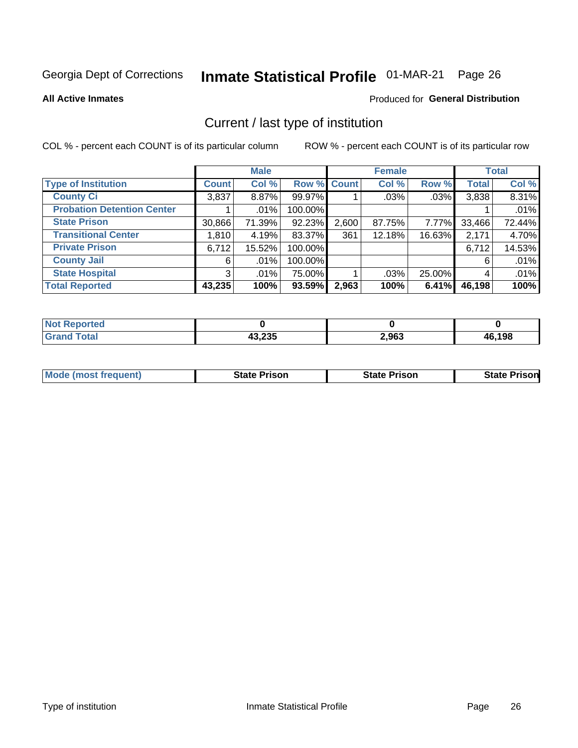Georgia Dept of Corrections **Inmate Statistical Profile** 01-MAR-21

**All Active Inmates**

Produced for **General Distribution**

## Current / last type of institution

COL % - percent each COUNT is of its particular column

ROW % - percent each COUNT is of its particular row

| | Male | | | Female | | | Total | |
|---|---|---|---|---|---|---|---|---|
| **Type of Institution** | **Count** | **Col %** | **Row %** | **Count** | **Col %** | **Row %** | **Total** | **Col %** |
| **County Ci** | 3,837 | 8.87% | 99.97% | 1 | .03% | .03% | 3,838 | 8.31% |
| **Probation Detention Center** | 1 | .01% | 100.00% | | | | 1 | .01% |
| **State Prison** | 30,866 | 71.39% | 92.23% | 2,600 | 87.75% | 7.77% | 33,466 | 72.44% |
| **Transitional Center** | 1,810 | 4.19% | 83.37% | 361 | 12.18% | 16.63% | 2,171 | 4.70% |
| **Private Prison** | 6,712 | 15.52% | 100.00% | | | | 6,712 | 14.53% |
| **County Jail** | 6 | .01% | 100.00% | | | | 6 | .01% |
| **State Hospital** | 3 | .01% | 75.00% | 1 | .03% | 25.00% | 4 | .01% |
| **Total Reported** | **43,235** | **100%** | **93.59%** | **2,963** | **100%** | **6.41%** | **46,198** | **100%** |

| | Male | Female | Total |
|---|---|---|---|
| **Not Reported** | **0** | **0** | **0** |
| **Grand Total** | **43,235** | **2,963** | **46,198** |

| | Male | Female | Total |
|---|---|---|---|
| **Mode (most frequent)** | **State Prison** | **State Prison** | **State Prison** |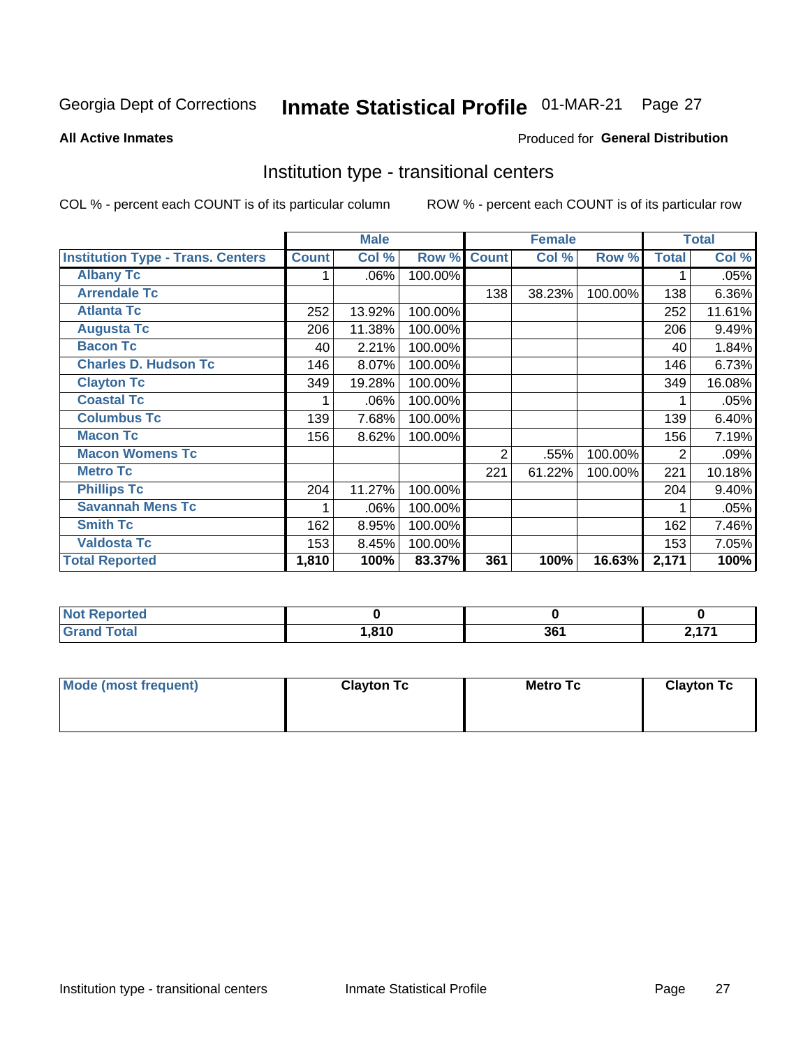Georgia Dept of Corrections **Inmate Statistical Profile** 01-MAR-21

**All Active Inmates**

Produced for **General Distribution**

## Institution type - transitional centers

COL % - percent each COUNT is of its particular column

ROW % - percent each COUNT is of its particular row

| | Male | | | Female | | | Total | |
|---|---|---|---|---|---|---|---|---|
| **Institution Type - Trans. Centers** | **Count** | **Col %** | **Row %** | **Count** | **Col %** | **Row %** | **Total** | **Col %** |
| **Albany Tc** | 1 | .06% | 100.00% | | | | 1 | .05% |
| **Arrendale Tc** | | | | 138 | 38.23% | 100.00% | 138 | 6.36% |
| **Atlanta Tc** | 252 | 13.92% | 100.00% | | | | 252 | 11.61% |
| **Augusta Tc** | 206 | 11.38% | 100.00% | | | | 206 | 9.49% |
| **Bacon Tc** | 40 | 2.21% | 100.00% | | | | 40 | 1.84% |
| **Charles D. Hudson Tc** | 146 | 8.07% | 100.00% | | | | 146 | 6.73% |
| **Clayton Tc** | 349 | 19.28% | 100.00% | | | | 349 | 16.08% |
| **Coastal Tc** | 1 | .06% | 100.00% | | | | 1 | .05% |
| **Columbus Tc** | 139 | 7.68% | 100.00% | | | | 139 | 6.40% |
| **Macon Tc** | 156 | 8.62% | 100.00% | | | | 156 | 7.19% |
| **Macon Womens Tc** | | | | 2 | .55% | 100.00% | 2 | .09% |
| **Metro Tc** | | | | 221 | 61.22% | 100.00% | 221 | 10.18% |
| **Phillips Tc** | 204 | 11.27% | 100.00% | | | | 204 | 9.40% |
| **Savannah Mens Tc** | 1 | .06% | 100.00% | | | | 1 | .05% |
| **Smith Tc** | 162 | 8.95% | 100.00% | | | | 162 | 7.46% |
| **Valdosta Tc** | 153 | 8.45% | 100.00% | | | | 153 | 7.05% |
| **Total Reported** | **1,810** | **100%** | **83.37%** | **361** | **100%** | **16.63%** | **2,171** | **100%** |

| | Male | Female | Total |
|---|---|---|---|
| **Not Reported** | **0** | **0** | **0** |
| **Grand Total** | **1,810** | **361** | **2,171** |

| | Male | Female | Total |
|---|---|---|---|
| **Mode (most frequent)** | **Clayton Tc** | **Metro Tc** | **Clayton Tc** |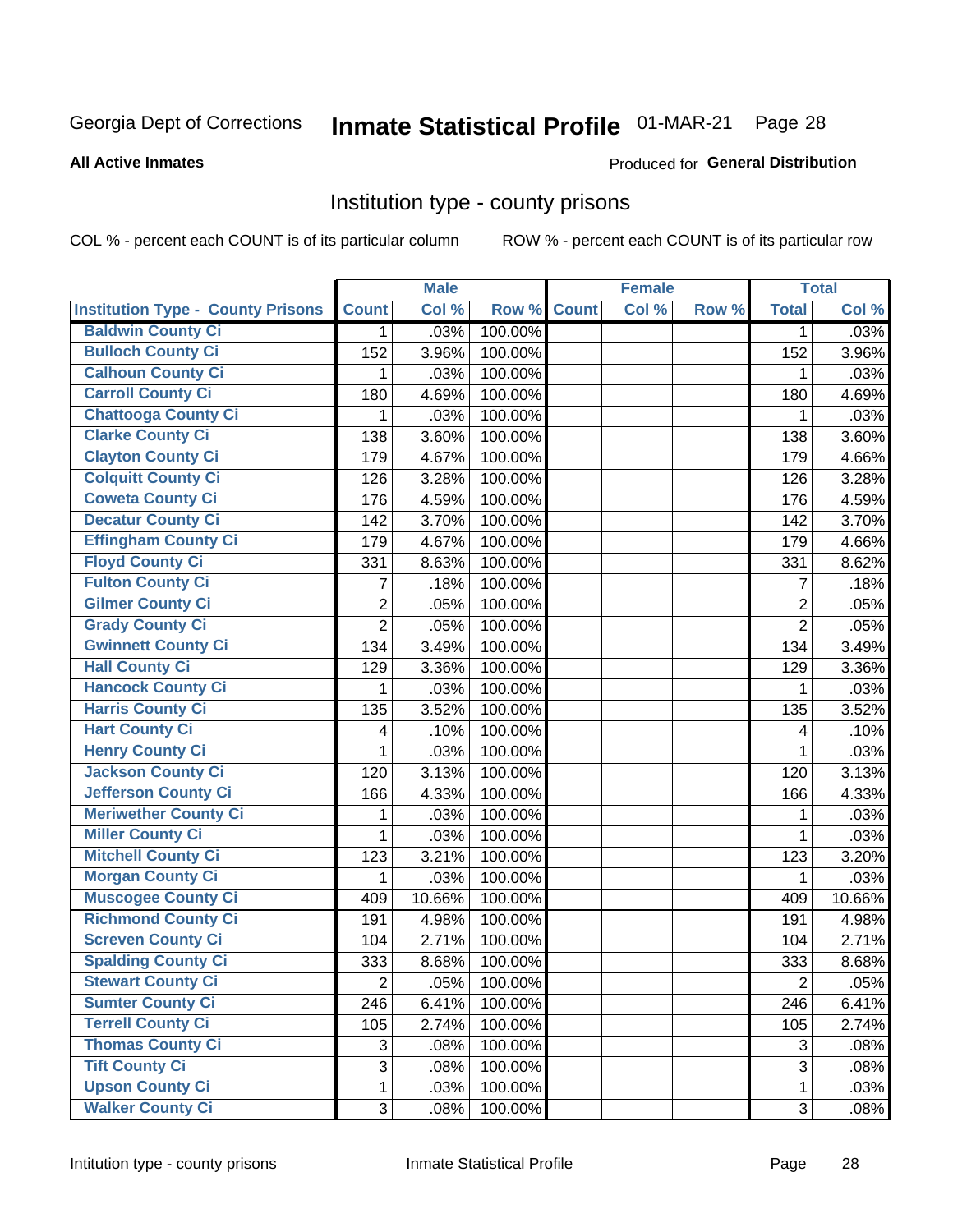Georgia Dept of Corrections **Inmate Statistical Profile** 01-MAR-21

**All Active Inmates**

Produced for **General Distribution**

## Institution type - county prisons

COL % - percent each COUNT is of its particular column ROW % - percent each COUNT is of its particular row

| Institution Type - County Prisons | Male | | | Female | | | Total | |
|---|---|---|---|---|---|---|---|---|
| | Count | Col % | Row % | Count | Col % | Row % | Total | Col % |
| Baldwin County Ci | 1 | .03% | 100.00% | | | | 1 | .03% |
| Bulloch County Ci | 152 | 3.96% | 100.00% | | | | 152 | 3.96% |
| Calhoun County Ci | 1 | .03% | 100.00% | | | | 1 | .03% |
| Carroll County Ci | 180 | 4.69% | 100.00% | | | | 180 | 4.69% |
| Chattooga County Ci | 1 | .03% | 100.00% | | | | 1 | .03% |
| Clarke County Ci | 138 | 3.60% | 100.00% | | | | 138 | 3.60% |
| Clayton County Ci | 179 | 4.67% | 100.00% | | | | 179 | 4.66% |
| Colquitt County Ci | 126 | 3.28% | 100.00% | | | | 126 | 3.28% |
| Coweta County Ci | 176 | 4.59% | 100.00% | | | | 176 | 4.59% |
| Decatur County Ci | 142 | 3.70% | 100.00% | | | | 142 | 3.70% |
| Effingham County Ci | 179 | 4.67% | 100.00% | | | | 179 | 4.66% |
| Floyd County Ci | 331 | 8.63% | 100.00% | | | | 331 | 8.62% |
| Fulton County Ci | 7 | .18% | 100.00% | | | | 7 | .18% |
| Gilmer County Ci | 2 | .05% | 100.00% | | | | 2 | .05% |
| Grady County Ci | 2 | .05% | 100.00% | | | | 2 | .05% |
| Gwinnett County Ci | 134 | 3.49% | 100.00% | | | | 134 | 3.49% |
| Hall County Ci | 129 | 3.36% | 100.00% | | | | 129 | 3.36% |
| Hancock County Ci | 1 | .03% | 100.00% | | | | 1 | .03% |
| Harris County Ci | 135 | 3.52% | 100.00% | | | | 135 | 3.52% |
| Hart County Ci | 4 | .10% | 100.00% | | | | 4 | .10% |
| Henry County Ci | 1 | .03% | 100.00% | | | | 1 | .03% |
| Jackson County Ci | 120 | 3.13% | 100.00% | | | | 120 | 3.13% |
| Jefferson County Ci | 166 | 4.33% | 100.00% | | | | 166 | 4.33% |
| Meriwether County Ci | 1 | .03% | 100.00% | | | | 1 | .03% |
| Miller County Ci | 1 | .03% | 100.00% | | | | 1 | .03% |
| Mitchell County Ci | 123 | 3.21% | 100.00% | | | | 123 | 3.20% |
| Morgan County Ci | 1 | .03% | 100.00% | | | | 1 | .03% |
| Muscogee County Ci | 409 | 10.66% | 100.00% | | | | 409 | 10.66% |
| Richmond County Ci | 191 | 4.98% | 100.00% | | | | 191 | 4.98% |
| Screven County Ci | 104 | 2.71% | 100.00% | | | | 104 | 2.71% |
| Spalding County Ci | 333 | 8.68% | 100.00% | | | | 333 | 8.68% |
| Stewart County Ci | 2 | .05% | 100.00% | | | | 2 | .05% |
| Sumter County Ci | 246 | 6.41% | 100.00% | | | | 246 | 6.41% |
| Terrell County Ci | 105 | 2.74% | 100.00% | | | | 105 | 2.74% |
| Thomas County Ci | 3 | .08% | 100.00% | | | | 3 | .08% |
| Tift County Ci | 3 | .08% | 100.00% | | | | 3 | .08% |
| Upson County Ci | 1 | .03% | 100.00% | | | | 1 | .03% |
| Walker County Ci | 3 | .08% | 100.00% | | | | 3 | .08% |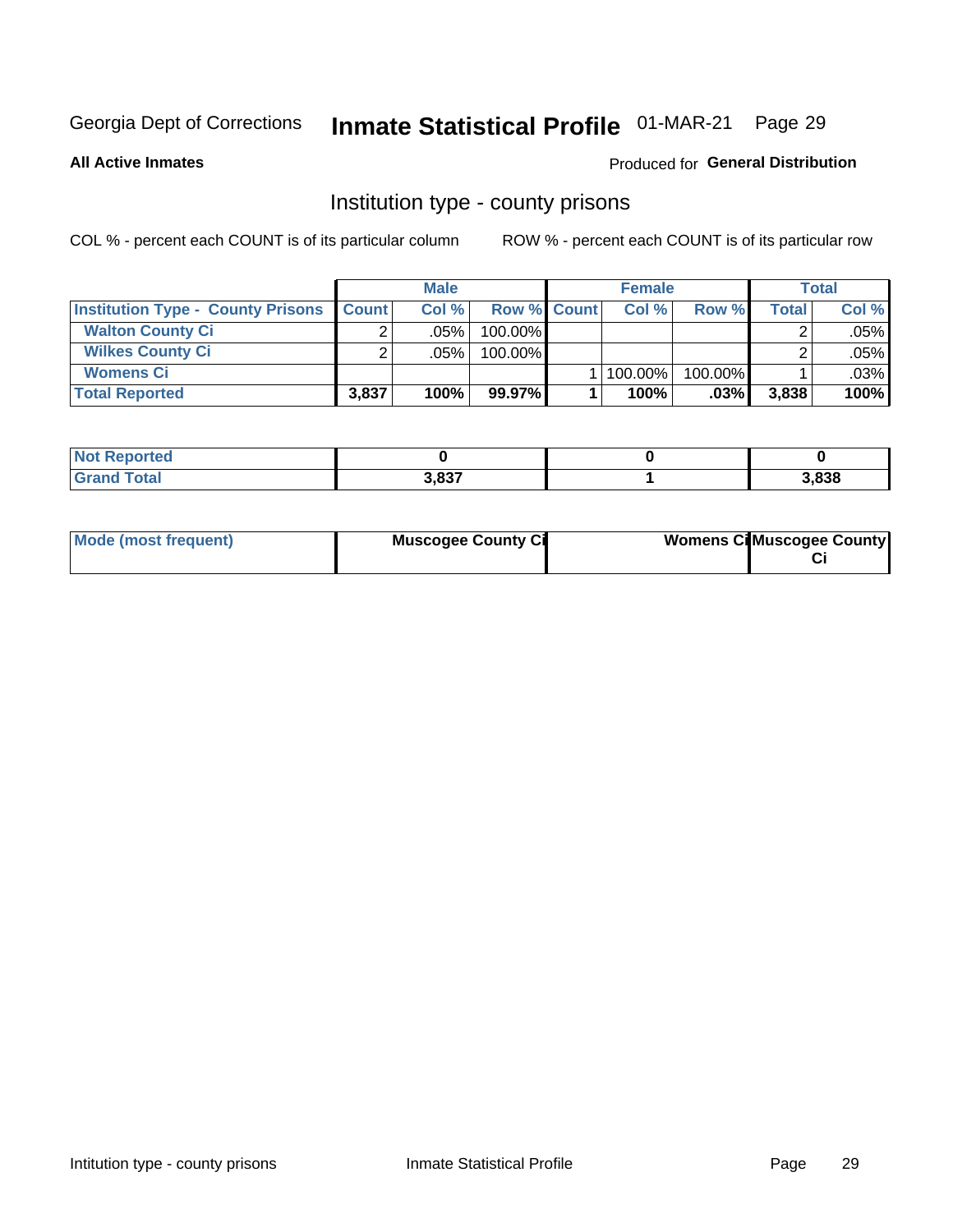# Inmate Statistical Profile

Georgia Dept of Corrections — 01-MAR-21

**All Active Inmates** — Produced for **General Distribution**

## Institution type - county prisons

COL % - percent each COUNT is of its particular column    ROW % - percent each COUNT is of its particular row

| | Male | | | Female | | | Total | |
|---|---|---|---|---|---|---|---|---|
| **Institution Type - County Prisons** | **Count** | **Col %** | **Row %** | **Count** | **Col %** | **Row %** | **Total** | **Col %** |
| **Walton County Ci** | 2 | .05% | 100.00% | | | | 2 | .05% |
| **Wilkes County Ci** | 2 | .05% | 100.00% | | | | 2 | .05% |
| **Womens Ci** | | | | 1 | 100.00% | 100.00% | 1 | .03% |
| **Total Reported** | **3,837** | **100%** | **99.97%** | **1** | **100%** | **.03%** | **3,838** | **100%** |

| | Male | Female | Total |
|---|---|---|---|
| **Not Reported** | **0** | **0** | **0** |
| **Grand Total** | **3,837** | **1** | **3,838** |

| | Male | Female | Total |
|---|---|---|---|
| **Mode (most frequent)** | **Muscogee County Ci** | **Womens Ci** | **Muscogee County Ci** |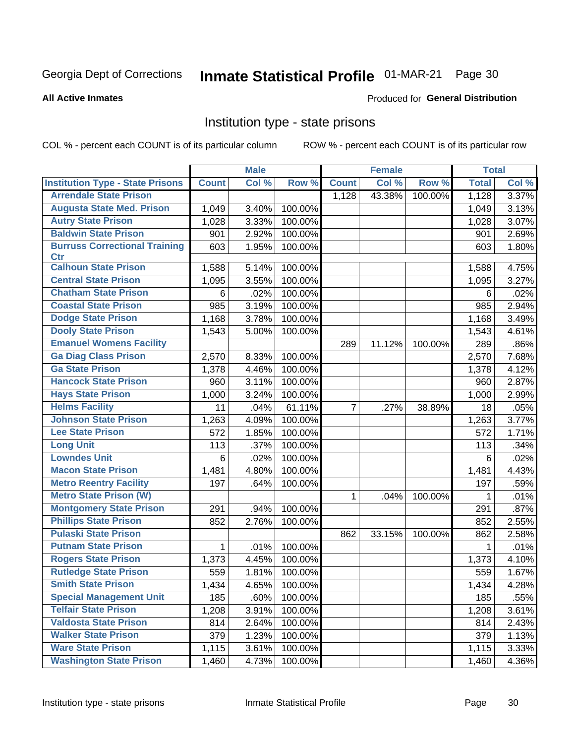Georgia Dept of Corrections **Inmate Statistical Profile** 01-MAR-21

**All Active Inmates**

Produced for **General Distribution**

## Institution type - state prisons

COL % - percent each COUNT is of its particular column

ROW % - percent each COUNT is of its particular row

| | Male | | | Female | | | Total | |
|---|---|---|---|---|---|---|---|---|
| Institution Type - State Prisons | Count | Col % | Row % | Count | Col % | Row % | Total | Col % |
| Arrendale State Prison | | | | 1,128 | 43.38% | 100.00% | 1,128 | 3.37% |
| Augusta State Med. Prison | 1,049 | 3.40% | 100.00% | | | | 1,049 | 3.13% |
| Autry State Prison | 1,028 | 3.33% | 100.00% | | | | 1,028 | 3.07% |
| Baldwin State Prison | 901 | 2.92% | 100.00% | | | | 901 | 2.69% |
| Burruss Correctional Training Ctr | 603 | 1.95% | 100.00% | | | | 603 | 1.80% |
| Calhoun State Prison | 1,588 | 5.14% | 100.00% | | | | 1,588 | 4.75% |
| Central State Prison | 1,095 | 3.55% | 100.00% | | | | 1,095 | 3.27% |
| Chatham State Prison | 6 | .02% | 100.00% | | | | 6 | .02% |
| Coastal State Prison | 985 | 3.19% | 100.00% | | | | 985 | 2.94% |
| Dodge State Prison | 1,168 | 3.78% | 100.00% | | | | 1,168 | 3.49% |
| Dooly State Prison | 1,543 | 5.00% | 100.00% | | | | 1,543 | 4.61% |
| Emanuel Womens Facility | | | | 289 | 11.12% | 100.00% | 289 | .86% |
| Ga Diag Class Prison | 2,570 | 8.33% | 100.00% | | | | 2,570 | 7.68% |
| Ga State Prison | 1,378 | 4.46% | 100.00% | | | | 1,378 | 4.12% |
| Hancock State Prison | 960 | 3.11% | 100.00% | | | | 960 | 2.87% |
| Hays State Prison | 1,000 | 3.24% | 100.00% | | | | 1,000 | 2.99% |
| Helms Facility | 11 | .04% | 61.11% | 7 | .27% | 38.89% | 18 | .05% |
| Johnson State Prison | 1,263 | 4.09% | 100.00% | | | | 1,263 | 3.77% |
| Lee State Prison | 572 | 1.85% | 100.00% | | | | 572 | 1.71% |
| Long Unit | 113 | .37% | 100.00% | | | | 113 | .34% |
| Lowndes Unit | 6 | .02% | 100.00% | | | | 6 | .02% |
| Macon State Prison | 1,481 | 4.80% | 100.00% | | | | 1,481 | 4.43% |
| Metro Reentry Facility | 197 | .64% | 100.00% | | | | 197 | .59% |
| Metro State Prison (W) | | | | 1 | .04% | 100.00% | 1 | .01% |
| Montgomery State Prison | 291 | .94% | 100.00% | | | | 291 | .87% |
| Phillips State Prison | 852 | 2.76% | 100.00% | | | | 852 | 2.55% |
| Pulaski State Prison | | | | 862 | 33.15% | 100.00% | 862 | 2.58% |
| Putnam State Prison | 1 | .01% | 100.00% | | | | 1 | .01% |
| Rogers State Prison | 1,373 | 4.45% | 100.00% | | | | 1,373 | 4.10% |
| Rutledge State Prison | 559 | 1.81% | 100.00% | | | | 559 | 1.67% |
| Smith State Prison | 1,434 | 4.65% | 100.00% | | | | 1,434 | 4.28% |
| Special Management Unit | 185 | .60% | 100.00% | | | | 185 | .55% |
| Telfair State Prison | 1,208 | 3.91% | 100.00% | | | | 1,208 | 3.61% |
| Valdosta State Prison | 814 | 2.64% | 100.00% | | | | 814 | 2.43% |
| Walker State Prison | 379 | 1.23% | 100.00% | | | | 379 | 1.13% |
| Ware State Prison | 1,115 | 3.61% | 100.00% | | | | 1,115 | 3.33% |
| Washington State Prison | 1,460 | 4.73% | 100.00% | | | | 1,460 | 4.36% |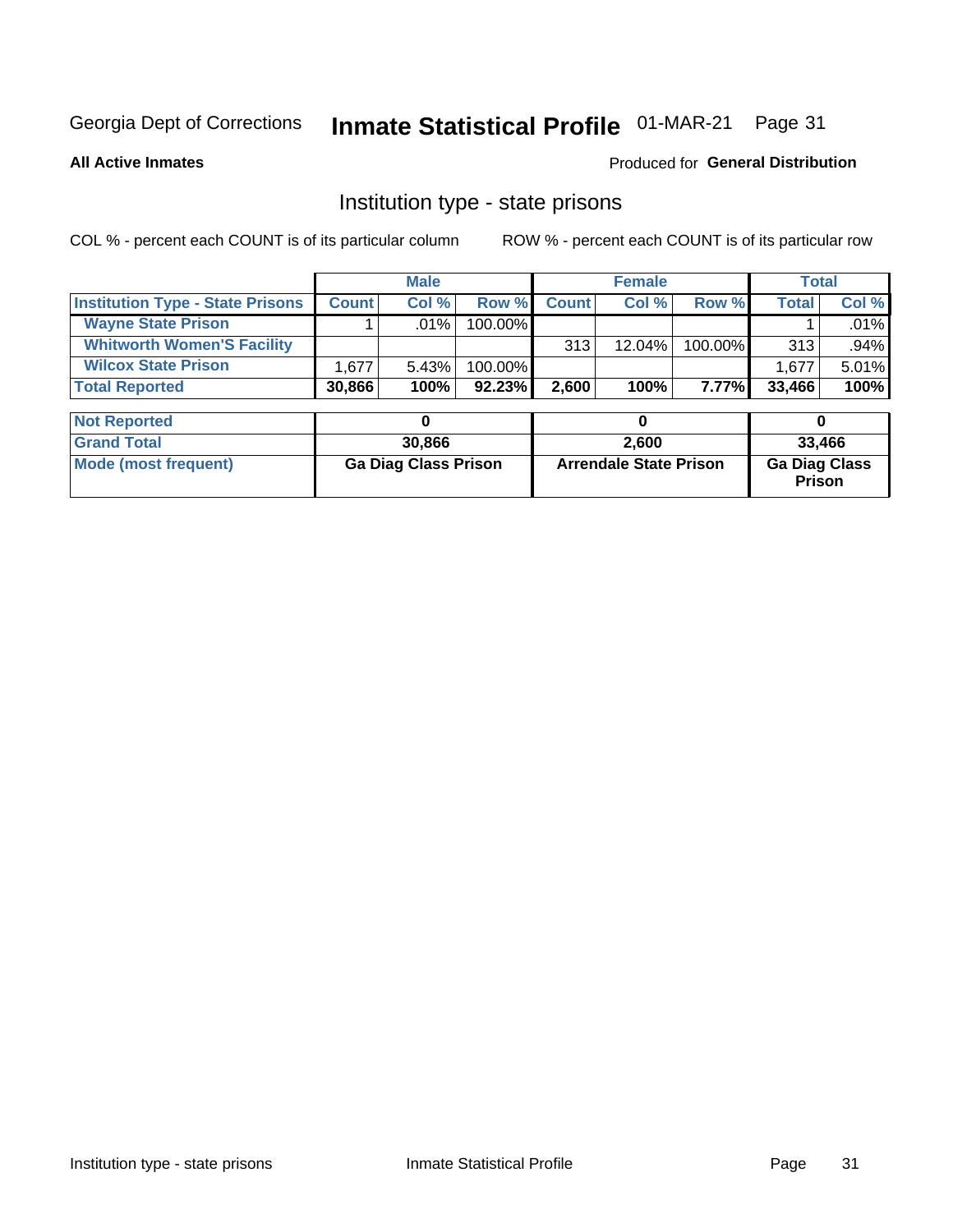Georgia Dept of Corrections **Inmate Statistical Profile** 01-MAR-21

**All Active Inmates**

Produced for **General Distribution**

## Institution type - state prisons

COL % - percent each COUNT is of its particular column ROW % - percent each COUNT is of its particular row

| | Male | | | Female | | | Total | |
|---|---|---|---|---|---|---|---|---|
| **Institution Type - State Prisons** | **Count** | **Col %** | **Row %** | **Count** | **Col %** | **Row %** | **Total** | **Col %** |
| **Wayne State Prison** | 1 | .01% | 100.00% | | | | 1 | .01% |
| **Whitworth Women'S Facility** | | | | 313 | 12.04% | 100.00% | 313 | .94% |
| **Wilcox State Prison** | 1,677 | 5.43% | 100.00% | | | | 1,677 | 5.01% |
| **Total Reported** | **30,866** | **100%** | **92.23%** | **2,600** | **100%** | **7.77%** | **33,466** | **100%** |

| | Male | Female | Total |
|---|---|---|---|
| **Not Reported** | **0** | **0** | **0** |
| **Grand Total** | **30,866** | **2,600** | **33,466** |
| **Mode (most frequent)** | **Ga Diag Class Prison** | **Arrendale State Prison** | **Ga Diag Class Prison** |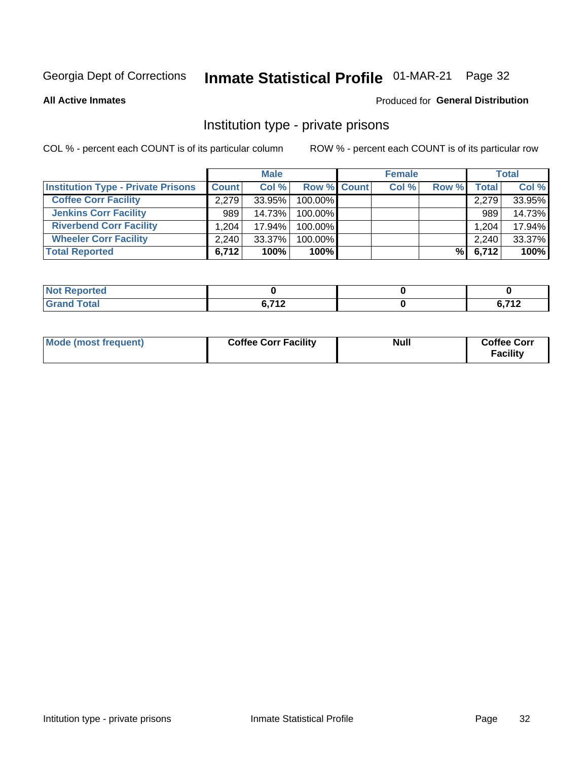Georgia Dept of Corrections **Inmate Statistical Profile** 01-MAR-21 Page 32

**All Active Inmates**

Produced for **General Distribution**

## Institution type - private prisons

COL % - percent each COUNT is of its particular column

ROW % - percent each COUNT is of its particular row

| | Male | | | Female | | | Total | |
|---|---|---|---|---|---|---|---|---|
| **Institution Type - Private Prisons** | **Count** | **Col %** | **Row %** | **Count** | **Col %** | **Row %** | **Total** | **Col %** |
| **Coffee Corr Facility** | 2,279 | 33.95% | 100.00% | | | | 2,279 | 33.95% |
| **Jenkins Corr Facility** | 989 | 14.73% | 100.00% | | | | 989 | 14.73% |
| **Riverbend Corr Facility** | 1,204 | 17.94% | 100.00% | | | | 1,204 | 17.94% |
| **Wheeler Corr Facility** | 2,240 | 33.37% | 100.00% | | | | 2,240 | 33.37% |
| **Total Reported** | **6,712** | **100%** | **100%** | | | **%** | **6,712** | **100%** |

| | Male | Female | Total |
|---|---|---|---|
| **Not Reported** | **0** | **0** | **0** |
| **Grand Total** | **6,712** | **0** | **6,712** |

| | Male | Female | Total |
|---|---|---|---|
| **Mode (most frequent)** | **Coffee Corr Facility** | **Null** | **Coffee Corr Facility** |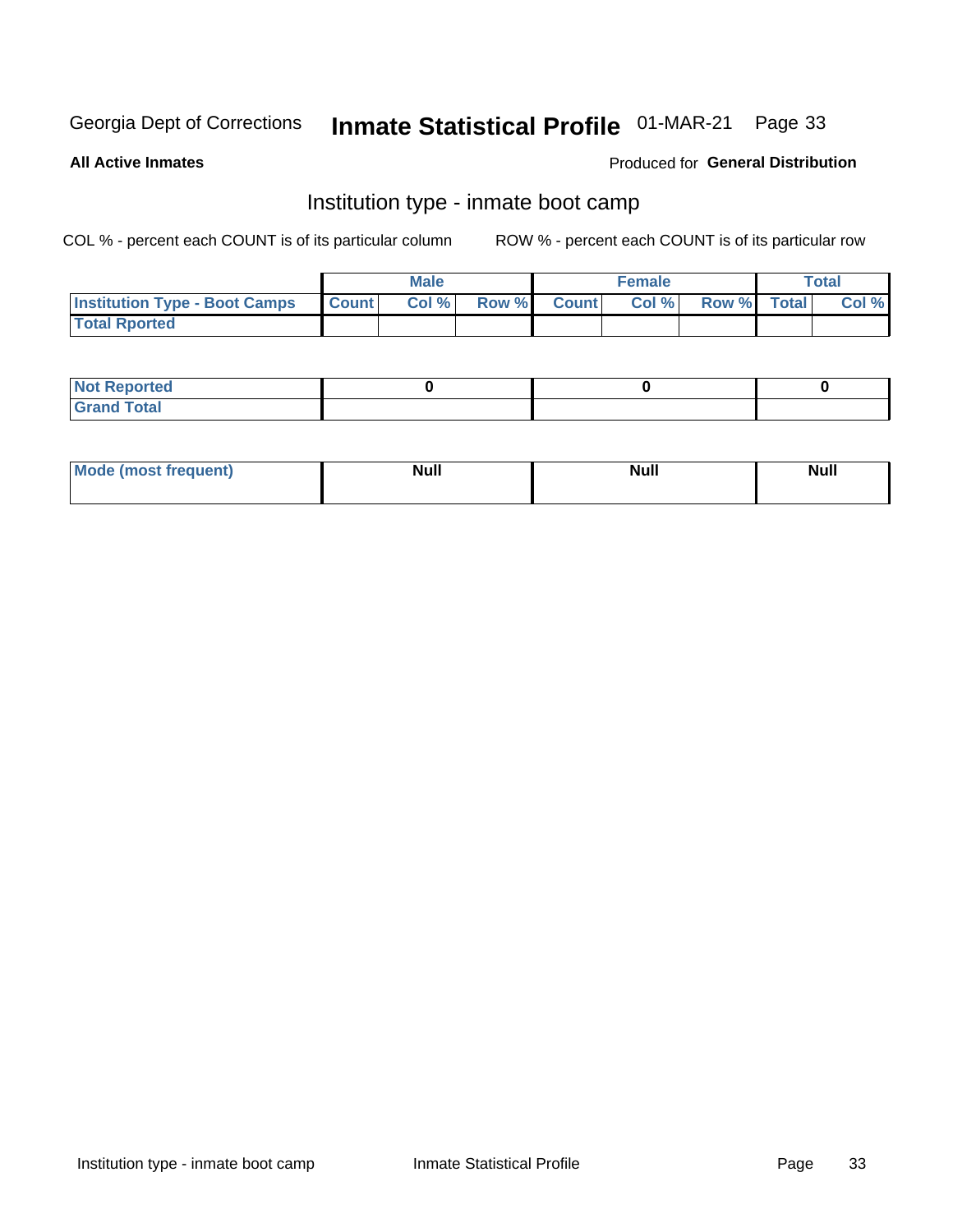Georgia Dept of Corrections **Inmate Statistical Profile** 01-MAR-21

**All Active Inmates**

Produced for **General Distribution**

## Institution type - inmate boot camp

COL % - percent each COUNT is of its particular column

ROW % - percent each COUNT is of its particular row

| | Male | | | Female | | | Total | |
|---|---|---|---|---|---|---|---|---|
| **Institution Type - Boot Camps** | **Count** | **Col %** | **Row %** | **Count** | **Col %** | **Row %** | **Total** | **Col %** |
| **Total Rported** | | | | | | | | |

| | Male | Female | Total |
|---|---|---|---|
| **Not Reported** | 0 | 0 | 0 |
| **Grand Total** | | | |

| | Male | Female | Total |
|---|---|---|---|
| **Mode (most frequent)** | Null | Null | Null |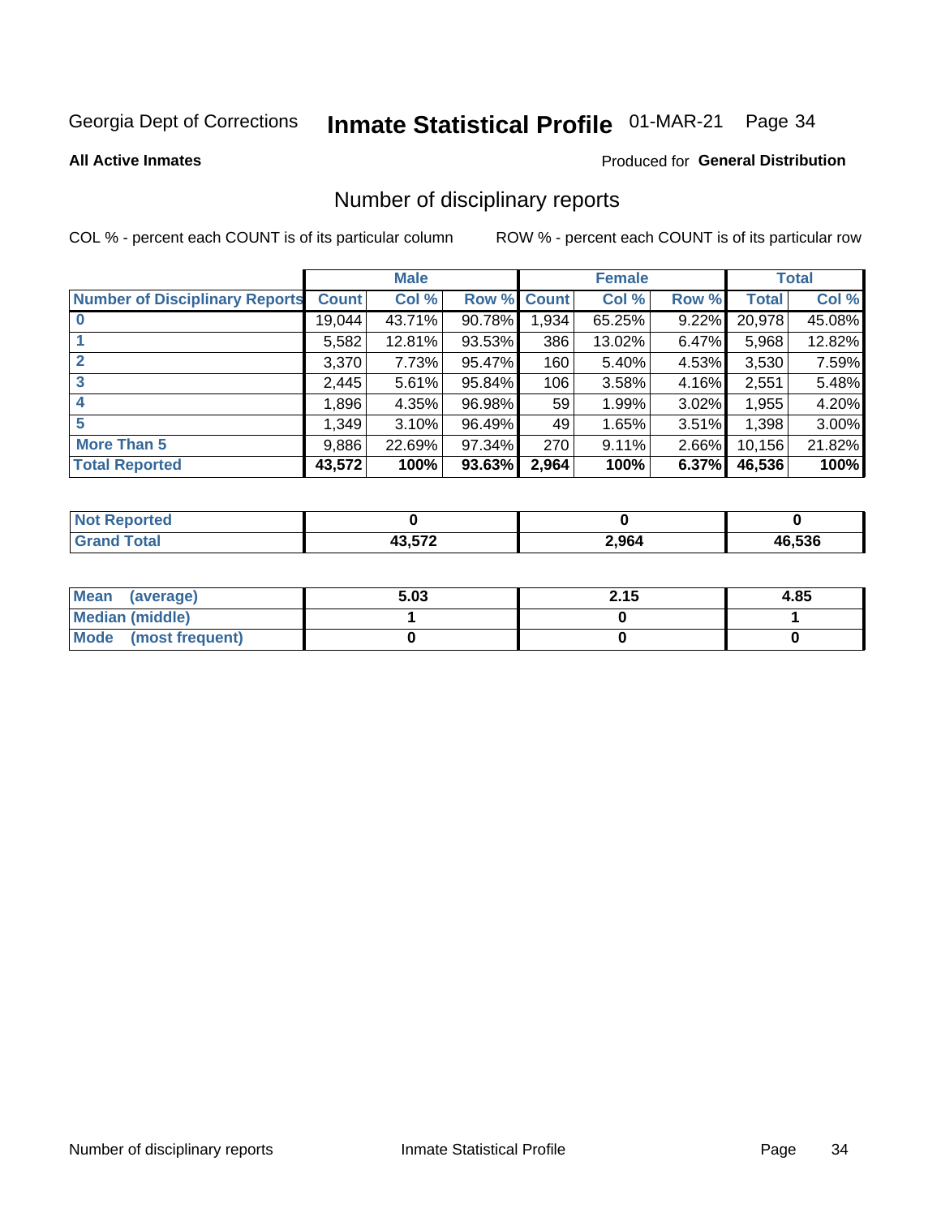Georgia Dept of Corrections **Inmate Statistical Profile** 01-MAR-21

**All Active Inmates**

Produced for **General Distribution**

## Number of disciplinary reports

COL % - percent each COUNT is of its particular column        ROW % - percent each COUNT is of its particular row

| | Male | | | Female | | | Total | |
|---|---|---|---|---|---|---|---|---|
| **Number of Disciplinary Reports** | **Count** | **Col %** | **Row %** | **Count** | **Col %** | **Row %** | **Total** | **Col %** |
| **0** | 19,044 | 43.71% | 90.78% | 1,934 | 65.25% | 9.22% | 20,978 | 45.08% |
| **1** | 5,582 | 12.81% | 93.53% | 386 | 13.02% | 6.47% | 5,968 | 12.82% |
| **2** | 3,370 | 7.73% | 95.47% | 160 | 5.40% | 4.53% | 3,530 | 7.59% |
| **3** | 2,445 | 5.61% | 95.84% | 106 | 3.58% | 4.16% | 2,551 | 5.48% |
| **4** | 1,896 | 4.35% | 96.98% | 59 | 1.99% | 3.02% | 1,955 | 4.20% |
| **5** | 1,349 | 3.10% | 96.49% | 49 | 1.65% | 3.51% | 1,398 | 3.00% |
| **More Than 5** | 9,886 | 22.69% | 97.34% | 270 | 9.11% | 2.66% | 10,156 | 21.82% |
| **Total Reported** | **43,572** | **100%** | **93.63%** | **2,964** | **100%** | **6.37%** | **46,536** | **100%** |

| | Male | Female | Total |
|---|---|---|---|
| **Not Reported** | **0** | **0** | **0** |
| **Grand Total** | **43,572** | **2,964** | **46,536** |

| | Male | Female | Total |
|---|---|---|---|
| **Mean (average)** | **5.03** | **2.15** | **4.85** |
| **Median (middle)** | **1** | **0** | **1** |
| **Mode (most frequent)** | **0** | **0** | **0** |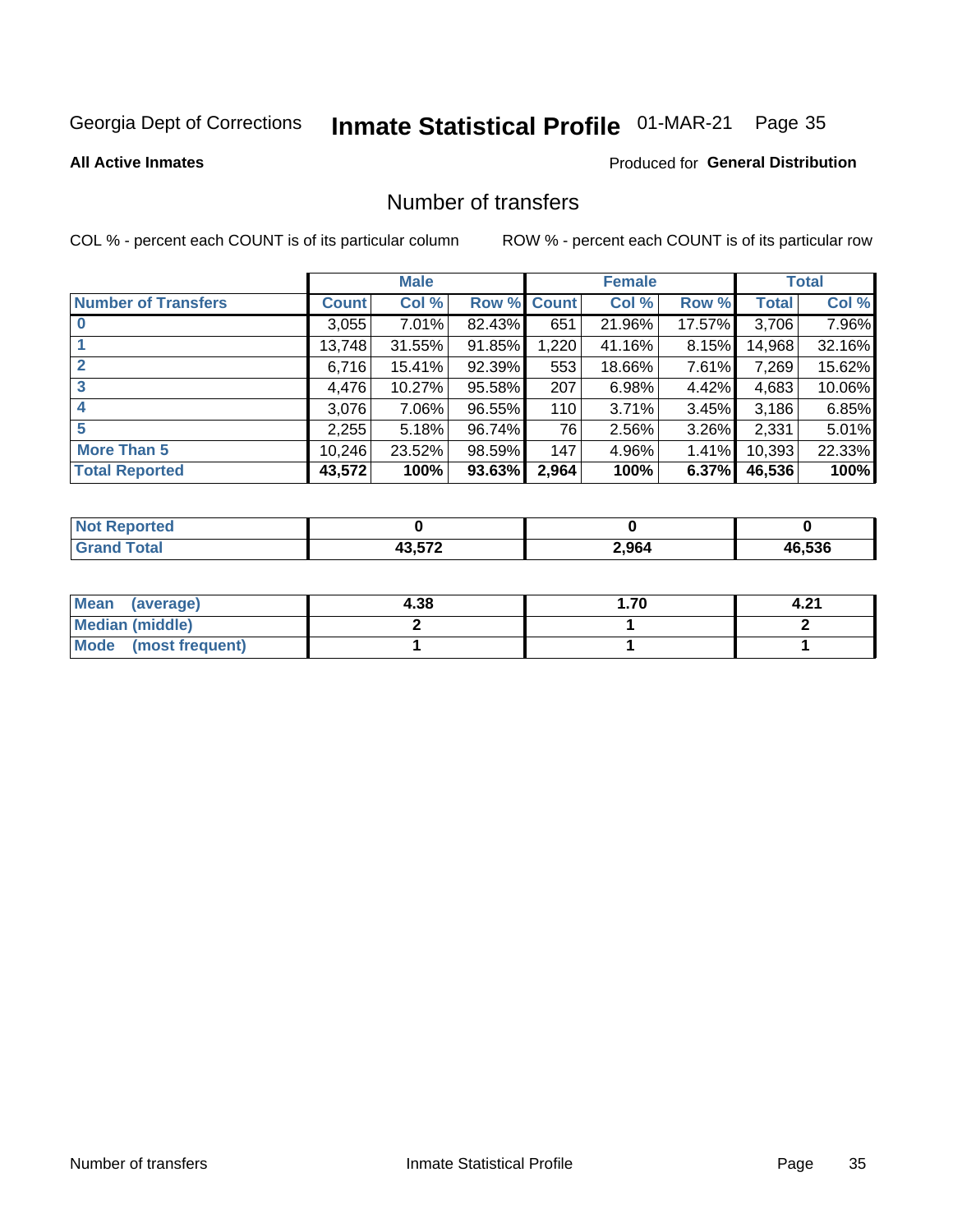Georgia Dept of Corrections **Inmate Statistical Profile** 01-MAR-21

**All Active Inmates**

Produced for **General Distribution**

## Number of transfers

COL % - percent each COUNT is of its particular column

ROW % - percent each COUNT is of its particular row

| | Male | | | Female | | | Total | |
|---|---|---|---|---|---|---|---|---|
| **Number of Transfers** | **Count** | **Col %** | **Row %** | **Count** | **Col %** | **Row %** | **Total** | **Col %** |
| **0** | 3,055 | 7.01% | 82.43% | 651 | 21.96% | 17.57% | 3,706 | 7.96% |
| **1** | 13,748 | 31.55% | 91.85% | 1,220 | 41.16% | 8.15% | 14,968 | 32.16% |
| **2** | 6,716 | 15.41% | 92.39% | 553 | 18.66% | 7.61% | 7,269 | 15.62% |
| **3** | 4,476 | 10.27% | 95.58% | 207 | 6.98% | 4.42% | 4,683 | 10.06% |
| **4** | 3,076 | 7.06% | 96.55% | 110 | 3.71% | 3.45% | 3,186 | 6.85% |
| **5** | 2,255 | 5.18% | 96.74% | 76 | 2.56% | 3.26% | 2,331 | 5.01% |
| **More Than 5** | 10,246 | 23.52% | 98.59% | 147 | 4.96% | 1.41% | 10,393 | 22.33% |
| **Total Reported** | **43,572** | **100%** | **93.63%** | **2,964** | **100%** | **6.37%** | **46,536** | **100%** |

| | Male | Female | Total |
|---|---|---|---|
| **Not Reported** | **0** | **0** | **0** |
| **Grand Total** | **43,572** | **2,964** | **46,536** |

| | Male | Female | Total |
|---|---|---|---|
| **Mean (average)** | **4.38** | **1.70** | **4.21** |
| **Median (middle)** | **2** | **1** | **2** |
| **Mode (most frequent)** | **1** | **1** | **1** |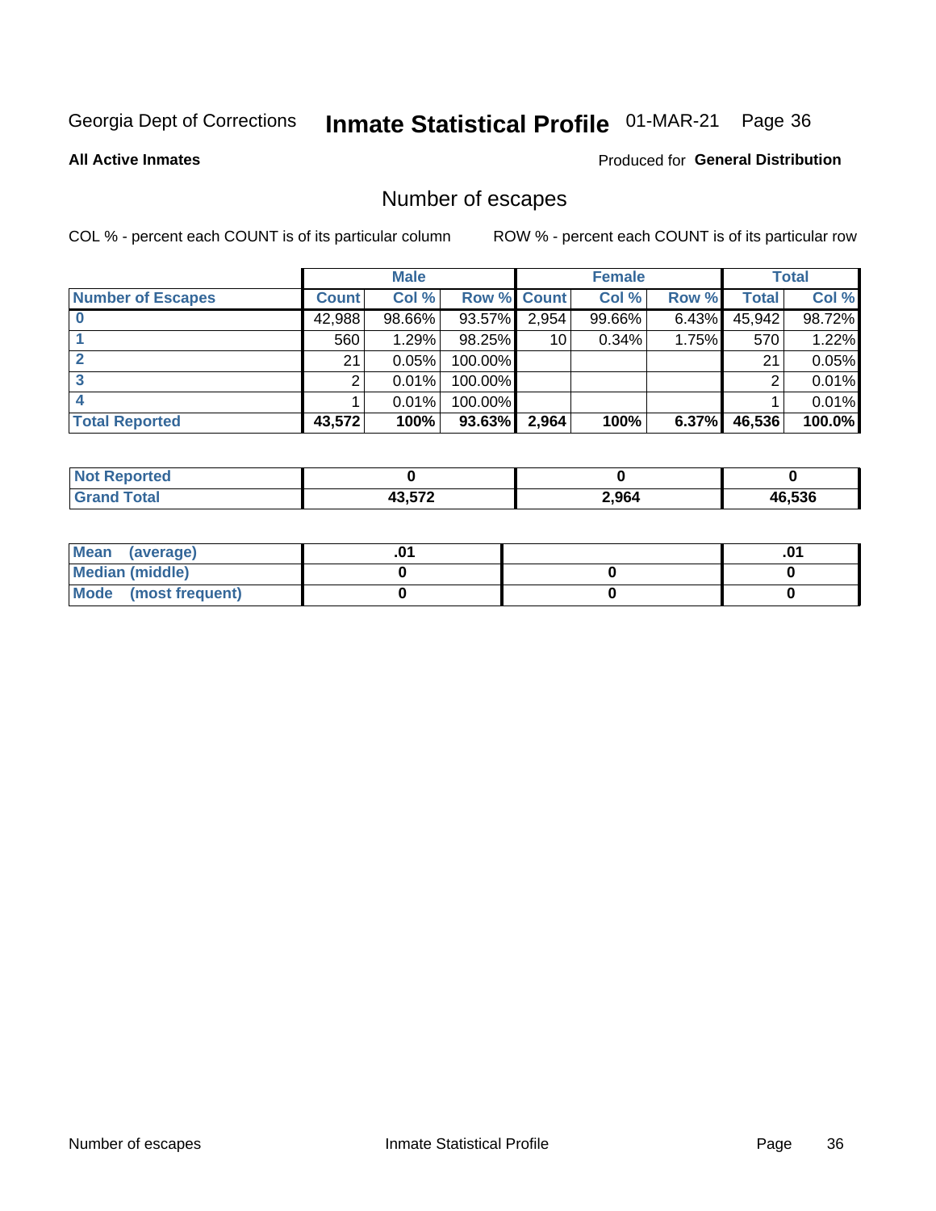Georgia Dept of Corrections **Inmate Statistical Profile** 01-MAR-21

**All Active Inmates**

Produced for **General Distribution**

## Number of escapes

COL % - percent each COUNT is of its particular column

ROW % - percent each COUNT is of its particular row

| | Male | | | Female | | | Total | |
|---|---|---|---|---|---|---|---|---|
| **Number of Escapes** | **Count** | **Col %** | **Row %** | **Count** | **Col %** | **Row %** | **Total** | **Col %** |
| **0** | 42,988 | 98.66% | 93.57% | 2,954 | 99.66% | 6.43% | 45,942 | 98.72% |
| **1** | 560 | 1.29% | 98.25% | 10 | 0.34% | 1.75% | 570 | 1.22% |
| **2** | 21 | 0.05% | 100.00% | | | | 21 | 0.05% |
| **3** | 2 | 0.01% | 100.00% | | | | 2 | 0.01% |
| **4** | 1 | 0.01% | 100.00% | | | | 1 | 0.01% |
| **Total Reported** | **43,572** | **100%** | **93.63%** | **2,964** | **100%** | **6.37%** | **46,536** | **100.0%** |

| | Male | Female | Total |
|---|---|---|---|
| **Not Reported** | **0** | **0** | **0** |
| **Grand Total** | **43,572** | **2,964** | **46,536** |

| | Male | Female | Total |
|---|---|---|---|
| **Mean (average)** | **.01** | | **.01** |
| **Median (middle)** | **0** | **0** | **0** |
| **Mode (most frequent)** | **0** | **0** | **0** |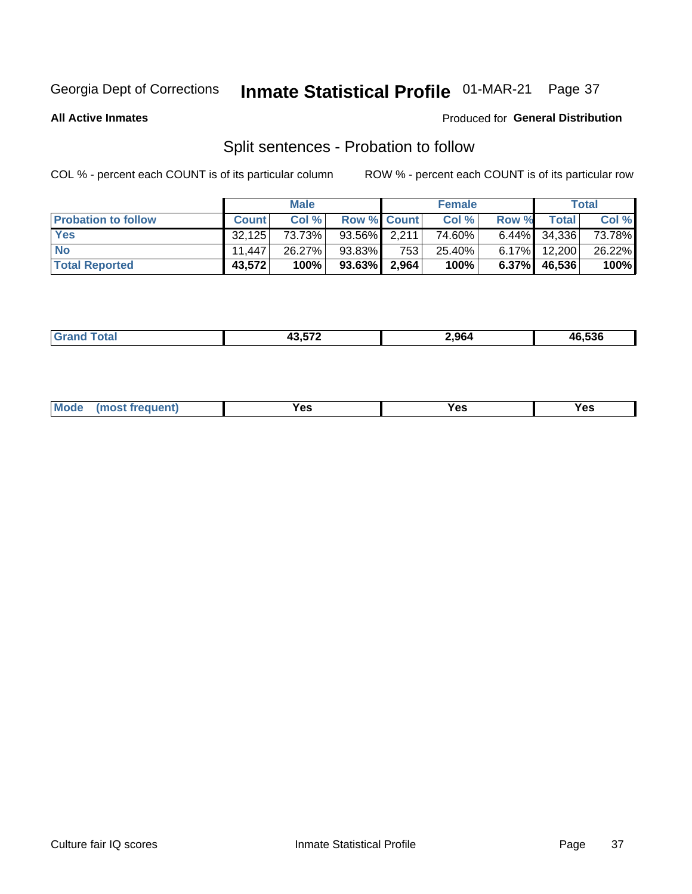Georgia Dept of Corrections **Inmate Statistical Profile** 01-MAR-21

**All Active Inmates**

Produced for **General Distribution**

## Split sentences - Probation to follow

COL % - percent each COUNT is of its particular column

ROW % - percent each COUNT is of its particular row

| | Male | | | Female | | | Total | |
|---|---|---|---|---|---|---|---|---|
| **Probation to follow** | **Count** | **Col %** | **Row %** | **Count** | **Col %** | **Row %** | **Total** | **Col %** |
| **Yes** | 32,125 | 73.73% | 93.56% | 2,211 | 74.60% | 6.44% | 34,336 | 73.78% |
| **No** | 11,447 | 26.27% | 93.83% | 753 | 25.40% | 6.17% | 12,200 | 26.22% |
| **Total Reported** | **43,572** | **100%** | **93.63%** | **2,964** | **100%** | **6.37%** | **46,536** | **100%** |

| | | | |
|---|---|---|---|
| **Grand Total** | **43,572** | **2,964** | **46,536** |

| | | | |
|---|---|---|---|
| **Mode (most frequent)** | **Yes** | **Yes** | **Yes** |

Culture fair IQ scores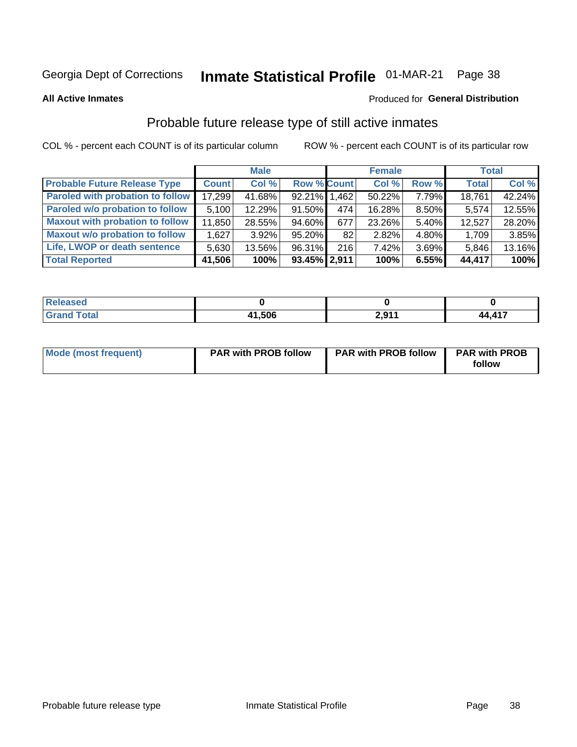Georgia Dept of Corrections **Inmate Statistical Profile** 01-MAR-21

**All Active Inmates** Produced for **General Distribution**

## Probable future release type of still active inmates

COL % - percent each COUNT is of its particular column ROW % - percent each COUNT is of its particular row

| | Male | | | Female | | | Total | |
|---|---|---|---|---|---|---|---|---|
| **Probable Future Release Type** | **Count** | **Col %** | **Row %** | **Count** | **Col %** | **Row %** | **Total** | **Col %** |
| **Paroled with probation to follow** | 17,299 | 41.68% | 92.21% | 1,462 | 50.22% | 7.79% | 18,761 | 42.24% |
| **Paroled w/o probation to follow** | 5,100 | 12.29% | 91.50% | 474 | 16.28% | 8.50% | 5,574 | 12.55% |
| **Maxout with probation to follow** | 11,850 | 28.55% | 94.60% | 677 | 23.26% | 5.40% | 12,527 | 28.20% |
| **Maxout w/o probation to follow** | 1,627 | 3.92% | 95.20% | 82 | 2.82% | 4.80% | 1,709 | 3.85% |
| **Life, LWOP or death sentence** | 5,630 | 13.56% | 96.31% | 216 | 7.42% | 3.69% | 5,846 | 13.16% |
| **Total Reported** | **41,506** | **100%** | **93.45%** | **2,911** | **100%** | **6.55%** | **44,417** | **100%** |

| | Male | Female | Total |
|---|---|---|---|
| **Released** | **0** | **0** | **0** |
| **Grand Total** | **41,506** | **2,911** | **44,417** |

| | Male | Female | Total |
|---|---|---|---|
| **Mode (most frequent)** | **PAR with PROB follow** | **PAR with PROB follow** | **PAR with PROB follow** |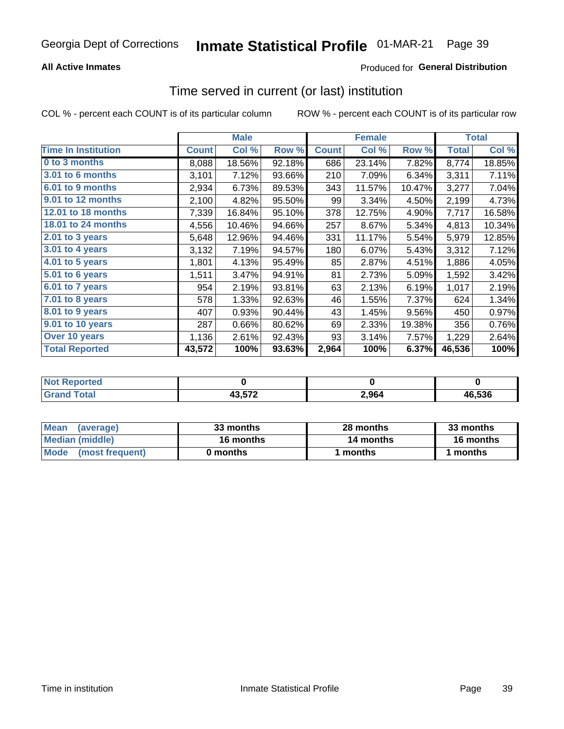Georgia Dept of Corrections **Inmate Statistical Profile** 01-MAR-21

**All Active Inmates**

Produced for **General Distribution**

## Time served in current (or last) institution

COL % - percent each COUNT is of its particular column ROW % - percent each COUNT is of its particular row

| | Male | | | Female | | | Total | |
|---|---|---|---|---|---|---|---|---|
| **Time In Institution** | **Count** | **Col %** | **Row %** | **Count** | **Col %** | **Row %** | **Total** | **Col %** |
| **0 to 3 months** | 8,088 | 18.56% | 92.18% | 686 | 23.14% | 7.82% | 8,774 | 18.85% |
| **3.01 to 6 months** | 3,101 | 7.12% | 93.66% | 210 | 7.09% | 6.34% | 3,311 | 7.11% |
| **6.01 to 9 months** | 2,934 | 6.73% | 89.53% | 343 | 11.57% | 10.47% | 3,277 | 7.04% |
| **9.01 to 12 months** | 2,100 | 4.82% | 95.50% | 99 | 3.34% | 4.50% | 2,199 | 4.73% |
| **12.01 to 18 months** | 7,339 | 16.84% | 95.10% | 378 | 12.75% | 4.90% | 7,717 | 16.58% |
| **18.01 to 24 months** | 4,556 | 10.46% | 94.66% | 257 | 8.67% | 5.34% | 4,813 | 10.34% |
| **2.01 to 3 years** | 5,648 | 12.96% | 94.46% | 331 | 11.17% | 5.54% | 5,979 | 12.85% |
| **3.01 to 4 years** | 3,132 | 7.19% | 94.57% | 180 | 6.07% | 5.43% | 3,312 | 7.12% |
| **4.01 to 5 years** | 1,801 | 4.13% | 95.49% | 85 | 2.87% | 4.51% | 1,886 | 4.05% |
| **5.01 to 6 years** | 1,511 | 3.47% | 94.91% | 81 | 2.73% | 5.09% | 1,592 | 3.42% |
| **6.01 to 7 years** | 954 | 2.19% | 93.81% | 63 | 2.13% | 6.19% | 1,017 | 2.19% |
| **7.01 to 8 years** | 578 | 1.33% | 92.63% | 46 | 1.55% | 7.37% | 624 | 1.34% |
| **8.01 to 9 years** | 407 | 0.93% | 90.44% | 43 | 1.45% | 9.56% | 450 | 0.97% |
| **9.01 to 10 years** | 287 | 0.66% | 80.62% | 69 | 2.33% | 19.38% | 356 | 0.76% |
| **Over 10 years** | 1,136 | 2.61% | 92.43% | 93 | 3.14% | 7.57% | 1,229 | 2.64% |
| **Total Reported** | **43,572** | **100%** | **93.63%** | **2,964** | **100%** | **6.37%** | **46,536** | **100%** |

| | Male | Female | Total |
|---|---|---|---|
| **Not Reported** | **0** | **0** | **0** |
| **Grand Total** | **43,572** | **2,964** | **46,536** |

| | Male | Female | Total |
|---|---|---|---|
| **Mean (average)** | **33 months** | **28 months** | **33 months** |
| **Median (middle)** | **16 months** | **14 months** | **16 months** |
| **Mode (most frequent)** | **0 months** | **1 months** | **1 months** |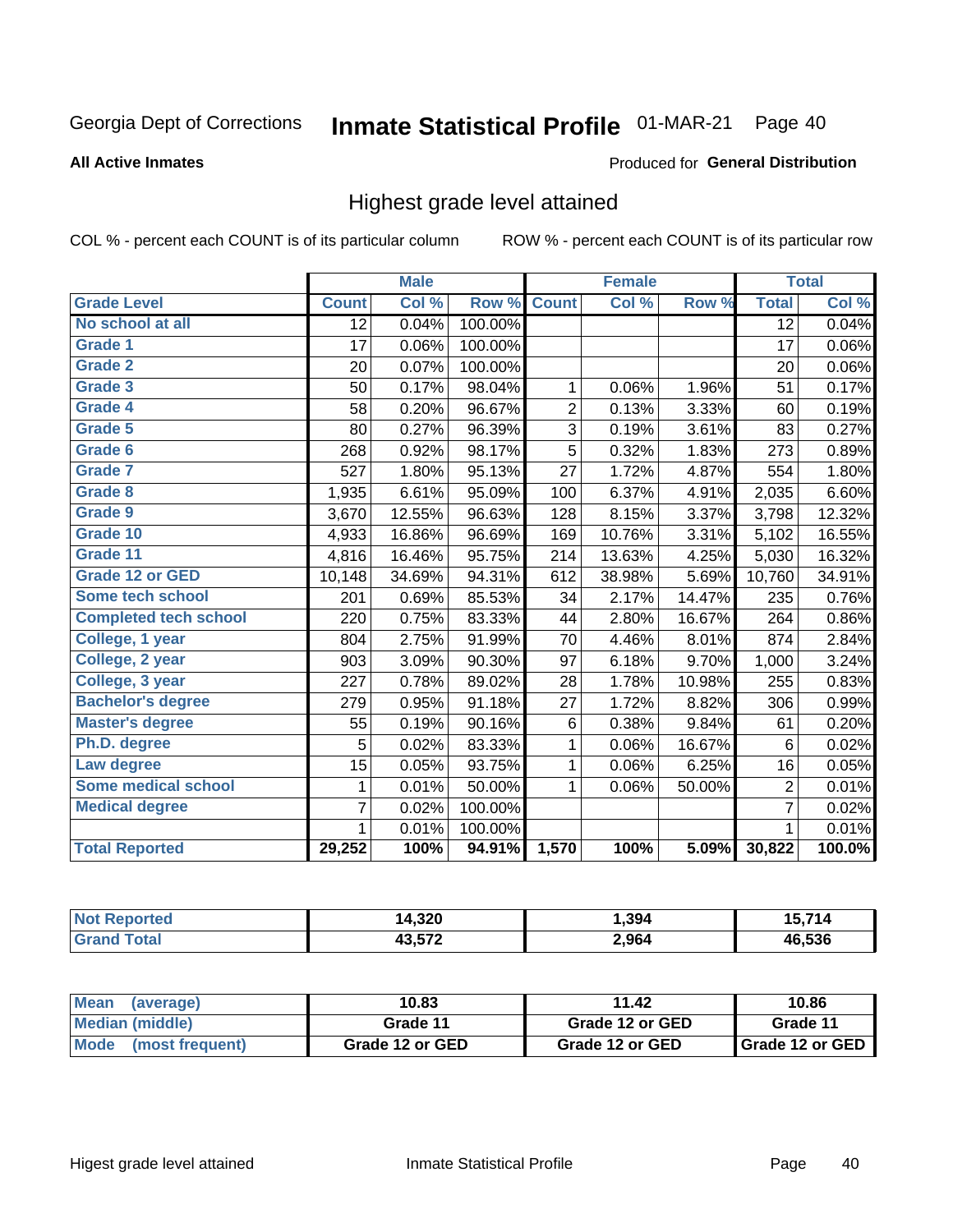Georgia Dept of Corrections **Inmate Statistical Profile** 01-MAR-21 Page 40

**All Active Inmates**

Produced for **General Distribution**

## Highest grade level attained

COL % - percent each COUNT is of its particular column ROW % - percent each COUNT is of its particular row

| | Male | | | Female | | | Total | |
|---|---|---|---|---|---|---|---|---|
| **Grade Level** | **Count** | **Col %** | **Row %** | **Count** | **Col %** | **Row %** | **Total** | **Col %** |
| No school at all | 12 | 0.04% | 100.00% | | | | 12 | 0.04% |
| Grade 1 | 17 | 0.06% | 100.00% | | | | 17 | 0.06% |
| Grade 2 | 20 | 0.07% | 100.00% | | | | 20 | 0.06% |
| Grade 3 | 50 | 0.17% | 98.04% | 1 | 0.06% | 1.96% | 51 | 0.17% |
| Grade 4 | 58 | 0.20% | 96.67% | 2 | 0.13% | 3.33% | 60 | 0.19% |
| Grade 5 | 80 | 0.27% | 96.39% | 3 | 0.19% | 3.61% | 83 | 0.27% |
| Grade 6 | 268 | 0.92% | 98.17% | 5 | 0.32% | 1.83% | 273 | 0.89% |
| Grade 7 | 527 | 1.80% | 95.13% | 27 | 1.72% | 4.87% | 554 | 1.80% |
| Grade 8 | 1,935 | 6.61% | 95.09% | 100 | 6.37% | 4.91% | 2,035 | 6.60% |
| Grade 9 | 3,670 | 12.55% | 96.63% | 128 | 8.15% | 3.37% | 3,798 | 12.32% |
| Grade 10 | 4,933 | 16.86% | 96.69% | 169 | 10.76% | 3.31% | 5,102 | 16.55% |
| Grade 11 | 4,816 | 16.46% | 95.75% | 214 | 13.63% | 4.25% | 5,030 | 16.32% |
| Grade 12 or GED | 10,148 | 34.69% | 94.31% | 612 | 38.98% | 5.69% | 10,760 | 34.91% |
| Some tech school | 201 | 0.69% | 85.53% | 34 | 2.17% | 14.47% | 235 | 0.76% |
| Completed tech school | 220 | 0.75% | 83.33% | 44 | 2.80% | 16.67% | 264 | 0.86% |
| College, 1 year | 804 | 2.75% | 91.99% | 70 | 4.46% | 8.01% | 874 | 2.84% |
| College, 2 year | 903 | 3.09% | 90.30% | 97 | 6.18% | 9.70% | 1,000 | 3.24% |
| College, 3 year | 227 | 0.78% | 89.02% | 28 | 1.78% | 10.98% | 255 | 0.83% |
| Bachelor's degree | 279 | 0.95% | 91.18% | 27 | 1.72% | 8.82% | 306 | 0.99% |
| Master's degree | 55 | 0.19% | 90.16% | 6 | 0.38% | 9.84% | 61 | 0.20% |
| Ph.D. degree | 5 | 0.02% | 83.33% | 1 | 0.06% | 16.67% | 6 | 0.02% |
| Law degree | 15 | 0.05% | 93.75% | 1 | 0.06% | 6.25% | 16 | 0.05% |
| Some medical school | 1 | 0.01% | 50.00% | 1 | 0.06% | 50.00% | 2 | 0.01% |
| Medical degree | 7 | 0.02% | 100.00% | | | | 7 | 0.02% |
| | 1 | 0.01% | 100.00% | | | | 1 | 0.01% |
| **Total Reported** | **29,252** | **100%** | **94.91%** | **1,570** | **100%** | **5.09%** | **30,822** | **100.0%** |

| | Male | Female | Total |
|---|---|---|---|
| Not Reported | 14,320 | 1,394 | 15,714 |
| Grand Total | 43,572 | 2,964 | 46,536 |

| | Male | Female | Total |
|---|---|---|---|
| Mean (average) | 10.83 | 11.42 | 10.86 |
| Median (middle) | Grade 11 | Grade 12 or GED | Grade 11 |
| Mode (most frequent) | Grade 12 or GED | Grade 12 or GED | Grade 12 or GED |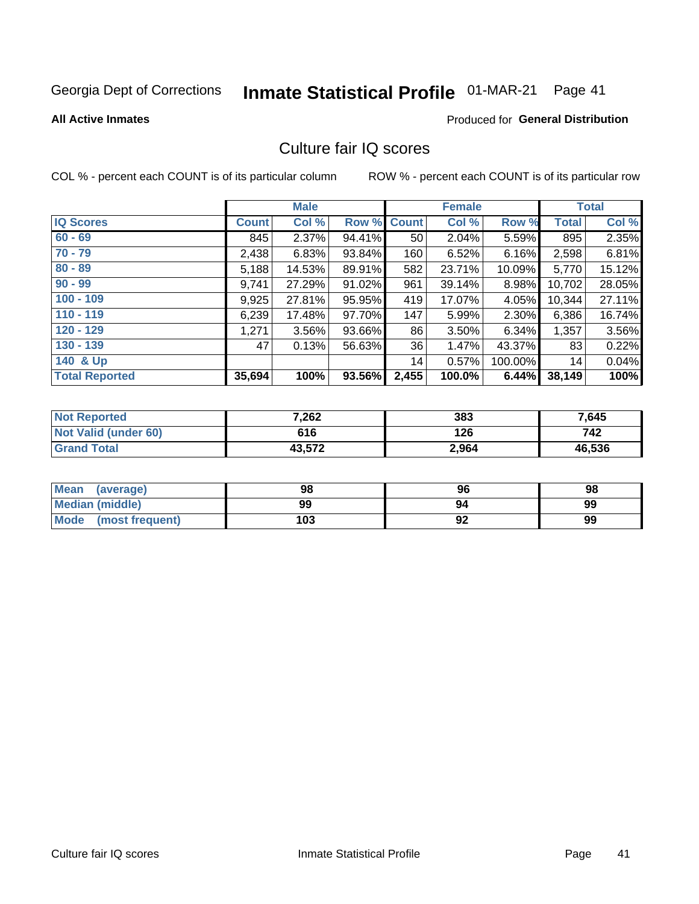Georgia Dept of Corrections **Inmate Statistical Profile** 01-MAR-21

**All Active Inmates**

Produced for **General Distribution**

## Culture fair IQ scores

COL % - percent each COUNT is of its particular column

ROW % - percent each COUNT is of its particular row

| | Male | | | Female | | | Total | |
|---|---|---|---|---|---|---|---|---|
| **IQ Scores** | **Count** | **Col %** | **Row %** | **Count** | **Col %** | **Row %** | **Total** | **Col %** |
| **60 - 69** | 845 | 2.37% | 94.41% | 50 | 2.04% | 5.59% | 895 | 2.35% |
| **70 - 79** | 2,438 | 6.83% | 93.84% | 160 | 6.52% | 6.16% | 2,598 | 6.81% |
| **80 - 89** | 5,188 | 14.53% | 89.91% | 582 | 23.71% | 10.09% | 5,770 | 15.12% |
| **90 - 99** | 9,741 | 27.29% | 91.02% | 961 | 39.14% | 8.98% | 10,702 | 28.05% |
| **100 - 109** | 9,925 | 27.81% | 95.95% | 419 | 17.07% | 4.05% | 10,344 | 27.11% |
| **110 - 119** | 6,239 | 17.48% | 97.70% | 147 | 5.99% | 2.30% | 6,386 | 16.74% |
| **120 - 129** | 1,271 | 3.56% | 93.66% | 86 | 3.50% | 6.34% | 1,357 | 3.56% |
| **130 - 139** | 47 | 0.13% | 56.63% | 36 | 1.47% | 43.37% | 83 | 0.22% |
| **140 & Up** | | | | 14 | 0.57% | 100.00% | 14 | 0.04% |
| **Total Reported** | **35,694** | **100%** | **93.56%** | **2,455** | **100.0%** | **6.44%** | **38,149** | **100%** |

| | Male | Female | Total |
|---|---|---|---|
| **Not Reported** | **7,262** | **383** | **7,645** |
| **Not Valid (under 60)** | **616** | **126** | **742** |
| **Grand Total** | **43,572** | **2,964** | **46,536** |

| | Male | Female | Total |
|---|---|---|---|
| **Mean (average)** | **98** | **96** | **98** |
| **Median (middle)** | **99** | **94** | **99** |
| **Mode (most frequent)** | **103** | **92** | **99** |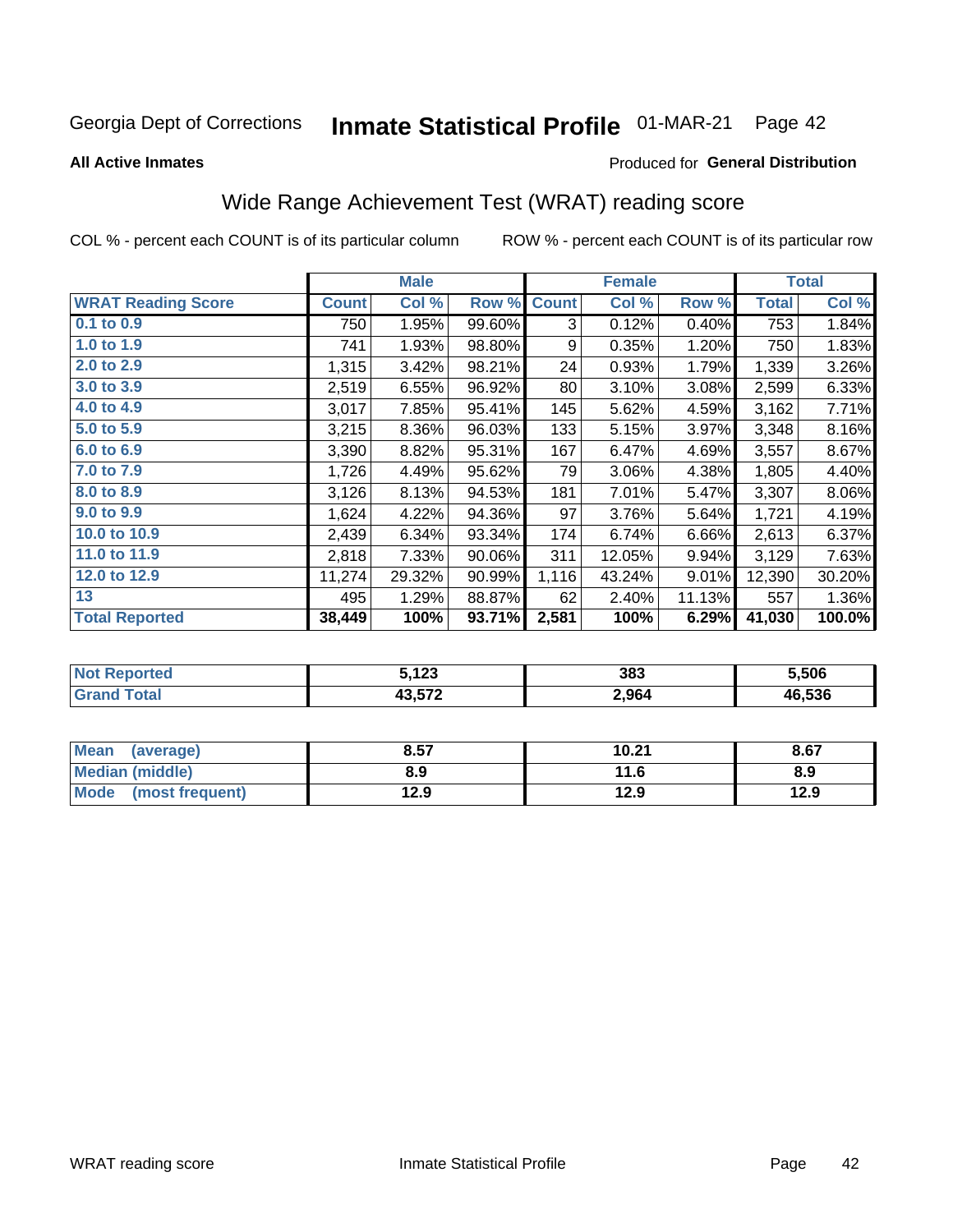Georgia Dept of Corrections **Inmate Statistical Profile** 01-MAR-21

**All Active Inmates**

Produced for **General Distribution**

## Wide Range Achievement Test (WRAT) reading score

COL % - percent each COUNT is of its particular column

ROW % - percent each COUNT is of its particular row

| | Male | | | Female | | | Total | |
|---|---|---|---|---|---|---|---|---|
| **WRAT Reading Score** | **Count** | **Col %** | **Row %** | **Count** | **Col %** | **Row %** | **Total** | **Col %** |
| 0.1 to 0.9 | 750 | 1.95% | 99.60% | 3 | 0.12% | 0.40% | 753 | 1.84% |
| 1.0 to 1.9 | 741 | 1.93% | 98.80% | 9 | 0.35% | 1.20% | 750 | 1.83% |
| 2.0 to 2.9 | 1,315 | 3.42% | 98.21% | 24 | 0.93% | 1.79% | 1,339 | 3.26% |
| 3.0 to 3.9 | 2,519 | 6.55% | 96.92% | 80 | 3.10% | 3.08% | 2,599 | 6.33% |
| 4.0 to 4.9 | 3,017 | 7.85% | 95.41% | 145 | 5.62% | 4.59% | 3,162 | 7.71% |
| 5.0 to 5.9 | 3,215 | 8.36% | 96.03% | 133 | 5.15% | 3.97% | 3,348 | 8.16% |
| 6.0 to 6.9 | 3,390 | 8.82% | 95.31% | 167 | 6.47% | 4.69% | 3,557 | 8.67% |
| 7.0 to 7.9 | 1,726 | 4.49% | 95.62% | 79 | 3.06% | 4.38% | 1,805 | 4.40% |
| 8.0 to 8.9 | 3,126 | 8.13% | 94.53% | 181 | 7.01% | 5.47% | 3,307 | 8.06% |
| 9.0 to 9.9 | 1,624 | 4.22% | 94.36% | 97 | 3.76% | 5.64% | 1,721 | 4.19% |
| 10.0 to 10.9 | 2,439 | 6.34% | 93.34% | 174 | 6.74% | 6.66% | 2,613 | 6.37% |
| 11.0 to 11.9 | 2,818 | 7.33% | 90.06% | 311 | 12.05% | 9.94% | 3,129 | 7.63% |
| 12.0 to 12.9 | 11,274 | 29.32% | 90.99% | 1,116 | 43.24% | 9.01% | 12,390 | 30.20% |
| 13 | 495 | 1.29% | 88.87% | 62 | 2.40% | 11.13% | 557 | 1.36% |
| **Total Reported** | **38,449** | **100%** | **93.71%** | **2,581** | **100%** | **6.29%** | **41,030** | **100.0%** |

| | Male | Female | Total |
|---|---|---|---|
| Not Reported | 5,123 | 383 | 5,506 |
| Grand Total | 43,572 | 2,964 | 46,536 |

| | Male | Female | Total |
|---|---|---|---|
| Mean (average) | 8.57 | 10.21 | 8.67 |
| Median (middle) | 8.9 | 11.6 | 8.9 |
| Mode (most frequent) | 12.9 | 12.9 | 12.9 |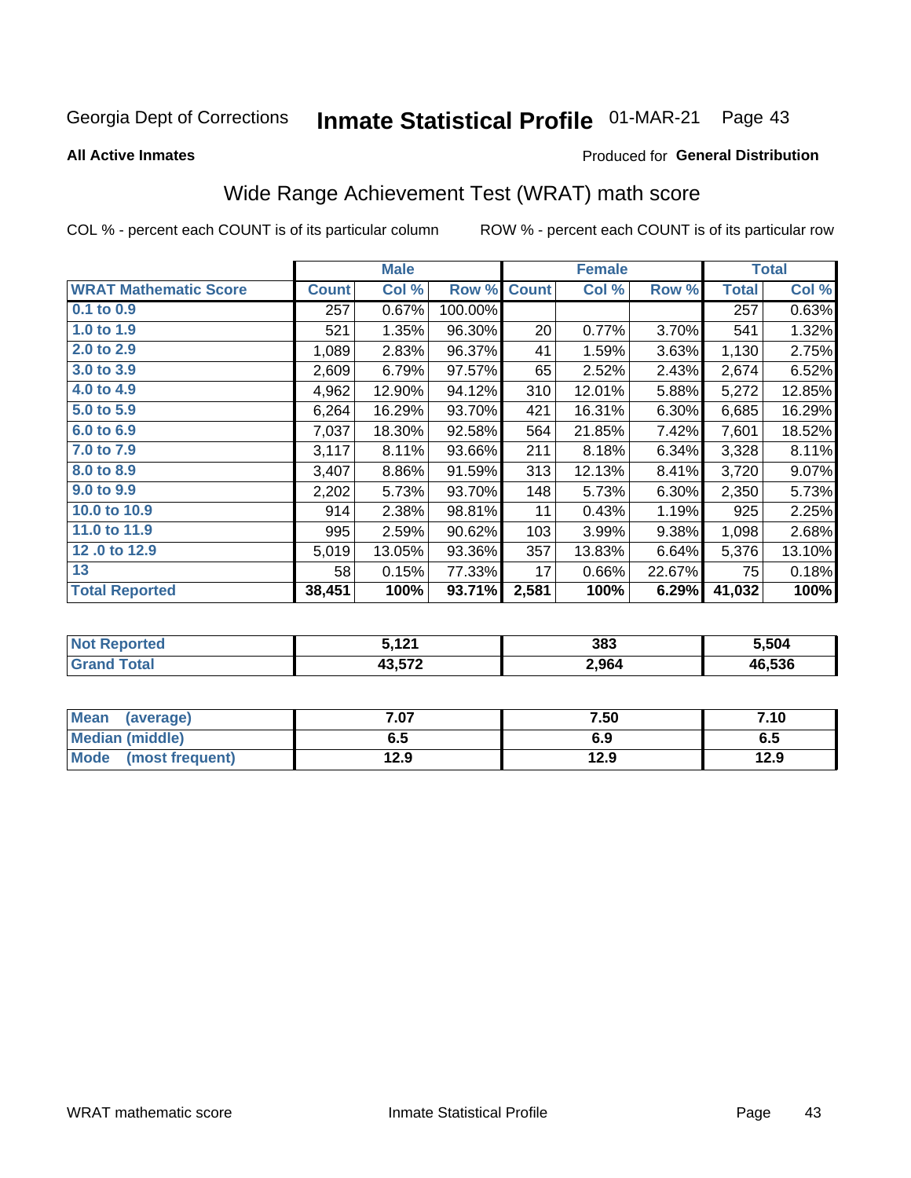Georgia Dept of Corrections **Inmate Statistical Profile** 01-MAR-21

**All Active Inmates**

Produced for **General Distribution**

## Wide Range Achievement Test (WRAT) math score

COL % - percent each COUNT is of its particular column ROW % - percent each COUNT is of its particular row

| | Male | | | Female | | | Total | |
|---|---|---|---|---|---|---|---|---|
| **WRAT Mathematic Score** | **Count** | **Col %** | **Row %** | **Count** | **Col %** | **Row %** | **Total** | **Col %** |
| 0.1 to 0.9 | 257 | 0.67% | 100.00% | | | | 257 | 0.63% |
| 1.0 to 1.9 | 521 | 1.35% | 96.30% | 20 | 0.77% | 3.70% | 541 | 1.32% |
| 2.0 to 2.9 | 1,089 | 2.83% | 96.37% | 41 | 1.59% | 3.63% | 1,130 | 2.75% |
| 3.0 to 3.9 | 2,609 | 6.79% | 97.57% | 65 | 2.52% | 2.43% | 2,674 | 6.52% |
| 4.0 to 4.9 | 4,962 | 12.90% | 94.12% | 310 | 12.01% | 5.88% | 5,272 | 12.85% |
| 5.0 to 5.9 | 6,264 | 16.29% | 93.70% | 421 | 16.31% | 6.30% | 6,685 | 16.29% |
| 6.0 to 6.9 | 7,037 | 18.30% | 92.58% | 564 | 21.85% | 7.42% | 7,601 | 18.52% |
| 7.0 to 7.9 | 3,117 | 8.11% | 93.66% | 211 | 8.18% | 6.34% | 3,328 | 8.11% |
| 8.0 to 8.9 | 3,407 | 8.86% | 91.59% | 313 | 12.13% | 8.41% | 3,720 | 9.07% |
| 9.0 to 9.9 | 2,202 | 5.73% | 93.70% | 148 | 5.73% | 6.30% | 2,350 | 5.73% |
| 10.0 to 10.9 | 914 | 2.38% | 98.81% | 11 | 0.43% | 1.19% | 925 | 2.25% |
| 11.0 to 11.9 | 995 | 2.59% | 90.62% | 103 | 3.99% | 9.38% | 1,098 | 2.68% |
| 12 .0 to 12.9 | 5,019 | 13.05% | 93.36% | 357 | 13.83% | 6.64% | 5,376 | 13.10% |
| 13 | 58 | 0.15% | 77.33% | 17 | 0.66% | 22.67% | 75 | 0.18% |
| **Total Reported** | **38,451** | **100%** | **93.71%** | **2,581** | **100%** | **6.29%** | **41,032** | **100%** |

| | Male | Female | Total |
|---|---|---|---|
| Not Reported | 5,121 | 383 | 5,504 |
| Grand Total | 43,572 | 2,964 | 46,536 |

| | Male | Female | Total |
|---|---|---|---|
| Mean (average) | 7.07 | 7.50 | 7.10 |
| Median (middle) | 6.5 | 6.9 | 6.5 |
| Mode (most frequent) | 12.9 | 12.9 | 12.9 |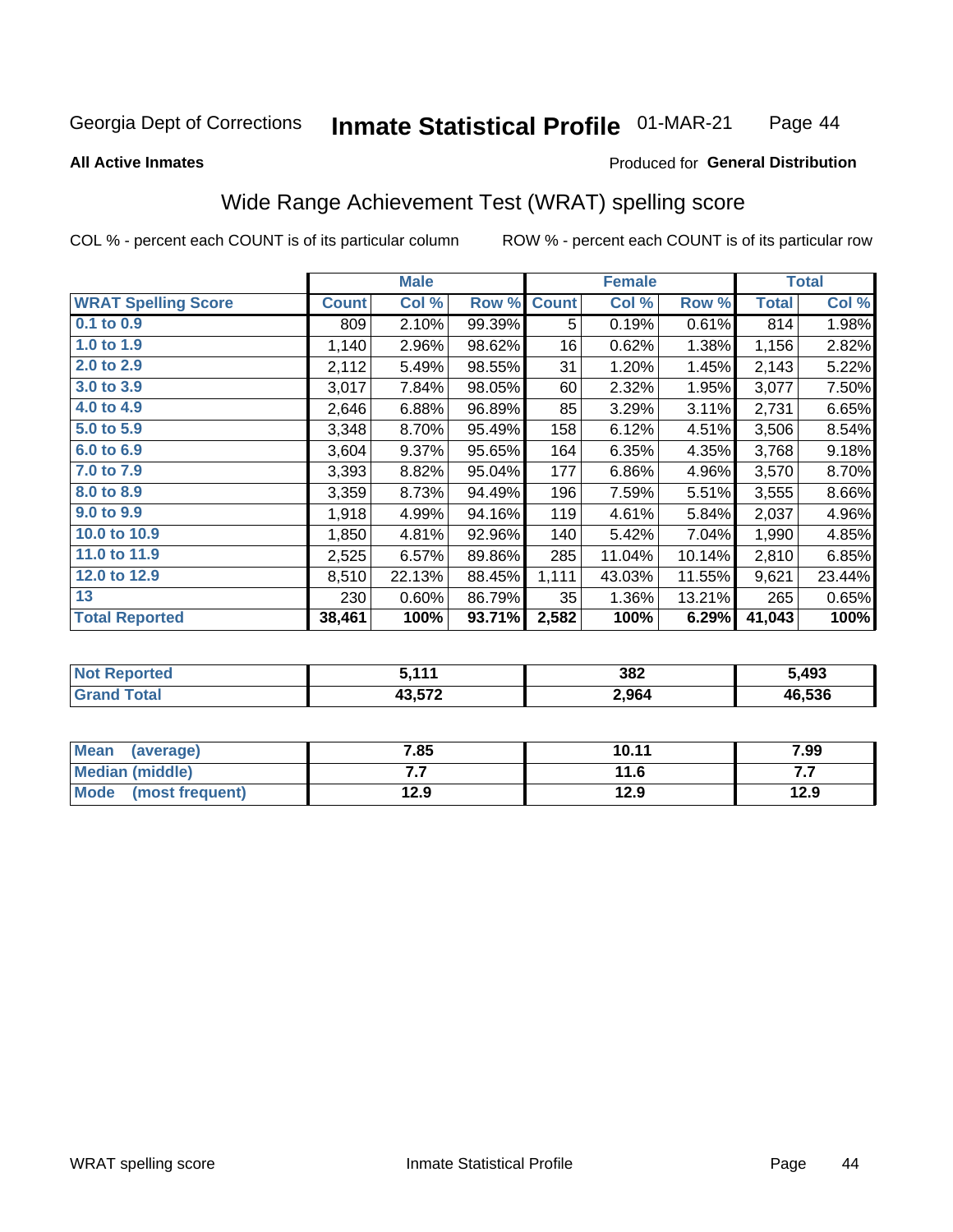Georgia Dept of Corrections **Inmate Statistical Profile** 01-MAR-21

**All Active Inmates**

Produced for **General Distribution**

## Wide Range Achievement Test (WRAT) spelling score

COL % - percent each COUNT is of its particular column    ROW % - percent each COUNT is of its particular row

| | Male | | | Female | | | Total | |
|---|---|---|---|---|---|---|---|---|
| **WRAT Spelling Score** | **Count** | **Col %** | **Row %** | **Count** | **Col %** | **Row %** | **Total** | **Col %** |
| 0.1 to 0.9 | 809 | 2.10% | 99.39% | 5 | 0.19% | 0.61% | 814 | 1.98% |
| 1.0 to 1.9 | 1,140 | 2.96% | 98.62% | 16 | 0.62% | 1.38% | 1,156 | 2.82% |
| 2.0 to 2.9 | 2,112 | 5.49% | 98.55% | 31 | 1.20% | 1.45% | 2,143 | 5.22% |
| 3.0 to 3.9 | 3,017 | 7.84% | 98.05% | 60 | 2.32% | 1.95% | 3,077 | 7.50% |
| 4.0 to 4.9 | 2,646 | 6.88% | 96.89% | 85 | 3.29% | 3.11% | 2,731 | 6.65% |
| 5.0 to 5.9 | 3,348 | 8.70% | 95.49% | 158 | 6.12% | 4.51% | 3,506 | 8.54% |
| 6.0 to 6.9 | 3,604 | 9.37% | 95.65% | 164 | 6.35% | 4.35% | 3,768 | 9.18% |
| 7.0 to 7.9 | 3,393 | 8.82% | 95.04% | 177 | 6.86% | 4.96% | 3,570 | 8.70% |
| 8.0 to 8.9 | 3,359 | 8.73% | 94.49% | 196 | 7.59% | 5.51% | 3,555 | 8.66% |
| 9.0 to 9.9 | 1,918 | 4.99% | 94.16% | 119 | 4.61% | 5.84% | 2,037 | 4.96% |
| 10.0 to 10.9 | 1,850 | 4.81% | 92.96% | 140 | 5.42% | 7.04% | 1,990 | 4.85% |
| 11.0 to 11.9 | 2,525 | 6.57% | 89.86% | 285 | 11.04% | 10.14% | 2,810 | 6.85% |
| 12.0 to 12.9 | 8,510 | 22.13% | 88.45% | 1,111 | 43.03% | 11.55% | 9,621 | 23.44% |
| 13 | 230 | 0.60% | 86.79% | 35 | 1.36% | 13.21% | 265 | 0.65% |
| **Total Reported** | **38,461** | **100%** | **93.71%** | **2,582** | **100%** | **6.29%** | **41,043** | **100%** |

| | Male | Female | Total |
|---|---|---|---|
| Not Reported | 5,111 | 382 | 5,493 |
| Grand Total | 43,572 | 2,964 | 46,536 |

| | Male | Female | Total |
|---|---|---|---|
| Mean (average) | 7.85 | 10.11 | 7.99 |
| Median (middle) | 7.7 | 11.6 | 7.7 |
| Mode (most frequent) | 12.9 | 12.9 | 12.9 |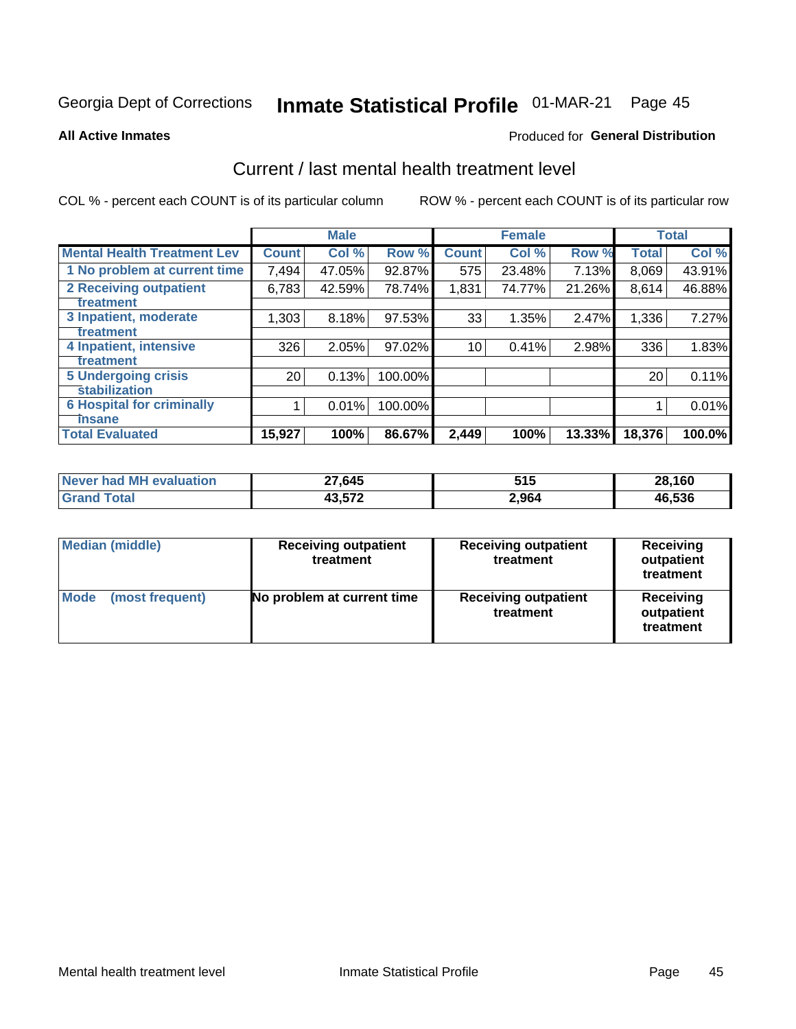Georgia Dept of Corrections **Inmate Statistical Profile** 01-MAR-21 Page 45

**All Active Inmates**

Produced for **General Distribution**

## Current / last mental health treatment level

COL % - percent each COUNT is of its particular column

ROW % - percent each COUNT is of its particular row

| | Male | | | Female | | | Total | |
|---|---|---|---|---|---|---|---|---|
| **Mental Health Treatment Lev** | **Count** | **Col %** | **Row %** | **Count** | **Col %** | **Row %** | **Total** | **Col %** |
| 1 No problem at current time | 7,494 | 47.05% | 92.87% | 575 | 23.48% | 7.13% | 8,069 | 43.91% |
| 2 Receiving outpatient treatment | 6,783 | 42.59% | 78.74% | 1,831 | 74.77% | 21.26% | 8,614 | 46.88% |
| 3 Inpatient, moderate treatment | 1,303 | 8.18% | 97.53% | 33 | 1.35% | 2.47% | 1,336 | 7.27% |
| 4 Inpatient, intensive treatment | 326 | 2.05% | 97.02% | 10 | 0.41% | 2.98% | 336 | 1.83% |
| 5 Undergoing crisis stabilization | 20 | 0.13% | 100.00% | | | | 20 | 0.11% |
| 6 Hospital for criminally insane | 1 | 0.01% | 100.00% | | | | 1 | 0.01% |
| **Total Evaluated** | **15,927** | **100%** | **86.67%** | **2,449** | **100%** | **13.33%** | **18,376** | **100.0%** |

| | Male | Female | Total |
|---|---|---|---|
| **Never had MH evaluation** | **27,645** | **515** | **28,160** |
| **Grand Total** | **43,572** | **2,964** | **46,536** |

| | Male | Female | Total |
|---|---|---|---|
| **Median (middle)** | **Receiving outpatient treatment** | **Receiving outpatient treatment** | **Receiving outpatient treatment** |
| **Mode (most frequent)** | **No problem at current time** | **Receiving outpatient treatment** | **Receiving outpatient treatment** |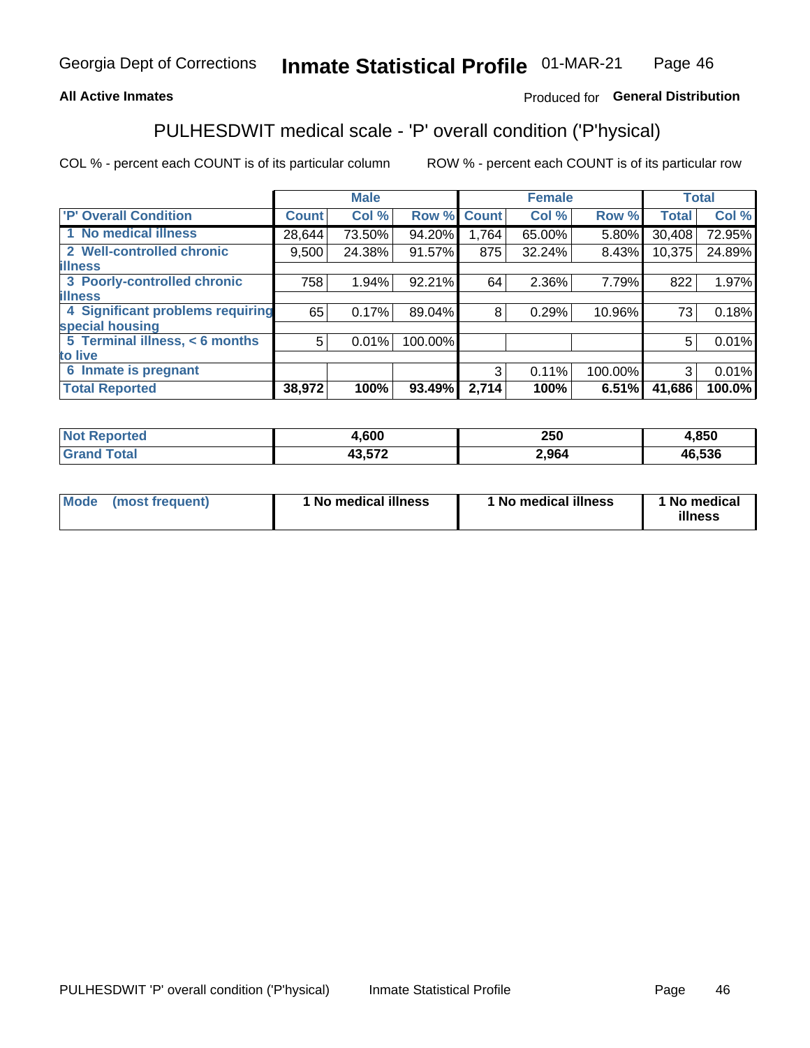Georgia Dept of Corrections **Inmate Statistical Profile** 01-MAR-21

**All Active Inmates**

Produced for **General Distribution**

## PULHESDWIT medical scale - 'P' overall condition ('P'hysical)

COL % - percent each COUNT is of its particular column

ROW % - percent each COUNT is of its particular row

| 'P' Overall Condition | Male | | | Female | | | Total | |
|---|---|---|---|---|---|---|---|---|
| | Count | Col % | Row % | Count | Col % | Row % | Total | Col % |
| 1 No medical illness | 28,644 | 73.50% | 94.20% | 1,764 | 65.00% | 5.80% | 30,408 | 72.95% |
| 2 Well-controlled chronic illness | 9,500 | 24.38% | 91.57% | 875 | 32.24% | 8.43% | 10,375 | 24.89% |
| 3 Poorly-controlled chronic illness | 758 | 1.94% | 92.21% | 64 | 2.36% | 7.79% | 822 | 1.97% |
| 4 Significant problems requiring special housing | 65 | 0.17% | 89.04% | 8 | 0.29% | 10.96% | 73 | 0.18% |
| 5 Terminal illness, < 6 months to live | 5 | 0.01% | 100.00% | | | | 5 | 0.01% |
| 6 Inmate is pregnant | | | | 3 | 0.11% | 100.00% | 3 | 0.01% |
| **Total Reported** | **38,972** | **100%** | **93.49%** | **2,714** | **100%** | **6.51%** | **41,686** | **100.0%** |

| | Male | Female | Total |
|---|---|---|---|
| Not Reported | 4,600 | 250 | 4,850 |
| Grand Total | 43,572 | 2,964 | 46,536 |

| | Male | Female | Total |
|---|---|---|---|
| Mode (most frequent) | 1 No medical illness | 1 No medical illness | 1 No medical illness |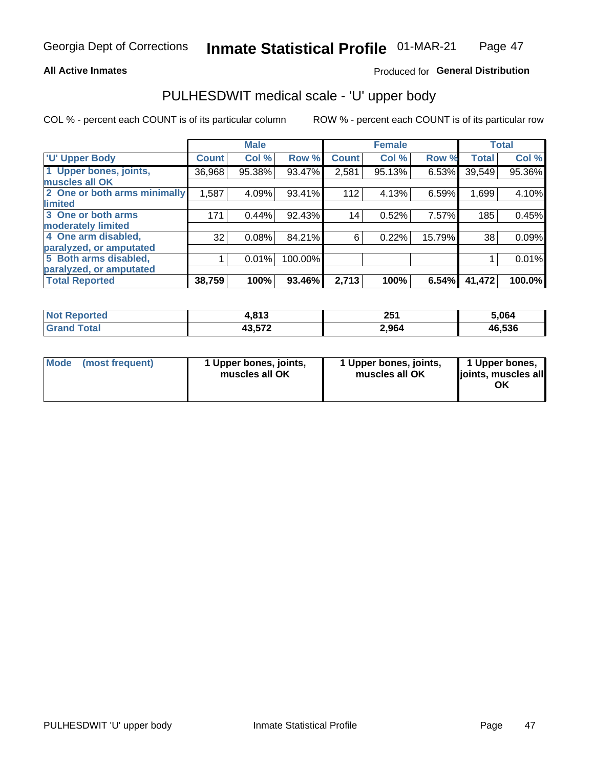Georgia Dept of Corrections **Inmate Statistical Profile** 01-MAR-21

**All Active Inmates**

Produced for **General Distribution**

## PULHESDWIT medical scale - 'U' upper body

COL % - percent each COUNT is of its particular column

ROW % - percent each COUNT is of its particular row

| | Male | | | Female | | | Total | |
|---|---|---|---|---|---|---|---|---|
| 'U' Upper Body | Count | Col % | Row % | Count | Col % | Row % | Total | Col % |
| 1 Upper bones, joints, muscles all OK | 36,968 | 95.38% | 93.47% | 2,581 | 95.13% | 6.53% | 39,549 | 95.36% |
| 2 One or both arms minimally limited | 1,587 | 4.09% | 93.41% | 112 | 4.13% | 6.59% | 1,699 | 4.10% |
| 3 One or both arms moderately limited | 171 | 0.44% | 92.43% | 14 | 0.52% | 7.57% | 185 | 0.45% |
| 4 One arm disabled, paralyzed, or amputated | 32 | 0.08% | 84.21% | 6 | 0.22% | 15.79% | 38 | 0.09% |
| 5 Both arms disabled, paralyzed, or amputated | 1 | 0.01% | 100.00% | | | | 1 | 0.01% |
| **Total Reported** | **38,759** | **100%** | **93.46%** | **2,713** | **100%** | **6.54%** | **41,472** | **100.0%** |

| | Male | Female | Total |
|---|---|---|---|
| Not Reported | 4,813 | 251 | 5,064 |
| Grand Total | 43,572 | 2,964 | 46,536 |

| | Male | Female | Total |
|---|---|---|---|
| Mode (most frequent) | 1 Upper bones, joints, muscles all OK | 1 Upper bones, joints, muscles all OK | 1 Upper bones, joints, muscles all OK |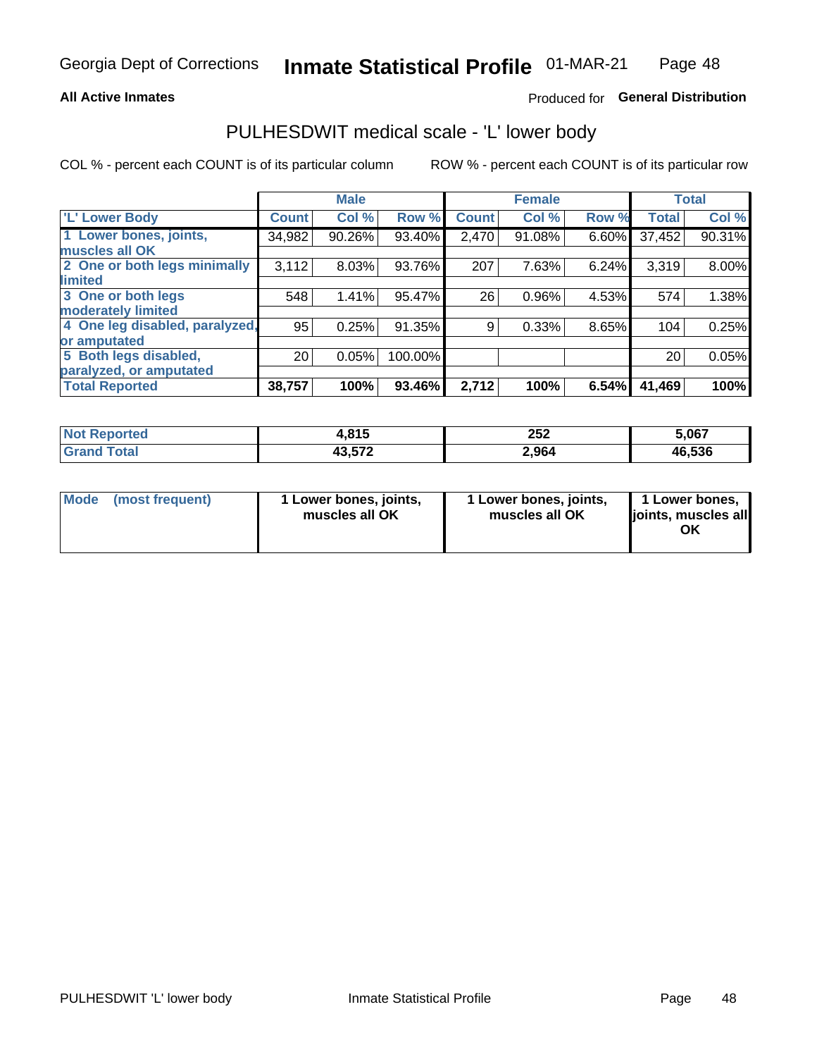Georgia Dept of Corrections **Inmate Statistical Profile** 01-MAR-21

**All Active Inmates**

Produced for **General Distribution**

## PULHESDWIT medical scale - 'L' lower body

COL % - percent each COUNT is of its particular column

ROW % - percent each COUNT is of its particular row

| | Male | | | Female | | | Total | |
|---|---|---|---|---|---|---|---|---|
| 'L' Lower Body | Count | Col % | Row % | Count | Col % | Row % | Total | Col % |
| 1 Lower bones, joints, muscles all OK | 34,982 | 90.26% | 93.40% | 2,470 | 91.08% | 6.60% | 37,452 | 90.31% |
| 2 One or both legs minimally limited | 3,112 | 8.03% | 93.76% | 207 | 7.63% | 6.24% | 3,319 | 8.00% |
| 3 One or both legs moderately limited | 548 | 1.41% | 95.47% | 26 | 0.96% | 4.53% | 574 | 1.38% |
| 4 One leg disabled, paralyzed, or amputated | 95 | 0.25% | 91.35% | 9 | 0.33% | 8.65% | 104 | 0.25% |
| 5 Both legs disabled, paralyzed, or amputated | 20 | 0.05% | 100.00% | | | | 20 | 0.05% |
| **Total Reported** | **38,757** | **100%** | **93.46%** | **2,712** | **100%** | **6.54%** | **41,469** | **100%** |

| | Male | Female | Total |
|---|---|---|---|
| Not Reported | 4,815 | 252 | 5,067 |
| Grand Total | 43,572 | 2,964 | 46,536 |

| | Male | Female | Total |
|---|---|---|---|
| Mode (most frequent) | 1 Lower bones, joints, muscles all OK | 1 Lower bones, joints, muscles all OK | 1 Lower bones, joints, muscles all OK |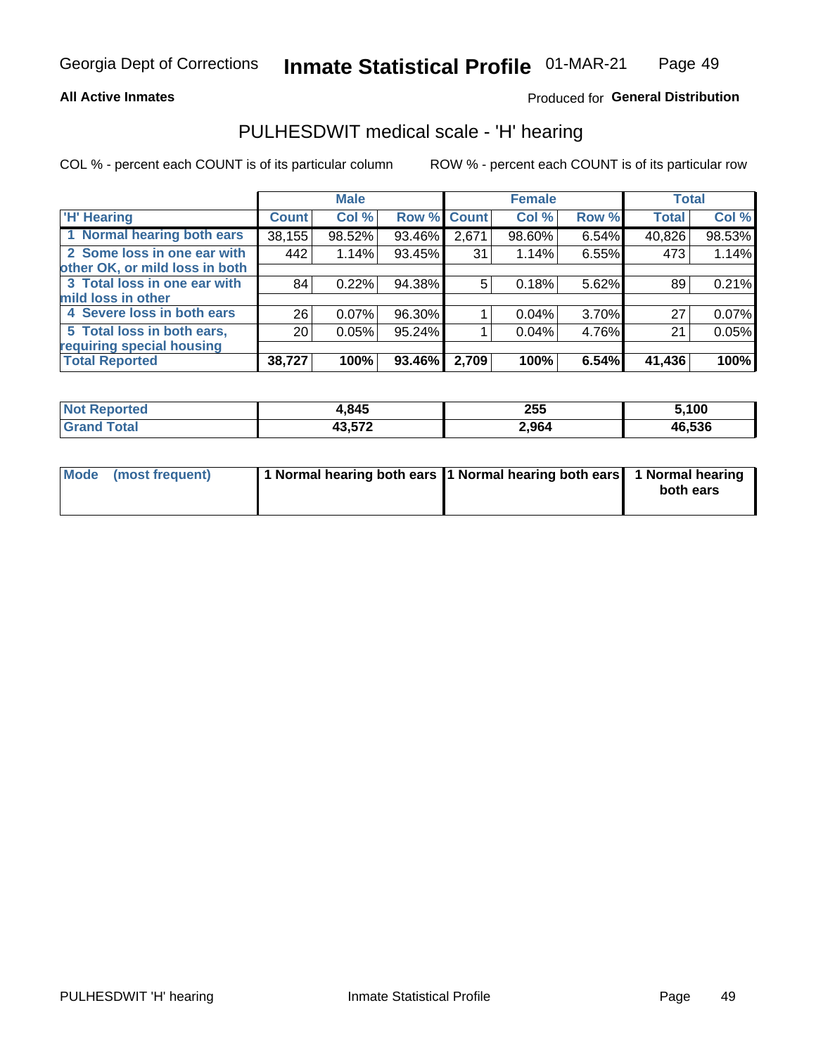Georgia Dept of Corrections **Inmate Statistical Profile** 01-MAR-21

**All Active Inmates**

Produced for **General Distribution**

## PULHESDWIT medical scale - 'H' hearing

COL % - percent each COUNT is of its particular column

ROW % - percent each COUNT is of its particular row

| 'H' Hearing | Male | | | Female | | | Total | |
|---|---|---|---|---|---|---|---|---|
| | Count | Col % | Row % | Count | Col % | Row % | Total | Col % |
| 1 Normal hearing both ears | 38,155 | 98.52% | 93.46% | 2,671 | 98.60% | 6.54% | 40,826 | 98.53% |
| 2 Some loss in one ear with other OK, or mild loss in both | 442 | 1.14% | 93.45% | 31 | 1.14% | 6.55% | 473 | 1.14% |
| 3 Total loss in one ear with mild loss in other | 84 | 0.22% | 94.38% | 5 | 0.18% | 5.62% | 89 | 0.21% |
| 4 Severe loss in both ears | 26 | 0.07% | 96.30% | 1 | 0.04% | 3.70% | 27 | 0.07% |
| 5 Total loss in both ears, requiring special housing | 20 | 0.05% | 95.24% | 1 | 0.04% | 4.76% | 21 | 0.05% |
| **Total Reported** | **38,727** | **100%** | **93.46%** | **2,709** | **100%** | **6.54%** | **41,436** | **100%** |

| | Male | Female | Total |
|---|---|---|---|
| **Not Reported** | **4,845** | **255** | **5,100** |
| **Grand Total** | **43,572** | **2,964** | **46,536** |

| | Male | Female | Total |
|---|---|---|---|
| **Mode (most frequent)** | **1 Normal hearing both ears** | **1 Normal hearing both ears** | **1 Normal hearing both ears** |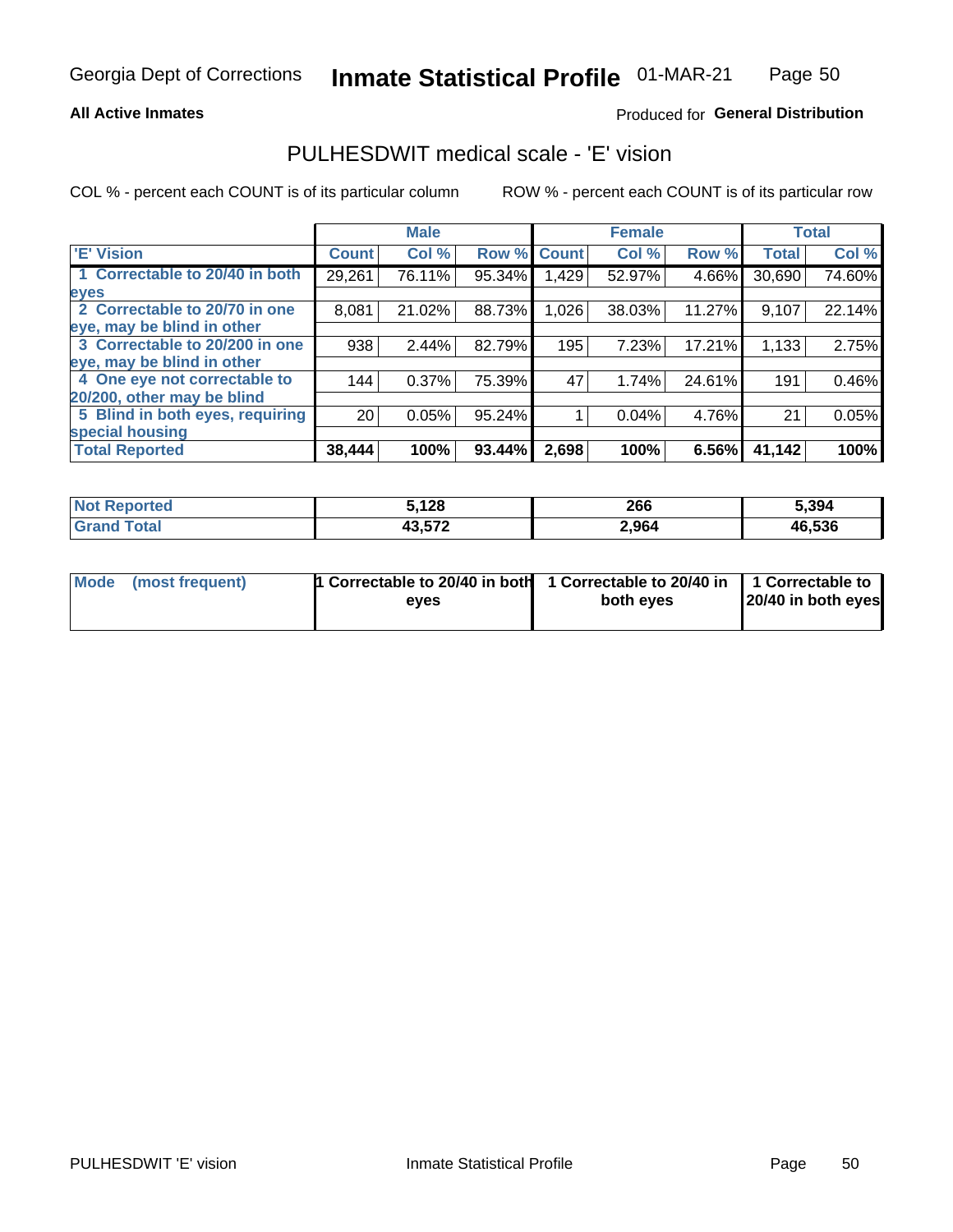Georgia Dept of Corrections **Inmate Statistical Profile** 01-MAR-21

**All Active Inmates**

Produced for **General Distribution**

## PULHESDWIT medical scale - 'E' vision

COL % - percent each COUNT is of its particular column

ROW % - percent each COUNT is of its particular row

| | Male | | | Female | | | Total | |
|---|---|---|---|---|---|---|---|---|
| 'E' Vision | Count | Col % | Row % | Count | Col % | Row % | Total | Col % |
| 1 Correctable to 20/40 in both eyes | 29,261 | 76.11% | 95.34% | 1,429 | 52.97% | 4.66% | 30,690 | 74.60% |
| 2 Correctable to 20/70 in one eye, may be blind in other | 8,081 | 21.02% | 88.73% | 1,026 | 38.03% | 11.27% | 9,107 | 22.14% |
| 3 Correctable to 20/200 in one eye, may be blind in other | 938 | 2.44% | 82.79% | 195 | 7.23% | 17.21% | 1,133 | 2.75% |
| 4 One eye not correctable to 20/200, other may be blind | 144 | 0.37% | 75.39% | 47 | 1.74% | 24.61% | 191 | 0.46% |
| 5 Blind in both eyes, requiring special housing | 20 | 0.05% | 95.24% | 1 | 0.04% | 4.76% | 21 | 0.05% |
| **Total Reported** | **38,444** | **100%** | **93.44%** | **2,698** | **100%** | **6.56%** | **41,142** | **100%** |

| | Male | Female | Total |
|---|---|---|---|
| Not Reported | 5,128 | 266 | 5,394 |
| Grand Total | 43,572 | 2,964 | 46,536 |

| | Male | Female | Total |
|---|---|---|---|
| Mode (most frequent) | 1 Correctable to 20/40 in both eyes | 1 Correctable to 20/40 in both eyes | 1 Correctable to 20/40 in both eyes |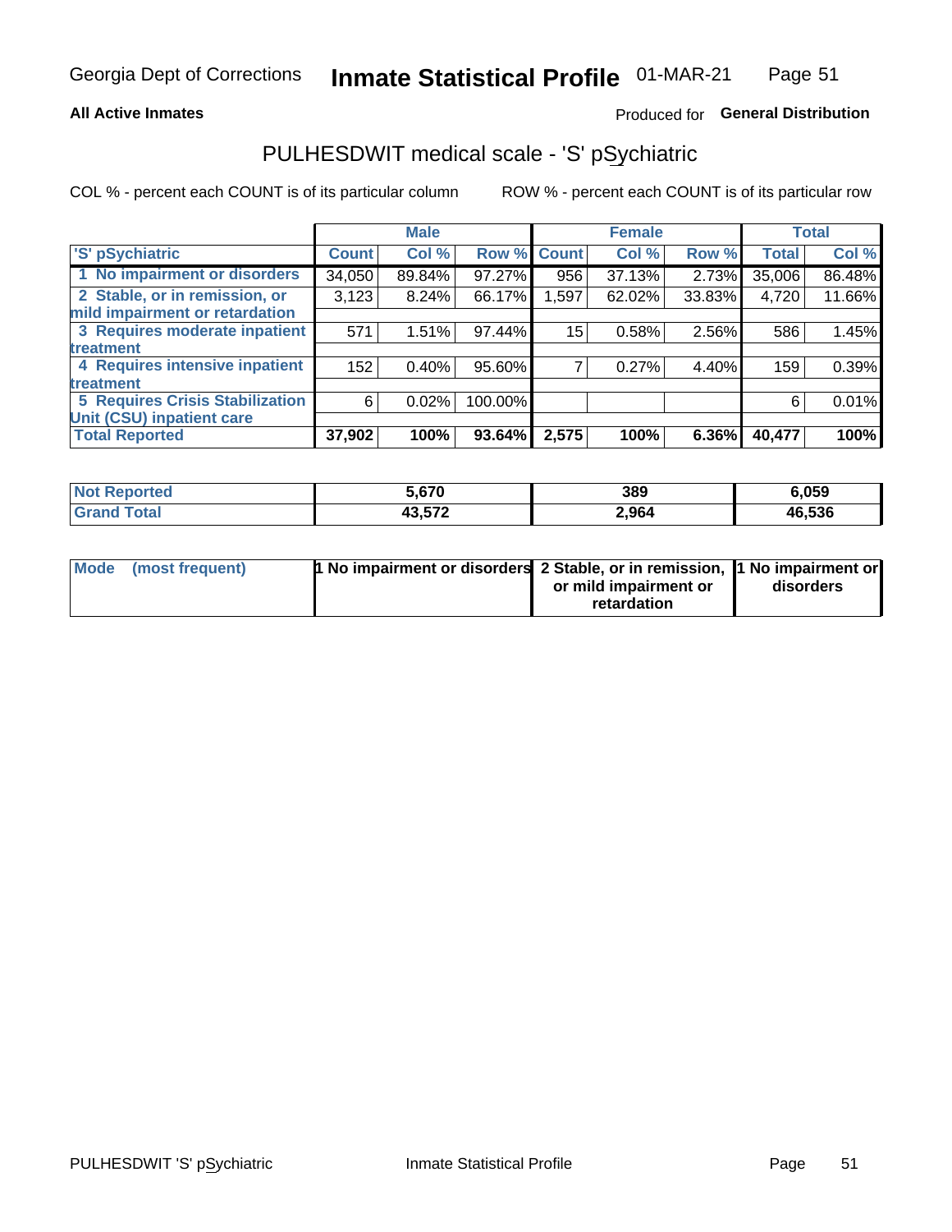**All Active Inmates**

Produced for **General Distribution**

# PULHESDWIT medical scale - 'S' pSychiatric

COL % - percent each COUNT is of its particular column

ROW % - percent each COUNT is of its particular row

| | Male | | | Female | | | Total | |
|---|---|---|---|---|---|---|---|---|
| 'S' pSychiatric | Count | Col % | Row % | Count | Col % | Row % | Total | Col % |
| 1 No impairment or disorders | 34,050 | 89.84% | 97.27% | 956 | 37.13% | 2.73% | 35,006 | 86.48% |
| 2 Stable, or in remission, or mild impairment or retardation | 3,123 | 8.24% | 66.17% | 1,597 | 62.02% | 33.83% | 4,720 | 11.66% |
| 3 Requires moderate inpatient treatment | 571 | 1.51% | 97.44% | 15 | 0.58% | 2.56% | 586 | 1.45% |
| 4 Requires intensive inpatient treatment | 152 | 0.40% | 95.60% | 7 | 0.27% | 4.40% | 159 | 0.39% |
| 5 Requires Crisis Stabilization Unit (CSU) inpatient care | 6 | 0.02% | 100.00% | | | | 6 | 0.01% |
| **Total Reported** | **37,902** | **100%** | **93.64%** | **2,575** | **100%** | **6.36%** | **40,477** | **100%** |

| | Male | Female | Total |
|---|---|---|---|
| Not Reported | 5,670 | 389 | 6,059 |
| Grand Total | 43,572 | 2,964 | 46,536 |

| | Male | Female | Total |
|---|---|---|---|
| Mode (most frequent) | 1 No impairment or disorders | 2 Stable, or in remission, or mild impairment or retardation | 1 No impairment or disorders |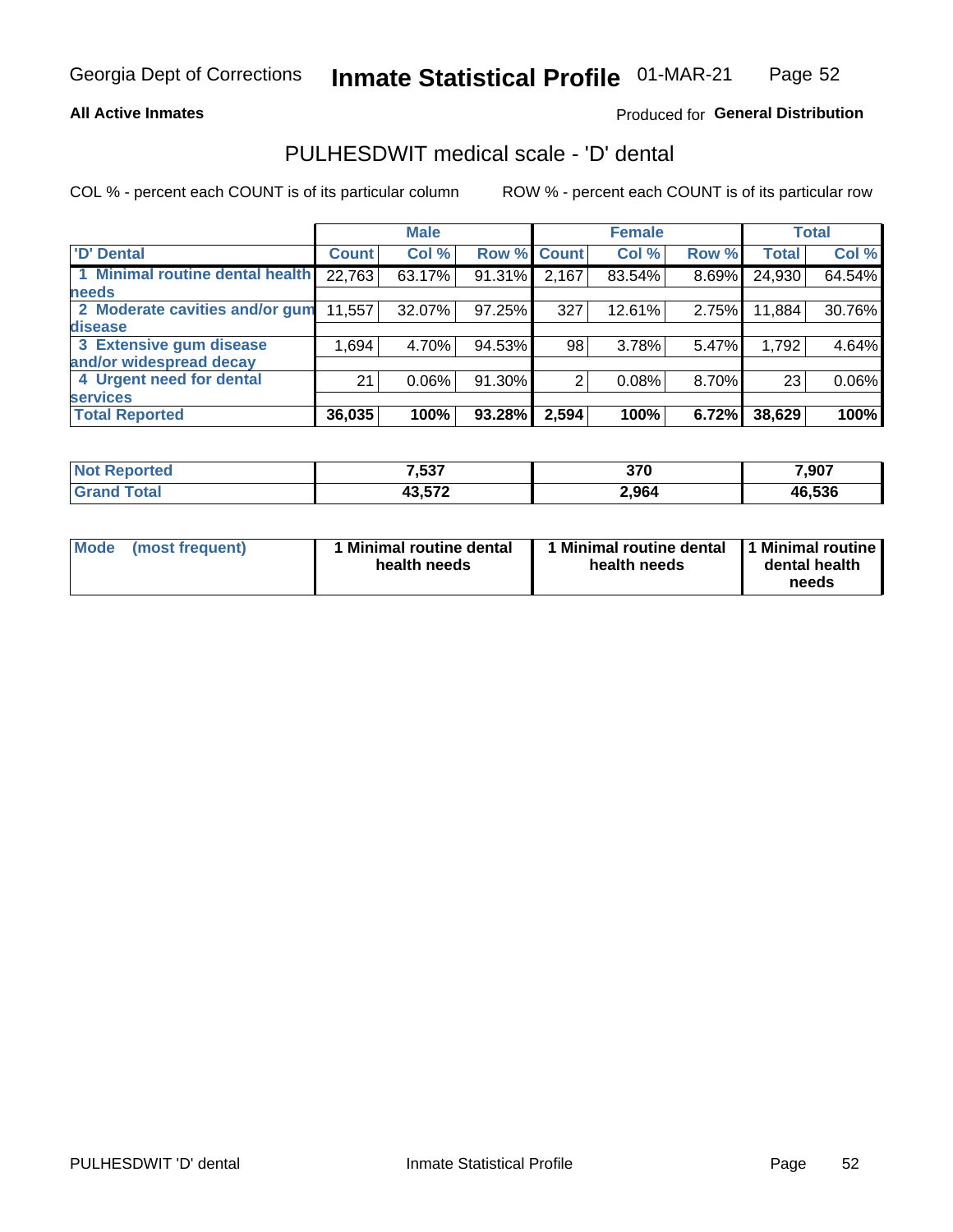**All Active Inmates**

Produced for **General Distribution**

## PULHESDWIT medical scale - 'D' dental

COL % - percent each COUNT is of its particular column

ROW % - percent each COUNT is of its particular row

| | Male | | | Female | | | Total | |
|---|---|---|---|---|---|---|---|---|
| 'D' Dental | Count | Col % | Row % | Count | Col % | Row % | Total | Col % |
| 1 Minimal routine dental health needs | 22,763 | 63.17% | 91.31% | 2,167 | 83.54% | 8.69% | 24,930 | 64.54% |
| 2 Moderate cavities and/or gum disease | 11,557 | 32.07% | 97.25% | 327 | 12.61% | 2.75% | 11,884 | 30.76% |
| 3 Extensive gum disease and/or widespread decay | 1,694 | 4.70% | 94.53% | 98 | 3.78% | 5.47% | 1,792 | 4.64% |
| 4 Urgent need for dental services | 21 | 0.06% | 91.30% | 2 | 0.08% | 8.70% | 23 | 0.06% |
| **Total Reported** | **36,035** | **100%** | **93.28%** | **2,594** | **100%** | **6.72%** | **38,629** | **100%** |

| | Male | Female | Total |
|---|---|---|---|
| Not Reported | 7,537 | 370 | 7,907 |
| Grand Total | 43,572 | 2,964 | 46,536 |

| | Male | Female | Total |
|---|---|---|---|
| Mode (most frequent) | 1 Minimal routine dental health needs | 1 Minimal routine dental health needs | 1 Minimal routine dental health needs |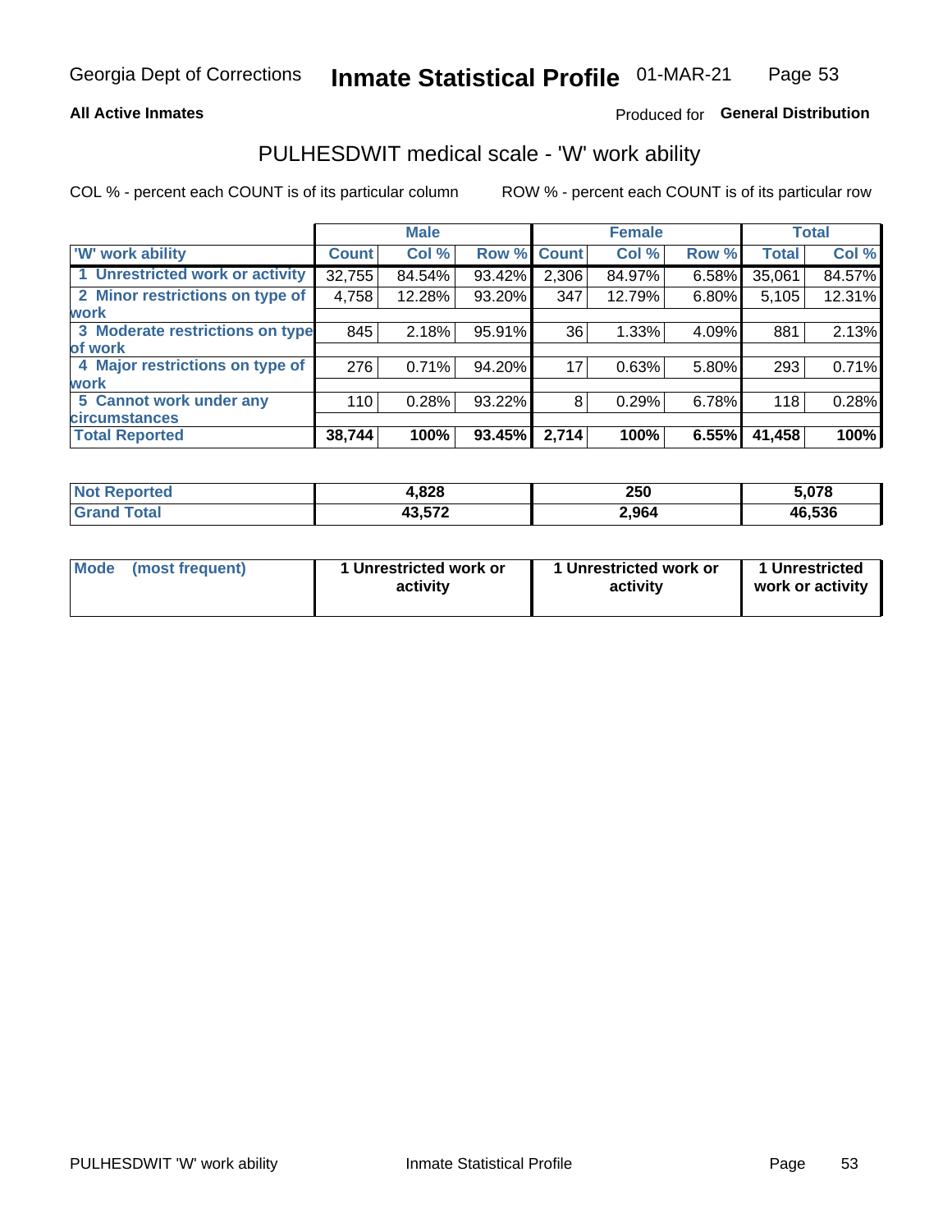Georgia Dept of Corrections **Inmate Statistical Profile** 01-MAR-21

**All Active Inmates**

Produced for **General Distribution**

## PULHESDWIT medical scale - 'W' work ability

COL % - percent each COUNT is of its particular column

ROW % - percent each COUNT is of its particular row

| | Male | | | Female | | | Total | |
|---|---|---|---|---|---|---|---|---|
| 'W' work ability | Count | Col % | Row % | Count | Col % | Row % | Total | Col % |
| 1 Unrestricted work or activity | 32,755 | 84.54% | 93.42% | 2,306 | 84.97% | 6.58% | 35,061 | 84.57% |
| 2 Minor restrictions on type of work | 4,758 | 12.28% | 93.20% | 347 | 12.79% | 6.80% | 5,105 | 12.31% |
| 3 Moderate restrictions on type of work | 845 | 2.18% | 95.91% | 36 | 1.33% | 4.09% | 881 | 2.13% |
| 4 Major restrictions on type of work | 276 | 0.71% | 94.20% | 17 | 0.63% | 5.80% | 293 | 0.71% |
| 5 Cannot work under any circumstances | 110 | 0.28% | 93.22% | 8 | 0.29% | 6.78% | 118 | 0.28% |
| **Total Reported** | **38,744** | **100%** | **93.45%** | **2,714** | **100%** | **6.55%** | **41,458** | **100%** |

| | Male | Female | Total |
|---|---|---|---|
| Not Reported | 4,828 | 250 | 5,078 |
| Grand Total | 43,572 | 2,964 | 46,536 |

| | Male | Female | Total |
|---|---|---|---|
| Mode (most frequent) | 1 Unrestricted work or activity | 1 Unrestricted work or activity | 1 Unrestricted work or activity |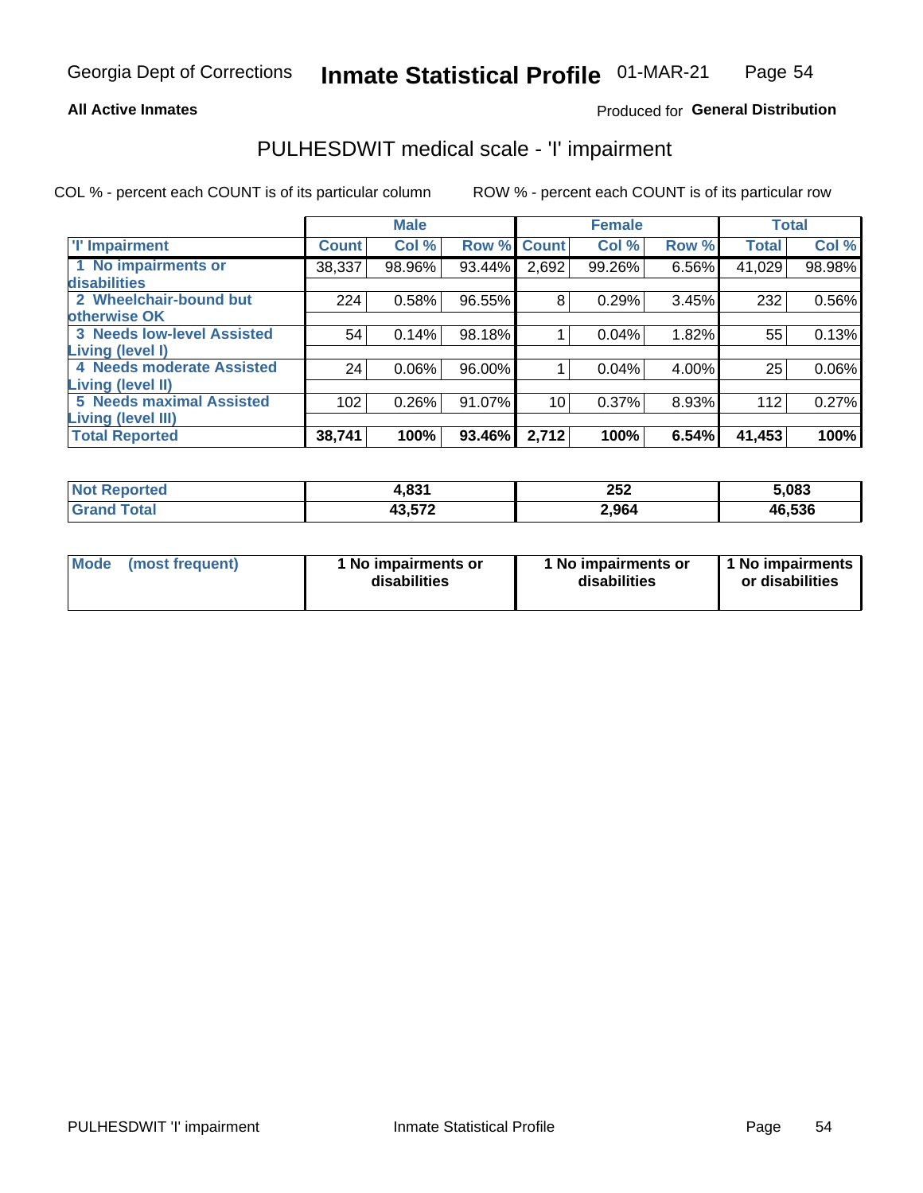Georgia Dept of Corrections **Inmate Statistical Profile** 01-MAR-21

**All Active Inmates**

Produced for **General Distribution**

## PULHESDWIT medical scale - 'I' impairment

COL % - percent each COUNT is of its particular column

ROW % - percent each COUNT is of its particular row

| | Male | | | Female | | | Total | |
|---|---|---|---|---|---|---|---|---|
| 'I' Impairment | Count | Col % | Row % | Count | Col % | Row % | Total | Col % |
| 1 No impairments or disabilities | 38,337 | 98.96% | 93.44% | 2,692 | 99.26% | 6.56% | 41,029 | 98.98% |
| 2 Wheelchair-bound but otherwise OK | 224 | 0.58% | 96.55% | 8 | 0.29% | 3.45% | 232 | 0.56% |
| 3 Needs low-level Assisted Living (level I) | 54 | 0.14% | 98.18% | 1 | 0.04% | 1.82% | 55 | 0.13% |
| 4 Needs moderate Assisted Living (level II) | 24 | 0.06% | 96.00% | 1 | 0.04% | 4.00% | 25 | 0.06% |
| 5 Needs maximal Assisted Living (level III) | 102 | 0.26% | 91.07% | 10 | 0.37% | 8.93% | 112 | 0.27% |
| **Total Reported** | **38,741** | **100%** | **93.46%** | **2,712** | **100%** | **6.54%** | **41,453** | **100%** |

| | Male | Female | Total |
|---|---|---|---|
| Not Reported | 4,831 | 252 | 5,083 |
| Grand Total | 43,572 | 2,964 | 46,536 |

| Mode (most frequent) | 1 No impairments or disabilities | 1 No impairments or disabilities | 1 No impairments or disabilities |
|---|---|---|---|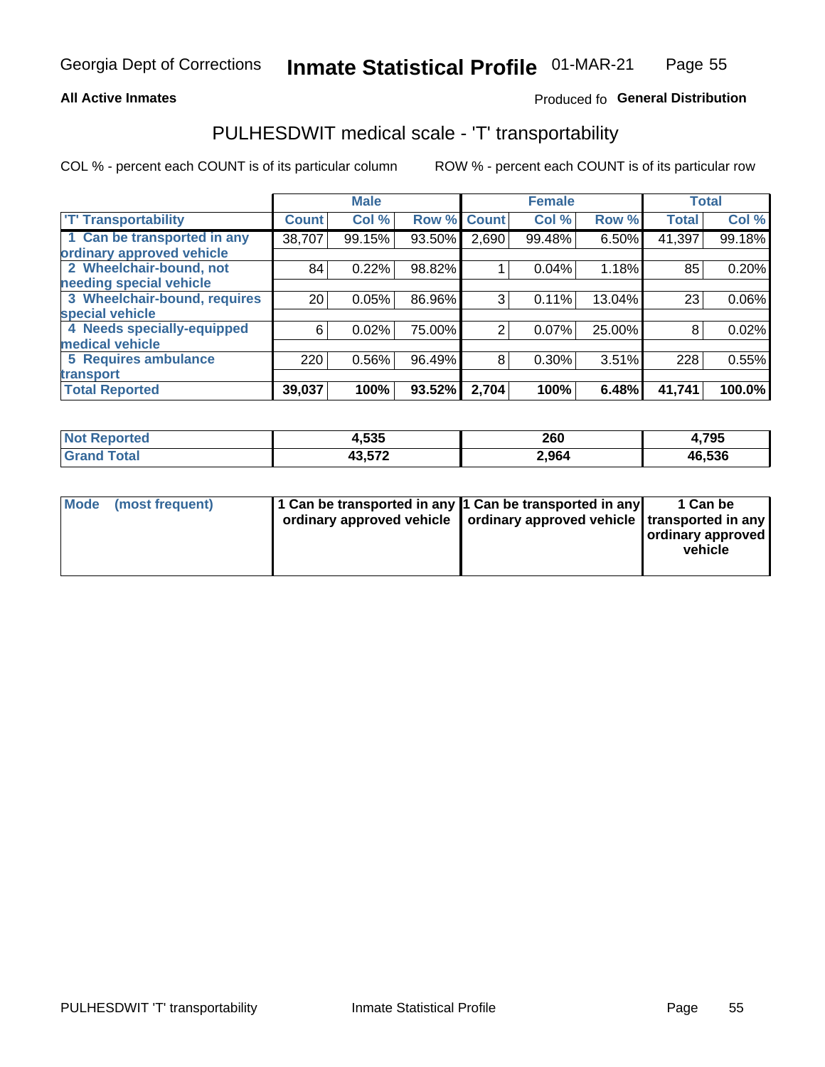Georgia Dept of Corrections **Inmate Statistical Profile** 01-MAR-21

**All Active Inmates**

Produced fo **General Distribution**

## PULHESDWIT medical scale - 'T' transportability

COL % - percent each COUNT is of its particular column

ROW % - percent each COUNT is of its particular row

| | Male | | | Female | | | Total | |
|---|---|---|---|---|---|---|---|---|
| 'T' Transportability | Count | Col % | Row % | Count | Col % | Row % | Total | Col % |
| 1 Can be transported in any ordinary approved vehicle | 38,707 | 99.15% | 93.50% | 2,690 | 99.48% | 6.50% | 41,397 | 99.18% |
| 2 Wheelchair-bound, not needing special vehicle | 84 | 0.22% | 98.82% | 1 | 0.04% | 1.18% | 85 | 0.20% |
| 3 Wheelchair-bound, requires special vehicle | 20 | 0.05% | 86.96% | 3 | 0.11% | 13.04% | 23 | 0.06% |
| 4 Needs specially-equipped medical vehicle | 6 | 0.02% | 75.00% | 2 | 0.07% | 25.00% | 8 | 0.02% |
| 5 Requires ambulance transport | 220 | 0.56% | 96.49% | 8 | 0.30% | 3.51% | 228 | 0.55% |
| **Total Reported** | **39,037** | **100%** | **93.52%** | **2,704** | **100%** | **6.48%** | **41,741** | **100.0%** |

| | Male | Female | Total |
|---|---|---|---|
| **Not Reported** | **4,535** | **260** | **4,795** |
| **Grand Total** | **43,572** | **2,964** | **46,536** |

| | Male | Female | Total |
|---|---|---|---|
| **Mode (most frequent)** | **1 Can be transported in any ordinary approved vehicle** | **1 Can be transported in any ordinary approved vehicle** | **1 Can be transported in any ordinary approved vehicle** |

PULHESDWIT 'T' transportability

Inmate Statistical Profile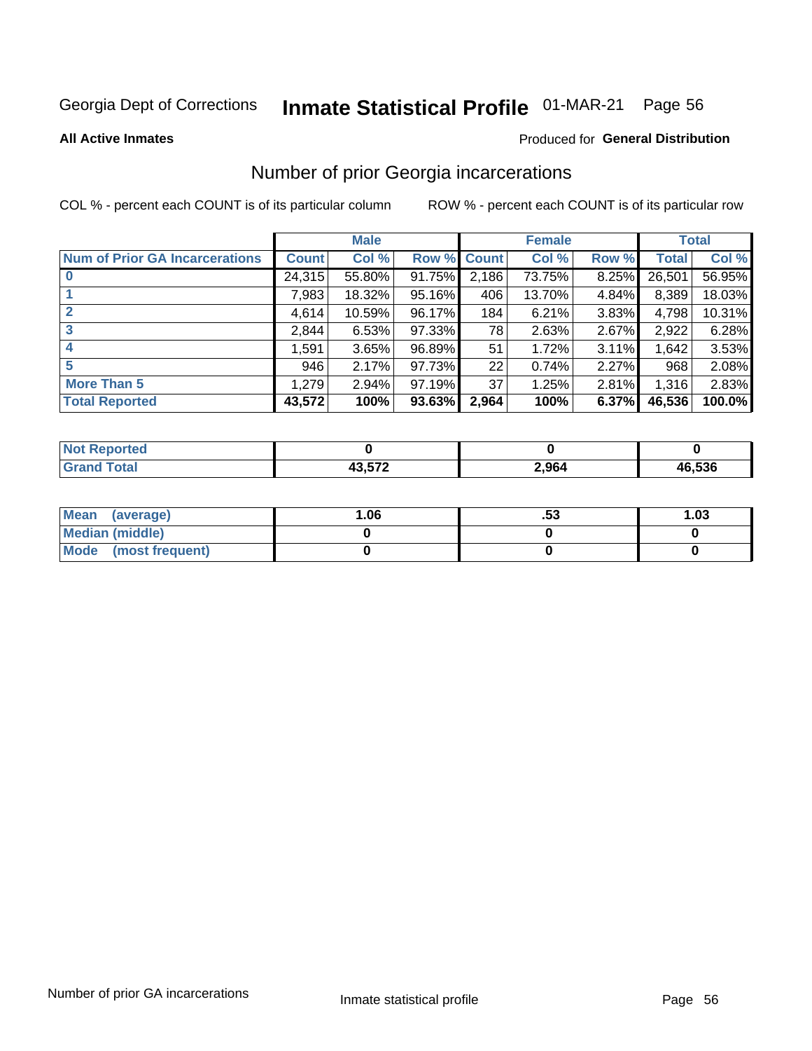Georgia Dept of Corrections **Inmate Statistical Profile** 01-MAR-21

**All Active Inmates**

Produced for **General Distribution**

## Number of prior Georgia incarcerations

COL % - percent each COUNT is of its particular column

ROW % - percent each COUNT is of its particular row

| | Male | | | Female | | | Total | |
|---|---|---|---|---|---|---|---|---|
| **Num of Prior GA Incarcerations** | **Count** | **Col %** | **Row %** | **Count** | **Col %** | **Row %** | **Total** | **Col %** |
| **0** | 24,315 | 55.80% | 91.75% | 2,186 | 73.75% | 8.25% | 26,501 | 56.95% |
| **1** | 7,983 | 18.32% | 95.16% | 406 | 13.70% | 4.84% | 8,389 | 18.03% |
| **2** | 4,614 | 10.59% | 96.17% | 184 | 6.21% | 3.83% | 4,798 | 10.31% |
| **3** | 2,844 | 6.53% | 97.33% | 78 | 2.63% | 2.67% | 2,922 | 6.28% |
| **4** | 1,591 | 3.65% | 96.89% | 51 | 1.72% | 3.11% | 1,642 | 3.53% |
| **5** | 946 | 2.17% | 97.73% | 22 | 0.74% | 2.27% | 968 | 2.08% |
| **More Than 5** | 1,279 | 2.94% | 97.19% | 37 | 1.25% | 2.81% | 1,316 | 2.83% |
| **Total Reported** | **43,572** | **100%** | **93.63%** | **2,964** | **100%** | **6.37%** | **46,536** | **100.0%** |

| | Male | Female | Total |
|---|---|---|---|
| **Not Reported** | **0** | **0** | **0** |
| **Grand Total** | **43,572** | **2,964** | **46,536** |

| | Male | Female | Total |
|---|---|---|---|
| **Mean (average)** | **1.06** | **.53** | **1.03** |
| **Median (middle)** | **0** | **0** | **0** |
| **Mode (most frequent)** | **0** | **0** | **0** |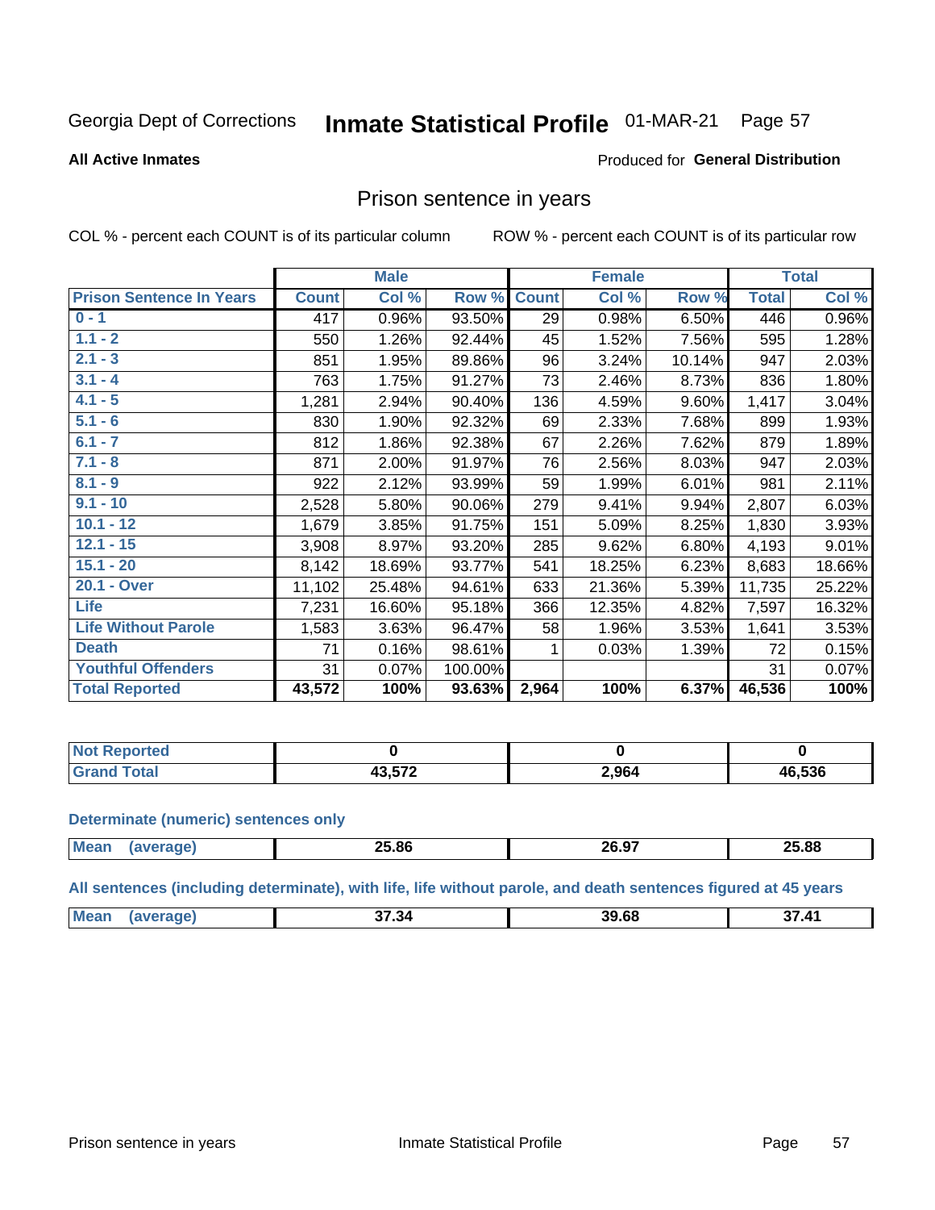Georgia Dept of Corrections **Inmate Statistical Profile** 01-MAR-21

**All Active Inmates**

Produced for **General Distribution**

## Prison sentence in years

COL % - percent each COUNT is of its particular column    ROW % - percent each COUNT is of its particular row

| | Male | | | Female | | | Total | |
|---|---|---|---|---|---|---|---|---|
| **Prison Sentence In Years** | **Count** | **Col %** | **Row %** | **Count** | **Col %** | **Row %** | **Total** | **Col %** |
| 0 - 1 | 417 | 0.96% | 93.50% | 29 | 0.98% | 6.50% | 446 | 0.96% |
| 1.1 - 2 | 550 | 1.26% | 92.44% | 45 | 1.52% | 7.56% | 595 | 1.28% |
| 2.1 - 3 | 851 | 1.95% | 89.86% | 96 | 3.24% | 10.14% | 947 | 2.03% |
| 3.1 - 4 | 763 | 1.75% | 91.27% | 73 | 2.46% | 8.73% | 836 | 1.80% |
| 4.1 - 5 | 1,281 | 2.94% | 90.40% | 136 | 4.59% | 9.60% | 1,417 | 3.04% |
| 5.1 - 6 | 830 | 1.90% | 92.32% | 69 | 2.33% | 7.68% | 899 | 1.93% |
| 6.1 - 7 | 812 | 1.86% | 92.38% | 67 | 2.26% | 7.62% | 879 | 1.89% |
| 7.1 - 8 | 871 | 2.00% | 91.97% | 76 | 2.56% | 8.03% | 947 | 2.03% |
| 8.1 - 9 | 922 | 2.12% | 93.99% | 59 | 1.99% | 6.01% | 981 | 2.11% |
| 9.1 - 10 | 2,528 | 5.80% | 90.06% | 279 | 9.41% | 9.94% | 2,807 | 6.03% |
| 10.1 - 12 | 1,679 | 3.85% | 91.75% | 151 | 5.09% | 8.25% | 1,830 | 3.93% |
| 12.1 - 15 | 3,908 | 8.97% | 93.20% | 285 | 9.62% | 6.80% | 4,193 | 9.01% |
| 15.1 - 20 | 8,142 | 18.69% | 93.77% | 541 | 18.25% | 6.23% | 8,683 | 18.66% |
| 20.1 - Over | 11,102 | 25.48% | 94.61% | 633 | 21.36% | 5.39% | 11,735 | 25.22% |
| Life | 7,231 | 16.60% | 95.18% | 366 | 12.35% | 4.82% | 7,597 | 16.32% |
| Life Without Parole | 1,583 | 3.63% | 96.47% | 58 | 1.96% | 3.53% | 1,641 | 3.53% |
| Death | 71 | 0.16% | 98.61% | 1 | 0.03% | 1.39% | 72 | 0.15% |
| Youthful Offenders | 31 | 0.07% | 100.00% | | | | 31 | 0.07% |
| **Total Reported** | **43,572** | **100%** | **93.63%** | **2,964** | **100%** | **6.37%** | **46,536** | **100%** |

| | Male | Female | Total |
|---|---|---|---|
| Not Reported | 0 | 0 | 0 |
| Grand Total | 43,572 | 2,964 | 46,536 |

**Determinate (numeric) sentences only**

| | Male | Female | Total |
|---|---|---|---|
| Mean (average) | 25.86 | 26.97 | 25.88 |

**All sentences (including determinate), with life, life without parole, and death sentences figured at 45 years**

| | Male | Female | Total |
|---|---|---|---|
| Mean (average) | 37.34 | 39.68 | 37.41 |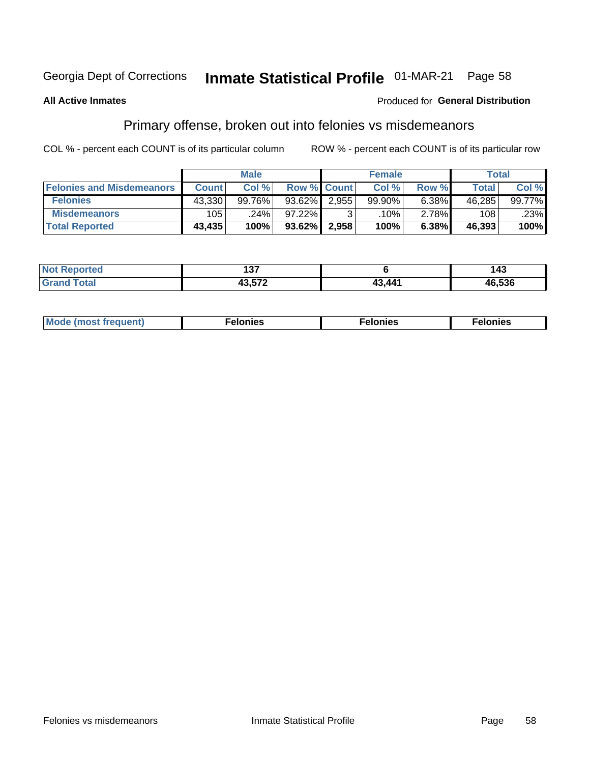Georgia Dept of Corrections **Inmate Statistical Profile** 01-MAR-21 Page 58

**All Active Inmates**

Produced for **General Distribution**

## Primary offense, broken out into felonies vs misdemeanors

COL % - percent each COUNT is of its particular column ROW % - percent each COUNT is of its particular row

| | Male | | | Female | | | Total | |
|---|---|---|---|---|---|---|---|---|
| **Felonies and Misdemeanors** | **Count** | **Col %** | **Row %** | **Count** | **Col %** | **Row %** | **Total** | **Col %** |
| **Felonies** | 43,330 | 99.76% | 93.62% | 2,955 | 99.90% | 6.38% | 46,285 | 99.77% |
| **Misdemeanors** | 105 | .24% | 97.22% | 3 | .10% | 2.78% | 108 | .23% |
| **Total Reported** | **43,435** | **100%** | **93.62%** | **2,958** | **100%** | **6.38%** | **46,393** | **100%** |

| | Male | Female | Total |
|---|---|---|---|
| **Not Reported** | **137** | **6** | **143** |
| **Grand Total** | **43,572** | **43,441** | **46,536** |

| | Male | Female | Total |
|---|---|---|---|
| **Mode (most frequent)** | **Felonies** | **Felonies** | **Felonies** |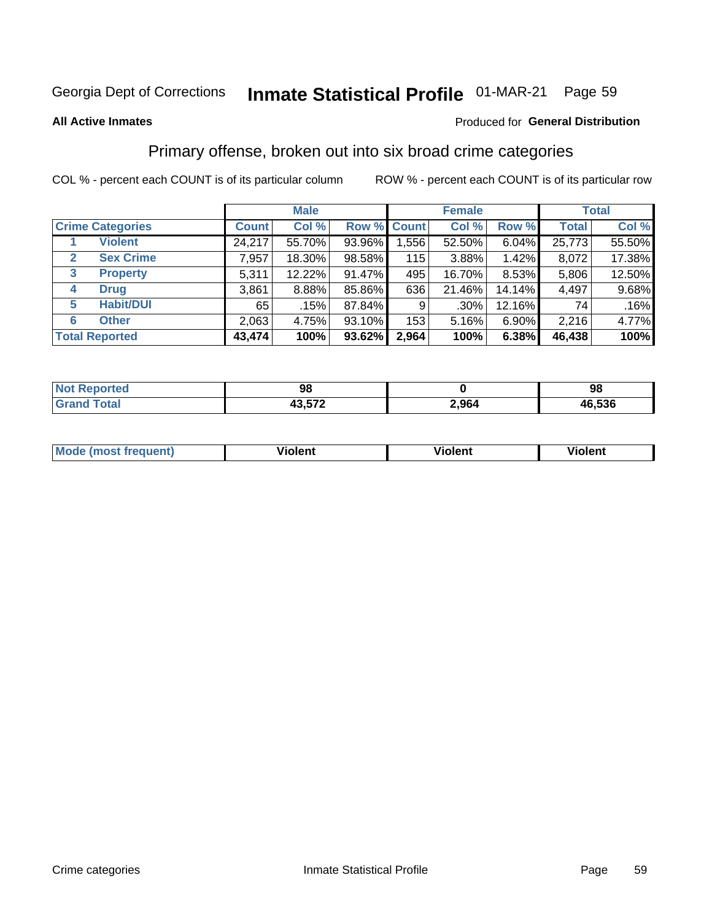Georgia Dept of Corrections **Inmate Statistical Profile** 01-MAR-21

**All Active Inmates**

Produced for **General Distribution**

## Primary offense, broken out into six broad crime categories

COL % - percent each COUNT is of its particular column

ROW % - percent each COUNT is of its particular row

| | | Male | | | Female | | | Total | |
|---|---|---|---|---|---|---|---|---|---|
| **Crime Categories** | | **Count** | **Col %** | **Row %** | **Count** | **Col %** | **Row %** | **Total** | **Col %** |
| 1 | **Violent** | 24,217 | 55.70% | 93.96% | 1,556 | 52.50% | 6.04% | 25,773 | 55.50% |
| 2 | **Sex Crime** | 7,957 | 18.30% | 98.58% | 115 | 3.88% | 1.42% | 8,072 | 17.38% |
| 3 | **Property** | 5,311 | 12.22% | 91.47% | 495 | 16.70% | 8.53% | 5,806 | 12.50% |
| 4 | **Drug** | 3,861 | 8.88% | 85.86% | 636 | 21.46% | 14.14% | 4,497 | 9.68% |
| 5 | **Habit/DUI** | 65 | .15% | 87.84% | 9 | .30% | 12.16% | 74 | .16% |
| 6 | **Other** | 2,063 | 4.75% | 93.10% | 153 | 5.16% | 6.90% | 2,216 | 4.77% |
| **Total Reported** | | **43,474** | **100%** | **93.62%** | **2,964** | **100%** | **6.38%** | **46,438** | **100%** |

| | Male | Female | Total |
|---|---|---|---|
| **Not Reported** | **98** | **0** | **98** |
| **Grand Total** | **43,572** | **2,964** | **46,536** |

| | Male | Female | Total |
|---|---|---|---|
| **Mode (most frequent)** | **Violent** | **Violent** | **Violent** |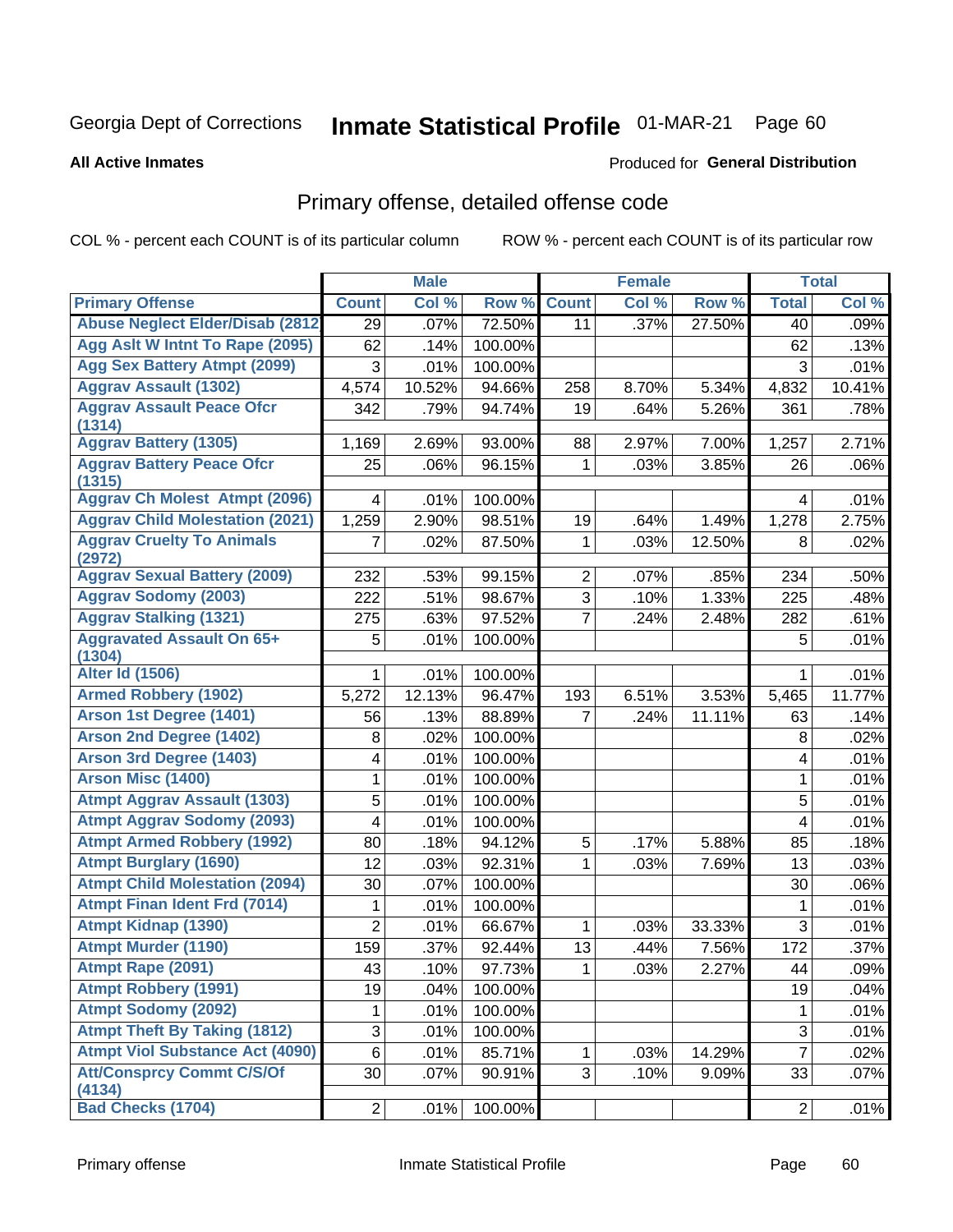Georgia Dept of Corrections **Inmate Statistical Profile** 01-MAR-21

**All Active Inmates** Produced for **General Distribution**

## Primary offense, detailed offense code

COL % - percent each COUNT is of its particular column ROW % - percent each COUNT is of its particular row

| | Male | | | Female | | | Total | |
|---|---|---|---|---|---|---|---|---|
| **Primary Offense** | **Count** | **Col %** | **Row %** | **Count** | **Col %** | **Row %** | **Total** | **Col %** |
| Abuse Neglect Elder/Disab (2812 | 29 | .07% | 72.50% | 11 | .37% | 27.50% | 40 | .09% |
| Agg Aslt W Intnt To Rape (2095) | 62 | .14% | 100.00% | | | | 62 | .13% |
| Agg Sex Battery Atmpt (2099) | 3 | .01% | 100.00% | | | | 3 | .01% |
| Aggrav Assault (1302) | 4,574 | 10.52% | 94.66% | 258 | 8.70% | 5.34% | 4,832 | 10.41% |
| Aggrav Assault Peace Ofcr (1314) | 342 | .79% | 94.74% | 19 | .64% | 5.26% | 361 | .78% |
| Aggrav Battery (1305) | 1,169 | 2.69% | 93.00% | 88 | 2.97% | 7.00% | 1,257 | 2.71% |
| Aggrav Battery Peace Ofcr (1315) | 25 | .06% | 96.15% | 1 | .03% | 3.85% | 26 | .06% |
| Aggrav Ch Molest Atmpt (2096) | 4 | .01% | 100.00% | | | | 4 | .01% |
| Aggrav Child Molestation (2021) | 1,259 | 2.90% | 98.51% | 19 | .64% | 1.49% | 1,278 | 2.75% |
| Aggrav Cruelty To Animals (2972) | 7 | .02% | 87.50% | 1 | .03% | 12.50% | 8 | .02% |
| Aggrav Sexual Battery (2009) | 232 | .53% | 99.15% | 2 | .07% | .85% | 234 | .50% |
| Aggrav Sodomy (2003) | 222 | .51% | 98.67% | 3 | .10% | 1.33% | 225 | .48% |
| Aggrav Stalking (1321) | 275 | .63% | 97.52% | 7 | .24% | 2.48% | 282 | .61% |
| Aggravated Assault On 65+ (1304) | 5 | .01% | 100.00% | | | | 5 | .01% |
| Alter Id (1506) | 1 | .01% | 100.00% | | | | 1 | .01% |
| Armed Robbery (1902) | 5,272 | 12.13% | 96.47% | 193 | 6.51% | 3.53% | 5,465 | 11.77% |
| Arson 1st Degree (1401) | 56 | .13% | 88.89% | 7 | .24% | 11.11% | 63 | .14% |
| Arson 2nd Degree (1402) | 8 | .02% | 100.00% | | | | 8 | .02% |
| Arson 3rd Degree (1403) | 4 | .01% | 100.00% | | | | 4 | .01% |
| Arson Misc (1400) | 1 | .01% | 100.00% | | | | 1 | .01% |
| Atmpt Aggrav Assault (1303) | 5 | .01% | 100.00% | | | | 5 | .01% |
| Atmpt Aggrav Sodomy (2093) | 4 | .01% | 100.00% | | | | 4 | .01% |
| Atmpt Armed Robbery (1992) | 80 | .18% | 94.12% | 5 | .17% | 5.88% | 85 | .18% |
| Atmpt Burglary (1690) | 12 | .03% | 92.31% | 1 | .03% | 7.69% | 13 | .03% |
| Atmpt Child Molestation (2094) | 30 | .07% | 100.00% | | | | 30 | .06% |
| Atmpt Finan Ident Frd (7014) | 1 | .01% | 100.00% | | | | 1 | .01% |
| Atmpt Kidnap (1390) | 2 | .01% | 66.67% | 1 | .03% | 33.33% | 3 | .01% |
| Atmpt Murder (1190) | 159 | .37% | 92.44% | 13 | .44% | 7.56% | 172 | .37% |
| Atmpt Rape (2091) | 43 | .10% | 97.73% | 1 | .03% | 2.27% | 44 | .09% |
| Atmpt Robbery (1991) | 19 | .04% | 100.00% | | | | 19 | .04% |
| Atmpt Sodomy (2092) | 1 | .01% | 100.00% | | | | 1 | .01% |
| Atmpt Theft By Taking (1812) | 3 | .01% | 100.00% | | | | 3 | .01% |
| Atmpt Viol Substance Act (4090) | 6 | .01% | 85.71% | 1 | .03% | 14.29% | 7 | .02% |
| Att/Consprcy Commt C/S/Of (4134) | 30 | .07% | 90.91% | 3 | .10% | 9.09% | 33 | .07% |
| Bad Checks (1704) | 2 | .01% | 100.00% | | | | 2 | .01% |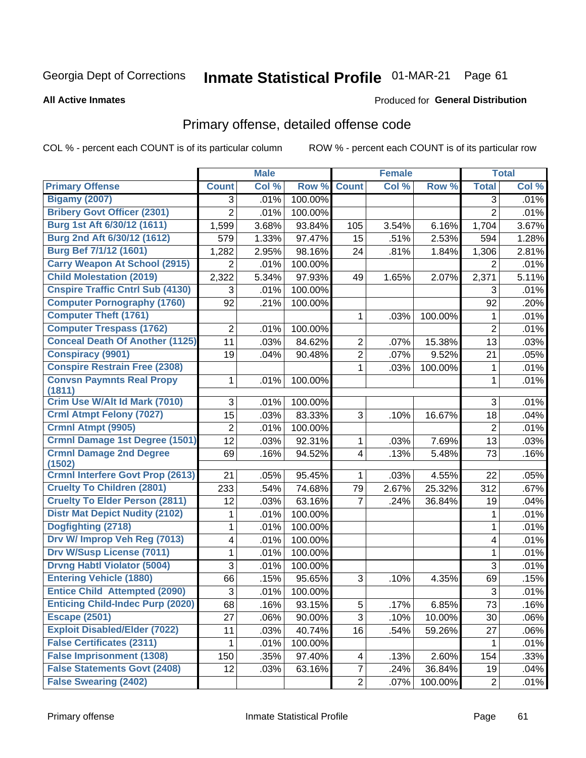Georgia Dept of Corrections **Inmate Statistical Profile** 01-MAR-21

**All Active Inmates**

Produced for **General Distribution**

## Primary offense, detailed offense code

COL % - percent each COUNT is of its particular column ROW % - percent each COUNT is of its particular row

| | Male | | | Female | | | Total | |
|---|---|---|---|---|---|---|---|---|
| **Primary Offense** | **Count** | **Col %** | **Row %** | **Count** | **Col %** | **Row %** | **Total** | **Col %** |
| **Bigamy (2007)** | 3 | .01% | 100.00% | | | | 3 | .01% |
| **Bribery Govt Officer (2301)** | 2 | .01% | 100.00% | | | | 2 | .01% |
| **Burg 1st Aft 6/30/12 (1611)** | 1,599 | 3.68% | 93.84% | 105 | 3.54% | 6.16% | 1,704 | 3.67% |
| **Burg 2nd Aft 6/30/12 (1612)** | 579 | 1.33% | 97.47% | 15 | .51% | 2.53% | 594 | 1.28% |
| **Burg Bef 7/1/12 (1601)** | 1,282 | 2.95% | 98.16% | 24 | .81% | 1.84% | 1,306 | 2.81% |
| **Carry Weapon At School (2915)** | 2 | .01% | 100.00% | | | | 2 | .01% |
| **Child Molestation (2019)** | 2,322 | 5.34% | 97.93% | 49 | 1.65% | 2.07% | 2,371 | 5.11% |
| **Cnspire Traffic Cntrl Sub (4130)** | 3 | .01% | 100.00% | | | | 3 | .01% |
| **Computer Pornography (1760)** | 92 | .21% | 100.00% | | | | 92 | .20% |
| **Computer Theft (1761)** | | | | 1 | .03% | 100.00% | 1 | .01% |
| **Computer Trespass (1762)** | 2 | .01% | 100.00% | | | | 2 | .01% |
| **Conceal Death Of Another (1125)** | 11 | .03% | 84.62% | 2 | .07% | 15.38% | 13 | .03% |
| **Conspiracy (9901)** | 19 | .04% | 90.48% | 2 | .07% | 9.52% | 21 | .05% |
| **Conspire Restrain Free (2308)** | | | | 1 | .03% | 100.00% | 1 | .01% |
| **Convsn Paymnts Real Propy (1811)** | 1 | .01% | 100.00% | | | | 1 | .01% |
| **Crim Use W/Alt Id Mark (7010)** | 3 | .01% | 100.00% | | | | 3 | .01% |
| **Crml Atmpt Felony (7027)** | 15 | .03% | 83.33% | 3 | .10% | 16.67% | 18 | .04% |
| **Crmnl Atmpt (9905)** | 2 | .01% | 100.00% | | | | 2 | .01% |
| **Crmnl Damage 1st Degree (1501)** | 12 | .03% | 92.31% | 1 | .03% | 7.69% | 13 | .03% |
| **Crmnl Damage 2nd Degree (1502)** | 69 | .16% | 94.52% | 4 | .13% | 5.48% | 73 | .16% |
| **Crmnl Interfere Govt Prop (2613)** | 21 | .05% | 95.45% | 1 | .03% | 4.55% | 22 | .05% |
| **Cruelty To Children (2801)** | 233 | .54% | 74.68% | 79 | 2.67% | 25.32% | 312 | .67% |
| **Cruelty To Elder Person (2811)** | 12 | .03% | 63.16% | 7 | .24% | 36.84% | 19 | .04% |
| **Distr Mat Depict Nudity (2102)** | 1 | .01% | 100.00% | | | | 1 | .01% |
| **Dogfighting (2718)** | 1 | .01% | 100.00% | | | | 1 | .01% |
| **Drv W/ Improp Veh Reg (7013)** | 4 | .01% | 100.00% | | | | 4 | .01% |
| **Drv W/Susp License (7011)** | 1 | .01% | 100.00% | | | | 1 | .01% |
| **Drvng Habtl Violator (5004)** | 3 | .01% | 100.00% | | | | 3 | .01% |
| **Entering Vehicle (1880)** | 66 | .15% | 95.65% | 3 | .10% | 4.35% | 69 | .15% |
| **Entice Child Attempted (2090)** | 3 | .01% | 100.00% | | | | 3 | .01% |
| **Enticing Child-Indec Purp (2020)** | 68 | .16% | 93.15% | 5 | .17% | 6.85% | 73 | .16% |
| **Escape (2501)** | 27 | .06% | 90.00% | 3 | .10% | 10.00% | 30 | .06% |
| **Exploit Disabled/Elder (7022)** | 11 | .03% | 40.74% | 16 | .54% | 59.26% | 27 | .06% |
| **False Certificates (2311)** | 1 | .01% | 100.00% | | | | 1 | .01% |
| **False Imprisonment (1308)** | 150 | .35% | 97.40% | 4 | .13% | 2.60% | 154 | .33% |
| **False Statements Govt (2408)** | 12 | .03% | 63.16% | 7 | .24% | 36.84% | 19 | .04% |
| **False Swearing (2402)** | | | | 2 | .07% | 100.00% | 2 | .01% |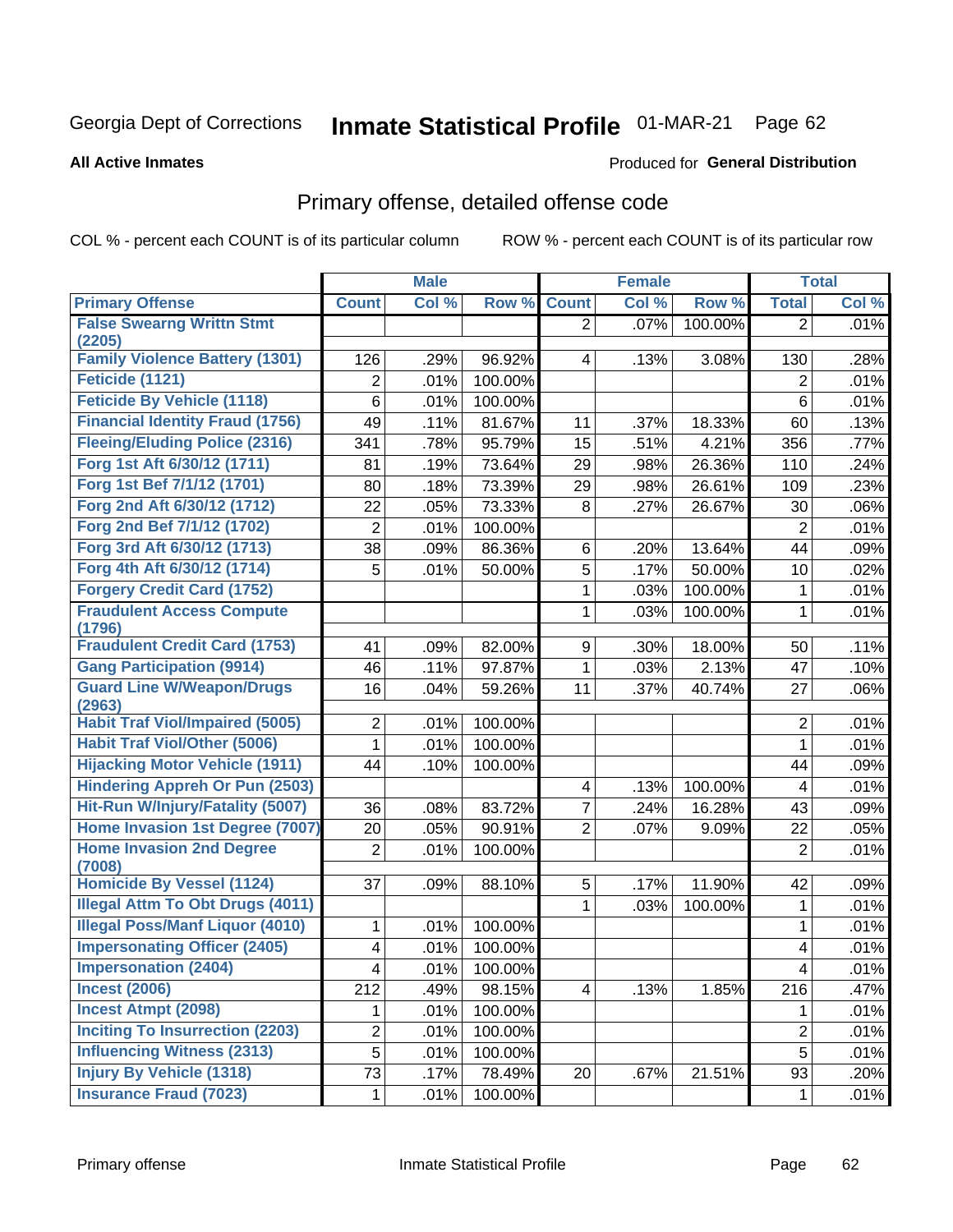# Georgia Dept of Corrections — Inmate Statistical Profile — 01-MAR-21

**All Active Inmates** — Produced for **General Distribution**

## Primary offense, detailed offense code

COL % - percent each COUNT is of its particular column        ROW % - percent each COUNT is of its particular row

| | Male | | | Female | | | Total | |
|---|---|---|---|---|---|---|---|---|
| **Primary Offense** | **Count** | **Col %** | **Row %** | **Count** | **Col %** | **Row %** | **Total** | **Col %** |
| False Swearng Writtn Stmt (2205) | | | | 2 | .07% | 100.00% | 2 | .01% |
| Family Violence Battery (1301) | 126 | .29% | 96.92% | 4 | .13% | 3.08% | 130 | .28% |
| Feticide (1121) | 2 | .01% | 100.00% | | | | 2 | .01% |
| Feticide By Vehicle (1118) | 6 | .01% | 100.00% | | | | 6 | .01% |
| Financial Identity Fraud (1756) | 49 | .11% | 81.67% | 11 | .37% | 18.33% | 60 | .13% |
| Fleeing/Eluding Police (2316) | 341 | .78% | 95.79% | 15 | .51% | 4.21% | 356 | .77% |
| Forg 1st Aft 6/30/12 (1711) | 81 | .19% | 73.64% | 29 | .98% | 26.36% | 110 | .24% |
| Forg 1st Bef 7/1/12 (1701) | 80 | .18% | 73.39% | 29 | .98% | 26.61% | 109 | .23% |
| Forg 2nd Aft 6/30/12 (1712) | 22 | .05% | 73.33% | 8 | .27% | 26.67% | 30 | .06% |
| Forg 2nd Bef 7/1/12 (1702) | 2 | .01% | 100.00% | | | | 2 | .01% |
| Forg 3rd Aft 6/30/12 (1713) | 38 | .09% | 86.36% | 6 | .20% | 13.64% | 44 | .09% |
| Forg 4th Aft 6/30/12 (1714) | 5 | .01% | 50.00% | 5 | .17% | 50.00% | 10 | .02% |
| Forgery Credit Card (1752) | | | | 1 | .03% | 100.00% | 1 | .01% |
| Fraudulent Access Compute (1796) | | | | 1 | .03% | 100.00% | 1 | .01% |
| Fraudulent Credit Card (1753) | 41 | .09% | 82.00% | 9 | .30% | 18.00% | 50 | .11% |
| Gang Participation (9914) | 46 | .11% | 97.87% | 1 | .03% | 2.13% | 47 | .10% |
| Guard Line W/Weapon/Drugs (2963) | 16 | .04% | 59.26% | 11 | .37% | 40.74% | 27 | .06% |
| Habit Traf Viol/Impaired (5005) | 2 | .01% | 100.00% | | | | 2 | .01% |
| Habit Traf Viol/Other (5006) | 1 | .01% | 100.00% | | | | 1 | .01% |
| Hijacking Motor Vehicle (1911) | 44 | .10% | 100.00% | | | | 44 | .09% |
| Hindering Appreh Or Pun (2503) | | | | 4 | .13% | 100.00% | 4 | .01% |
| Hit-Run W/Injury/Fatality (5007) | 36 | .08% | 83.72% | 7 | .24% | 16.28% | 43 | .09% |
| Home Invasion 1st Degree (7007) | 20 | .05% | 90.91% | 2 | .07% | 9.09% | 22 | .05% |
| Home Invasion 2nd Degree (7008) | 2 | .01% | 100.00% | | | | 2 | .01% |
| Homicide By Vessel (1124) | 37 | .09% | 88.10% | 5 | .17% | 11.90% | 42 | .09% |
| Illegal Attm To Obt Drugs (4011) | | | | 1 | .03% | 100.00% | 1 | .01% |
| Illegal Poss/Manf Liquor (4010) | 1 | .01% | 100.00% | | | | 1 | .01% |
| Impersonating Officer (2405) | 4 | .01% | 100.00% | | | | 4 | .01% |
| Impersonation (2404) | 4 | .01% | 100.00% | | | | 4 | .01% |
| Incest (2006) | 212 | .49% | 98.15% | 4 | .13% | 1.85% | 216 | .47% |
| Incest Atmpt (2098) | 1 | .01% | 100.00% | | | | 1 | .01% |
| Inciting To Insurrection (2203) | 2 | .01% | 100.00% | | | | 2 | .01% |
| Influencing Witness (2313) | 5 | .01% | 100.00% | | | | 5 | .01% |
| Injury By Vehicle (1318) | 73 | .17% | 78.49% | 20 | .67% | 21.51% | 93 | .20% |
| Insurance Fraud (7023) | 1 | .01% | 100.00% | | | | 1 | .01% |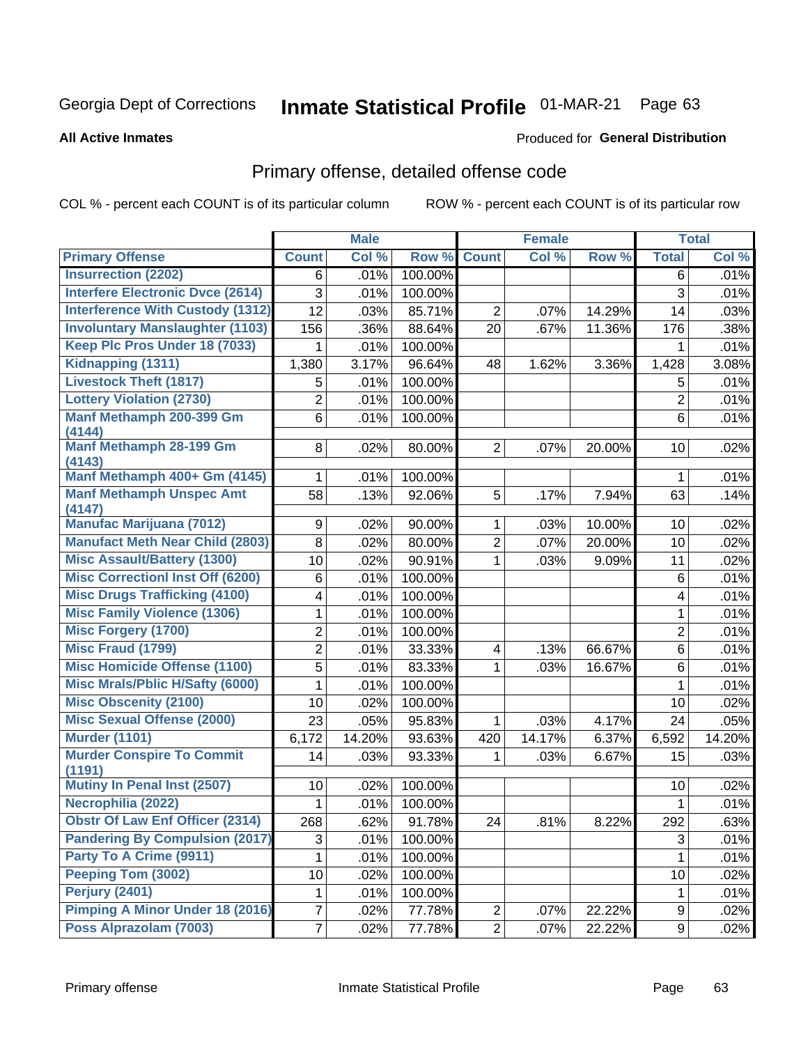Georgia Dept of Corrections **Inmate Statistical Profile** 01-MAR-21

**All Active Inmates**

Produced for **General Distribution**

## Primary offense, detailed offense code

COL % - percent each COUNT is of its particular column ROW % - percent each COUNT is of its particular row

| | Male | | | Female | | | Total | |
|---|---|---|---|---|---|---|---|---|
| Primary Offense | Count | Col % | Row % | Count | Col % | Row % | Total | Col % |
| Insurrection (2202) | 6 | .01% | 100.00% | | | | 6 | .01% |
| Interfere Electronic Dvce (2614) | 3 | .01% | 100.00% | | | | 3 | .01% |
| Interference With Custody (1312) | 12 | .03% | 85.71% | 2 | .07% | 14.29% | 14 | .03% |
| Involuntary Manslaughter (1103) | 156 | .36% | 88.64% | 20 | .67% | 11.36% | 176 | .38% |
| Keep Plc Pros Under 18 (7033) | 1 | .01% | 100.00% | | | | 1 | .01% |
| Kidnapping (1311) | 1,380 | 3.17% | 96.64% | 48 | 1.62% | 3.36% | 1,428 | 3.08% |
| Livestock Theft (1817) | 5 | .01% | 100.00% | | | | 5 | .01% |
| Lottery Violation (2730) | 2 | .01% | 100.00% | | | | 2 | .01% |
| Manf Methamph 200-399 Gm (4144) | 6 | .01% | 100.00% | | | | 6 | .01% |
| Manf Methamph 28-199 Gm (4143) | 8 | .02% | 80.00% | 2 | .07% | 20.00% | 10 | .02% |
| Manf Methamph 400+ Gm (4145) | 1 | .01% | 100.00% | | | | 1 | .01% |
| Manf Methamph Unspec Amt (4147) | 58 | .13% | 92.06% | 5 | .17% | 7.94% | 63 | .14% |
| Manufac Marijuana (7012) | 9 | .02% | 90.00% | 1 | .03% | 10.00% | 10 | .02% |
| Manufact Meth Near Child (2803) | 8 | .02% | 80.00% | 2 | .07% | 20.00% | 10 | .02% |
| Misc Assault/Battery (1300) | 10 | .02% | 90.91% | 1 | .03% | 9.09% | 11 | .02% |
| Misc Correctionl Inst Off (6200) | 6 | .01% | 100.00% | | | | 6 | .01% |
| Misc Drugs Trafficking (4100) | 4 | .01% | 100.00% | | | | 4 | .01% |
| Misc Family Violence (1306) | 1 | .01% | 100.00% | | | | 1 | .01% |
| Misc Forgery (1700) | 2 | .01% | 100.00% | | | | 2 | .01% |
| Misc Fraud (1799) | 2 | .01% | 33.33% | 4 | .13% | 66.67% | 6 | .01% |
| Misc Homicide Offense (1100) | 5 | .01% | 83.33% | 1 | .03% | 16.67% | 6 | .01% |
| Misc Mrals/Pblic H/Safty (6000) | 1 | .01% | 100.00% | | | | 1 | .01% |
| Misc Obscenity (2100) | 10 | .02% | 100.00% | | | | 10 | .02% |
| Misc Sexual Offense (2000) | 23 | .05% | 95.83% | 1 | .03% | 4.17% | 24 | .05% |
| Murder (1101) | 6,172 | 14.20% | 93.63% | 420 | 14.17% | 6.37% | 6,592 | 14.20% |
| Murder Conspire To Commit (1191) | 14 | .03% | 93.33% | 1 | .03% | 6.67% | 15 | .03% |
| Mutiny In Penal Inst (2507) | 10 | .02% | 100.00% | | | | 10 | .02% |
| Necrophilia (2022) | 1 | .01% | 100.00% | | | | 1 | .01% |
| Obstr Of Law Enf Officer (2314) | 268 | .62% | 91.78% | 24 | .81% | 8.22% | 292 | .63% |
| Pandering By Compulsion (2017) | 3 | .01% | 100.00% | | | | 3 | .01% |
| Party To A Crime (9911) | 1 | .01% | 100.00% | | | | 1 | .01% |
| Peeping Tom (3002) | 10 | .02% | 100.00% | | | | 10 | .02% |
| Perjury (2401) | 1 | .01% | 100.00% | | | | 1 | .01% |
| Pimping A Minor Under 18 (2016) | 7 | .02% | 77.78% | 2 | .07% | 22.22% | 9 | .02% |
| Poss Alprazolam (7003) | 7 | .02% | 77.78% | 2 | .07% | 22.22% | 9 | .02% |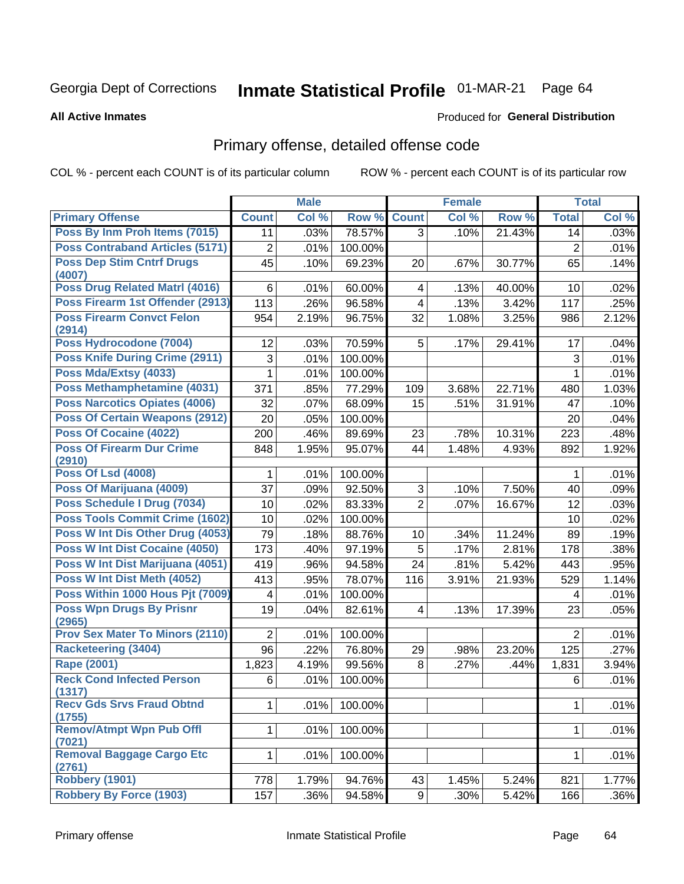Georgia Dept of Corrections **Inmate Statistical Profile** 01-MAR-21 Page 64

**All Active Inmates**

Produced for **General Distribution**

## Primary offense, detailed offense code

COL % - percent each COUNT is of its particular column ROW % - percent each COUNT is of its particular row

| | Male | | | Female | | | Total | |
|---|---|---|---|---|---|---|---|---|
| **Primary Offense** | **Count** | **Col %** | **Row %** | **Count** | **Col %** | **Row %** | **Total** | **Col %** |
| Poss By Inm Proh Items (7015) | 11 | .03% | 78.57% | 3 | .10% | 21.43% | 14 | .03% |
| Poss Contraband Articles (5171) | 2 | .01% | 100.00% | | | | 2 | .01% |
| Poss Dep Stim Cntrf Drugs (4007) | 45 | .10% | 69.23% | 20 | .67% | 30.77% | 65 | .14% |
| Poss Drug Related Matrl (4016) | 6 | .01% | 60.00% | 4 | .13% | 40.00% | 10 | .02% |
| Poss Firearm 1st Offender (2913) | 113 | .26% | 96.58% | 4 | .13% | 3.42% | 117 | .25% |
| Poss Firearm Convct Felon (2914) | 954 | 2.19% | 96.75% | 32 | 1.08% | 3.25% | 986 | 2.12% |
| Poss Hydrocodone (7004) | 12 | .03% | 70.59% | 5 | .17% | 29.41% | 17 | .04% |
| Poss Knife During Crime (2911) | 3 | .01% | 100.00% | | | | 3 | .01% |
| Poss Mda/Extsy (4033) | 1 | .01% | 100.00% | | | | 1 | .01% |
| Poss Methamphetamine (4031) | 371 | .85% | 77.29% | 109 | 3.68% | 22.71% | 480 | 1.03% |
| Poss Narcotics Opiates (4006) | 32 | .07% | 68.09% | 15 | .51% | 31.91% | 47 | .10% |
| Poss Of Certain Weapons (2912) | 20 | .05% | 100.00% | | | | 20 | .04% |
| Poss Of Cocaine (4022) | 200 | .46% | 89.69% | 23 | .78% | 10.31% | 223 | .48% |
| Poss Of Firearm Dur Crime (2910) | 848 | 1.95% | 95.07% | 44 | 1.48% | 4.93% | 892 | 1.92% |
| Poss Of Lsd (4008) | 1 | .01% | 100.00% | | | | 1 | .01% |
| Poss Of Marijuana (4009) | 37 | .09% | 92.50% | 3 | .10% | 7.50% | 40 | .09% |
| Poss Schedule I Drug (7034) | 10 | .02% | 83.33% | 2 | .07% | 16.67% | 12 | .03% |
| Poss Tools Commit Crime (1602) | 10 | .02% | 100.00% | | | | 10 | .02% |
| Poss W Int Dis Other Drug (4053) | 79 | .18% | 88.76% | 10 | .34% | 11.24% | 89 | .19% |
| Poss W Int Dist Cocaine (4050) | 173 | .40% | 97.19% | 5 | .17% | 2.81% | 178 | .38% |
| Poss W Int Dist Marijuana (4051) | 419 | .96% | 94.58% | 24 | .81% | 5.42% | 443 | .95% |
| Poss W Int Dist Meth (4052) | 413 | .95% | 78.07% | 116 | 3.91% | 21.93% | 529 | 1.14% |
| Poss Within 1000 Hous Pjt (7009) | 4 | .01% | 100.00% | | | | 4 | .01% |
| Poss Wpn Drugs By Prisnr (2965) | 19 | .04% | 82.61% | 4 | .13% | 17.39% | 23 | .05% |
| Prov Sex Mater To Minors (2110) | 2 | .01% | 100.00% | | | | 2 | .01% |
| Racketeering (3404) | 96 | .22% | 76.80% | 29 | .98% | 23.20% | 125 | .27% |
| Rape (2001) | 1,823 | 4.19% | 99.56% | 8 | .27% | .44% | 1,831 | 3.94% |
| Reck Cond Infected Person (1317) | 6 | .01% | 100.00% | | | | 6 | .01% |
| Recv Gds Srvs Fraud Obtnd (1755) | 1 | .01% | 100.00% | | | | 1 | .01% |
| Remov/Atmpt Wpn Pub Offl (7021) | 1 | .01% | 100.00% | | | | 1 | .01% |
| Removal Baggage Cargo Etc (2761) | 1 | .01% | 100.00% | | | | 1 | .01% |
| Robbery (1901) | 778 | 1.79% | 94.76% | 43 | 1.45% | 5.24% | 821 | 1.77% |
| Robbery By Force (1903) | 157 | .36% | 94.58% | 9 | .30% | 5.42% | 166 | .36% |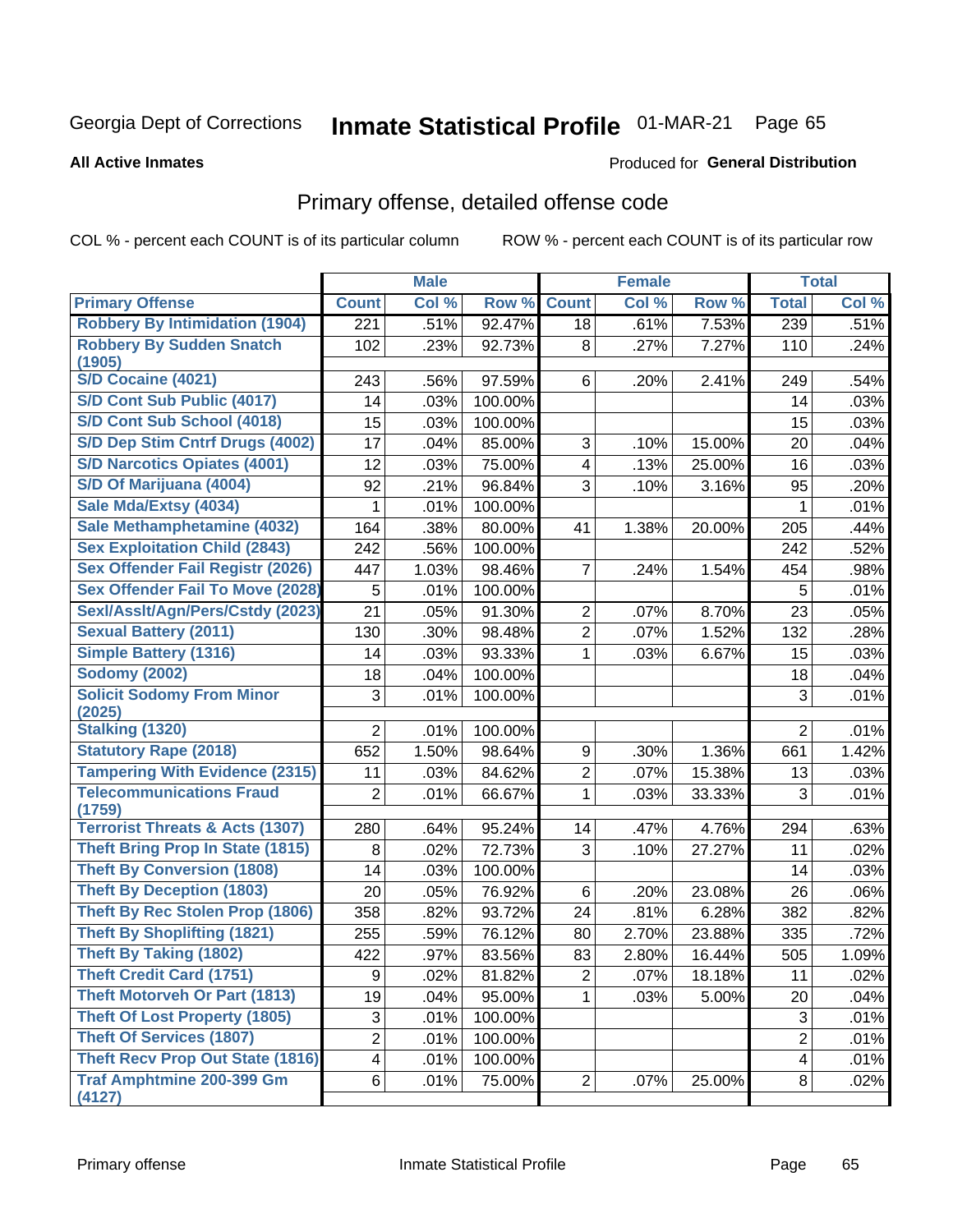Georgia Dept of Corrections **Inmate Statistical Profile** 01-MAR-21

**All Active Inmates**

Produced for **General Distribution**

## Primary offense, detailed offense code

COL % - percent each COUNT is of its particular column    ROW % - percent each COUNT is of its particular row

| | Male | | | Female | | | Total | |
|---|---|---|---|---|---|---|---|---|
| **Primary Offense** | **Count** | **Col %** | **Row %** | **Count** | **Col %** | **Row %** | **Total** | **Col %** |
| Robbery By Intimidation (1904) | 221 | .51% | 92.47% | 18 | .61% | 7.53% | 239 | .51% |
| Robbery By Sudden Snatch (1905) | 102 | .23% | 92.73% | 8 | .27% | 7.27% | 110 | .24% |
| S/D Cocaine (4021) | 243 | .56% | 97.59% | 6 | .20% | 2.41% | 249 | .54% |
| S/D Cont Sub Public (4017) | 14 | .03% | 100.00% | | | | 14 | .03% |
| S/D Cont Sub School (4018) | 15 | .03% | 100.00% | | | | 15 | .03% |
| S/D Dep Stim Cntrf Drugs (4002) | 17 | .04% | 85.00% | 3 | .10% | 15.00% | 20 | .04% |
| S/D Narcotics Opiates (4001) | 12 | .03% | 75.00% | 4 | .13% | 25.00% | 16 | .03% |
| S/D Of Marijuana (4004) | 92 | .21% | 96.84% | 3 | .10% | 3.16% | 95 | .20% |
| Sale Mda/Extsy (4034) | 1 | .01% | 100.00% | | | | 1 | .01% |
| Sale Methamphetamine (4032) | 164 | .38% | 80.00% | 41 | 1.38% | 20.00% | 205 | .44% |
| Sex Exploitation Child (2843) | 242 | .56% | 100.00% | | | | 242 | .52% |
| Sex Offender Fail Registr (2026) | 447 | 1.03% | 98.46% | 7 | .24% | 1.54% | 454 | .98% |
| Sex Offender Fail To Move (2028) | 5 | .01% | 100.00% | | | | 5 | .01% |
| Sexl/Asslt/Agn/Pers/Cstdy (2023) | 21 | .05% | 91.30% | 2 | .07% | 8.70% | 23 | .05% |
| Sexual Battery (2011) | 130 | .30% | 98.48% | 2 | .07% | 1.52% | 132 | .28% |
| Simple Battery (1316) | 14 | .03% | 93.33% | 1 | .03% | 6.67% | 15 | .03% |
| Sodomy (2002) | 18 | .04% | 100.00% | | | | 18 | .04% |
| Solicit Sodomy From Minor (2025) | 3 | .01% | 100.00% | | | | 3 | .01% |
| Stalking (1320) | 2 | .01% | 100.00% | | | | 2 | .01% |
| Statutory Rape (2018) | 652 | 1.50% | 98.64% | 9 | .30% | 1.36% | 661 | 1.42% |
| Tampering With Evidence (2315) | 11 | .03% | 84.62% | 2 | .07% | 15.38% | 13 | .03% |
| Telecommunications Fraud (1759) | 2 | .01% | 66.67% | 1 | .03% | 33.33% | 3 | .01% |
| Terrorist Threats & Acts (1307) | 280 | .64% | 95.24% | 14 | .47% | 4.76% | 294 | .63% |
| Theft Bring Prop In State (1815) | 8 | .02% | 72.73% | 3 | .10% | 27.27% | 11 | .02% |
| Theft By Conversion (1808) | 14 | .03% | 100.00% | | | | 14 | .03% |
| Theft By Deception (1803) | 20 | .05% | 76.92% | 6 | .20% | 23.08% | 26 | .06% |
| Theft By Rec Stolen Prop (1806) | 358 | .82% | 93.72% | 24 | .81% | 6.28% | 382 | .82% |
| Theft By Shoplifting (1821) | 255 | .59% | 76.12% | 80 | 2.70% | 23.88% | 335 | .72% |
| Theft By Taking (1802) | 422 | .97% | 83.56% | 83 | 2.80% | 16.44% | 505 | 1.09% |
| Theft Credit Card (1751) | 9 | .02% | 81.82% | 2 | .07% | 18.18% | 11 | .02% |
| Theft Motorveh Or Part (1813) | 19 | .04% | 95.00% | 1 | .03% | 5.00% | 20 | .04% |
| Theft Of Lost Property (1805) | 3 | .01% | 100.00% | | | | 3 | .01% |
| Theft Of Services (1807) | 2 | .01% | 100.00% | | | | 2 | .01% |
| Theft Recv Prop Out State (1816) | 4 | .01% | 100.00% | | | | 4 | .01% |
| Traf Amphtmine 200-399 Gm (4127) | 6 | .01% | 75.00% | 2 | .07% | 25.00% | 8 | .02% |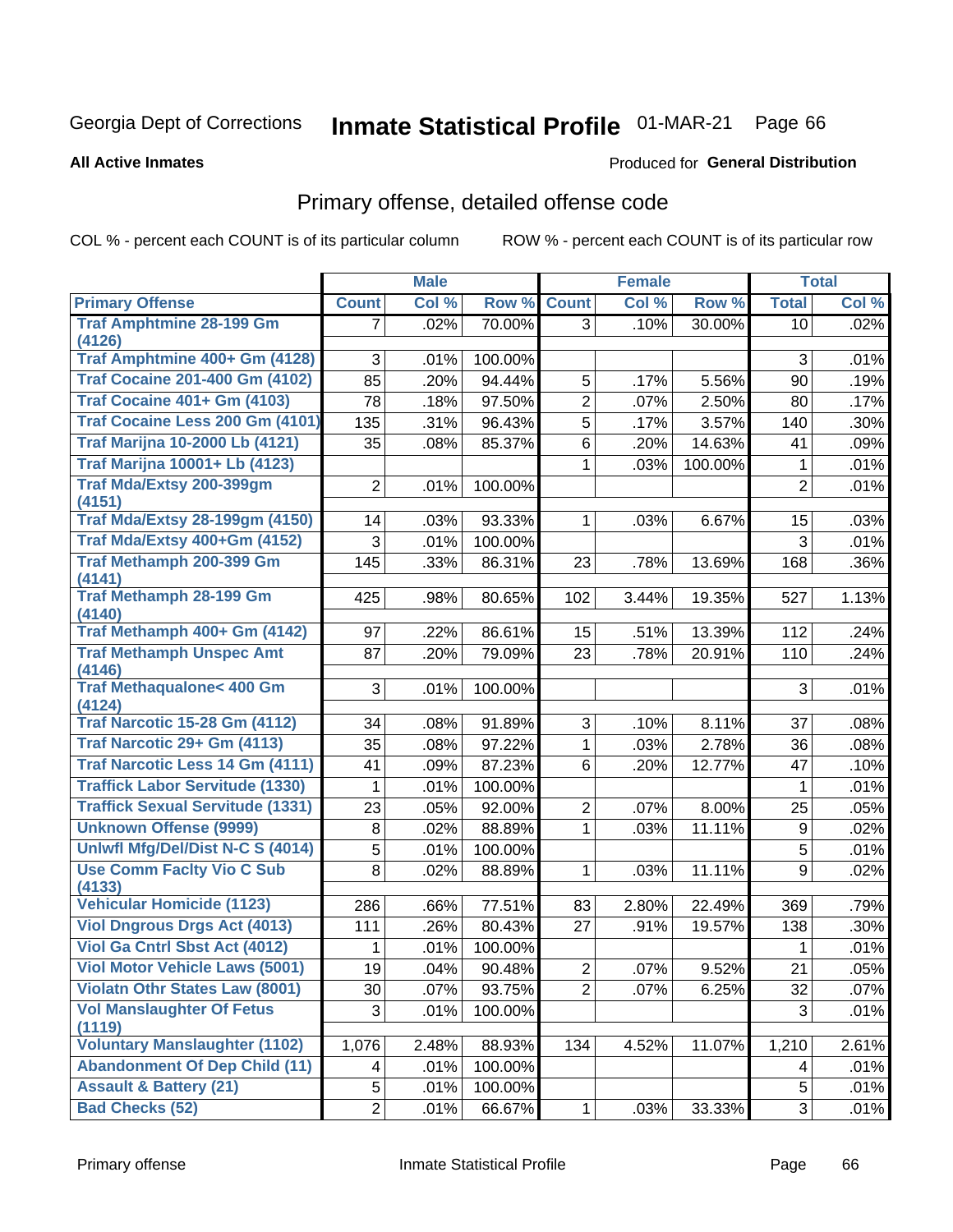Georgia Dept of Corrections **Inmate Statistical Profile** 01-MAR-21

**All Active Inmates**

Produced for **General Distribution**

## Primary offense, detailed offense code

COL % - percent each COUNT is of its particular column ROW % - percent each COUNT is of its particular row

| | Male | | | Female | | | Total | |
|---|---|---|---|---|---|---|---|---|
| **Primary Offense** | **Count** | **Col %** | **Row %** | **Count** | **Col %** | **Row %** | **Total** | **Col %** |
| Traf Amphtmine 28-199 Gm (4126) | 7 | .02% | 70.00% | 3 | .10% | 30.00% | 10 | .02% |
| Traf Amphtmine 400+ Gm (4128) | 3 | .01% | 100.00% | | | | 3 | .01% |
| Traf Cocaine 201-400 Gm (4102) | 85 | .20% | 94.44% | 5 | .17% | 5.56% | 90 | .19% |
| Traf Cocaine 401+ Gm (4103) | 78 | .18% | 97.50% | 2 | .07% | 2.50% | 80 | .17% |
| Traf Cocaine Less 200 Gm (4101) | 135 | .31% | 96.43% | 5 | .17% | 3.57% | 140 | .30% |
| Traf Marijna 10-2000 Lb (4121) | 35 | .08% | 85.37% | 6 | .20% | 14.63% | 41 | .09% |
| Traf Marijna 10001+ Lb (4123) | | | | 1 | .03% | 100.00% | 1 | .01% |
| Traf Mda/Extsy 200-399gm (4151) | 2 | .01% | 100.00% | | | | 2 | .01% |
| Traf Mda/Extsy 28-199gm (4150) | 14 | .03% | 93.33% | 1 | .03% | 6.67% | 15 | .03% |
| Traf Mda/Extsy 400+Gm (4152) | 3 | .01% | 100.00% | | | | 3 | .01% |
| Traf Methamph 200-399 Gm (4141) | 145 | .33% | 86.31% | 23 | .78% | 13.69% | 168 | .36% |
| Traf Methamph 28-199 Gm (4140) | 425 | .98% | 80.65% | 102 | 3.44% | 19.35% | 527 | 1.13% |
| Traf Methamph 400+ Gm (4142) | 97 | .22% | 86.61% | 15 | .51% | 13.39% | 112 | .24% |
| Traf Methamph Unspec Amt (4146) | 87 | .20% | 79.09% | 23 | .78% | 20.91% | 110 | .24% |
| Traf Methaqualone< 400 Gm (4124) | 3 | .01% | 100.00% | | | | 3 | .01% |
| Traf Narcotic 15-28 Gm (4112) | 34 | .08% | 91.89% | 3 | .10% | 8.11% | 37 | .08% |
| Traf Narcotic 29+ Gm (4113) | 35 | .08% | 97.22% | 1 | .03% | 2.78% | 36 | .08% |
| Traf Narcotic Less 14 Gm (4111) | 41 | .09% | 87.23% | 6 | .20% | 12.77% | 47 | .10% |
| Traffick Labor Servitude (1330) | 1 | .01% | 100.00% | | | | 1 | .01% |
| Traffick Sexual Servitude (1331) | 23 | .05% | 92.00% | 2 | .07% | 8.00% | 25 | .05% |
| Unknown Offense (9999) | 8 | .02% | 88.89% | 1 | .03% | 11.11% | 9 | .02% |
| Unlwfl Mfg/Del/Dist N-C S (4014) | 5 | .01% | 100.00% | | | | 5 | .01% |
| Use Comm Faclty Vio C Sub (4133) | 8 | .02% | 88.89% | 1 | .03% | 11.11% | 9 | .02% |
| Vehicular Homicide (1123) | 286 | .66% | 77.51% | 83 | 2.80% | 22.49% | 369 | .79% |
| Viol Dngrous Drgs Act (4013) | 111 | .26% | 80.43% | 27 | .91% | 19.57% | 138 | .30% |
| Viol Ga Cntrl Sbst Act (4012) | 1 | .01% | 100.00% | | | | 1 | .01% |
| Viol Motor Vehicle Laws (5001) | 19 | .04% | 90.48% | 2 | .07% | 9.52% | 21 | .05% |
| Violatn Othr States Law (8001) | 30 | .07% | 93.75% | 2 | .07% | 6.25% | 32 | .07% |
| Vol Manslaughter Of Fetus (1119) | 3 | .01% | 100.00% | | | | 3 | .01% |
| Voluntary Manslaughter (1102) | 1,076 | 2.48% | 88.93% | 134 | 4.52% | 11.07% | 1,210 | 2.61% |
| Abandonment Of Dep Child (11) | 4 | .01% | 100.00% | | | | 4 | .01% |
| Assault & Battery (21) | 5 | .01% | 100.00% | | | | 5 | .01% |
| Bad Checks (52) | 2 | .01% | 66.67% | 1 | .03% | 33.33% | 3 | .01% |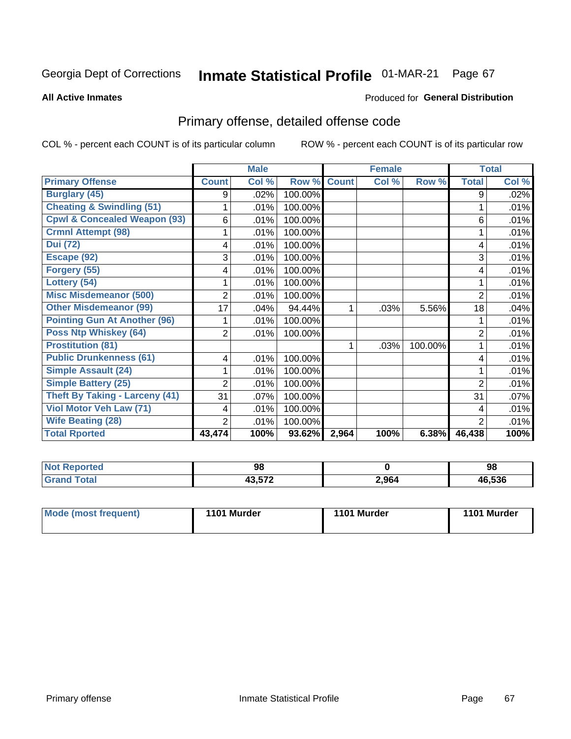Georgia Dept of Corrections **Inmate Statistical Profile** 01-MAR-21 Page 67

**All Active Inmates**

Produced for **General Distribution**

## Primary offense, detailed offense code

COL % - percent each COUNT is of its particular column ROW % - percent each COUNT is of its particular row

| | Male | | | Female | | | Total | |
|---|---|---|---|---|---|---|---|---|
| **Primary Offense** | **Count** | **Col %** | **Row %** | **Count** | **Col %** | **Row %** | **Total** | **Col %** |
| **Burglary (45)** | 9 | .02% | 100.00% | | | | 9 | .02% |
| **Cheating & Swindling (51)** | 1 | .01% | 100.00% | | | | 1 | .01% |
| **Cpwl & Concealed Weapon (93)** | 6 | .01% | 100.00% | | | | 6 | .01% |
| **Crmnl Attempt (98)** | 1 | .01% | 100.00% | | | | 1 | .01% |
| **Dui (72)** | 4 | .01% | 100.00% | | | | 4 | .01% |
| **Escape (92)** | 3 | .01% | 100.00% | | | | 3 | .01% |
| **Forgery (55)** | 4 | .01% | 100.00% | | | | 4 | .01% |
| **Lottery (54)** | 1 | .01% | 100.00% | | | | 1 | .01% |
| **Misc Misdemeanor (500)** | 2 | .01% | 100.00% | | | | 2 | .01% |
| **Other Misdemeanor (99)** | 17 | .04% | 94.44% | 1 | .03% | 5.56% | 18 | .04% |
| **Pointing Gun At Another (96)** | 1 | .01% | 100.00% | | | | 1 | .01% |
| **Poss Ntp Whiskey (64)** | 2 | .01% | 100.00% | | | | 2 | .01% |
| **Prostitution (81)** | | | | 1 | .03% | 100.00% | 1 | .01% |
| **Public Drunkenness (61)** | 4 | .01% | 100.00% | | | | 4 | .01% |
| **Simple Assault (24)** | 1 | .01% | 100.00% | | | | 1 | .01% |
| **Simple Battery (25)** | 2 | .01% | 100.00% | | | | 2 | .01% |
| **Theft By Taking - Larceny (41)** | 31 | .07% | 100.00% | | | | 31 | .07% |
| **Viol Motor Veh Law (71)** | 4 | .01% | 100.00% | | | | 4 | .01% |
| **Wife Beating (28)** | 2 | .01% | 100.00% | | | | 2 | .01% |
| **Total Rported** | **43,474** | **100%** | **93.62%** | **2,964** | **100%** | **6.38%** | **46,438** | **100%** |

| | Male | Female | Total |
|---|---|---|---|
| **Not Reported** | **98** | **0** | **98** |
| **Grand Total** | **43,572** | **2,964** | **46,536** |

| | Male | Female | Total |
|---|---|---|---|
| **Mode (most frequent)** | **1101 Murder** | **1101 Murder** | **1101 Murder** |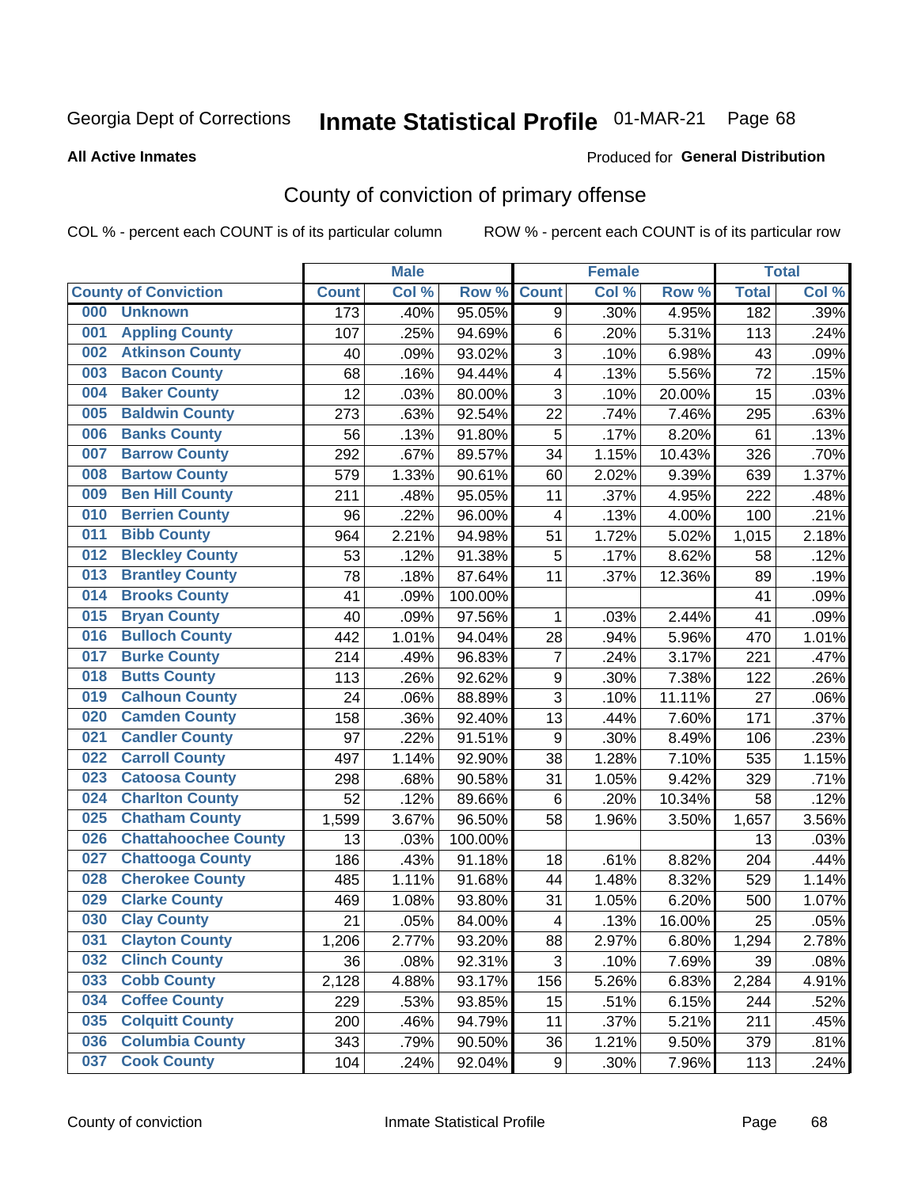Georgia Dept of Corrections **Inmate Statistical Profile** 01-MAR-21

**All Active Inmates**

Produced for **General Distribution**

## County of conviction of primary offense

COL % - percent each COUNT is of its particular column    ROW % - percent each COUNT is of its particular row

| County of Conviction | Male | | | Female | | | Total | |
|---|---|---|---|---|---|---|---|---|
| | Count | Col % | Row % | Count | Col % | Row % | Total | Col % |
| 000 Unknown | 173 | .40% | 95.05% | 9 | .30% | 4.95% | 182 | .39% |
| 001 Appling County | 107 | .25% | 94.69% | 6 | .20% | 5.31% | 113 | .24% |
| 002 Atkinson County | 40 | .09% | 93.02% | 3 | .10% | 6.98% | 43 | .09% |
| 003 Bacon County | 68 | .16% | 94.44% | 4 | .13% | 5.56% | 72 | .15% |
| 004 Baker County | 12 | .03% | 80.00% | 3 | .10% | 20.00% | 15 | .03% |
| 005 Baldwin County | 273 | .63% | 92.54% | 22 | .74% | 7.46% | 295 | .63% |
| 006 Banks County | 56 | .13% | 91.80% | 5 | .17% | 8.20% | 61 | .13% |
| 007 Barrow County | 292 | .67% | 89.57% | 34 | 1.15% | 10.43% | 326 | .70% |
| 008 Bartow County | 579 | 1.33% | 90.61% | 60 | 2.02% | 9.39% | 639 | 1.37% |
| 009 Ben Hill County | 211 | .48% | 95.05% | 11 | .37% | 4.95% | 222 | .48% |
| 010 Berrien County | 96 | .22% | 96.00% | 4 | .13% | 4.00% | 100 | .21% |
| 011 Bibb County | 964 | 2.21% | 94.98% | 51 | 1.72% | 5.02% | 1,015 | 2.18% |
| 012 Bleckley County | 53 | .12% | 91.38% | 5 | .17% | 8.62% | 58 | .12% |
| 013 Brantley County | 78 | .18% | 87.64% | 11 | .37% | 12.36% | 89 | .19% |
| 014 Brooks County | 41 | .09% | 100.00% | | | | 41 | .09% |
| 015 Bryan County | 40 | .09% | 97.56% | 1 | .03% | 2.44% | 41 | .09% |
| 016 Bulloch County | 442 | 1.01% | 94.04% | 28 | .94% | 5.96% | 470 | 1.01% |
| 017 Burke County | 214 | .49% | 96.83% | 7 | .24% | 3.17% | 221 | .47% |
| 018 Butts County | 113 | .26% | 92.62% | 9 | .30% | 7.38% | 122 | .26% |
| 019 Calhoun County | 24 | .06% | 88.89% | 3 | .10% | 11.11% | 27 | .06% |
| 020 Camden County | 158 | .36% | 92.40% | 13 | .44% | 7.60% | 171 | .37% |
| 021 Candler County | 97 | .22% | 91.51% | 9 | .30% | 8.49% | 106 | .23% |
| 022 Carroll County | 497 | 1.14% | 92.90% | 38 | 1.28% | 7.10% | 535 | 1.15% |
| 023 Catoosa County | 298 | .68% | 90.58% | 31 | 1.05% | 9.42% | 329 | .71% |
| 024 Charlton County | 52 | .12% | 89.66% | 6 | .20% | 10.34% | 58 | .12% |
| 025 Chatham County | 1,599 | 3.67% | 96.50% | 58 | 1.96% | 3.50% | 1,657 | 3.56% |
| 026 Chattahoochee County | 13 | .03% | 100.00% | | | | 13 | .03% |
| 027 Chattooga County | 186 | .43% | 91.18% | 18 | .61% | 8.82% | 204 | .44% |
| 028 Cherokee County | 485 | 1.11% | 91.68% | 44 | 1.48% | 8.32% | 529 | 1.14% |
| 029 Clarke County | 469 | 1.08% | 93.80% | 31 | 1.05% | 6.20% | 500 | 1.07% |
| 030 Clay County | 21 | .05% | 84.00% | 4 | .13% | 16.00% | 25 | .05% |
| 031 Clayton County | 1,206 | 2.77% | 93.20% | 88 | 2.97% | 6.80% | 1,294 | 2.78% |
| 032 Clinch County | 36 | .08% | 92.31% | 3 | .10% | 7.69% | 39 | .08% |
| 033 Cobb County | 2,128 | 4.88% | 93.17% | 156 | 5.26% | 6.83% | 2,284 | 4.91% |
| 034 Coffee County | 229 | .53% | 93.85% | 15 | .51% | 6.15% | 244 | .52% |
| 035 Colquitt County | 200 | .46% | 94.79% | 11 | .37% | 5.21% | 211 | .45% |
| 036 Columbia County | 343 | .79% | 90.50% | 36 | 1.21% | 9.50% | 379 | .81% |
| 037 Cook County | 104 | .24% | 92.04% | 9 | .30% | 7.96% | 113 | .24% |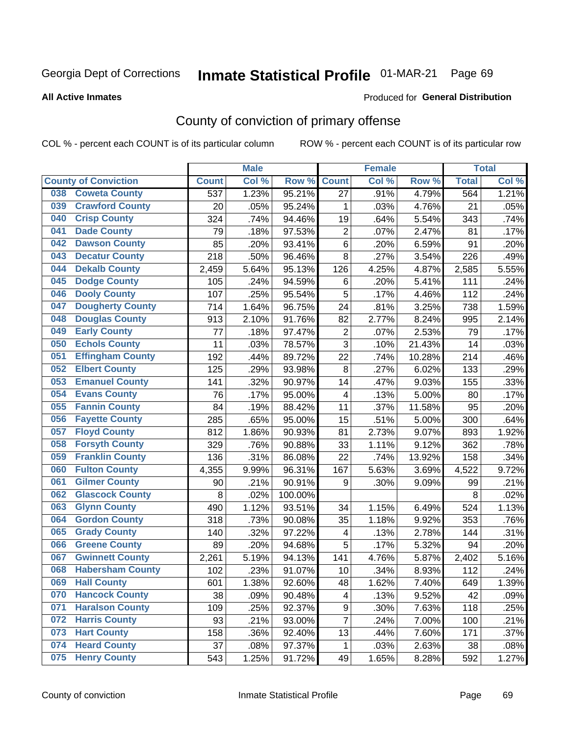Georgia Dept of Corrections **Inmate Statistical Profile** 01-MAR-21

**All Active Inmates**

Produced for **General Distribution**

## County of conviction of primary offense

COL % - percent each COUNT is of its particular column ROW % - percent each COUNT is of its particular row

| County of Conviction | Male | | | Female | | | Total | |
|---|---|---|---|---|---|---|---|---|
| | Count | Col % | Row % | Count | Col % | Row % | Total | Col % |
| 038 Coweta County | 537 | 1.23% | 95.21% | 27 | .91% | 4.79% | 564 | 1.21% |
| 039 Crawford County | 20 | .05% | 95.24% | 1 | .03% | 4.76% | 21 | .05% |
| 040 Crisp County | 324 | .74% | 94.46% | 19 | .64% | 5.54% | 343 | .74% |
| 041 Dade County | 79 | .18% | 97.53% | 2 | .07% | 2.47% | 81 | .17% |
| 042 Dawson County | 85 | .20% | 93.41% | 6 | .20% | 6.59% | 91 | .20% |
| 043 Decatur County | 218 | .50% | 96.46% | 8 | .27% | 3.54% | 226 | .49% |
| 044 Dekalb County | 2,459 | 5.64% | 95.13% | 126 | 4.25% | 4.87% | 2,585 | 5.55% |
| 045 Dodge County | 105 | .24% | 94.59% | 6 | .20% | 5.41% | 111 | .24% |
| 046 Dooly County | 107 | .25% | 95.54% | 5 | .17% | 4.46% | 112 | .24% |
| 047 Dougherty County | 714 | 1.64% | 96.75% | 24 | .81% | 3.25% | 738 | 1.59% |
| 048 Douglas County | 913 | 2.10% | 91.76% | 82 | 2.77% | 8.24% | 995 | 2.14% |
| 049 Early County | 77 | .18% | 97.47% | 2 | .07% | 2.53% | 79 | .17% |
| 050 Echols County | 11 | .03% | 78.57% | 3 | .10% | 21.43% | 14 | .03% |
| 051 Effingham County | 192 | .44% | 89.72% | 22 | .74% | 10.28% | 214 | .46% |
| 052 Elbert County | 125 | .29% | 93.98% | 8 | .27% | 6.02% | 133 | .29% |
| 053 Emanuel County | 141 | .32% | 90.97% | 14 | .47% | 9.03% | 155 | .33% |
| 054 Evans County | 76 | .17% | 95.00% | 4 | .13% | 5.00% | 80 | .17% |
| 055 Fannin County | 84 | .19% | 88.42% | 11 | .37% | 11.58% | 95 | .20% |
| 056 Fayette County | 285 | .65% | 95.00% | 15 | .51% | 5.00% | 300 | .64% |
| 057 Floyd County | 812 | 1.86% | 90.93% | 81 | 2.73% | 9.07% | 893 | 1.92% |
| 058 Forsyth County | 329 | .76% | 90.88% | 33 | 1.11% | 9.12% | 362 | .78% |
| 059 Franklin County | 136 | .31% | 86.08% | 22 | .74% | 13.92% | 158 | .34% |
| 060 Fulton County | 4,355 | 9.99% | 96.31% | 167 | 5.63% | 3.69% | 4,522 | 9.72% |
| 061 Gilmer County | 90 | .21% | 90.91% | 9 | .30% | 9.09% | 99 | .21% |
| 062 Glascock County | 8 | .02% | 100.00% | | | | 8 | .02% |
| 063 Glynn County | 490 | 1.12% | 93.51% | 34 | 1.15% | 6.49% | 524 | 1.13% |
| 064 Gordon County | 318 | .73% | 90.08% | 35 | 1.18% | 9.92% | 353 | .76% |
| 065 Grady County | 140 | .32% | 97.22% | 4 | .13% | 2.78% | 144 | .31% |
| 066 Greene County | 89 | .20% | 94.68% | 5 | .17% | 5.32% | 94 | .20% |
| 067 Gwinnett County | 2,261 | 5.19% | 94.13% | 141 | 4.76% | 5.87% | 2,402 | 5.16% |
| 068 Habersham County | 102 | .23% | 91.07% | 10 | .34% | 8.93% | 112 | .24% |
| 069 Hall County | 601 | 1.38% | 92.60% | 48 | 1.62% | 7.40% | 649 | 1.39% |
| 070 Hancock County | 38 | .09% | 90.48% | 4 | .13% | 9.52% | 42 | .09% |
| 071 Haralson County | 109 | .25% | 92.37% | 9 | .30% | 7.63% | 118 | .25% |
| 072 Harris County | 93 | .21% | 93.00% | 7 | .24% | 7.00% | 100 | .21% |
| 073 Hart County | 158 | .36% | 92.40% | 13 | .44% | 7.60% | 171 | .37% |
| 074 Heard County | 37 | .08% | 97.37% | 1 | .03% | 2.63% | 38 | .08% |
| 075 Henry County | 543 | 1.25% | 91.72% | 49 | 1.65% | 8.28% | 592 | 1.27% |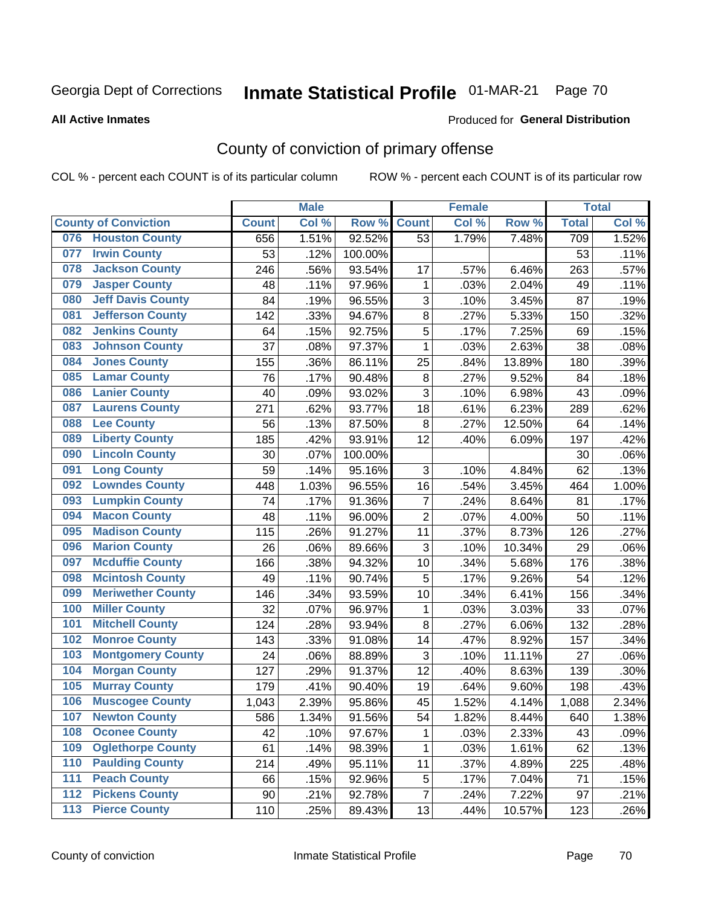Georgia Dept of Corrections **Inmate Statistical Profile** 01-MAR-21

**All Active Inmates**

Produced for **General Distribution**

## County of conviction of primary offense

COL % - percent each COUNT is of its particular column ROW % - percent each COUNT is of its particular row

| | Male | | | Female | | | Total | |
|---|---|---|---|---|---|---|---|---|
| County of Conviction | Count | Col % | Row % | Count | Col % | Row % | Total | Col % |
| 076 Houston County | 656 | 1.51% | 92.52% | 53 | 1.79% | 7.48% | 709 | 1.52% |
| 077 Irwin County | 53 | .12% | 100.00% | | | | 53 | .11% |
| 078 Jackson County | 246 | .56% | 93.54% | 17 | .57% | 6.46% | 263 | .57% |
| 079 Jasper County | 48 | .11% | 97.96% | 1 | .03% | 2.04% | 49 | .11% |
| 080 Jeff Davis County | 84 | .19% | 96.55% | 3 | .10% | 3.45% | 87 | .19% |
| 081 Jefferson County | 142 | .33% | 94.67% | 8 | .27% | 5.33% | 150 | .32% |
| 082 Jenkins County | 64 | .15% | 92.75% | 5 | .17% | 7.25% | 69 | .15% |
| 083 Johnson County | 37 | .08% | 97.37% | 1 | .03% | 2.63% | 38 | .08% |
| 084 Jones County | 155 | .36% | 86.11% | 25 | .84% | 13.89% | 180 | .39% |
| 085 Lamar County | 76 | .17% | 90.48% | 8 | .27% | 9.52% | 84 | .18% |
| 086 Lanier County | 40 | .09% | 93.02% | 3 | .10% | 6.98% | 43 | .09% |
| 087 Laurens County | 271 | .62% | 93.77% | 18 | .61% | 6.23% | 289 | .62% |
| 088 Lee County | 56 | .13% | 87.50% | 8 | .27% | 12.50% | 64 | .14% |
| 089 Liberty County | 185 | .42% | 93.91% | 12 | .40% | 6.09% | 197 | .42% |
| 090 Lincoln County | 30 | .07% | 100.00% | | | | 30 | .06% |
| 091 Long County | 59 | .14% | 95.16% | 3 | .10% | 4.84% | 62 | .13% |
| 092 Lowndes County | 448 | 1.03% | 96.55% | 16 | .54% | 3.45% | 464 | 1.00% |
| 093 Lumpkin County | 74 | .17% | 91.36% | 7 | .24% | 8.64% | 81 | .17% |
| 094 Macon County | 48 | .11% | 96.00% | 2 | .07% | 4.00% | 50 | .11% |
| 095 Madison County | 115 | .26% | 91.27% | 11 | .37% | 8.73% | 126 | .27% |
| 096 Marion County | 26 | .06% | 89.66% | 3 | .10% | 10.34% | 29 | .06% |
| 097 Mcduffie County | 166 | .38% | 94.32% | 10 | .34% | 5.68% | 176 | .38% |
| 098 Mcintosh County | 49 | .11% | 90.74% | 5 | .17% | 9.26% | 54 | .12% |
| 099 Meriwether County | 146 | .34% | 93.59% | 10 | .34% | 6.41% | 156 | .34% |
| 100 Miller County | 32 | .07% | 96.97% | 1 | .03% | 3.03% | 33 | .07% |
| 101 Mitchell County | 124 | .28% | 93.94% | 8 | .27% | 6.06% | 132 | .28% |
| 102 Monroe County | 143 | .33% | 91.08% | 14 | .47% | 8.92% | 157 | .34% |
| 103 Montgomery County | 24 | .06% | 88.89% | 3 | .10% | 11.11% | 27 | .06% |
| 104 Morgan County | 127 | .29% | 91.37% | 12 | .40% | 8.63% | 139 | .30% |
| 105 Murray County | 179 | .41% | 90.40% | 19 | .64% | 9.60% | 198 | .43% |
| 106 Muscogee County | 1,043 | 2.39% | 95.86% | 45 | 1.52% | 4.14% | 1,088 | 2.34% |
| 107 Newton County | 586 | 1.34% | 91.56% | 54 | 1.82% | 8.44% | 640 | 1.38% |
| 108 Oconee County | 42 | .10% | 97.67% | 1 | .03% | 2.33% | 43 | .09% |
| 109 Oglethorpe County | 61 | .14% | 98.39% | 1 | .03% | 1.61% | 62 | .13% |
| 110 Paulding County | 214 | .49% | 95.11% | 11 | .37% | 4.89% | 225 | .48% |
| 111 Peach County | 66 | .15% | 92.96% | 5 | .17% | 7.04% | 71 | .15% |
| 112 Pickens County | 90 | .21% | 92.78% | 7 | .24% | 7.22% | 97 | .21% |
| 113 Pierce County | 110 | .25% | 89.43% | 13 | .44% | 10.57% | 123 | .26% |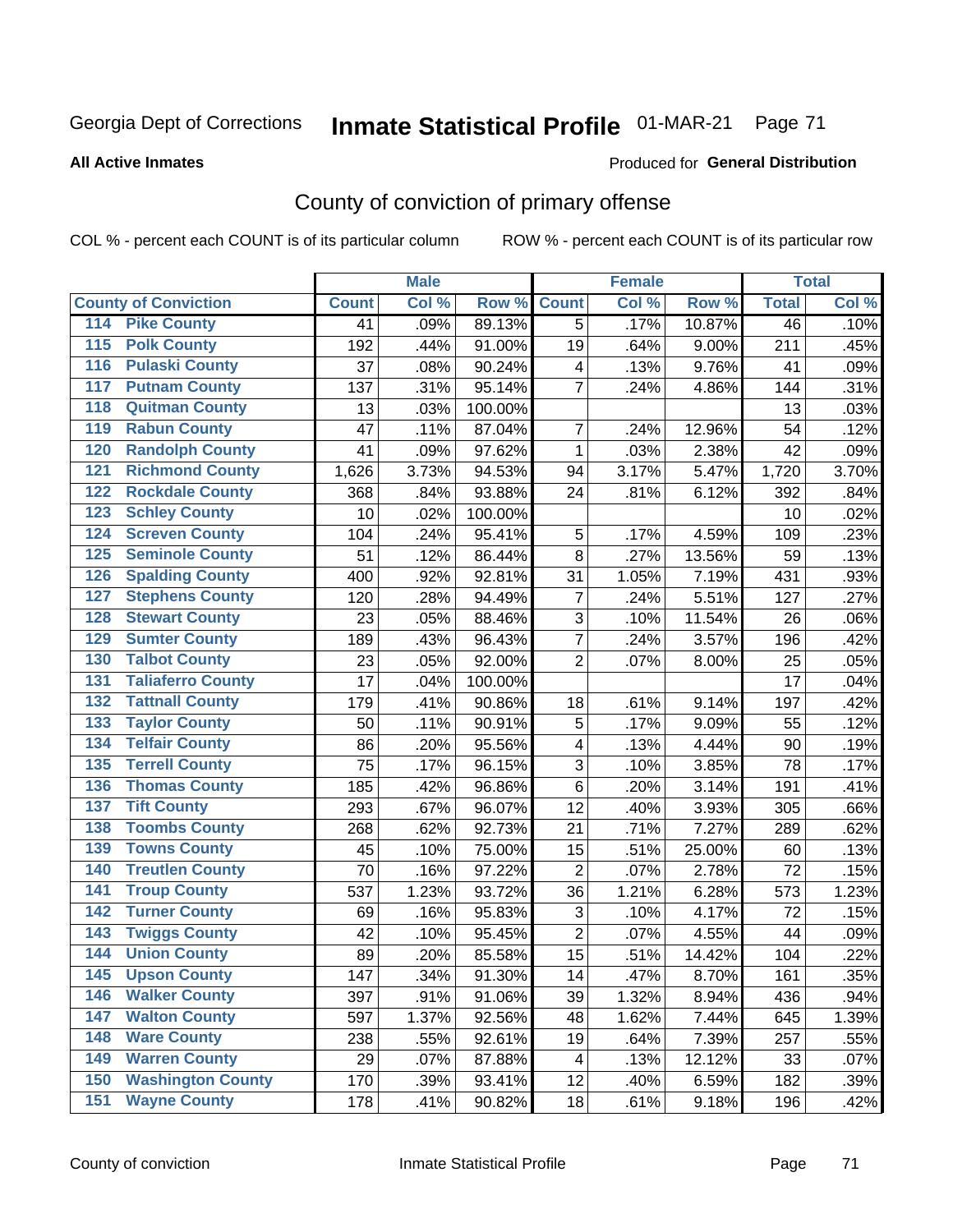Georgia Dept of Corrections **Inmate Statistical Profile** 01-MAR-21

**All Active Inmates**

Produced for **General Distribution**

## County of conviction of primary offense

COL % - percent each COUNT is of its particular column ROW % - percent each COUNT is of its particular row

| County of Conviction | Male | | | Female | | | Total | |
|---|---|---|---|---|---|---|---|---|
| | Count | Col % | Row % | Count | Col % | Row % | Total | Col % |
| 114 Pike County | 41 | .09% | 89.13% | 5 | .17% | 10.87% | 46 | .10% |
| 115 Polk County | 192 | .44% | 91.00% | 19 | .64% | 9.00% | 211 | .45% |
| 116 Pulaski County | 37 | .08% | 90.24% | 4 | .13% | 9.76% | 41 | .09% |
| 117 Putnam County | 137 | .31% | 95.14% | 7 | .24% | 4.86% | 144 | .31% |
| 118 Quitman County | 13 | .03% | 100.00% | | | | 13 | .03% |
| 119 Rabun County | 47 | .11% | 87.04% | 7 | .24% | 12.96% | 54 | .12% |
| 120 Randolph County | 41 | .09% | 97.62% | 1 | .03% | 2.38% | 42 | .09% |
| 121 Richmond County | 1,626 | 3.73% | 94.53% | 94 | 3.17% | 5.47% | 1,720 | 3.70% |
| 122 Rockdale County | 368 | .84% | 93.88% | 24 | .81% | 6.12% | 392 | .84% |
| 123 Schley County | 10 | .02% | 100.00% | | | | 10 | .02% |
| 124 Screven County | 104 | .24% | 95.41% | 5 | .17% | 4.59% | 109 | .23% |
| 125 Seminole County | 51 | .12% | 86.44% | 8 | .27% | 13.56% | 59 | .13% |
| 126 Spalding County | 400 | .92% | 92.81% | 31 | 1.05% | 7.19% | 431 | .93% |
| 127 Stephens County | 120 | .28% | 94.49% | 7 | .24% | 5.51% | 127 | .27% |
| 128 Stewart County | 23 | .05% | 88.46% | 3 | .10% | 11.54% | 26 | .06% |
| 129 Sumter County | 189 | .43% | 96.43% | 7 | .24% | 3.57% | 196 | .42% |
| 130 Talbot County | 23 | .05% | 92.00% | 2 | .07% | 8.00% | 25 | .05% |
| 131 Taliaferro County | 17 | .04% | 100.00% | | | | 17 | .04% |
| 132 Tattnall County | 179 | .41% | 90.86% | 18 | .61% | 9.14% | 197 | .42% |
| 133 Taylor County | 50 | .11% | 90.91% | 5 | .17% | 9.09% | 55 | .12% |
| 134 Telfair County | 86 | .20% | 95.56% | 4 | .13% | 4.44% | 90 | .19% |
| 135 Terrell County | 75 | .17% | 96.15% | 3 | .10% | 3.85% | 78 | .17% |
| 136 Thomas County | 185 | .42% | 96.86% | 6 | .20% | 3.14% | 191 | .41% |
| 137 Tift County | 293 | .67% | 96.07% | 12 | .40% | 3.93% | 305 | .66% |
| 138 Toombs County | 268 | .62% | 92.73% | 21 | .71% | 7.27% | 289 | .62% |
| 139 Towns County | 45 | .10% | 75.00% | 15 | .51% | 25.00% | 60 | .13% |
| 140 Treutlen County | 70 | .16% | 97.22% | 2 | .07% | 2.78% | 72 | .15% |
| 141 Troup County | 537 | 1.23% | 93.72% | 36 | 1.21% | 6.28% | 573 | 1.23% |
| 142 Turner County | 69 | .16% | 95.83% | 3 | .10% | 4.17% | 72 | .15% |
| 143 Twiggs County | 42 | .10% | 95.45% | 2 | .07% | 4.55% | 44 | .09% |
| 144 Union County | 89 | .20% | 85.58% | 15 | .51% | 14.42% | 104 | .22% |
| 145 Upson County | 147 | .34% | 91.30% | 14 | .47% | 8.70% | 161 | .35% |
| 146 Walker County | 397 | .91% | 91.06% | 39 | 1.32% | 8.94% | 436 | .94% |
| 147 Walton County | 597 | 1.37% | 92.56% | 48 | 1.62% | 7.44% | 645 | 1.39% |
| 148 Ware County | 238 | .55% | 92.61% | 19 | .64% | 7.39% | 257 | .55% |
| 149 Warren County | 29 | .07% | 87.88% | 4 | .13% | 12.12% | 33 | .07% |
| 150 Washington County | 170 | .39% | 93.41% | 12 | .40% | 6.59% | 182 | .39% |
| 151 Wayne County | 178 | .41% | 90.82% | 18 | .61% | 9.18% | 196 | .42% |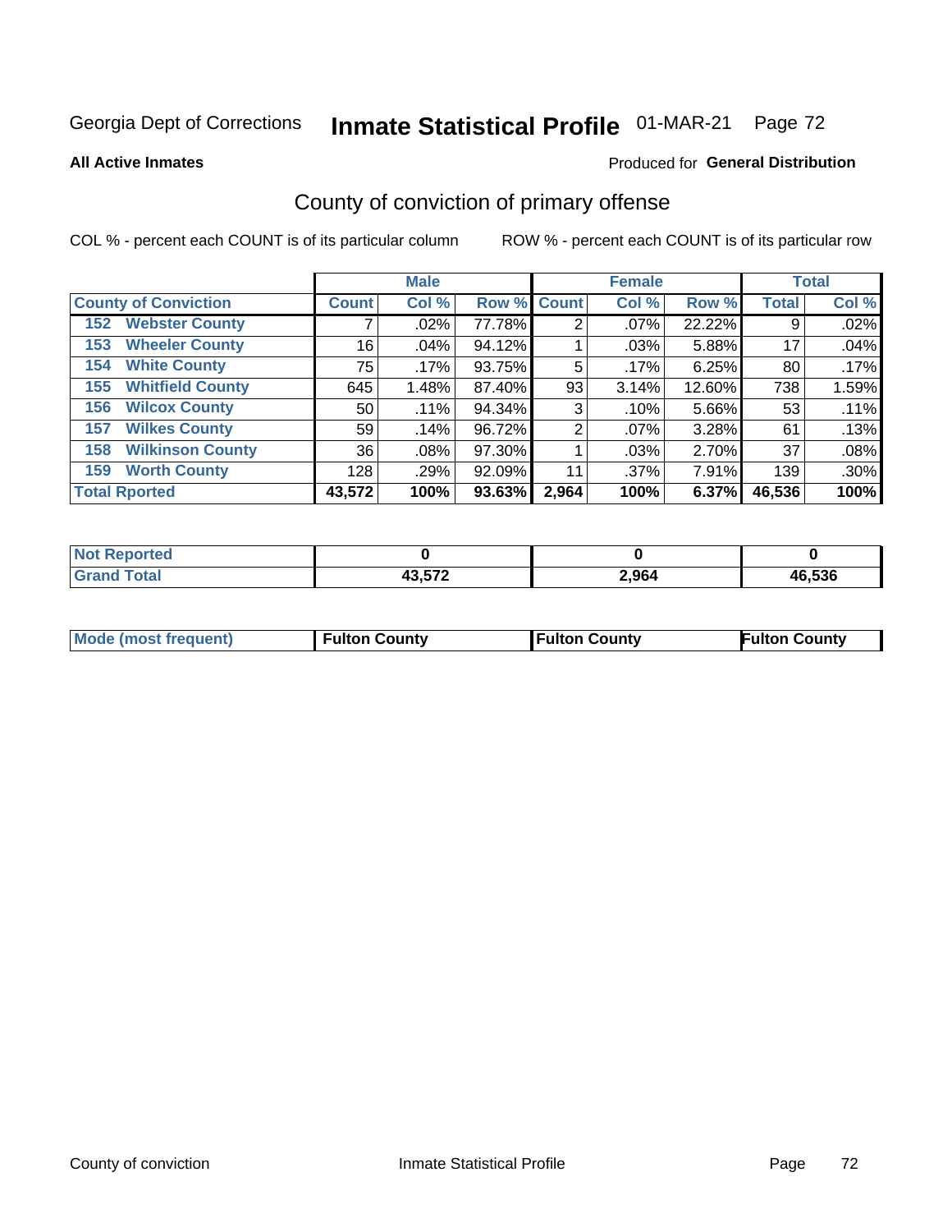Georgia Dept of Corrections **Inmate Statistical Profile** 01-MAR-21

**All Active Inmates**

Produced for **General Distribution**

## County of conviction of primary offense

COL % - percent each COUNT is of its particular column ROW % - percent each COUNT is of its particular row

| County of Conviction | Male Count | Male Col % | Male Row % | Female Count | Female Col % | Female Row % | Total | Total Col % |
|---|---|---|---|---|---|---|---|---|
| 152 Webster County | 7 | .02% | 77.78% | 2 | .07% | 22.22% | 9 | .02% |
| 153 Wheeler County | 16 | .04% | 94.12% | 1 | .03% | 5.88% | 17 | .04% |
| 154 White County | 75 | .17% | 93.75% | 5 | .17% | 6.25% | 80 | .17% |
| 155 Whitfield County | 645 | 1.48% | 87.40% | 93 | 3.14% | 12.60% | 738 | 1.59% |
| 156 Wilcox County | 50 | .11% | 94.34% | 3 | .10% | 5.66% | 53 | .11% |
| 157 Wilkes County | 59 | .14% | 96.72% | 2 | .07% | 3.28% | 61 | .13% |
| 158 Wilkinson County | 36 | .08% | 97.30% | 1 | .03% | 2.70% | 37 | .08% |
| 159 Worth County | 128 | .29% | 92.09% | 11 | .37% | 7.91% | 139 | .30% |
| **Total Rported** | **43,572** | **100%** | **93.63%** | **2,964** | **100%** | **6.37%** | **46,536** | **100%** |

| | Male | Female | Total |
|---|---|---|---|
| Not Reported | 0 | 0 | 0 |
| Grand Total | 43,572 | 2,964 | 46,536 |

| | Male | Female | Total |
|---|---|---|---|
| Mode (most frequent) | Fulton County | Fulton County | Fulton County |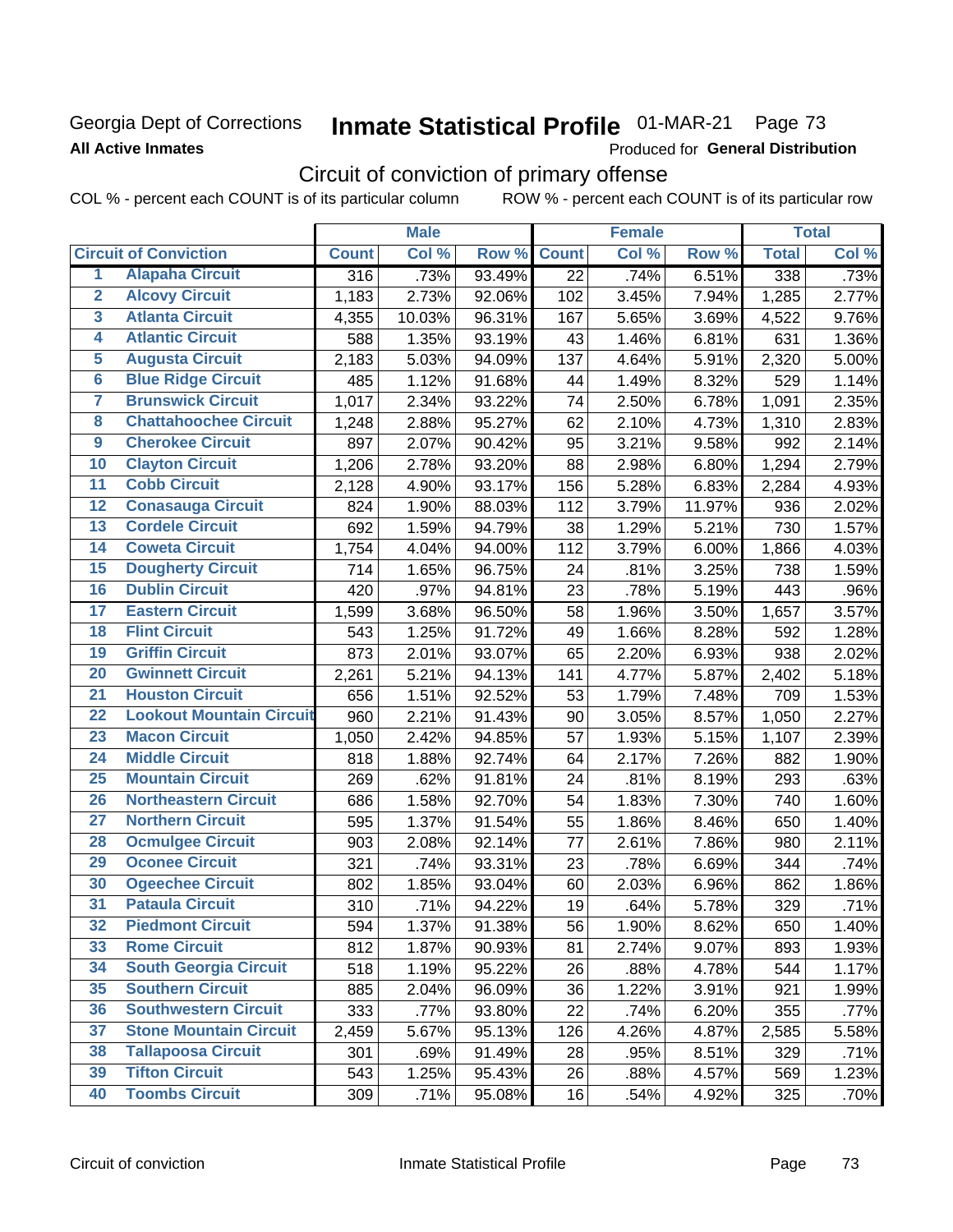Georgia Dept of Corrections **Inmate Statistical Profile** 01-MAR-21 Page 73

**All Active Inmates**

Produced for **General Distribution**

## Circuit of conviction of primary offense

COL % - percent each COUNT is of its particular column ROW % - percent each COUNT is of its particular row

| | | Male | | | Female | | | Total | |
|---|---|---|---|---|---|---|---|---|---|
| **Circuit of Conviction** | | **Count** | **Col %** | **Row %** | **Count** | **Col %** | **Row %** | **Total** | **Col %** |
| 1 | **Alapaha Circuit** | 316 | .73% | 93.49% | 22 | .74% | 6.51% | 338 | .73% |
| 2 | **Alcovy Circuit** | 1,183 | 2.73% | 92.06% | 102 | 3.45% | 7.94% | 1,285 | 2.77% |
| 3 | **Atlanta Circuit** | 4,355 | 10.03% | 96.31% | 167 | 5.65% | 3.69% | 4,522 | 9.76% |
| 4 | **Atlantic Circuit** | 588 | 1.35% | 93.19% | 43 | 1.46% | 6.81% | 631 | 1.36% |
| 5 | **Augusta Circuit** | 2,183 | 5.03% | 94.09% | 137 | 4.64% | 5.91% | 2,320 | 5.00% |
| 6 | **Blue Ridge Circuit** | 485 | 1.12% | 91.68% | 44 | 1.49% | 8.32% | 529 | 1.14% |
| 7 | **Brunswick Circuit** | 1,017 | 2.34% | 93.22% | 74 | 2.50% | 6.78% | 1,091 | 2.35% |
| 8 | **Chattahoochee Circuit** | 1,248 | 2.88% | 95.27% | 62 | 2.10% | 4.73% | 1,310 | 2.83% |
| 9 | **Cherokee Circuit** | 897 | 2.07% | 90.42% | 95 | 3.21% | 9.58% | 992 | 2.14% |
| 10 | **Clayton Circuit** | 1,206 | 2.78% | 93.20% | 88 | 2.98% | 6.80% | 1,294 | 2.79% |
| 11 | **Cobb Circuit** | 2,128 | 4.90% | 93.17% | 156 | 5.28% | 6.83% | 2,284 | 4.93% |
| 12 | **Conasauga Circuit** | 824 | 1.90% | 88.03% | 112 | 3.79% | 11.97% | 936 | 2.02% |
| 13 | **Cordele Circuit** | 692 | 1.59% | 94.79% | 38 | 1.29% | 5.21% | 730 | 1.57% |
| 14 | **Coweta Circuit** | 1,754 | 4.04% | 94.00% | 112 | 3.79% | 6.00% | 1,866 | 4.03% |
| 15 | **Dougherty Circuit** | 714 | 1.65% | 96.75% | 24 | .81% | 3.25% | 738 | 1.59% |
| 16 | **Dublin Circuit** | 420 | .97% | 94.81% | 23 | .78% | 5.19% | 443 | .96% |
| 17 | **Eastern Circuit** | 1,599 | 3.68% | 96.50% | 58 | 1.96% | 3.50% | 1,657 | 3.57% |
| 18 | **Flint Circuit** | 543 | 1.25% | 91.72% | 49 | 1.66% | 8.28% | 592 | 1.28% |
| 19 | **Griffin Circuit** | 873 | 2.01% | 93.07% | 65 | 2.20% | 6.93% | 938 | 2.02% |
| 20 | **Gwinnett Circuit** | 2,261 | 5.21% | 94.13% | 141 | 4.77% | 5.87% | 2,402 | 5.18% |
| 21 | **Houston Circuit** | 656 | 1.51% | 92.52% | 53 | 1.79% | 7.48% | 709 | 1.53% |
| 22 | **Lookout Mountain Circuit** | 960 | 2.21% | 91.43% | 90 | 3.05% | 8.57% | 1,050 | 2.27% |
| 23 | **Macon Circuit** | 1,050 | 2.42% | 94.85% | 57 | 1.93% | 5.15% | 1,107 | 2.39% |
| 24 | **Middle Circuit** | 818 | 1.88% | 92.74% | 64 | 2.17% | 7.26% | 882 | 1.90% |
| 25 | **Mountain Circuit** | 269 | .62% | 91.81% | 24 | .81% | 8.19% | 293 | .63% |
| 26 | **Northeastern Circuit** | 686 | 1.58% | 92.70% | 54 | 1.83% | 7.30% | 740 | 1.60% |
| 27 | **Northern Circuit** | 595 | 1.37% | 91.54% | 55 | 1.86% | 8.46% | 650 | 1.40% |
| 28 | **Ocmulgee Circuit** | 903 | 2.08% | 92.14% | 77 | 2.61% | 7.86% | 980 | 2.11% |
| 29 | **Oconee Circuit** | 321 | .74% | 93.31% | 23 | .78% | 6.69% | 344 | .74% |
| 30 | **Ogeechee Circuit** | 802 | 1.85% | 93.04% | 60 | 2.03% | 6.96% | 862 | 1.86% |
| 31 | **Pataula Circuit** | 310 | .71% | 94.22% | 19 | .64% | 5.78% | 329 | .71% |
| 32 | **Piedmont Circuit** | 594 | 1.37% | 91.38% | 56 | 1.90% | 8.62% | 650 | 1.40% |
| 33 | **Rome Circuit** | 812 | 1.87% | 90.93% | 81 | 2.74% | 9.07% | 893 | 1.93% |
| 34 | **South Georgia Circuit** | 518 | 1.19% | 95.22% | 26 | .88% | 4.78% | 544 | 1.17% |
| 35 | **Southern Circuit** | 885 | 2.04% | 96.09% | 36 | 1.22% | 3.91% | 921 | 1.99% |
| 36 | **Southwestern Circuit** | 333 | .77% | 93.80% | 22 | .74% | 6.20% | 355 | .77% |
| 37 | **Stone Mountain Circuit** | 2,459 | 5.67% | 95.13% | 126 | 4.26% | 4.87% | 2,585 | 5.58% |
| 38 | **Tallapoosa Circuit** | 301 | .69% | 91.49% | 28 | .95% | 8.51% | 329 | .71% |
| 39 | **Tifton Circuit** | 543 | 1.25% | 95.43% | 26 | .88% | 4.57% | 569 | 1.23% |
| 40 | **Toombs Circuit** | 309 | .71% | 95.08% | 16 | .54% | 4.92% | 325 | .70% |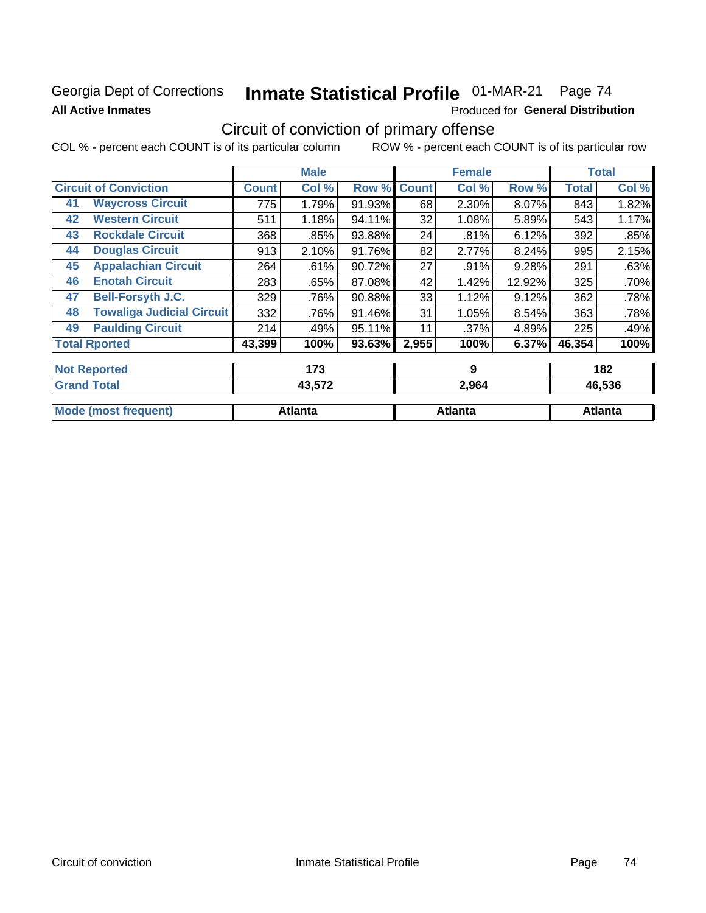Georgia Dept of Corrections **Inmate Statistical Profile** 01-MAR-21 Page 74

**All Active Inmates**

Produced for **General Distribution**

## Circuit of conviction of primary offense

COL % - percent each COUNT is of its particular column ROW % - percent each COUNT is of its particular row

| | | Male | | | Female | | | Total | |
|---|---|---|---|---|---|---|---|---|---|
| **Circuit of Conviction** | | **Count** | **Col %** | **Row %** | **Count** | **Col %** | **Row %** | **Total** | **Col %** |
| 41 | **Waycross Circuit** | 775 | 1.79% | 91.93% | 68 | 2.30% | 8.07% | 843 | 1.82% |
| 42 | **Western Circuit** | 511 | 1.18% | 94.11% | 32 | 1.08% | 5.89% | 543 | 1.17% |
| 43 | **Rockdale Circuit** | 368 | .85% | 93.88% | 24 | .81% | 6.12% | 392 | .85% |
| 44 | **Douglas Circuit** | 913 | 2.10% | 91.76% | 82 | 2.77% | 8.24% | 995 | 2.15% |
| 45 | **Appalachian Circuit** | 264 | .61% | 90.72% | 27 | .91% | 9.28% | 291 | .63% |
| 46 | **Enotah Circuit** | 283 | .65% | 87.08% | 42 | 1.42% | 12.92% | 325 | .70% |
| 47 | **Bell-Forsyth J.C.** | 329 | .76% | 90.88% | 33 | 1.12% | 9.12% | 362 | .78% |
| 48 | **Towaliga Judicial Circuit** | 332 | .76% | 91.46% | 31 | 1.05% | 8.54% | 363 | .78% |
| 49 | **Paulding Circuit** | 214 | .49% | 95.11% | 11 | .37% | 4.89% | 225 | .49% |
| **Total Rported** | | **43,399** | **100%** | **93.63%** | **2,955** | **100%** | **6.37%** | **46,354** | **100%** |

| | Male | Female | Total |
|---|---|---|---|
| **Not Reported** | **173** | **9** | **182** |
| **Grand Total** | **43,572** | **2,964** | **46,536** |
| **Mode (most frequent)** | **Atlanta** | **Atlanta** | **Atlanta** |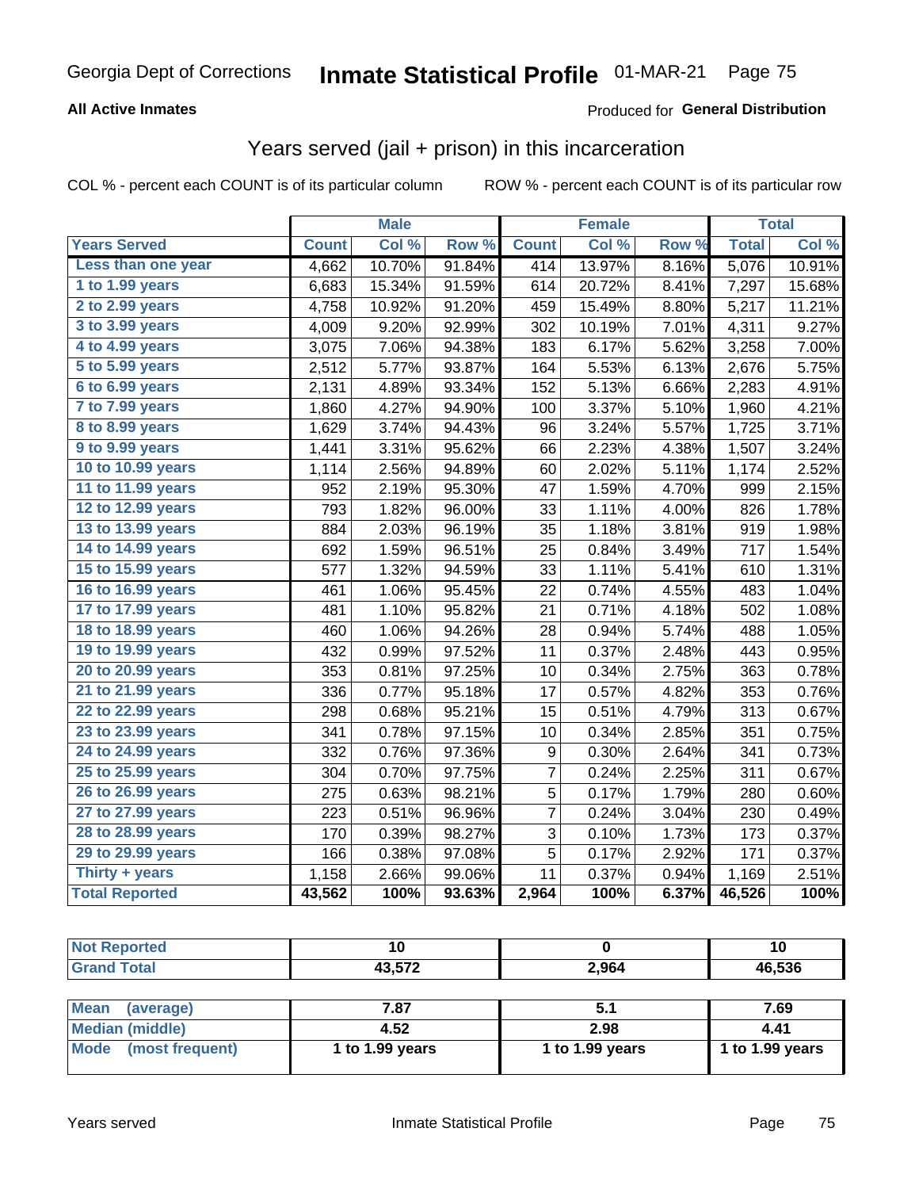Georgia Dept of Corrections **Inmate Statistical Profile** 01-MAR-21

**All Active Inmates**

Produced for **General Distribution**

## Years served (jail + prison) in this incarceration

COL % - percent each COUNT is of its particular column    ROW % - percent each COUNT is of its particular row

| | Male | | | Female | | | Total | |
|---|---|---|---|---|---|---|---|---|
| **Years Served** | **Count** | **Col %** | **Row %** | **Count** | **Col %** | **Row %** | **Total** | **Col %** |
| Less than one year | 4,662 | 10.70% | 91.84% | 414 | 13.97% | 8.16% | 5,076 | 10.91% |
| 1 to 1.99 years | 6,683 | 15.34% | 91.59% | 614 | 20.72% | 8.41% | 7,297 | 15.68% |
| 2 to 2.99 years | 4,758 | 10.92% | 91.20% | 459 | 15.49% | 8.80% | 5,217 | 11.21% |
| 3 to 3.99 years | 4,009 | 9.20% | 92.99% | 302 | 10.19% | 7.01% | 4,311 | 9.27% |
| 4 to 4.99 years | 3,075 | 7.06% | 94.38% | 183 | 6.17% | 5.62% | 3,258 | 7.00% |
| 5 to 5.99 years | 2,512 | 5.77% | 93.87% | 164 | 5.53% | 6.13% | 2,676 | 5.75% |
| 6 to 6.99 years | 2,131 | 4.89% | 93.34% | 152 | 5.13% | 6.66% | 2,283 | 4.91% |
| 7 to 7.99 years | 1,860 | 4.27% | 94.90% | 100 | 3.37% | 5.10% | 1,960 | 4.21% |
| 8 to 8.99 years | 1,629 | 3.74% | 94.43% | 96 | 3.24% | 5.57% | 1,725 | 3.71% |
| 9 to 9.99 years | 1,441 | 3.31% | 95.62% | 66 | 2.23% | 4.38% | 1,507 | 3.24% |
| 10 to 10.99 years | 1,114 | 2.56% | 94.89% | 60 | 2.02% | 5.11% | 1,174 | 2.52% |
| 11 to 11.99 years | 952 | 2.19% | 95.30% | 47 | 1.59% | 4.70% | 999 | 2.15% |
| 12 to 12.99 years | 793 | 1.82% | 96.00% | 33 | 1.11% | 4.00% | 826 | 1.78% |
| 13 to 13.99 years | 884 | 2.03% | 96.19% | 35 | 1.18% | 3.81% | 919 | 1.98% |
| 14 to 14.99 years | 692 | 1.59% | 96.51% | 25 | 0.84% | 3.49% | 717 | 1.54% |
| 15 to 15.99 years | 577 | 1.32% | 94.59% | 33 | 1.11% | 5.41% | 610 | 1.31% |
| 16 to 16.99 years | 461 | 1.06% | 95.45% | 22 | 0.74% | 4.55% | 483 | 1.04% |
| 17 to 17.99 years | 481 | 1.10% | 95.82% | 21 | 0.71% | 4.18% | 502 | 1.08% |
| 18 to 18.99 years | 460 | 1.06% | 94.26% | 28 | 0.94% | 5.74% | 488 | 1.05% |
| 19 to 19.99 years | 432 | 0.99% | 97.52% | 11 | 0.37% | 2.48% | 443 | 0.95% |
| 20 to 20.99 years | 353 | 0.81% | 97.25% | 10 | 0.34% | 2.75% | 363 | 0.78% |
| 21 to 21.99 years | 336 | 0.77% | 95.18% | 17 | 0.57% | 4.82% | 353 | 0.76% |
| 22 to 22.99 years | 298 | 0.68% | 95.21% | 15 | 0.51% | 4.79% | 313 | 0.67% |
| 23 to 23.99 years | 341 | 0.78% | 97.15% | 10 | 0.34% | 2.85% | 351 | 0.75% |
| 24 to 24.99 years | 332 | 0.76% | 97.36% | 9 | 0.30% | 2.64% | 341 | 0.73% |
| 25 to 25.99 years | 304 | 0.70% | 97.75% | 7 | 0.24% | 2.25% | 311 | 0.67% |
| 26 to 26.99 years | 275 | 0.63% | 98.21% | 5 | 0.17% | 1.79% | 280 | 0.60% |
| 27 to 27.99 years | 223 | 0.51% | 96.96% | 7 | 0.24% | 3.04% | 230 | 0.49% |
| 28 to 28.99 years | 170 | 0.39% | 98.27% | 3 | 0.10% | 1.73% | 173 | 0.37% |
| 29 to 29.99 years | 166 | 0.38% | 97.08% | 5 | 0.17% | 2.92% | 171 | 0.37% |
| Thirty + years | 1,158 | 2.66% | 99.06% | 11 | 0.37% | 0.94% | 1,169 | 2.51% |
| **Total Reported** | **43,562** | **100%** | **93.63%** | **2,964** | **100%** | **6.37%** | **46,526** | **100%** |

| | Male | Female | Total |
|---|---|---|---|
| Not Reported | 10 | 0 | 10 |
| Grand Total | 43,572 | 2,964 | 46,536 |

| | Male | Female | Total |
|---|---|---|---|
| Mean (average) | 7.87 | 5.1 | 7.69 |
| Median (middle) | 4.52 | 2.98 | 4.41 |
| Mode (most frequent) | 1 to 1.99 years | 1 to 1.99 years | 1 to 1.99 years |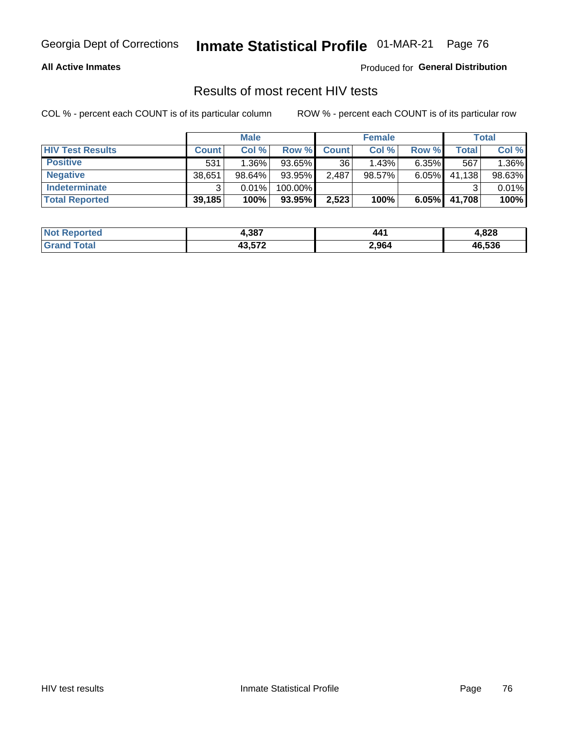Georgia Dept of Corrections **Inmate Statistical Profile** 01-MAR-21

**All Active Inmates**

Produced for **General Distribution**

## Results of most recent HIV tests

COL % - percent each COUNT is of its particular column ROW % - percent each COUNT is of its particular row

| | Male | | | Female | | | Total | |
|---|---|---|---|---|---|---|---|---|
| **HIV Test Results** | **Count** | **Col %** | **Row %** | **Count** | **Col %** | **Row %** | **Total** | **Col %** |
| **Positive** | 531 | 1.36% | 93.65% | 36 | 1.43% | 6.35% | 567 | 1.36% |
| **Negative** | 38,651 | 98.64% | 93.95% | 2,487 | 98.57% | 6.05% | 41,138 | 98.63% |
| **Indeterminate** | 3 | 0.01% | 100.00% | | | | 3 | 0.01% |
| **Total Reported** | **39,185** | **100%** | **93.95%** | **2,523** | **100%** | **6.05%** | **41,708** | **100%** |

| | Male | Female | Total |
|---|---|---|---|
| **Not Reported** | **4,387** | **441** | **4,828** |
| **Grand Total** | **43,572** | **2,964** | **46,536** |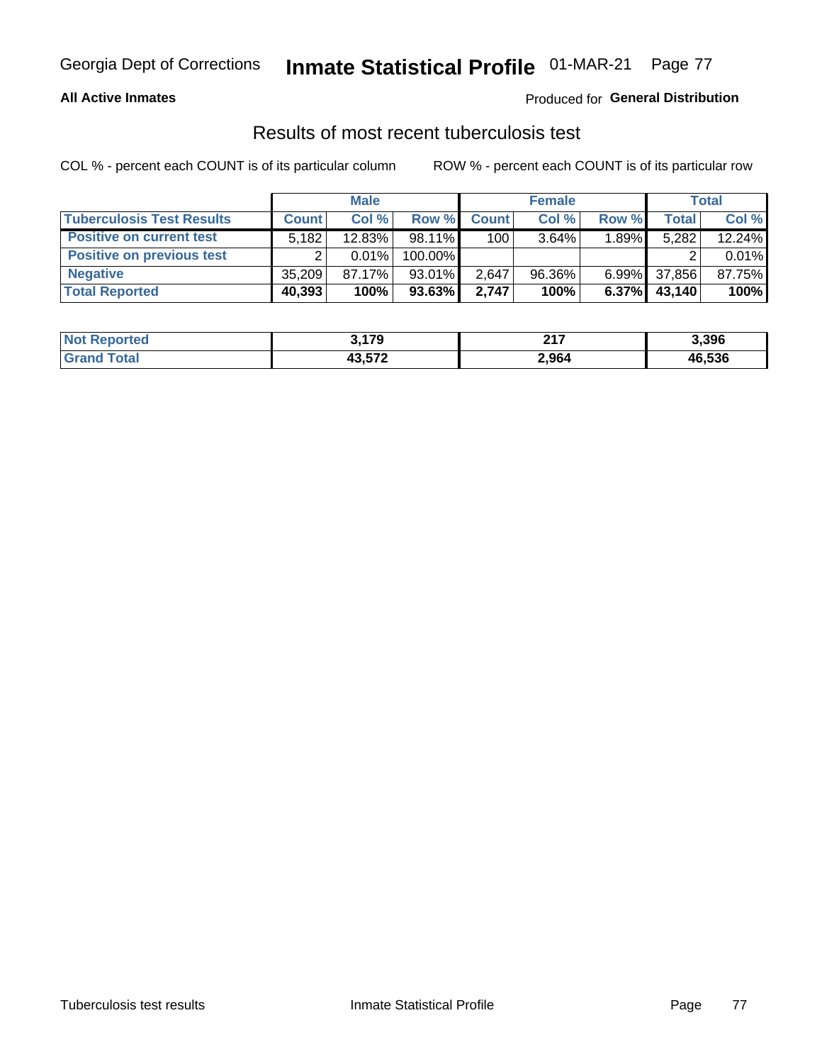Georgia Dept of Corrections **Inmate Statistical Profile** 01-MAR-21

**All Active Inmates**

Produced for **General Distribution**

## Results of most recent tuberculosis test

COL % - percent each COUNT is of its particular column

ROW % - percent each COUNT is of its particular row

| | Male | | | Female | | | Total | |
|---|---|---|---|---|---|---|---|---|
| **Tuberculosis Test Results** | **Count** | **Col %** | **Row %** | **Count** | **Col %** | **Row %** | **Total** | **Col %** |
| **Positive on current test** | 5,182 | 12.83% | 98.11% | 100 | 3.64% | 1.89% | 5,282 | 12.24% |
| **Positive on previous test** | 2 | 0.01% | 100.00% | | | | 2 | 0.01% |
| **Negative** | 35,209 | 87.17% | 93.01% | 2,647 | 96.36% | 6.99% | 37,856 | 87.75% |
| **Total Reported** | **40,393** | **100%** | **93.63%** | **2,747** | **100%** | **6.37%** | **43,140** | **100%** |

| | Male | Female | Total |
|---|---|---|---|
| **Not Reported** | **3,179** | **217** | **3,396** |
| **Grand Total** | **43,572** | **2,964** | **46,536** |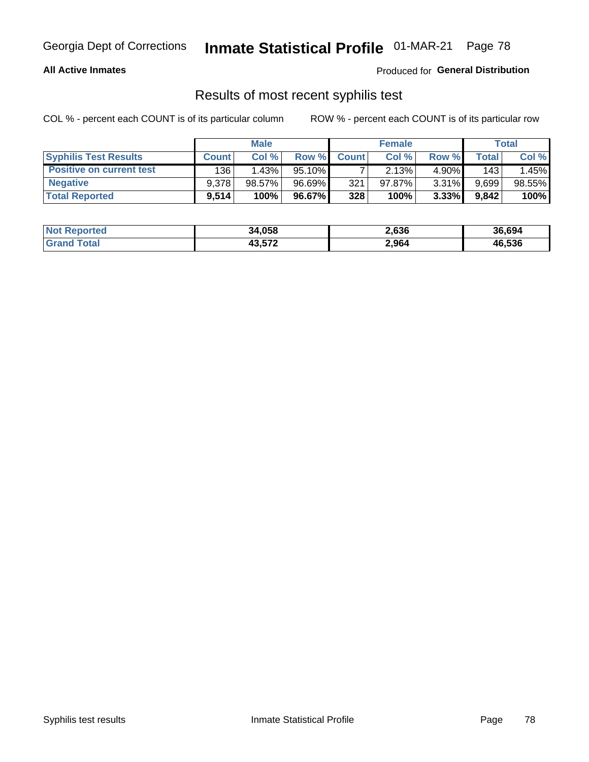Georgia Dept of Corrections **Inmate Statistical Profile** 01-MAR-21

**All Active Inmates**

Produced for **General Distribution**

## Results of most recent syphilis test

COL % - percent each COUNT is of its particular column

ROW % - percent each COUNT is of its particular row

| | Male | | | Female | | | Total | |
|---|---|---|---|---|---|---|---|---|
| **Syphilis Test Results** | **Count** | **Col %** | **Row %** | **Count** | **Col %** | **Row %** | **Total** | **Col %** |
| **Positive on current test** | 136 | 1.43% | 95.10% | 7 | 2.13% | 4.90% | 143 | 1.45% |
| **Negative** | 9,378 | 98.57% | 96.69% | 321 | 97.87% | 3.31% | 9,699 | 98.55% |
| **Total Reported** | **9,514** | **100%** | **96.67%** | **328** | **100%** | **3.33%** | **9,842** | **100%** |

| | Male | Female | Total |
|---|---|---|---|
| **Not Reported** | **34,058** | **2,636** | **36,694** |
| **Grand Total** | **43,572** | **2,964** | **46,536** |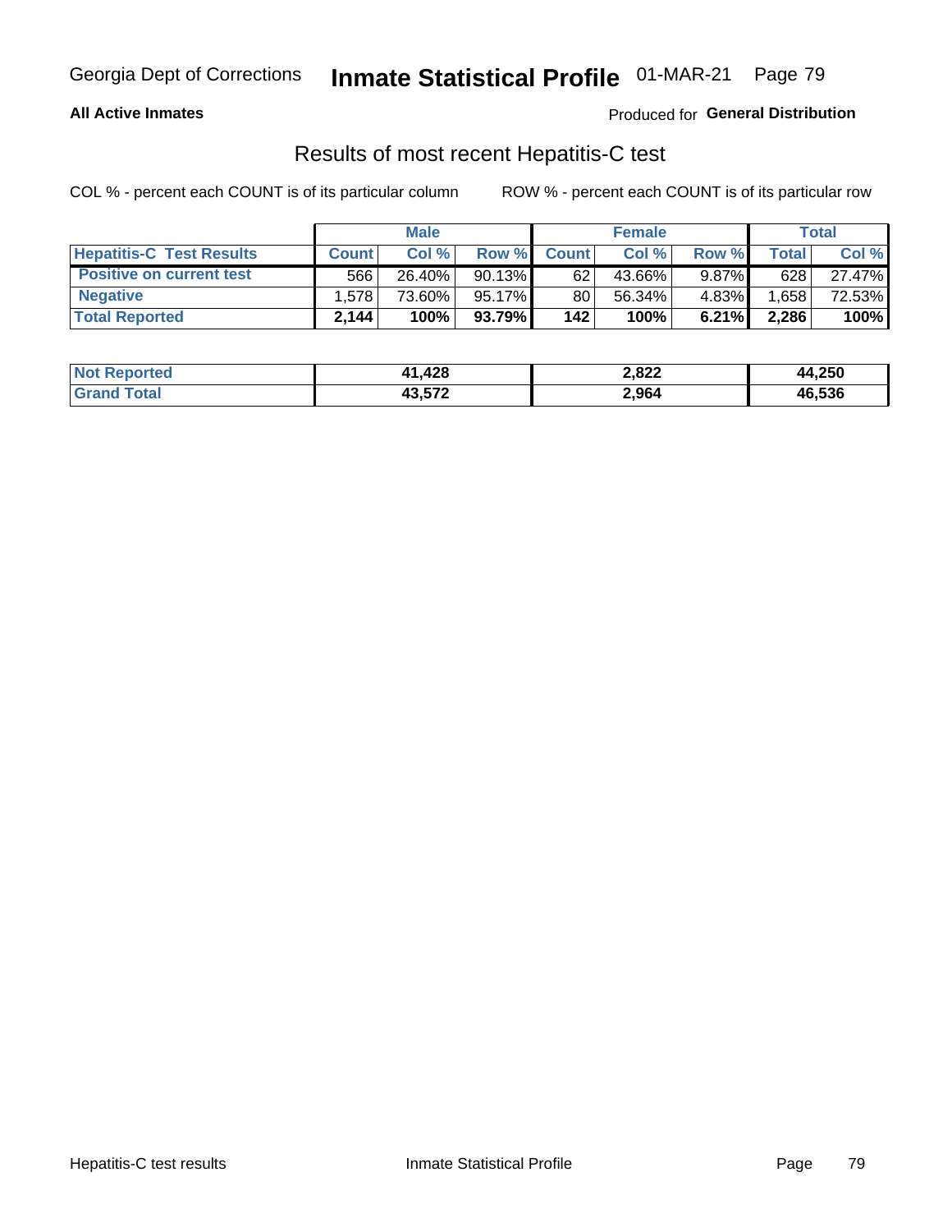**All Active Inmates**

Produced for **General Distribution**

## Results of most recent Hepatitis-C test

COL % - percent each COUNT is of its particular column

ROW % - percent each COUNT is of its particular row

| | Male | | | Female | | | Total | |
|---|---|---|---|---|---|---|---|---|
| **Hepatitis-C Test Results** | **Count** | **Col %** | **Row %** | **Count** | **Col %** | **Row %** | **Total** | **Col %** |
| **Positive on current test** | 566 | 26.40% | 90.13% | 62 | 43.66% | 9.87% | 628 | 27.47% |
| **Negative** | 1,578 | 73.60% | 95.17% | 80 | 56.34% | 4.83% | 1,658 | 72.53% |
| **Total Reported** | **2,144** | **100%** | **93.79%** | **142** | **100%** | **6.21%** | **2,286** | **100%** |

| | Male | Female | Total |
|---|---|---|---|
| **Not Reported** | **41,428** | **2,822** | **44,250** |
| **Grand Total** | **43,572** | **2,964** | **46,536** |